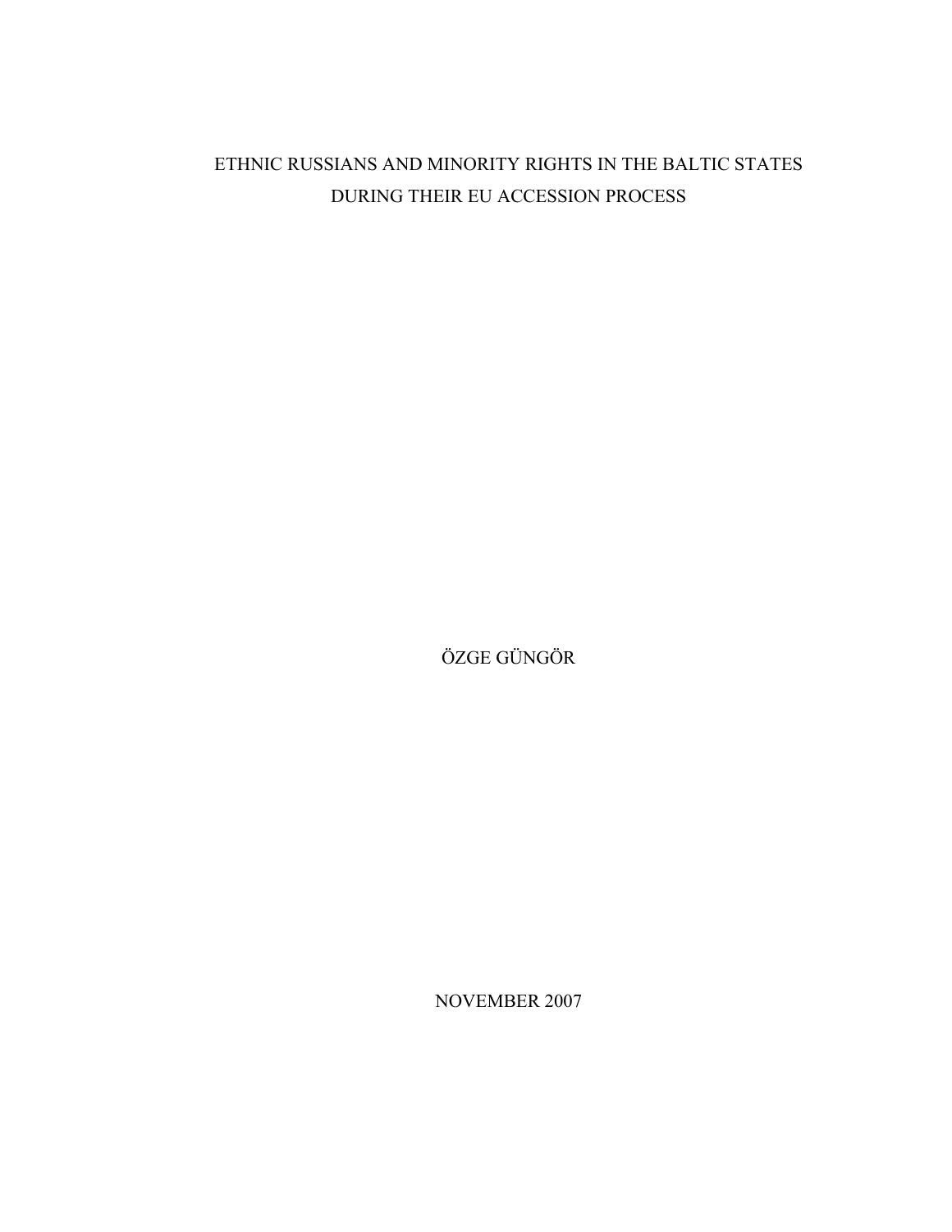# ETHNIC RUSSIANS AND MINORITY RIGHTS IN THE BALTIC STATES DURING THEIR EU ACCESSION PROCESS

ÖZGE GÜNGÖR

NOVEMBER 2007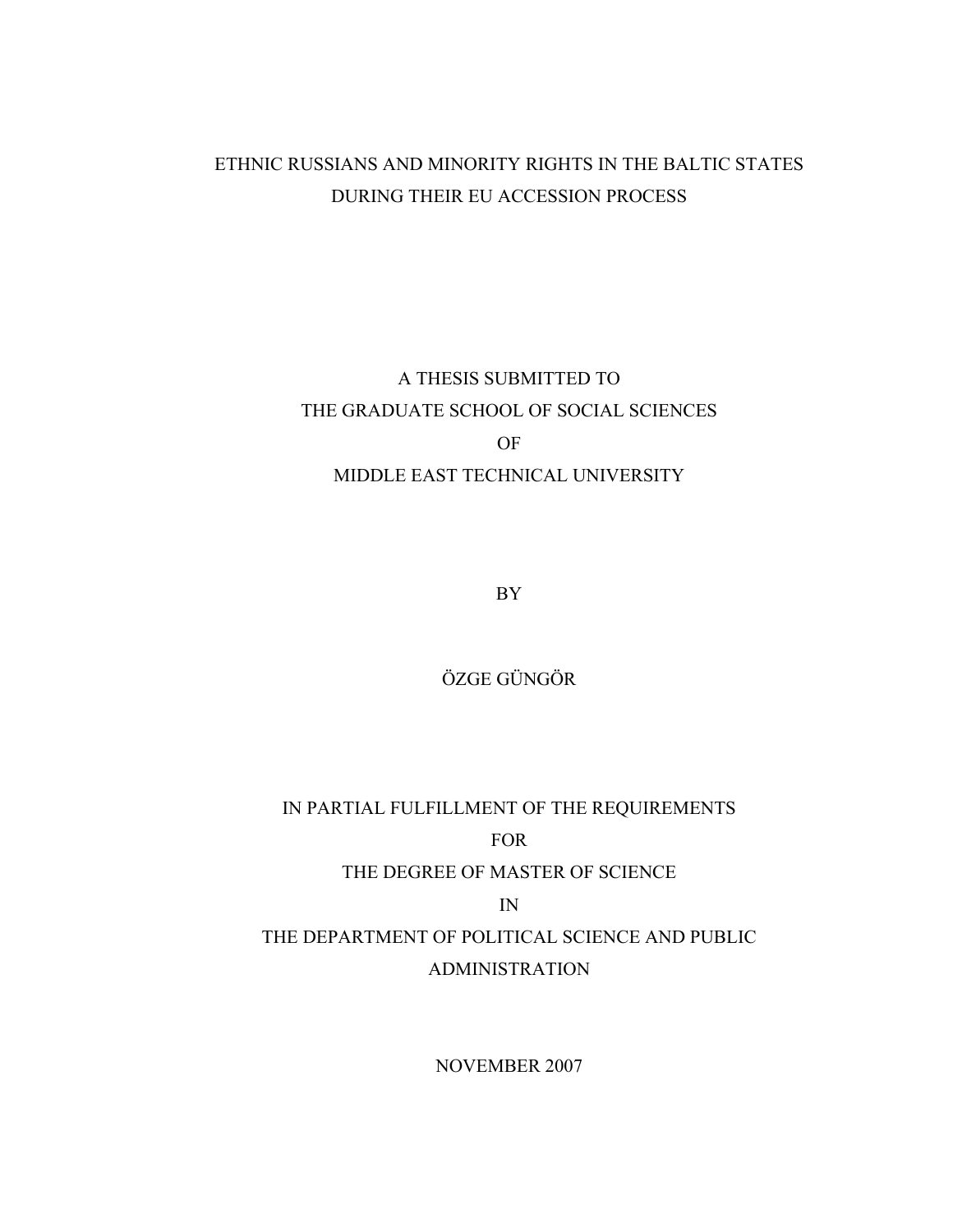# ETHNIC RUSSIANS AND MINORITY RIGHTS IN THE BALTIC STATES DURING THEIR EU ACCESSION PROCESS

A THESIS SUBMITTED TO
THE GRADUATE SCHOOL OF SOCIAL SCIENCES
OF
MIDDLE EAST TECHNICAL UNIVERSITY

BY

ÖZGE GÜNGÖR

IN PARTIAL FULFILLMENT OF THE REQUIREMENTS
FOR
THE DEGREE OF MASTER OF SCIENCE
IN
THE DEPARTMENT OF POLITICAL SCIENCE AND PUBLIC ADMINISTRATION

NOVEMBER 2007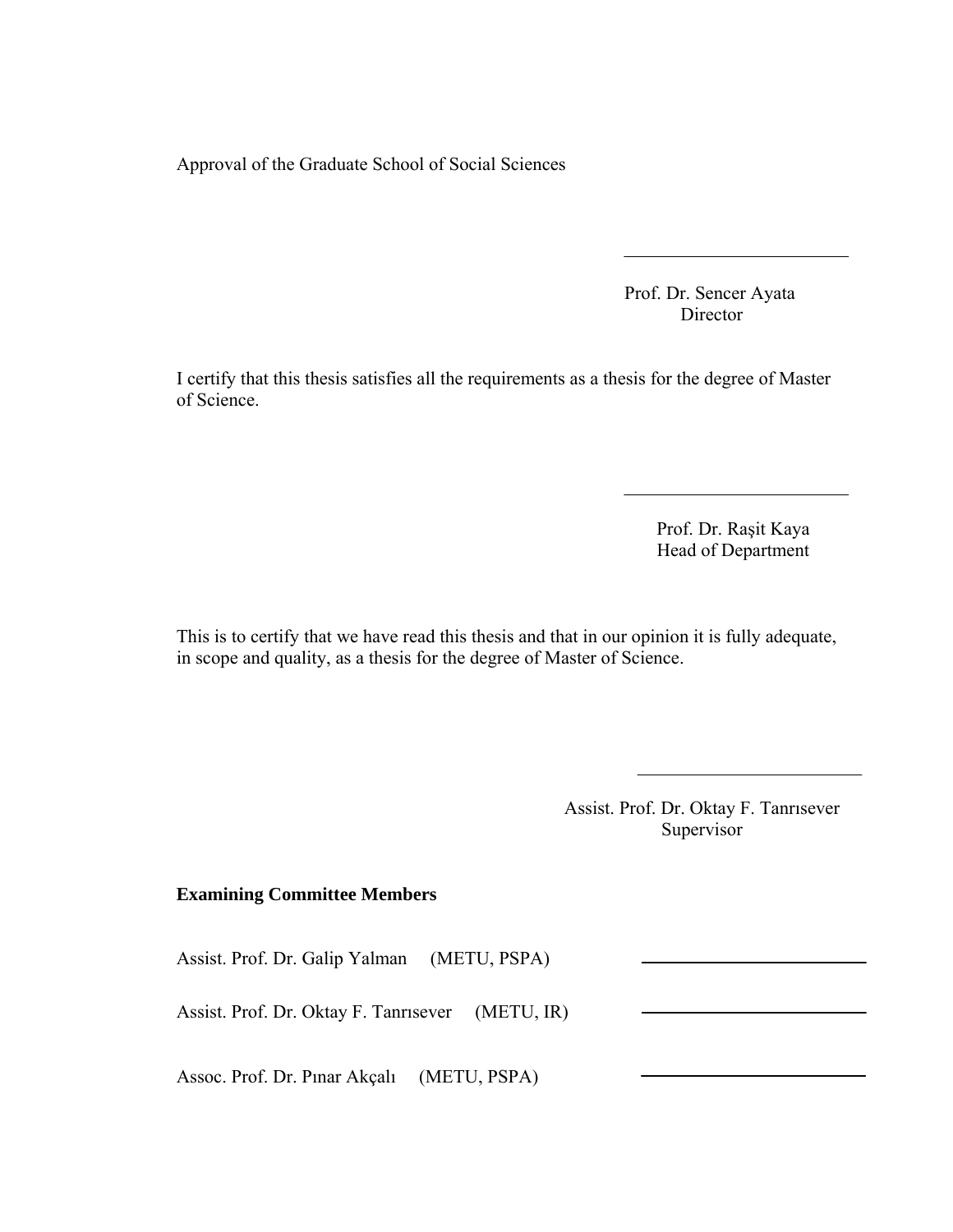Approval of the Graduate School of Social Sciences

Prof. Dr. Sencer Ayata
Director

I certify that this thesis satisfies all the requirements as a thesis for the degree of Master of Science.

Prof. Dr. Raşit Kaya
Head of Department

This is to certify that we have read this thesis and that in our opinion it is fully adequate, in scope and quality, as a thesis for the degree of Master of Science.

Assist. Prof. Dr. Oktay F. Tanrısever
Supervisor

**Examining Committee Members**

Assist. Prof. Dr. Galip Yalman (METU, PSPA)

Assist. Prof. Dr. Oktay F. Tanrısever (METU, IR)

Assoc. Prof. Dr. Pınar Akçalı (METU, PSPA)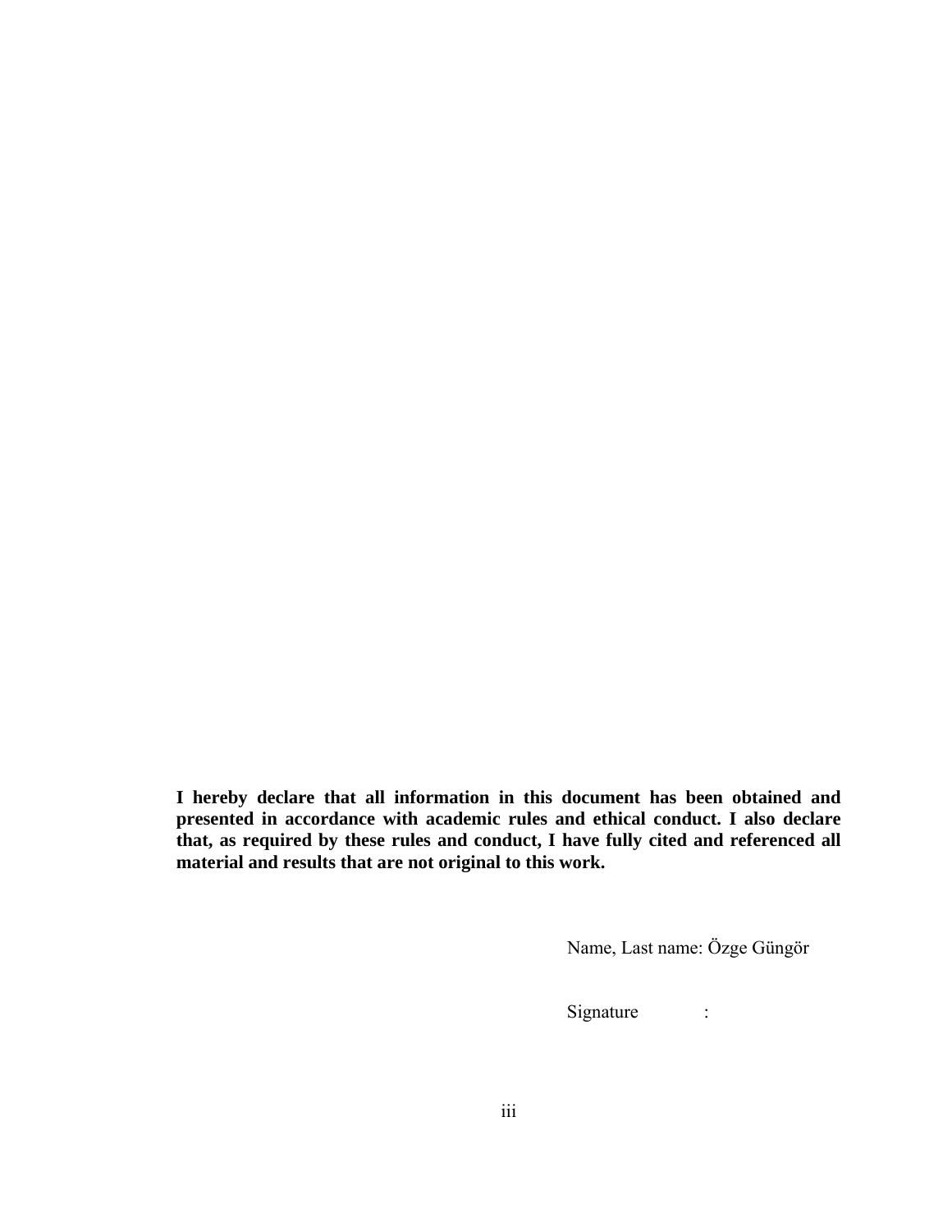**I hereby declare that all information in this document has been obtained and presented in accordance with academic rules and ethical conduct. I also declare that, as required by these rules and conduct, I have fully cited and referenced all material and results that are not original to this work.**

Name, Last name: Özge Güngör

Signature :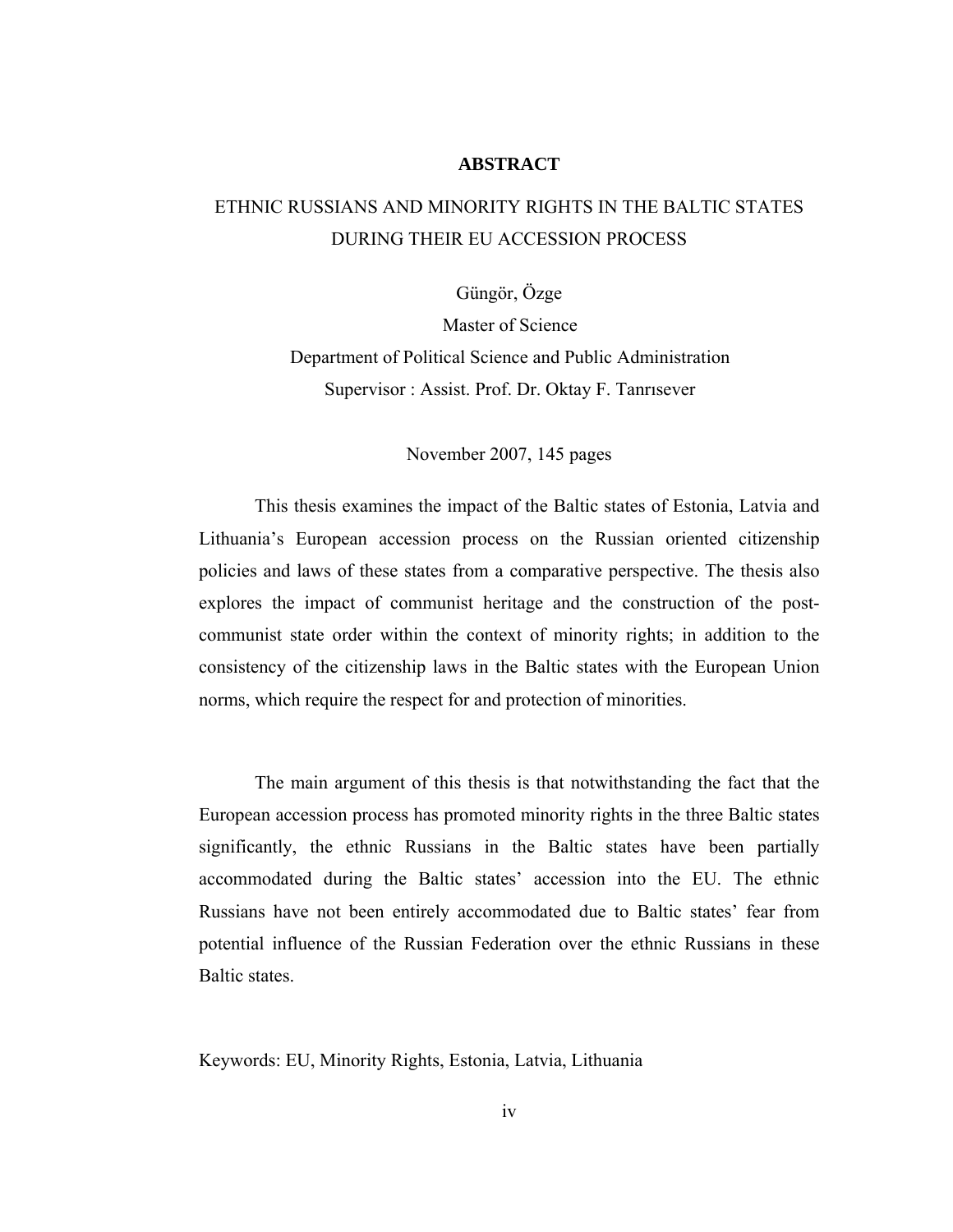# ABSTRACT

## ETHNIC RUSSIANS AND MINORITY RIGHTS IN THE BALTIC STATES DURING THEIR EU ACCESSION PROCESS

Güngör, Özge
Master of Science
Department of Political Science and Public Administration
Supervisor : Assist. Prof. Dr. Oktay F. Tanrısever

November 2007, 145 pages

This thesis examines the impact of the Baltic states of Estonia, Latvia and Lithuania's European accession process on the Russian oriented citizenship policies and laws of these states from a comparative perspective. The thesis also explores the impact of communist heritage and the construction of the post-communist state order within the context of minority rights; in addition to the consistency of the citizenship laws in the Baltic states with the European Union norms, which require the respect for and protection of minorities.

The main argument of this thesis is that notwithstanding the fact that the European accession process has promoted minority rights in the three Baltic states significantly, the ethnic Russians in the Baltic states have been partially accommodated during the Baltic states' accession into the EU. The ethnic Russians have not been entirely accommodated due to Baltic states' fear from potential influence of the Russian Federation over the ethnic Russians in these Baltic states.

Keywords: EU, Minority Rights, Estonia, Latvia, Lithuania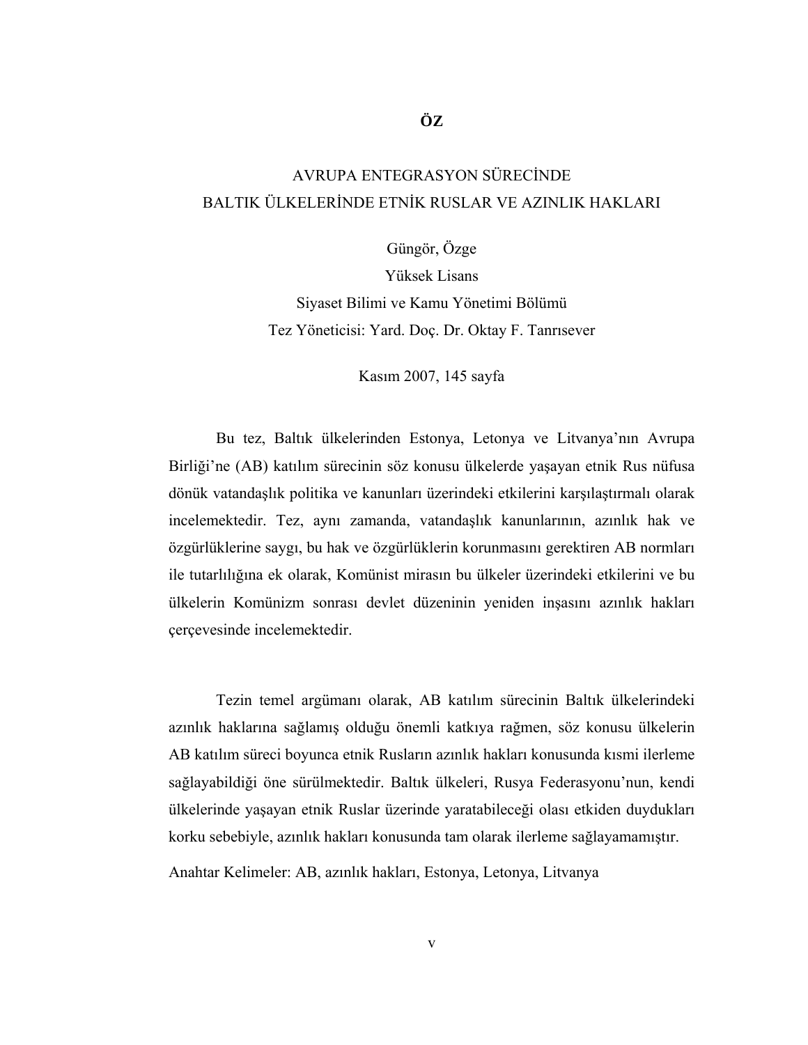# ÖZ

## AVRUPA ENTEGRASYON SÜRECİNDE BALTIK ÜLKELERİNDE ETNİK RUSLAR VE AZINLIK HAKLARI

Güngör, Özge
Yüksek Lisans
Siyaset Bilimi ve Kamu Yönetimi Bölümü
Tez Yöneticisi: Yard. Doç. Dr. Oktay F. Tanrısever

Kasım 2007, 145 sayfa

Bu tez, Baltık ülkelerinden Estonya, Letonya ve Litvanya'nın Avrupa Birliği'ne (AB) katılım sürecinin söz konusu ülkelerde yaşayan etnik Rus nüfusa dönük vatandaşlık politika ve kanunları üzerindeki etkilerini karşılaştırmalı olarak incelemektedir. Tez, aynı zamanda, vatandaşlık kanunlarının, azınlık hak ve özgürlüklerine saygı, bu hak ve özgürlüklerin korunmasını gerektiren AB normları ile tutarlılığına ek olarak, Komünist mirasın bu ülkeler üzerindeki etkilerini ve bu ülkelerin Komünizm sonrası devlet düzeninin yeniden inşasını azınlık hakları çerçevesinde incelemektedir.

Tezin temel argümanı olarak, AB katılım sürecinin Baltık ülkelerindeki azınlık haklarına sağlamış olduğu önemli katkıya rağmen, söz konusu ülkelerin AB katılım süreci boyunca etnik Rusların azınlık hakları konusunda kısmi ilerleme sağlayabildiği öne sürülmektedir. Baltık ülkeleri, Rusya Federasyonu'nun, kendi ülkelerinde yaşayan etnik Ruslar üzerinde yaratabileceği olası etkiden duydukları korku sebebiyle, azınlık hakları konusunda tam olarak ilerleme sağlayamamıştır.

Anahtar Kelimeler: AB, azınlık hakları, Estonya, Letonya, Litvanya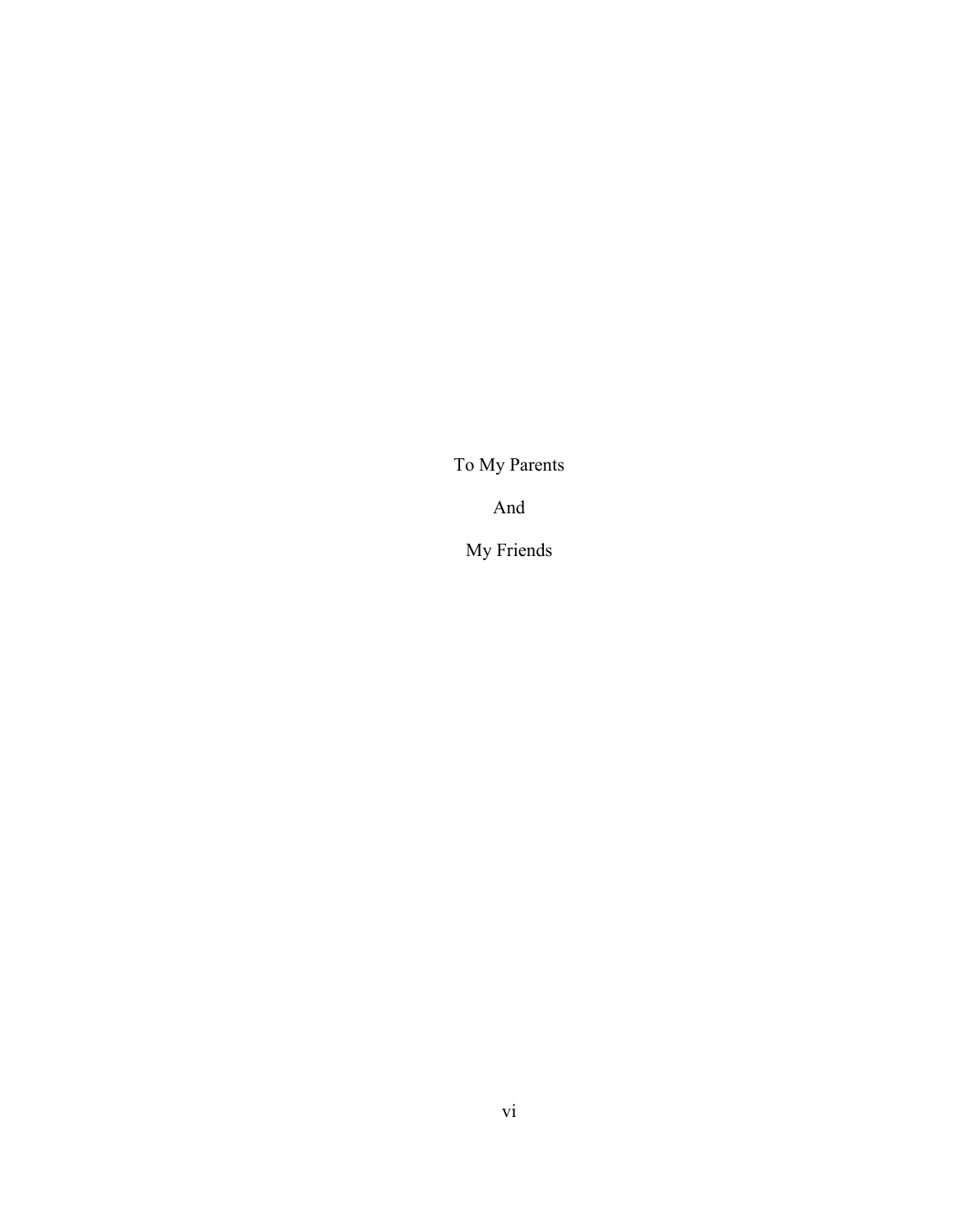To My Parents

And

My Friends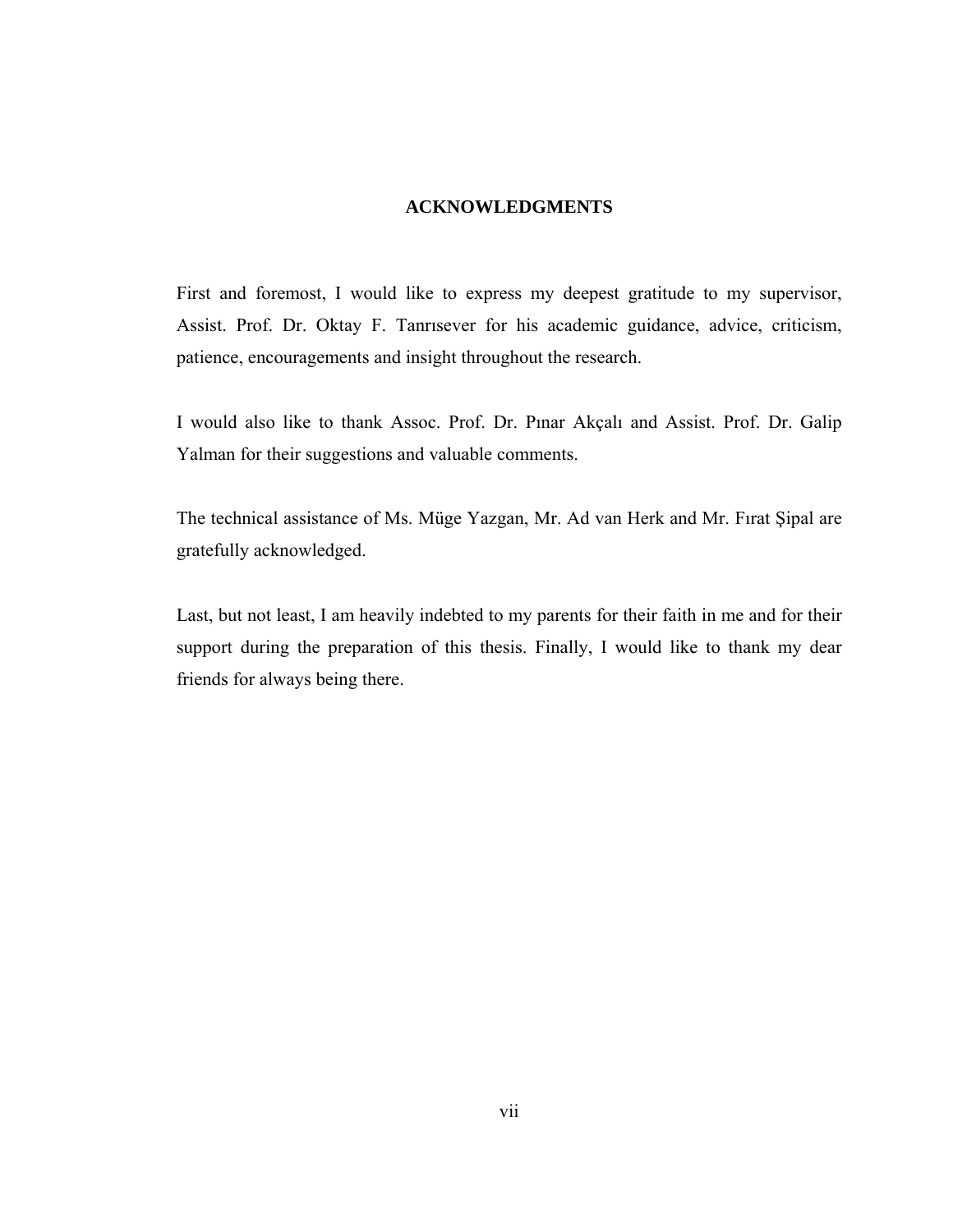# ACKNOWLEDGMENTS

First and foremost, I would like to express my deepest gratitude to my supervisor, Assist. Prof. Dr. Oktay F. Tanrısever for his academic guidance, advice, criticism, patience, encouragements and insight throughout the research.

I would also like to thank Assoc. Prof. Dr. Pınar Akçalı and Assist. Prof. Dr. Galip Yalman for their suggestions and valuable comments.

The technical assistance of Ms. Müge Yazgan, Mr. Ad van Herk and Mr. Fırat Şipal are gratefully acknowledged.

Last, but not least, I am heavily indebted to my parents for their faith in me and for their support during the preparation of this thesis. Finally, I would like to thank my dear friends for always being there.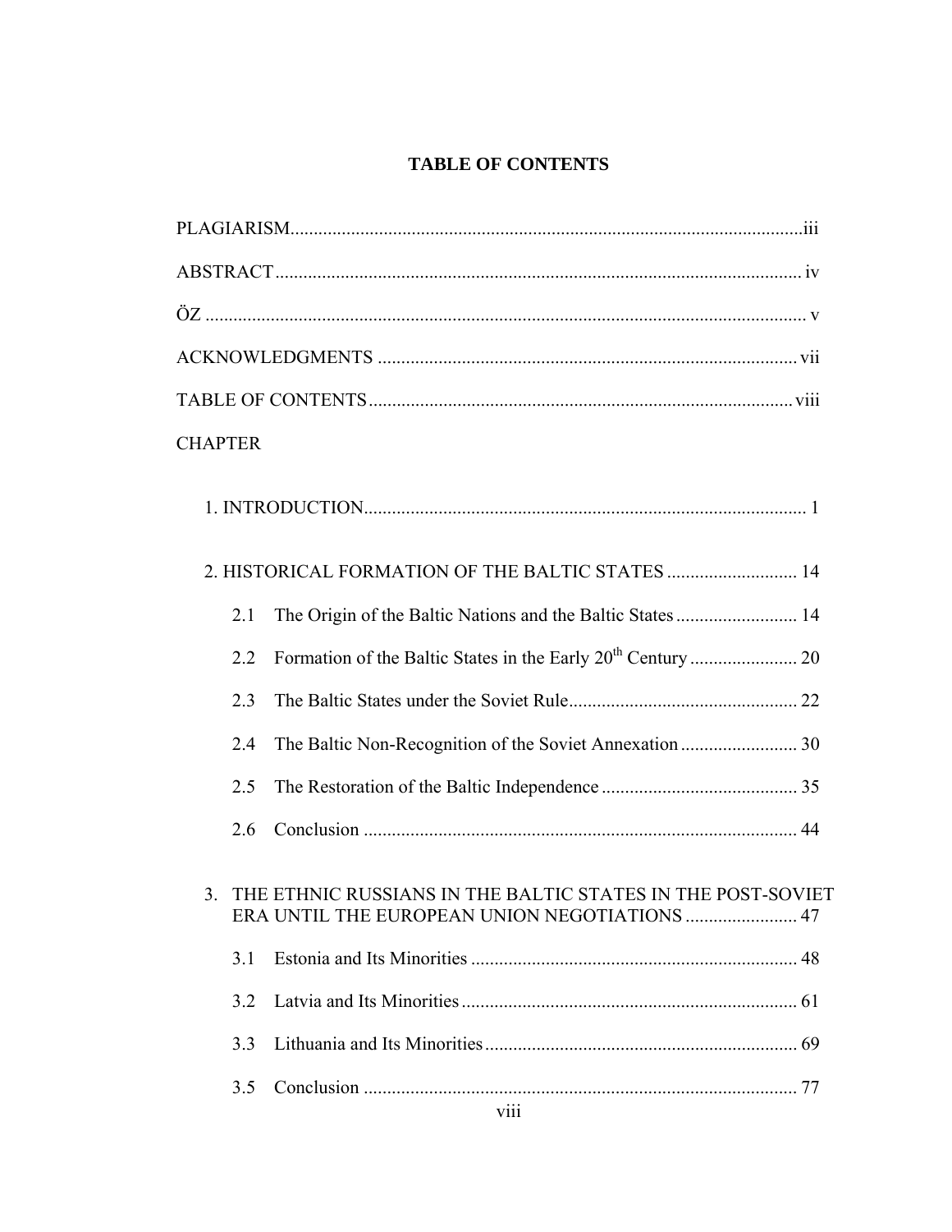# TABLE OF CONTENTS

PLAGIARISM .......... iii

ABSTRACT .......... iv

ÖZ .......... v

ACKNOWLEDGMENTS .......... vii

TABLE OF CONTENTS .......... viii

CHAPTER

1. INTRODUCTION .......... 1

2. HISTORICAL FORMATION OF THE BALTIC STATES .......... 14
   - 2.1 The Origin of the Baltic Nations and the Baltic States .......... 14
   - 2.2 Formation of the Baltic States in the Early 20th Century .......... 20
   - 2.3 The Baltic States under the Soviet Rule .......... 22
   - 2.4 The Baltic Non-Recognition of the Soviet Annexation .......... 30
   - 2.5 The Restoration of the Baltic Independence .......... 35
   - 2.6 Conclusion .......... 44

3. THE ETHNIC RUSSIANS IN THE BALTIC STATES IN THE POST-SOVIET ERA UNTIL THE EUROPEAN UNION NEGOTIATIONS .......... 47
   - 3.1 Estonia and Its Minorities .......... 48
   - 3.2 Latvia and Its Minorities .......... 61
   - 3.3 Lithuania and Its Minorities .......... 69
   - 3.5 Conclusion .......... 77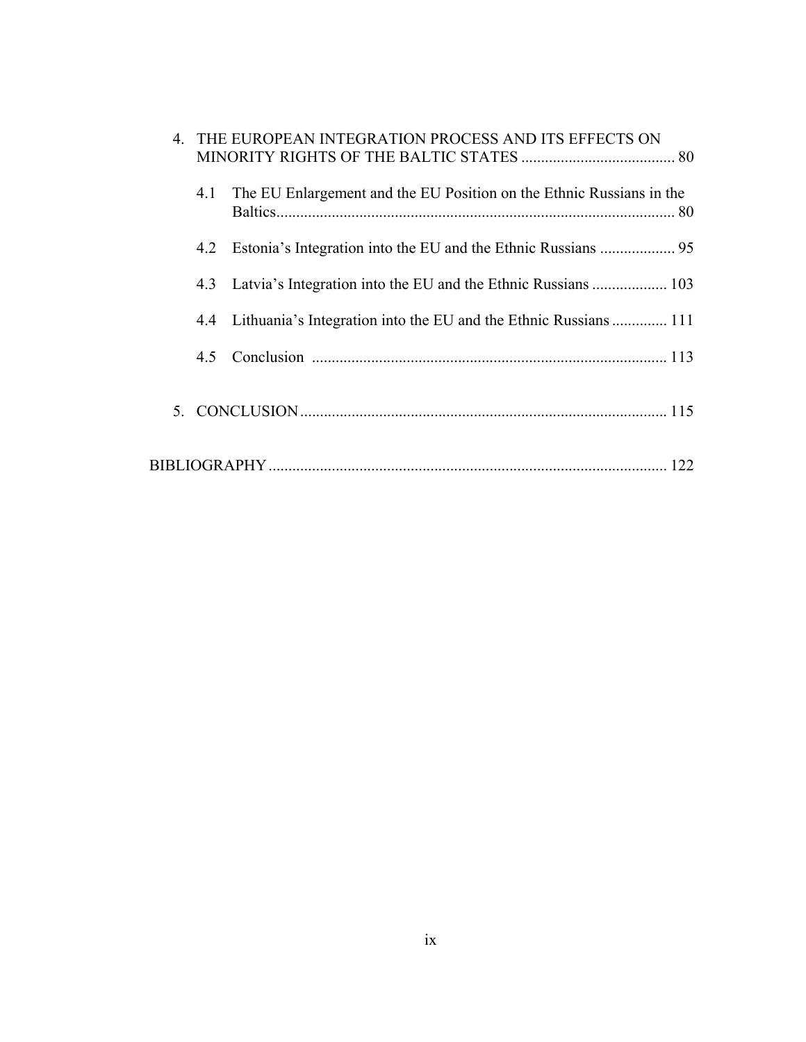4. THE EUROPEAN INTEGRATION PROCESS AND ITS EFFECTS ON MINORITY RIGHTS OF THE BALTIC STATES ....................................... 80

   4.1 The EU Enlargement and the EU Position on the Ethnic Russians in the Baltics.................................................................................................... 80

   4.2 Estonia's Integration into the EU and the Ethnic Russians ................... 95

   4.3 Latvia's Integration into the EU and the Ethnic Russians ................... 103

   4.4 Lithuania's Integration into the EU and the Ethnic Russians .............. 111

   4.5 Conclusion ......................................................................................... 113

5. CONCLUSION............................................................................................ 115

BIBLIOGRAPHY ..................................................................................................... 122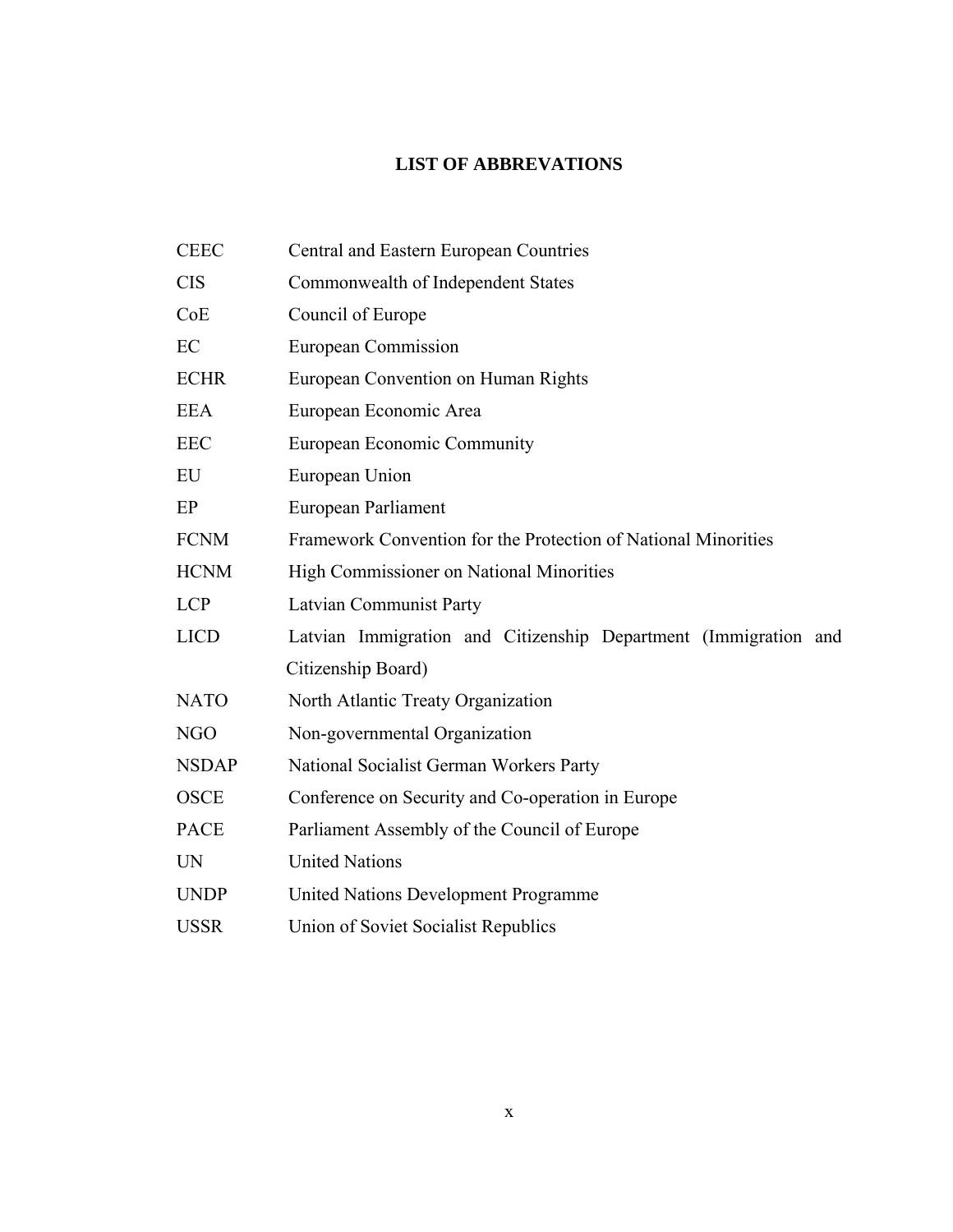# LIST OF ABBREVATIONS

| | |
|---|---|
| CEEC | Central and Eastern European Countries |
| CIS | Commonwealth of Independent States |
| CoE | Council of Europe |
| EC | European Commission |
| ECHR | European Convention on Human Rights |
| EEA | European Economic Area |
| EEC | European Economic Community |
| EU | European Union |
| EP | European Parliament |
| FCNM | Framework Convention for the Protection of National Minorities |
| HCNM | High Commissioner on National Minorities |
| LCP | Latvian Communist Party |
| LICD | Latvian Immigration and Citizenship Department (Immigration and Citizenship Board) |
| NATO | North Atlantic Treaty Organization |
| NGO | Non-governmental Organization |
| NSDAP | National Socialist German Workers Party |
| OSCE | Conference on Security and Co-operation in Europe |
| PACE | Parliament Assembly of the Council of Europe |
| UN | United Nations |
| UNDP | United Nations Development Programme |
| USSR | Union of Soviet Socialist Republics |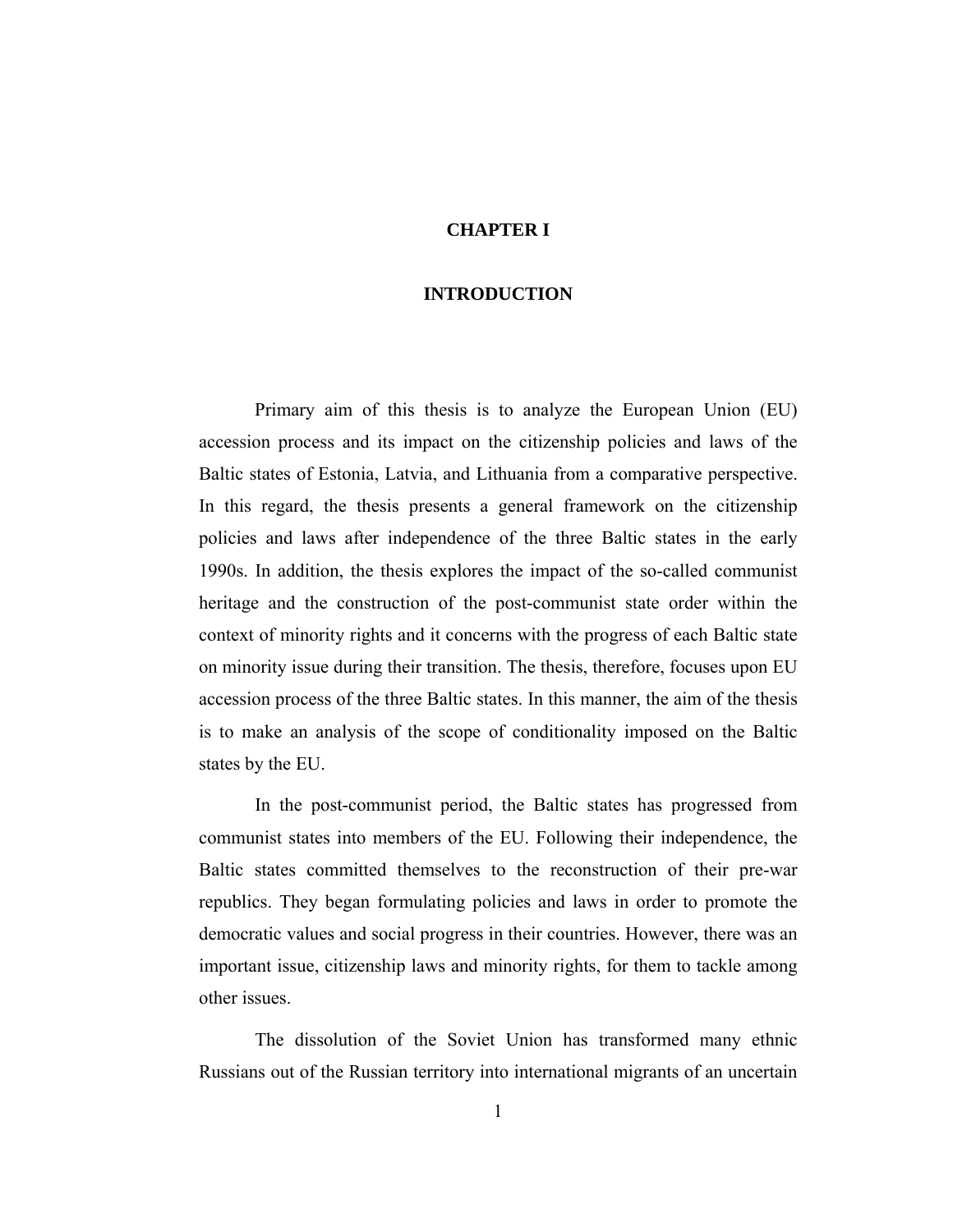# CHAPTER I

# INTRODUCTION

Primary aim of this thesis is to analyze the European Union (EU) accession process and its impact on the citizenship policies and laws of the Baltic states of Estonia, Latvia, and Lithuania from a comparative perspective. In this regard, the thesis presents a general framework on the citizenship policies and laws after independence of the three Baltic states in the early 1990s. In addition, the thesis explores the impact of the so-called communist heritage and the construction of the post-communist state order within the context of minority rights and it concerns with the progress of each Baltic state on minority issue during their transition. The thesis, therefore, focuses upon EU accession process of the three Baltic states. In this manner, the aim of the thesis is to make an analysis of the scope of conditionality imposed on the Baltic states by the EU.

In the post-communist period, the Baltic states has progressed from communist states into members of the EU. Following their independence, the Baltic states committed themselves to the reconstruction of their pre-war republics. They began formulating policies and laws in order to promote the democratic values and social progress in their countries. However, there was an important issue, citizenship laws and minority rights, for them to tackle among other issues.

The dissolution of the Soviet Union has transformed many ethnic Russians out of the Russian territory into international migrants of an uncertain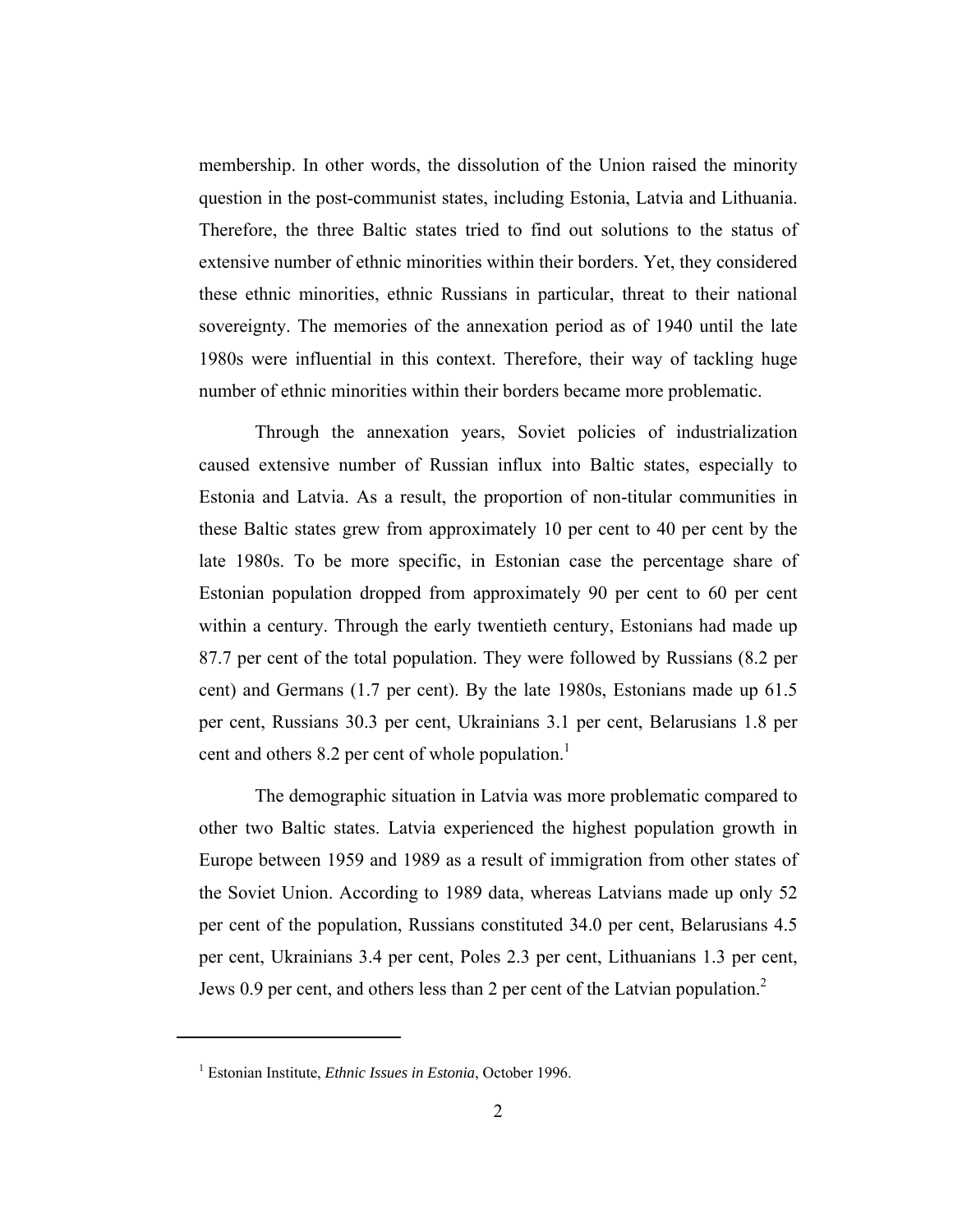membership. In other words, the dissolution of the Union raised the minority question in the post-communist states, including Estonia, Latvia and Lithuania. Therefore, the three Baltic states tried to find out solutions to the status of extensive number of ethnic minorities within their borders. Yet, they considered these ethnic minorities, ethnic Russians in particular, threat to their national sovereignty. The memories of the annexation period as of 1940 until the late 1980s were influential in this context. Therefore, their way of tackling huge number of ethnic minorities within their borders became more problematic.

Through the annexation years, Soviet policies of industrialization caused extensive number of Russian influx into Baltic states, especially to Estonia and Latvia. As a result, the proportion of non-titular communities in these Baltic states grew from approximately 10 per cent to 40 per cent by the late 1980s. To be more specific, in Estonian case the percentage share of Estonian population dropped from approximately 90 per cent to 60 per cent within a century. Through the early twentieth century, Estonians had made up 87.7 per cent of the total population. They were followed by Russians (8.2 per cent) and Germans (1.7 per cent). By the late 1980s, Estonians made up 61.5 per cent, Russians 30.3 per cent, Ukrainians 3.1 per cent, Belarusians 1.8 per cent and others 8.2 per cent of whole population.[1]

The demographic situation in Latvia was more problematic compared to other two Baltic states. Latvia experienced the highest population growth in Europe between 1959 and 1989 as a result of immigration from other states of the Soviet Union. According to 1989 data, whereas Latvians made up only 52 per cent of the population, Russians constituted 34.0 per cent, Belarusians 4.5 per cent, Ukrainians 3.4 per cent, Poles 2.3 per cent, Lithuanians 1.3 per cent, Jews 0.9 per cent, and others less than 2 per cent of the Latvian population.[2]

---

[1] Estonian Institute, *Ethnic Issues in Estonia*, October 1996.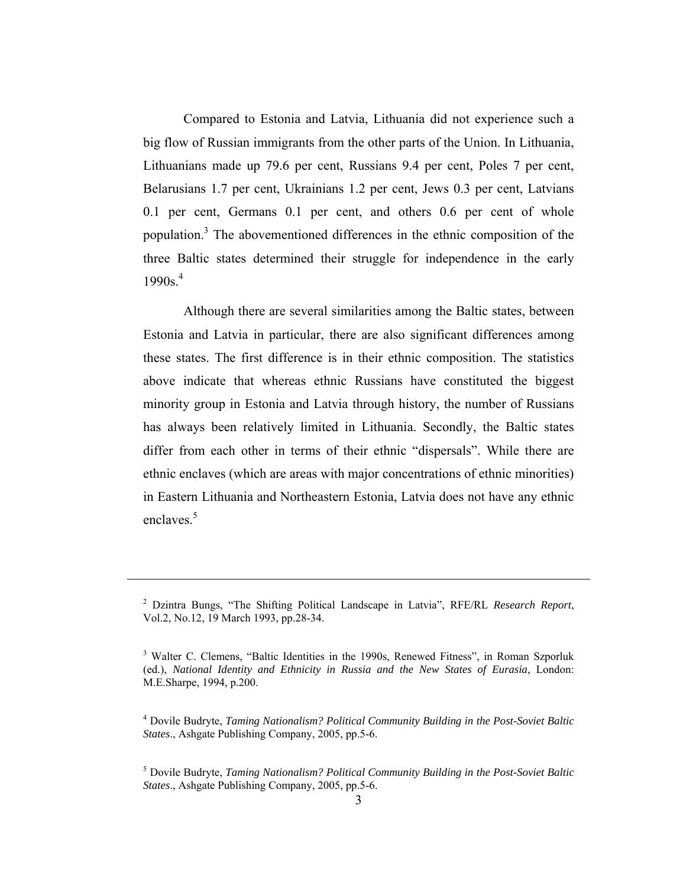Compared to Estonia and Latvia, Lithuania did not experience such a big flow of Russian immigrants from the other parts of the Union. In Lithuania, Lithuanians made up 79.6 per cent, Russians 9.4 per cent, Poles 7 per cent, Belarusians 1.7 per cent, Ukrainians 1.2 per cent, Jews 0.3 per cent, Latvians 0.1 per cent, Germans 0.1 per cent, and others 0.6 per cent of whole population.[3] The abovementioned differences in the ethnic composition of the three Baltic states determined their struggle for independence in the early 1990s.[4]

Although there are several similarities among the Baltic states, between Estonia and Latvia in particular, there are also significant differences among these states. The first difference is in their ethnic composition. The statistics above indicate that whereas ethnic Russians have constituted the biggest minority group in Estonia and Latvia through history, the number of Russians has always been relatively limited in Lithuania. Secondly, the Baltic states differ from each other in terms of their ethnic "dispersals". While there are ethnic enclaves (which are areas with major concentrations of ethnic minorities) in Eastern Lithuania and Northeastern Estonia, Latvia does not have any ethnic enclaves.[5]

---

[2] Dzintra Bungs, "The Shifting Political Landscape in Latvia", RFE/RL *Research Report*, Vol.2, No.12, 19 March 1993, pp.28-34.

[3] Walter C. Clemens, "Baltic Identities in the 1990s, Renewed Fitness", in Roman Szporluk (ed.), *National Identity and Ethnicity in Russia and the New States of Eurasia*, London: M.E.Sharpe, 1994, p.200.

[4] Dovile Budryte, *Taming Nationalism? Political Community Building in the Post-Soviet Baltic States*., Ashgate Publishing Company, 2005, pp.5-6.

[5] Dovile Budryte, *Taming Nationalism? Political Community Building in the Post-Soviet Baltic States*., Ashgate Publishing Company, 2005, pp.5-6.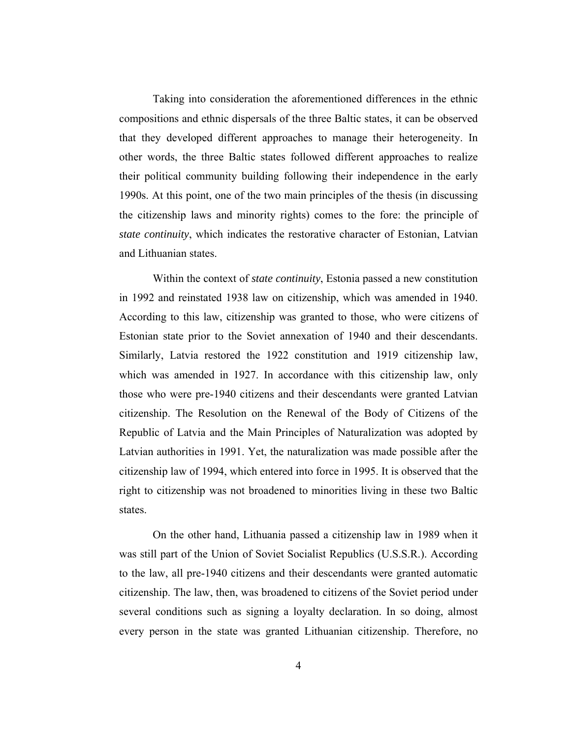Taking into consideration the aforementioned differences in the ethnic compositions and ethnic dispersals of the three Baltic states, it can be observed that they developed different approaches to manage their heterogeneity. In other words, the three Baltic states followed different approaches to realize their political community building following their independence in the early 1990s. At this point, one of the two main principles of the thesis (in discussing the citizenship laws and minority rights) comes to the fore: the principle of *state continuity*, which indicates the restorative character of Estonian, Latvian and Lithuanian states.

Within the context of *state continuity*, Estonia passed a new constitution in 1992 and reinstated 1938 law on citizenship, which was amended in 1940. According to this law, citizenship was granted to those, who were citizens of Estonian state prior to the Soviet annexation of 1940 and their descendants. Similarly, Latvia restored the 1922 constitution and 1919 citizenship law, which was amended in 1927. In accordance with this citizenship law, only those who were pre-1940 citizens and their descendants were granted Latvian citizenship. The Resolution on the Renewal of the Body of Citizens of the Republic of Latvia and the Main Principles of Naturalization was adopted by Latvian authorities in 1991. Yet, the naturalization was made possible after the citizenship law of 1994, which entered into force in 1995. It is observed that the right to citizenship was not broadened to minorities living in these two Baltic states.

On the other hand, Lithuania passed a citizenship law in 1989 when it was still part of the Union of Soviet Socialist Republics (U.S.S.R.). According to the law, all pre-1940 citizens and their descendants were granted automatic citizenship. The law, then, was broadened to citizens of the Soviet period under several conditions such as signing a loyalty declaration. In so doing, almost every person in the state was granted Lithuanian citizenship. Therefore, no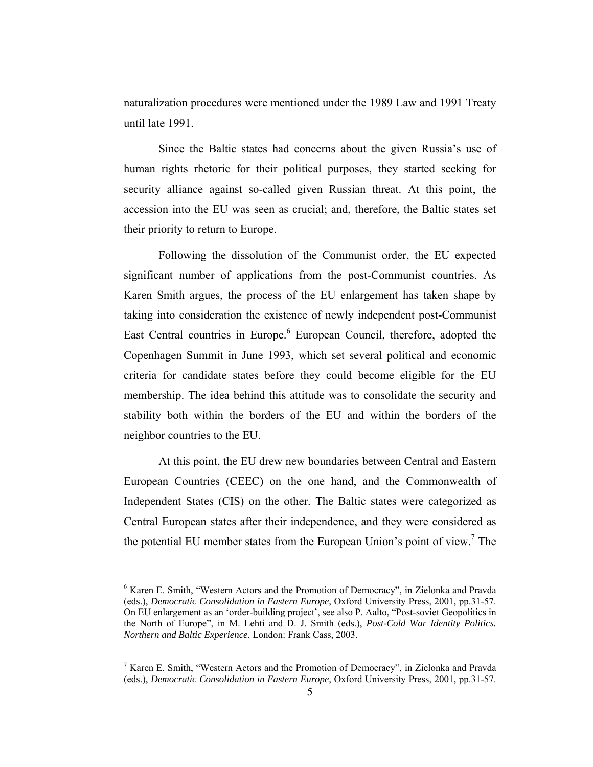naturalization procedures were mentioned under the 1989 Law and 1991 Treaty until late 1991.

Since the Baltic states had concerns about the given Russia's use of human rights rhetoric for their political purposes, they started seeking for security alliance against so-called given Russian threat. At this point, the accession into the EU was seen as crucial; and, therefore, the Baltic states set their priority to return to Europe.

Following the dissolution of the Communist order, the EU expected significant number of applications from the post-Communist countries. As Karen Smith argues, the process of the EU enlargement has taken shape by taking into consideration the existence of newly independent post-Communist East Central countries in Europe.[6] European Council, therefore, adopted the Copenhagen Summit in June 1993, which set several political and economic criteria for candidate states before they could become eligible for the EU membership. The idea behind this attitude was to consolidate the security and stability both within the borders of the EU and within the borders of the neighbor countries to the EU.

At this point, the EU drew new boundaries between Central and Eastern European Countries (CEEC) on the one hand, and the Commonwealth of Independent States (CIS) on the other. The Baltic states were categorized as Central European states after their independence, and they were considered as the potential EU member states from the European Union's point of view.[7] The

---

[6] Karen E. Smith, "Western Actors and the Promotion of Democracy", in Zielonka and Pravda (eds.), *Democratic Consolidation in Eastern Europe*, Oxford University Press, 2001, pp.31-57. On EU enlargement as an 'order-building project', see also P. Aalto, "Post-soviet Geopolitics in the North of Europe", in M. Lehti and D. J. Smith (eds.), ***Post-Cold War Identity Politics. Northern and Baltic Experience.*** London: Frank Cass, 2003.

[7] Karen E. Smith, "Western Actors and the Promotion of Democracy", in Zielonka and Pravda (eds.), *Democratic Consolidation in Eastern Europe*, Oxford University Press, 2001, pp.31-57.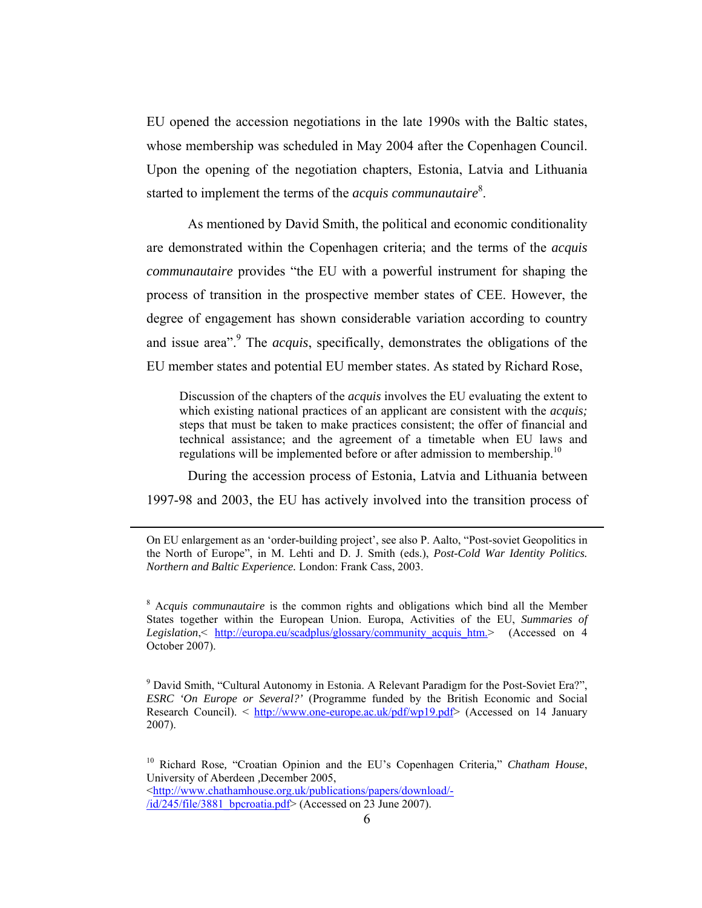EU opened the accession negotiations in the late 1990s with the Baltic states, whose membership was scheduled in May 2004 after the Copenhagen Council. Upon the opening of the negotiation chapters, Estonia, Latvia and Lithuania started to implement the terms of the *acquis communautaire*[8].

As mentioned by David Smith, the political and economic conditionality are demonstrated within the Copenhagen criteria; and the terms of the *acquis communautaire* provides "the EU with a powerful instrument for shaping the process of transition in the prospective member states of CEE. However, the degree of engagement has shown considerable variation according to country and issue area".[9] The *acquis*, specifically, demonstrates the obligations of the EU member states and potential EU member states. As stated by Richard Rose,

> Discussion of the chapters of the *acquis* involves the EU evaluating the extent to which existing national practices of an applicant are consistent with the *acquis;* steps that must be taken to make practices consistent; the offer of financial and technical assistance; and the agreement of a timetable when EU laws and regulations will be implemented before or after admission to membership.[10]

During the accession process of Estonia, Latvia and Lithuania between 1997-98 and 2003, the EU has actively involved into the transition process of

---

On EU enlargement as an 'order-building project', see also P. Aalto, "Post-soviet Geopolitics in the North of Europe", in M. Lehti and D. J. Smith (eds.), *Post-Cold War Identity Politics. Northern and Baltic Experience.* London: Frank Cass, 2003.

[8] A*cquis communautaire* is the common rights and obligations which bind all the Member States together within the European Union. Europa, Activities of the EU, *Summaries of Legislation*,< http://europa.eu/scadplus/glossary/community_acquis_htm.> (Accessed on 4 October 2007).

[9] David Smith, "Cultural Autonomy in Estonia. A Relevant Paradigm for the Post-Soviet Era?", *ESRC 'On Europe or Several?'* (Programme funded by the British Economic and Social Research Council). < http://www.one-europe.ac.uk/pdf/wp19.pdf> (Accessed on 14 January 2007).

[10] Richard Rose, "Croatian Opinion and the EU's Copenhagen Criteria," *Chatham House*, University of Aberdeen ,December 2005, <http://www.chathamhouse.org.uk/publications/papers/download/-/id/245/file/3881_bpcroatia.pdf> (Accessed on 23 June 2007).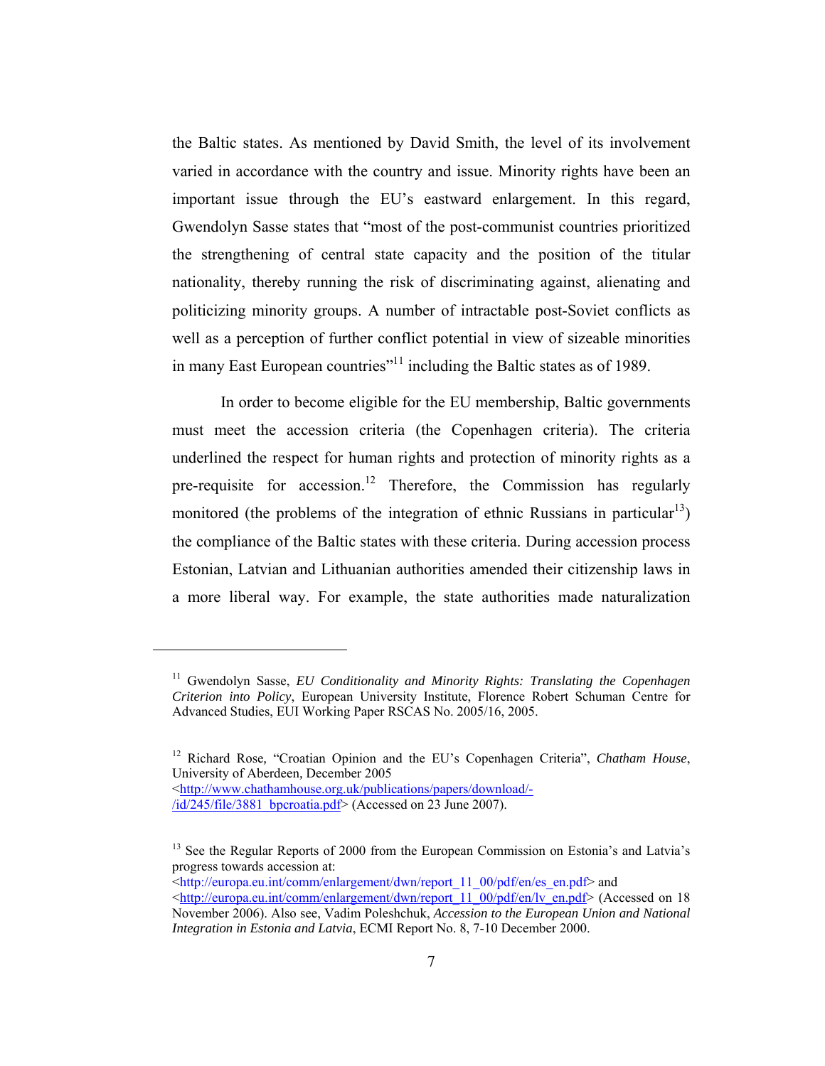the Baltic states. As mentioned by David Smith, the level of its involvement varied in accordance with the country and issue. Minority rights have been an important issue through the EU's eastward enlargement. In this regard, Gwendolyn Sasse states that "most of the post-communist countries prioritized the strengthening of central state capacity and the position of the titular nationality, thereby running the risk of discriminating against, alienating and politicizing minority groups. A number of intractable post-Soviet conflicts as well as a perception of further conflict potential in view of sizeable minorities in many East European countries"[11] including the Baltic states as of 1989.

In order to become eligible for the EU membership, Baltic governments must meet the accession criteria (the Copenhagen criteria). The criteria underlined the respect for human rights and protection of minority rights as a pre-requisite for accession.[12] Therefore, the Commission has regularly monitored (the problems of the integration of ethnic Russians in particular[13]) the compliance of the Baltic states with these criteria. During accession process Estonian, Latvian and Lithuanian authorities amended their citizenship laws in a more liberal way. For example, the state authorities made naturalization

---

[11] Gwendolyn Sasse, *EU Conditionality and Minority Rights: Translating the Copenhagen Criterion into Policy*, European University Institute, Florence Robert Schuman Centre for Advanced Studies, EUI Working Paper RSCAS No. 2005/16, 2005.

[12] Richard Rose, "Croatian Opinion and the EU's Copenhagen Criteria", *Chatham House*, University of Aberdeen, December 2005 <http://www.chathamhouse.org.uk/publications/papers/download/-/id/245/file/3881_bpcroatia.pdf> (Accessed on 23 June 2007).

[13] See the Regular Reports of 2000 from the European Commission on Estonia's and Latvia's progress towards accession at: <http://europa.eu.int/comm/enlargement/dwn/report_11_00/pdf/en/es_en.pdf> and <http://europa.eu.int/comm/enlargement/dwn/report_11_00/pdf/en/lv_en.pdf> (Accessed on 18 November 2006). Also see, Vadim Poleshchuk, *Accession to the European Union and National Integration in Estonia and Latvia*, ECMI Report No. 8, 7-10 December 2000.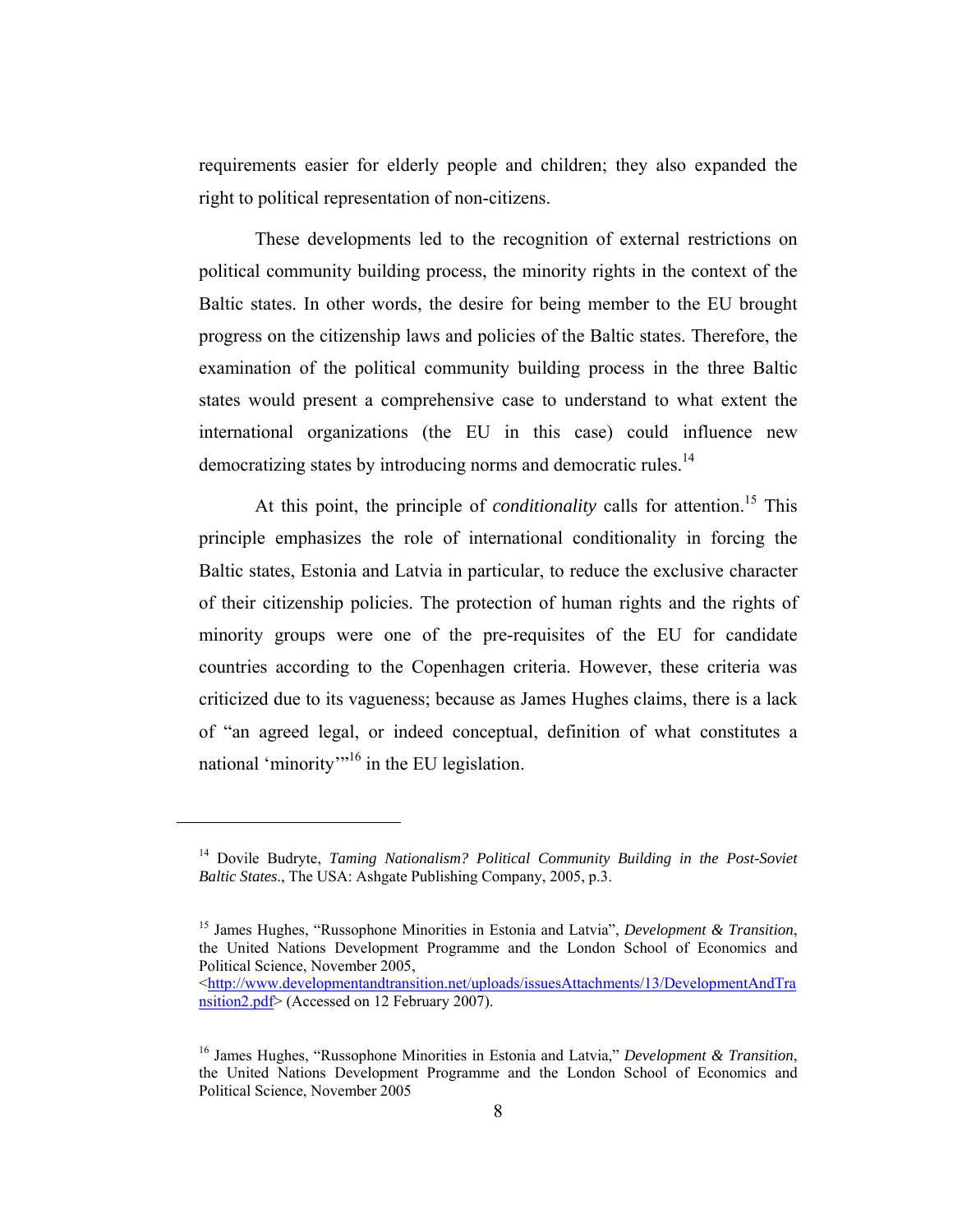requirements easier for elderly people and children; they also expanded the right to political representation of non-citizens.

These developments led to the recognition of external restrictions on political community building process, the minority rights in the context of the Baltic states. In other words, the desire for being member to the EU brought progress on the citizenship laws and policies of the Baltic states. Therefore, the examination of the political community building process in the three Baltic states would present a comprehensive case to understand to what extent the international organizations (the EU in this case) could influence new democratizing states by introducing norms and democratic rules.[14]

At this point, the principle of *conditionality* calls for attention.[15] This principle emphasizes the role of international conditionality in forcing the Baltic states, Estonia and Latvia in particular, to reduce the exclusive character of their citizenship policies. The protection of human rights and the rights of minority groups were one of the pre-requisites of the EU for candidate countries according to the Copenhagen criteria. However, these criteria was criticized due to its vagueness; because as James Hughes claims, there is a lack of "an agreed legal, or indeed conceptual, definition of what constitutes a national 'minority'"[16] in the EU legislation.

---

[14] Dovile Budryte, *Taming Nationalism? Political Community Building in the Post-Soviet Baltic States*., The USA: Ashgate Publishing Company, 2005, p.3.

[15] James Hughes, "Russophone Minorities in Estonia and Latvia", *Development & Transition*, the United Nations Development Programme and the London School of Economics and Political Science, November 2005, <http://www.developmentandtransition.net/uploads/issuesAttachments/13/DevelopmentAndTransition2.pdf> (Accessed on 12 February 2007).

[16] James Hughes, "Russophone Minorities in Estonia and Latvia," *Development & Transition*, the United Nations Development Programme and the London School of Economics and Political Science, November 2005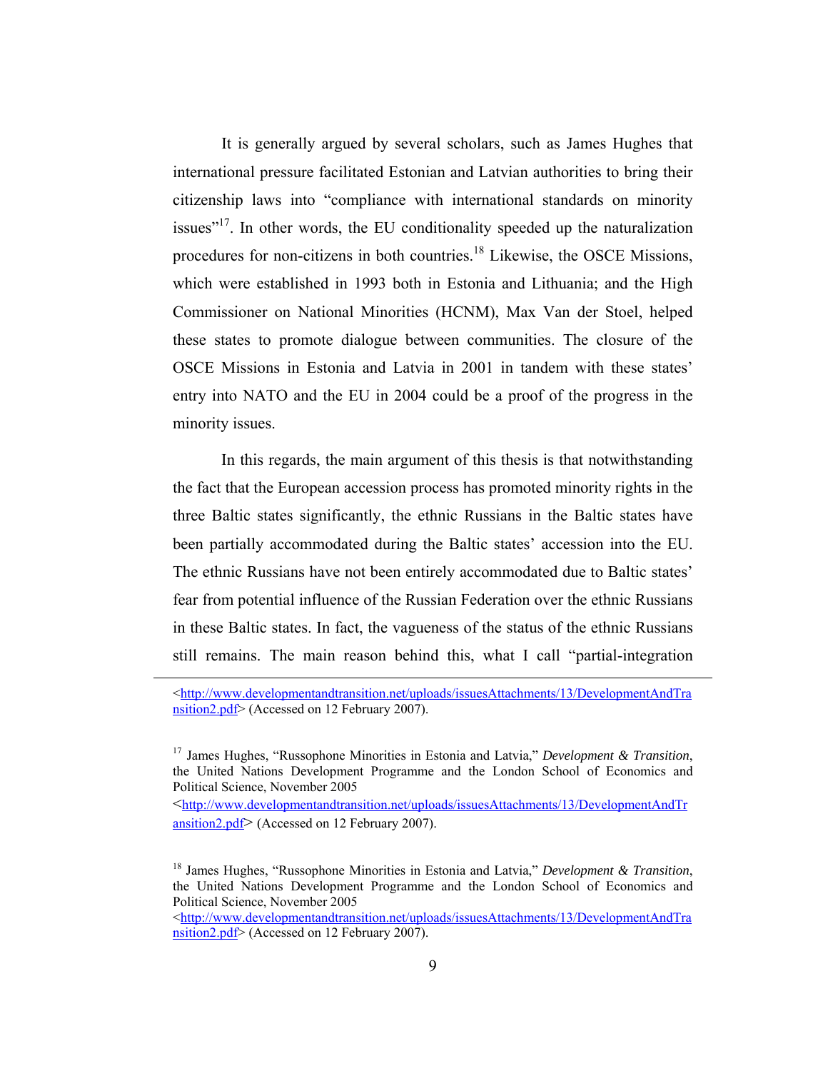It is generally argued by several scholars, such as James Hughes that international pressure facilitated Estonian and Latvian authorities to bring their citizenship laws into "compliance with international standards on minority issues"[17]. In other words, the EU conditionality speeded up the naturalization procedures for non-citizens in both countries.[18] Likewise, the OSCE Missions, which were established in 1993 both in Estonia and Lithuania; and the High Commissioner on National Minorities (HCNM), Max Van der Stoel, helped these states to promote dialogue between communities. The closure of the OSCE Missions in Estonia and Latvia in 2001 in tandem with these states' entry into NATO and the EU in 2004 could be a proof of the progress in the minority issues.

In this regards, the main argument of this thesis is that notwithstanding the fact that the European accession process has promoted minority rights in the three Baltic states significantly, the ethnic Russians in the Baltic states have been partially accommodated during the Baltic states' accession into the EU. The ethnic Russians have not been entirely accommodated due to Baltic states' fear from potential influence of the Russian Federation over the ethnic Russians in these Baltic states. In fact, the vagueness of the status of the ethnic Russians still remains. The main reason behind this, what I call "partial-integration

---

<http://www.developmentandtransition.net/uploads/issuesAttachments/13/DevelopmentAndTransition2.pdf> (Accessed on 12 February 2007).

[17] James Hughes, "Russophone Minorities in Estonia and Latvia," *Development & Transition*, the United Nations Development Programme and the London School of Economics and Political Science, November 2005 <http://www.developmentandtransition.net/uploads/issuesAttachments/13/DevelopmentAndTransition2.pdf> (Accessed on 12 February 2007).

[18] James Hughes, "Russophone Minorities in Estonia and Latvia," *Development & Transition*, the United Nations Development Programme and the London School of Economics and Political Science, November 2005 <http://www.developmentandtransition.net/uploads/issuesAttachments/13/DevelopmentAndTransition2.pdf> (Accessed on 12 February 2007).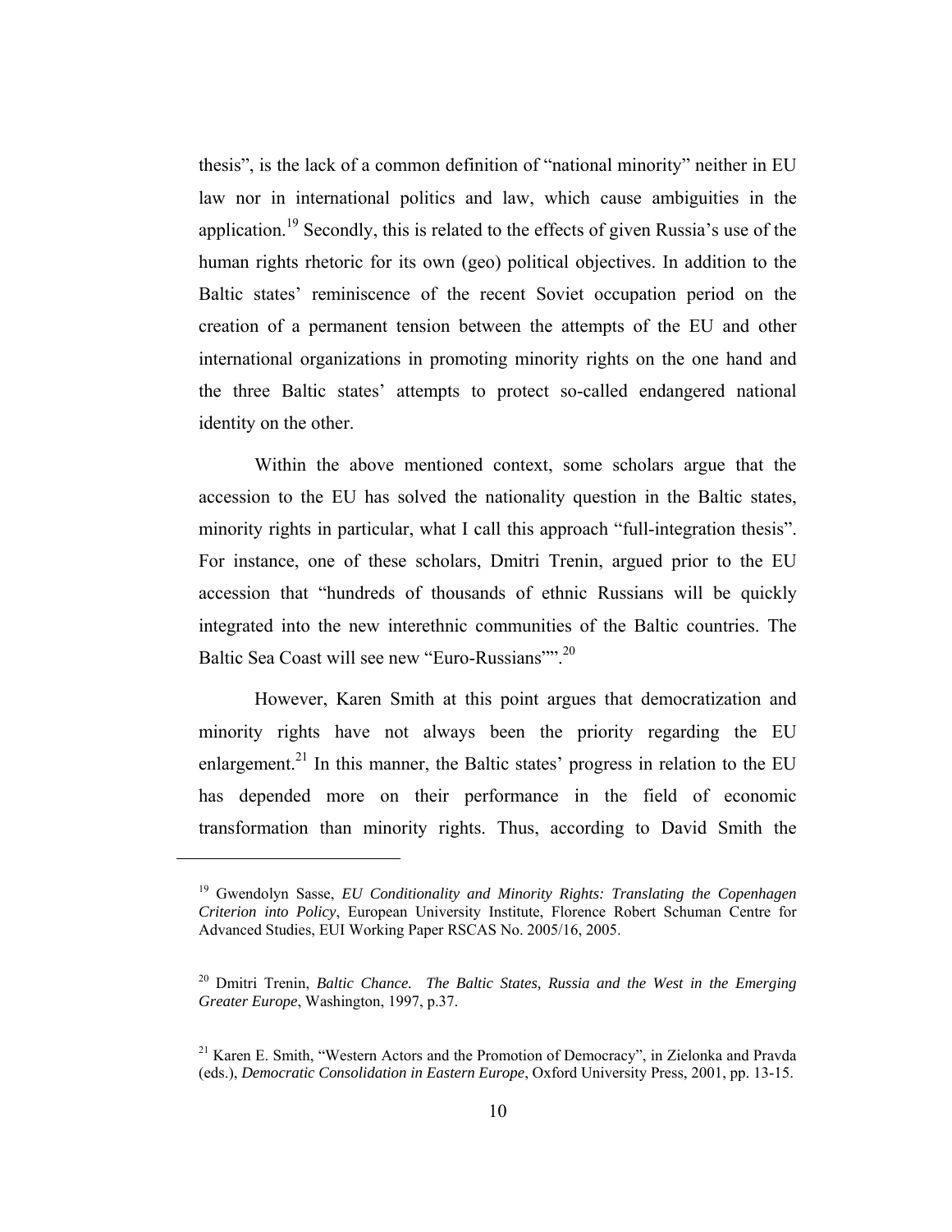thesis", is the lack of a common definition of "national minority" neither in EU law nor in international politics and law, which cause ambiguities in the application.[19] Secondly, this is related to the effects of given Russia's use of the human rights rhetoric for its own (geo) political objectives. In addition to the Baltic states' reminiscence of the recent Soviet occupation period on the creation of a permanent tension between the attempts of the EU and other international organizations in promoting minority rights on the one hand and the three Baltic states' attempts to protect so-called endangered national identity on the other.

Within the above mentioned context, some scholars argue that the accession to the EU has solved the nationality question in the Baltic states, minority rights in particular, what I call this approach "full-integration thesis". For instance, one of these scholars, Dmitri Trenin, argued prior to the EU accession that "hundreds of thousands of ethnic Russians will be quickly integrated into the new interethnic communities of the Baltic countries. The Baltic Sea Coast will see new "Euro-Russians"".[20]

However, Karen Smith at this point argues that democratization and minority rights have not always been the priority regarding the EU enlargement.[21] In this manner, the Baltic states' progress in relation to the EU has depended more on their performance in the field of economic transformation than minority rights. Thus, according to David Smith the

---

[19] Gwendolyn Sasse, *EU Conditionality and Minority Rights: Translating the Copenhagen Criterion into Policy*, European University Institute, Florence Robert Schuman Centre for Advanced Studies, EUI Working Paper RSCAS No. 2005/16, 2005.

[20] Dmitri Trenin, *Baltic Chance. The Baltic States, Russia and the West in the Emerging Greater Europe*, Washington, 1997, p.37.

[21] Karen E. Smith, "Western Actors and the Promotion of Democracy", in Zielonka and Pravda (eds.), *Democratic Consolidation in Eastern Europe*, Oxford University Press, 2001, pp. 13-15.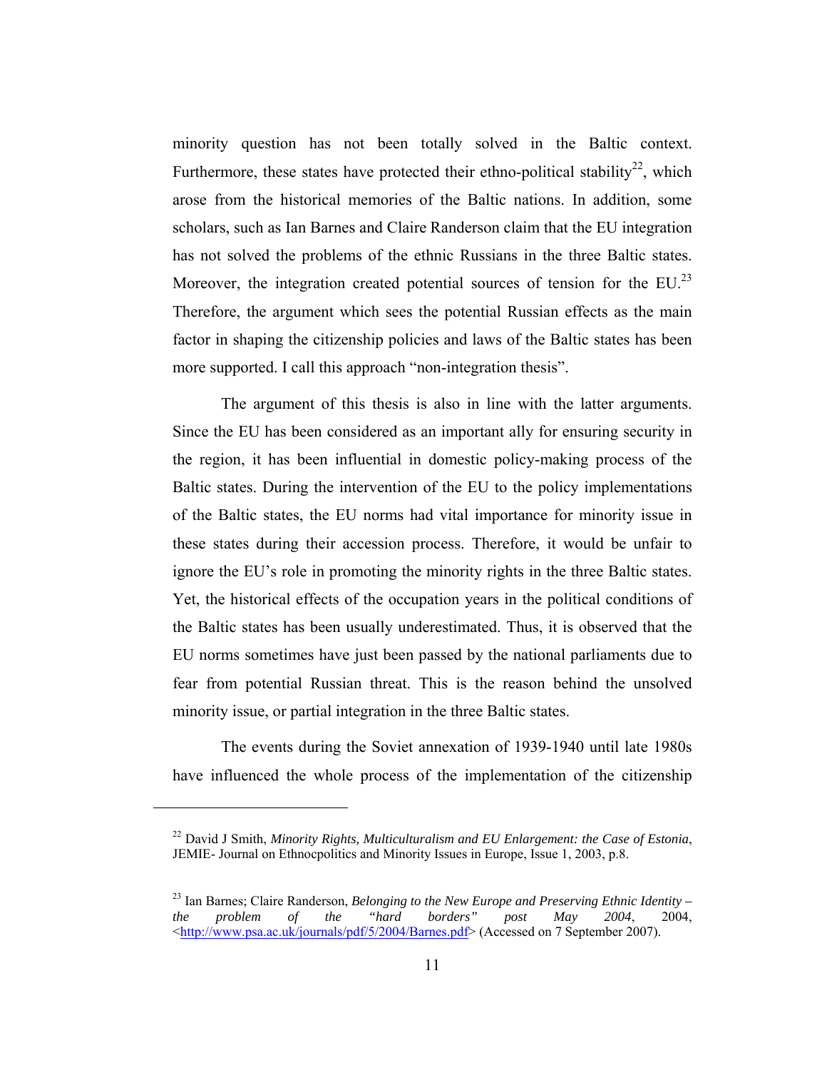minority question has not been totally solved in the Baltic context. Furthermore, these states have protected their ethno-political stability[22], which arose from the historical memories of the Baltic nations. In addition, some scholars, such as Ian Barnes and Claire Randerson claim that the EU integration has not solved the problems of the ethnic Russians in the three Baltic states. Moreover, the integration created potential sources of tension for the EU.[23] Therefore, the argument which sees the potential Russian effects as the main factor in shaping the citizenship policies and laws of the Baltic states has been more supported. I call this approach "non-integration thesis".

The argument of this thesis is also in line with the latter arguments. Since the EU has been considered as an important ally for ensuring security in the region, it has been influential in domestic policy-making process of the Baltic states. During the intervention of the EU to the policy implementations of the Baltic states, the EU norms had vital importance for minority issue in these states during their accession process. Therefore, it would be unfair to ignore the EU's role in promoting the minority rights in the three Baltic states. Yet, the historical effects of the occupation years in the political conditions of the Baltic states has been usually underestimated. Thus, it is observed that the EU norms sometimes have just been passed by the national parliaments due to fear from potential Russian threat. This is the reason behind the unsolved minority issue, or partial integration in the three Baltic states.

The events during the Soviet annexation of 1939-1940 until late 1980s have influenced the whole process of the implementation of the citizenship

---

[22] David J Smith, *Minority Rights, Multiculturalism and EU Enlargement: the Case of Estonia*, JEMIE- Journal on Ethnocpolitics and Minority Issues in Europe, Issue 1, 2003, p.8.

[23] Ian Barnes; Claire Randerson, *Belonging to the New Europe and Preserving Ethnic Identity – the problem of the "hard borders" post May 2004*, 2004, <http://www.psa.ac.uk/journals/pdf/5/2004/Barnes.pdf> (Accessed on 7 September 2007).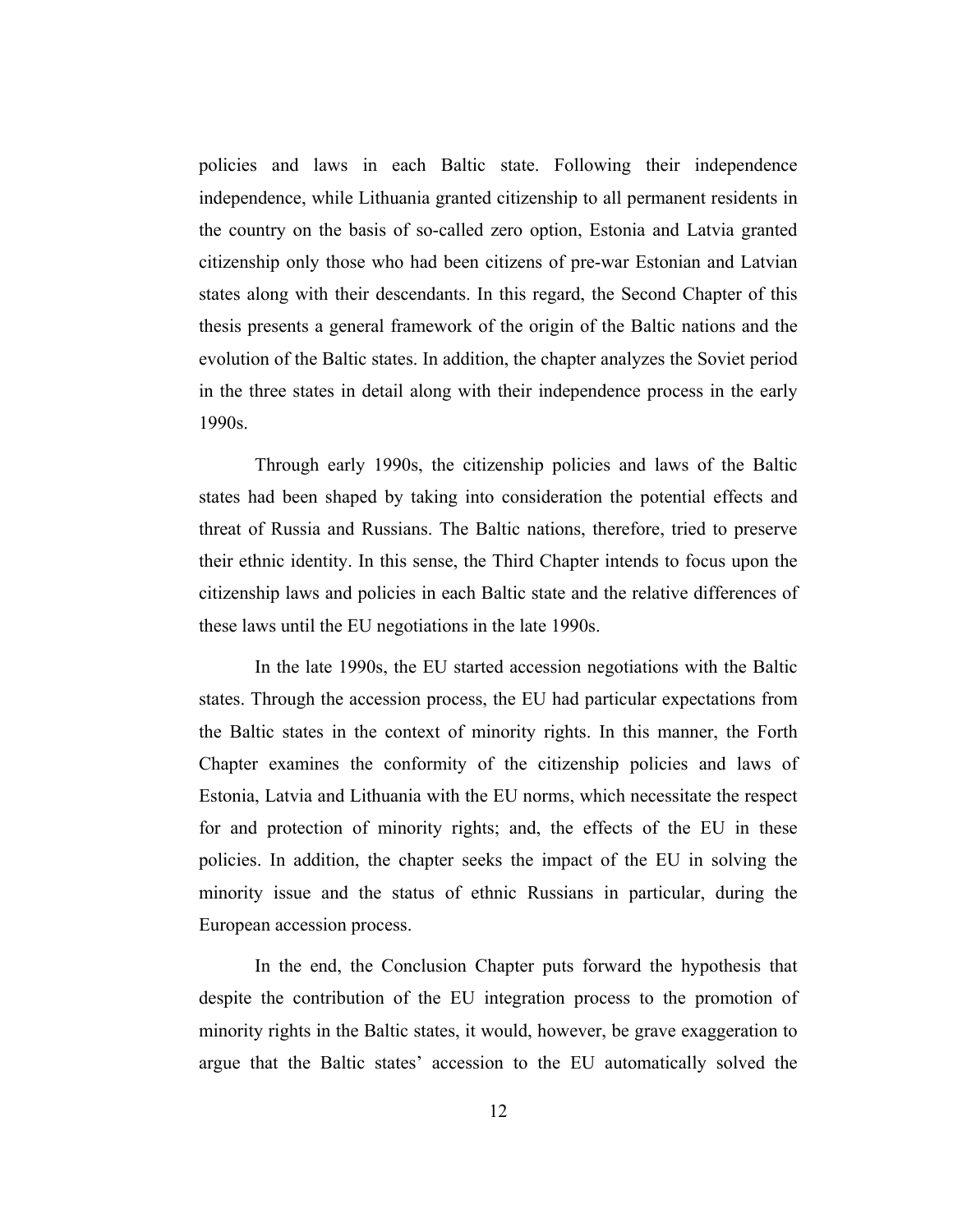policies and laws in each Baltic state. Following their independence independence, while Lithuania granted citizenship to all permanent residents in the country on the basis of so-called zero option, Estonia and Latvia granted citizenship only those who had been citizens of pre-war Estonian and Latvian states along with their descendants. In this regard, the Second Chapter of this thesis presents a general framework of the origin of the Baltic nations and the evolution of the Baltic states. In addition, the chapter analyzes the Soviet period in the three states in detail along with their independence process in the early 1990s.

Through early 1990s, the citizenship policies and laws of the Baltic states had been shaped by taking into consideration the potential effects and threat of Russia and Russians. The Baltic nations, therefore, tried to preserve their ethnic identity. In this sense, the Third Chapter intends to focus upon the citizenship laws and policies in each Baltic state and the relative differences of these laws until the EU negotiations in the late 1990s.

In the late 1990s, the EU started accession negotiations with the Baltic states. Through the accession process, the EU had particular expectations from the Baltic states in the context of minority rights. In this manner, the Forth Chapter examines the conformity of the citizenship policies and laws of Estonia, Latvia and Lithuania with the EU norms, which necessitate the respect for and protection of minority rights; and, the effects of the EU in these policies. In addition, the chapter seeks the impact of the EU in solving the minority issue and the status of ethnic Russians in particular, during the European accession process.

In the end, the Conclusion Chapter puts forward the hypothesis that despite the contribution of the EU integration process to the promotion of minority rights in the Baltic states, it would, however, be grave exaggeration to argue that the Baltic states' accession to the EU automatically solved the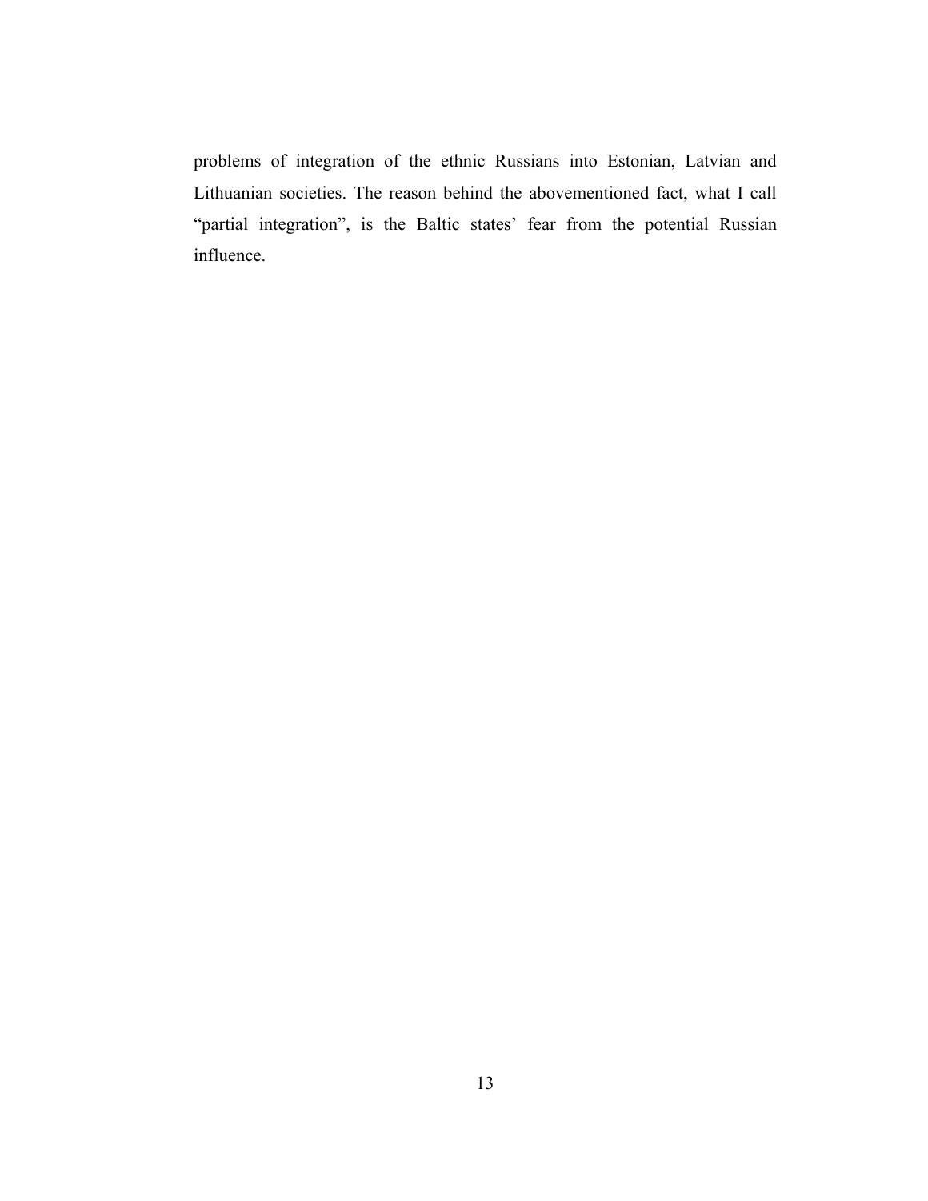problems of integration of the ethnic Russians into Estonian, Latvian and Lithuanian societies. The reason behind the abovementioned fact, what I call "partial integration", is the Baltic states' fear from the potential Russian influence.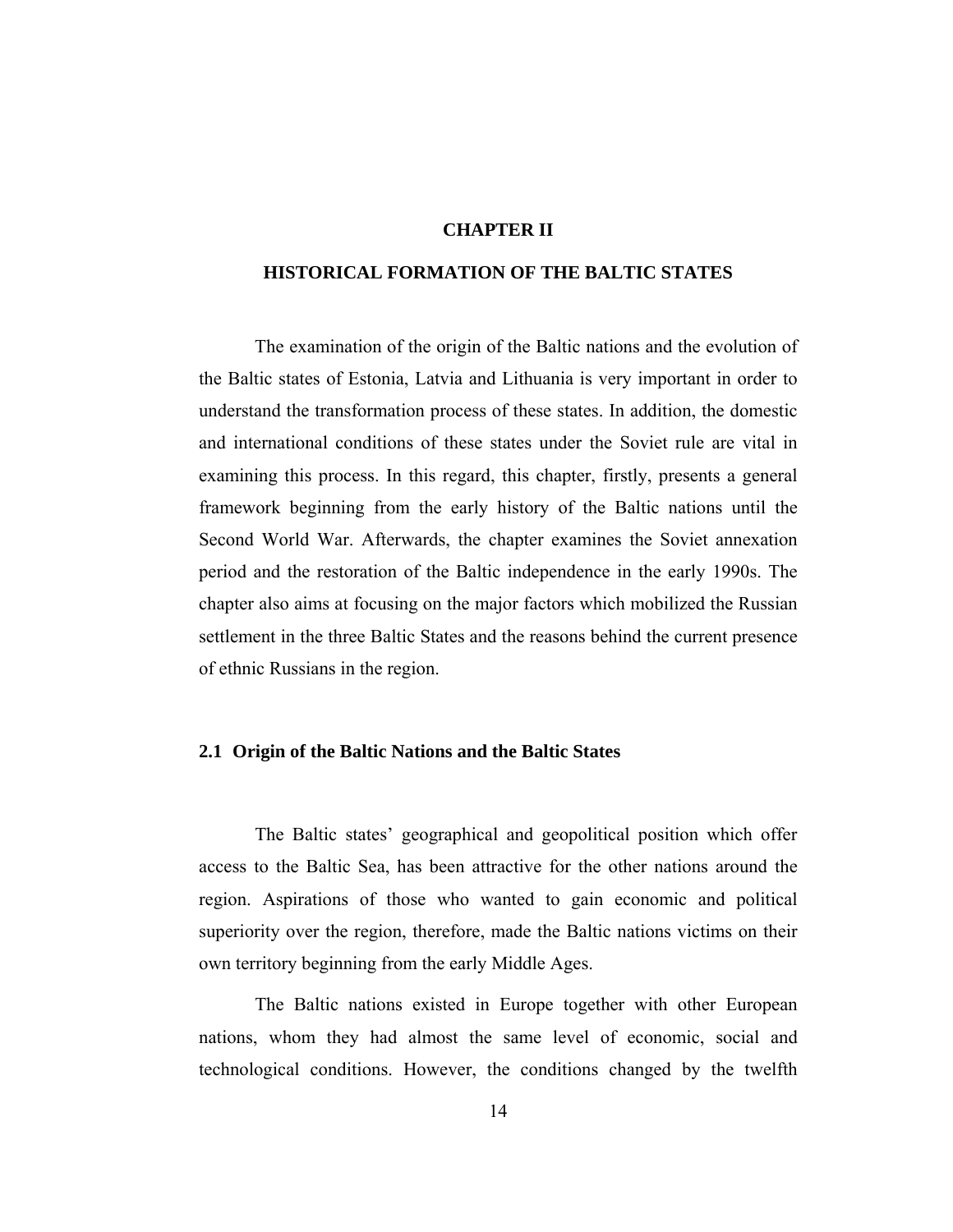# CHAPTER II

# HISTORICAL FORMATION OF THE BALTIC STATES

The examination of the origin of the Baltic nations and the evolution of the Baltic states of Estonia, Latvia and Lithuania is very important in order to understand the transformation process of these states. In addition, the domestic and international conditions of these states under the Soviet rule are vital in examining this process. In this regard, this chapter, firstly, presents a general framework beginning from the early history of the Baltic nations until the Second World War. Afterwards, the chapter examines the Soviet annexation period and the restoration of the Baltic independence in the early 1990s. The chapter also aims at focusing on the major factors which mobilized the Russian settlement in the three Baltic States and the reasons behind the current presence of ethnic Russians in the region.

## 2.1 Origin of the Baltic Nations and the Baltic States

The Baltic states' geographical and geopolitical position which offer access to the Baltic Sea, has been attractive for the other nations around the region. Aspirations of those who wanted to gain economic and political superiority over the region, therefore, made the Baltic nations victims on their own territory beginning from the early Middle Ages.

The Baltic nations existed in Europe together with other European nations, whom they had almost the same level of economic, social and technological conditions. However, the conditions changed by the twelfth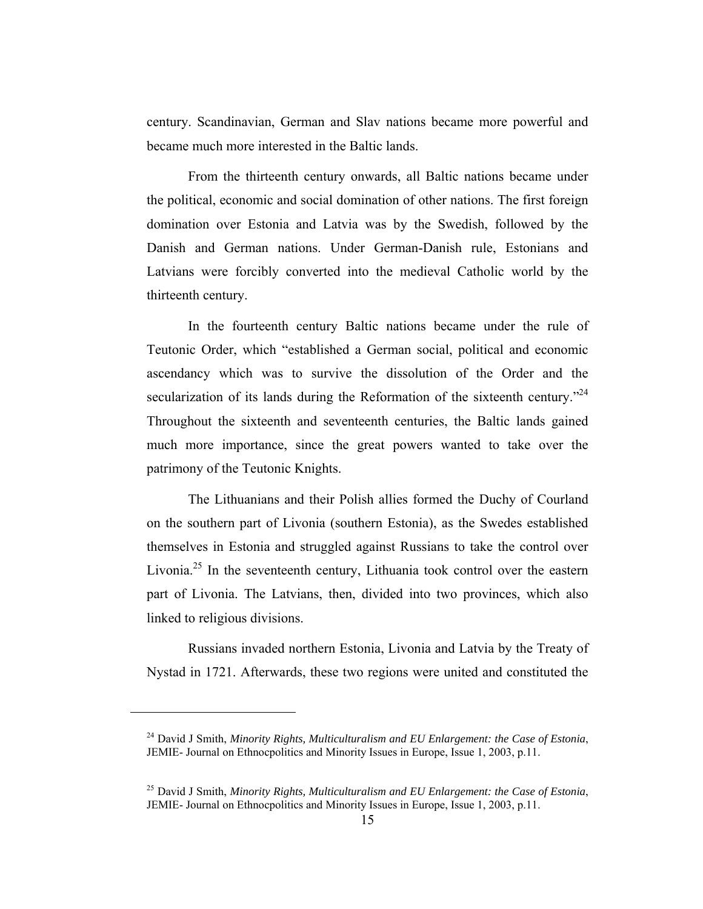century. Scandinavian, German and Slav nations became more powerful and became much more interested in the Baltic lands.

From the thirteenth century onwards, all Baltic nations became under the political, economic and social domination of other nations. The first foreign domination over Estonia and Latvia was by the Swedish, followed by the Danish and German nations. Under German-Danish rule, Estonians and Latvians were forcibly converted into the medieval Catholic world by the thirteenth century.

In the fourteenth century Baltic nations became under the rule of Teutonic Order, which "established a German social, political and economic ascendancy which was to survive the dissolution of the Order and the secularization of its lands during the Reformation of the sixteenth century."[24] Throughout the sixteenth and seventeenth centuries, the Baltic lands gained much more importance, since the great powers wanted to take over the patrimony of the Teutonic Knights.

The Lithuanians and their Polish allies formed the Duchy of Courland on the southern part of Livonia (southern Estonia), as the Swedes established themselves in Estonia and struggled against Russians to take the control over Livonia.[25] In the seventeenth century, Lithuania took control over the eastern part of Livonia. The Latvians, then, divided into two provinces, which also linked to religious divisions.

Russians invaded northern Estonia, Livonia and Latvia by the Treaty of Nystad in 1721. Afterwards, these two regions were united and constituted the

---

[24] David J Smith, *Minority Rights, Multiculturalism and EU Enlargement: the Case of Estonia*, JEMIE- Journal on Ethnocpolitics and Minority Issues in Europe, Issue 1, 2003, p.11.

[25] David J Smith, *Minority Rights, Multiculturalism and EU Enlargement: the Case of Estonia*, JEMIE- Journal on Ethnocpolitics and Minority Issues in Europe, Issue 1, 2003, p.11.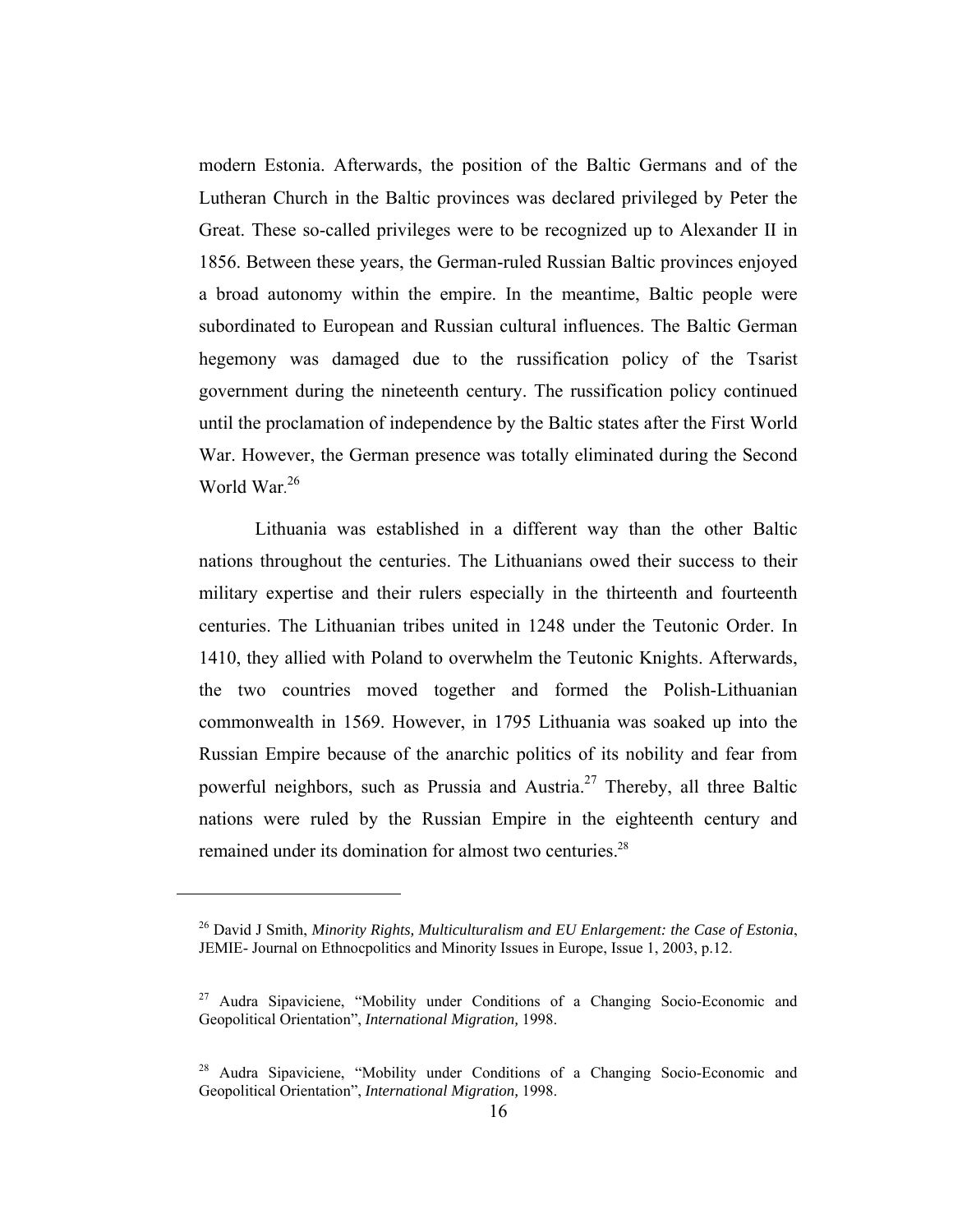modern Estonia. Afterwards, the position of the Baltic Germans and of the Lutheran Church in the Baltic provinces was declared privileged by Peter the Great. These so-called privileges were to be recognized up to Alexander II in 1856. Between these years, the German-ruled Russian Baltic provinces enjoyed a broad autonomy within the empire. In the meantime, Baltic people were subordinated to European and Russian cultural influences. The Baltic German hegemony was damaged due to the russification policy of the Tsarist government during the nineteenth century. The russification policy continued until the proclamation of independence by the Baltic states after the First World War. However, the German presence was totally eliminated during the Second World War.[26]

Lithuania was established in a different way than the other Baltic nations throughout the centuries. The Lithuanians owed their success to their military expertise and their rulers especially in the thirteenth and fourteenth centuries. The Lithuanian tribes united in 1248 under the Teutonic Order. In 1410, they allied with Poland to overwhelm the Teutonic Knights. Afterwards, the two countries moved together and formed the Polish-Lithuanian commonwealth in 1569. However, in 1795 Lithuania was soaked up into the Russian Empire because of the anarchic politics of its nobility and fear from powerful neighbors, such as Prussia and Austria.[27] Thereby, all three Baltic nations were ruled by the Russian Empire in the eighteenth century and remained under its domination for almost two centuries.[28]

---

[26] David J Smith, *Minority Rights, Multiculturalism and EU Enlargement: the Case of Estonia*, JEMIE- Journal on Ethnocpolitics and Minority Issues in Europe, Issue 1, 2003, p.12.

[27] Audra Sipaviciene, "Mobility under Conditions of a Changing Socio-Economic and Geopolitical Orientation", *International Migration,* 1998.

[28] Audra Sipaviciene, "Mobility under Conditions of a Changing Socio-Economic and Geopolitical Orientation", *International Migration,* 1998.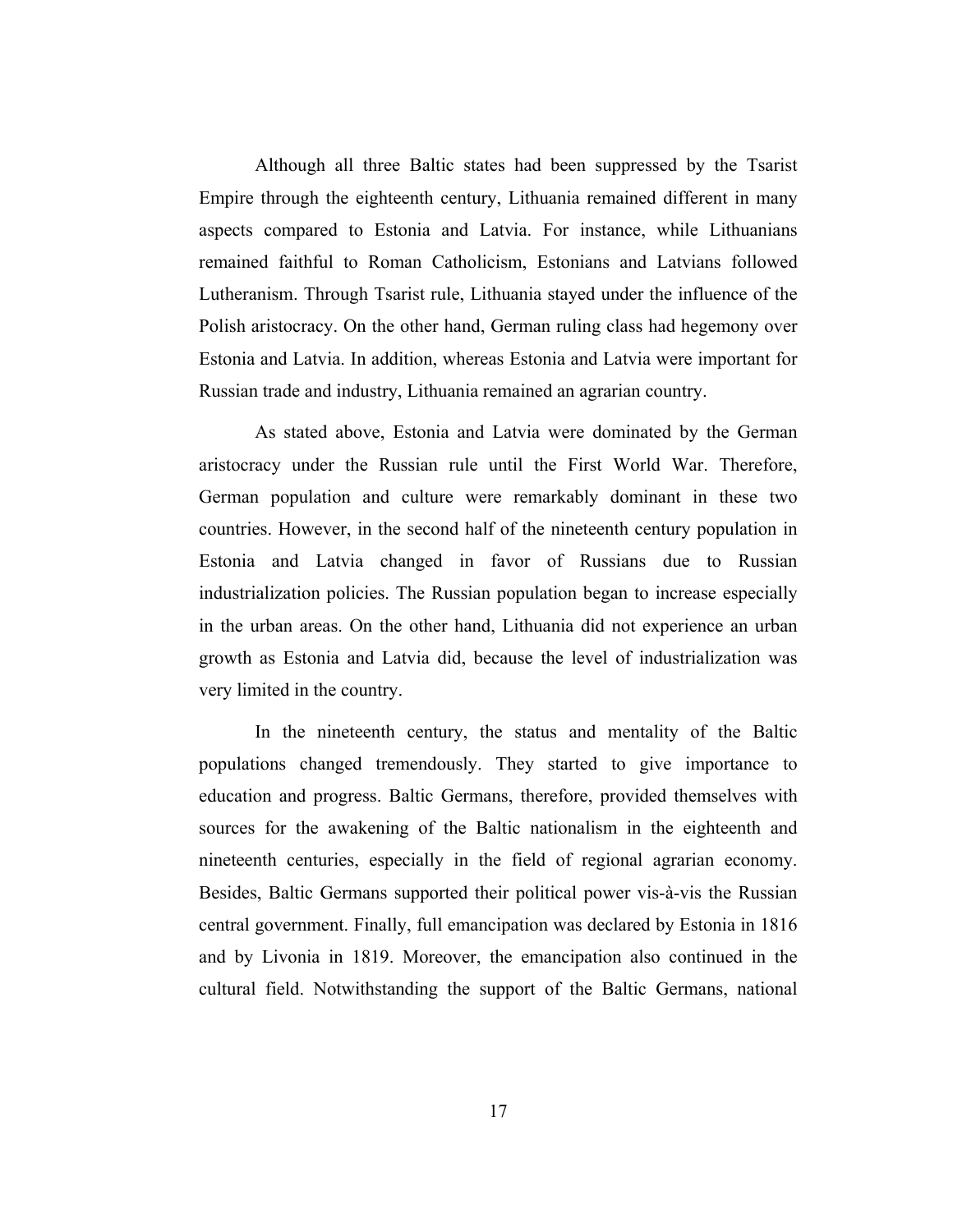Although all three Baltic states had been suppressed by the Tsarist Empire through the eighteenth century, Lithuania remained different in many aspects compared to Estonia and Latvia. For instance, while Lithuanians remained faithful to Roman Catholicism, Estonians and Latvians followed Lutheranism. Through Tsarist rule, Lithuania stayed under the influence of the Polish aristocracy. On the other hand, German ruling class had hegemony over Estonia and Latvia. In addition, whereas Estonia and Latvia were important for Russian trade and industry, Lithuania remained an agrarian country.

As stated above, Estonia and Latvia were dominated by the German aristocracy under the Russian rule until the First World War. Therefore, German population and culture were remarkably dominant in these two countries. However, in the second half of the nineteenth century population in Estonia and Latvia changed in favor of Russians due to Russian industrialization policies. The Russian population began to increase especially in the urban areas. On the other hand, Lithuania did not experience an urban growth as Estonia and Latvia did, because the level of industrialization was very limited in the country.

In the nineteenth century, the status and mentality of the Baltic populations changed tremendously. They started to give importance to education and progress. Baltic Germans, therefore, provided themselves with sources for the awakening of the Baltic nationalism in the eighteenth and nineteenth centuries, especially in the field of regional agrarian economy. Besides, Baltic Germans supported their political power vis-à-vis the Russian central government. Finally, full emancipation was declared by Estonia in 1816 and by Livonia in 1819. Moreover, the emancipation also continued in the cultural field. Notwithstanding the support of the Baltic Germans, national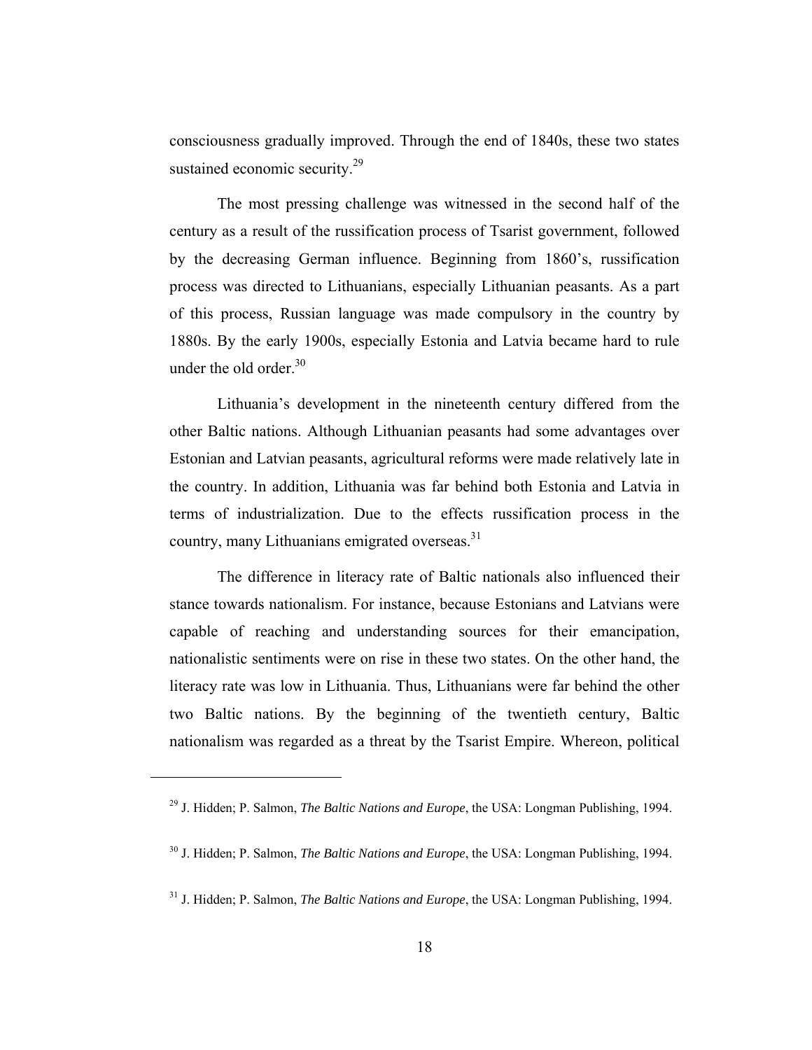consciousness gradually improved. Through the end of 1840s, these two states sustained economic security.[29]

The most pressing challenge was witnessed in the second half of the century as a result of the russification process of Tsarist government, followed by the decreasing German influence. Beginning from 1860's, russification process was directed to Lithuanians, especially Lithuanian peasants. As a part of this process, Russian language was made compulsory in the country by 1880s. By the early 1900s, especially Estonia and Latvia became hard to rule under the old order.[30]

Lithuania's development in the nineteenth century differed from the other Baltic nations. Although Lithuanian peasants had some advantages over Estonian and Latvian peasants, agricultural reforms were made relatively late in the country. In addition, Lithuania was far behind both Estonia and Latvia in terms of industrialization. Due to the effects russification process in the country, many Lithuanians emigrated overseas.[31]

The difference in literacy rate of Baltic nationals also influenced their stance towards nationalism. For instance, because Estonians and Latvians were capable of reaching and understanding sources for their emancipation, nationalistic sentiments were on rise in these two states. On the other hand, the literacy rate was low in Lithuania. Thus, Lithuanians were far behind the other two Baltic nations. By the beginning of the twentieth century, Baltic nationalism was regarded as a threat by the Tsarist Empire. Whereon, political

---

[29] J. Hidden; P. Salmon, *The Baltic Nations and Europe*, the USA: Longman Publishing, 1994.

[30] J. Hidden; P. Salmon, *The Baltic Nations and Europe*, the USA: Longman Publishing, 1994.

[31] J. Hidden; P. Salmon, *The Baltic Nations and Europe*, the USA: Longman Publishing, 1994.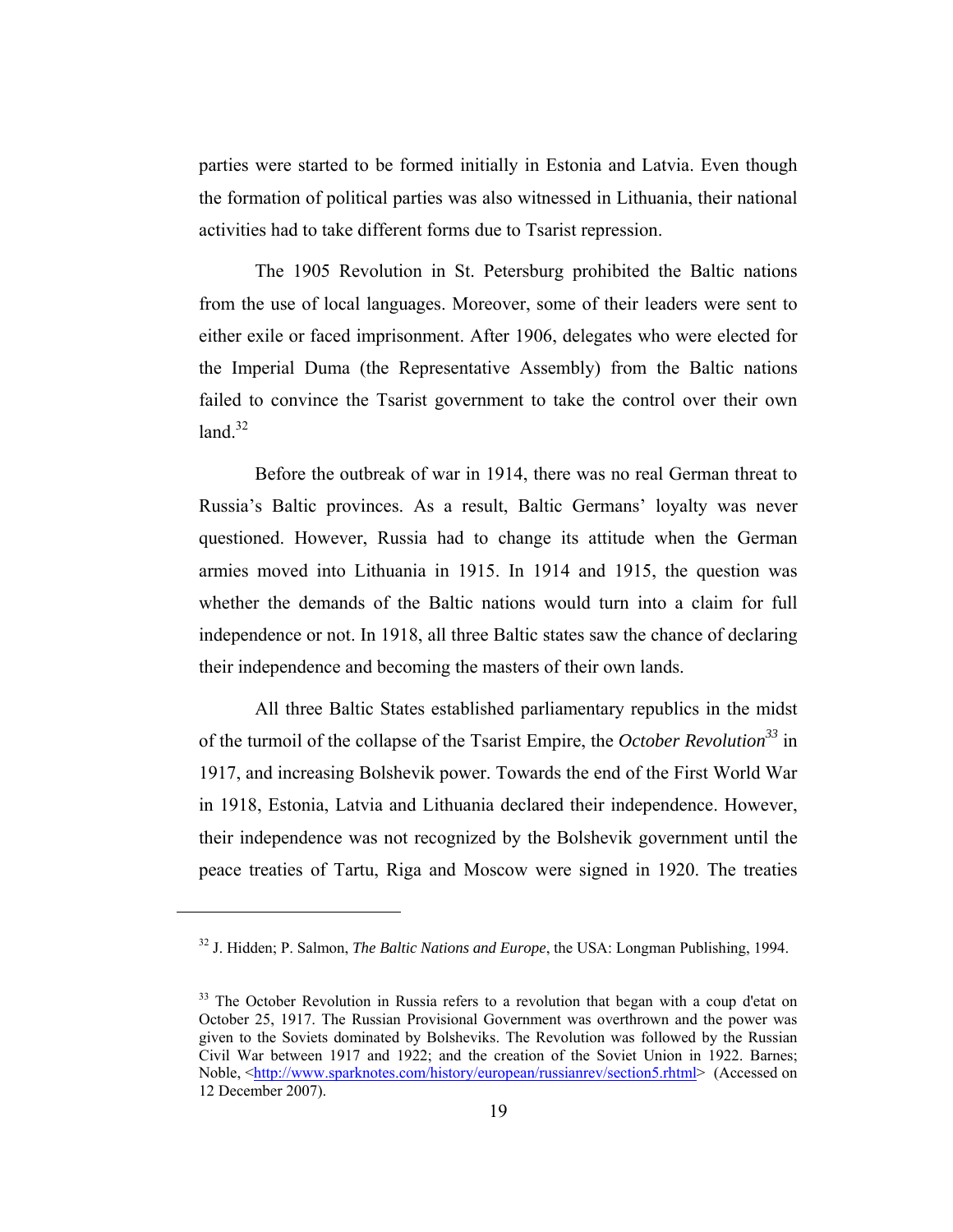parties were started to be formed initially in Estonia and Latvia. Even though the formation of political parties was also witnessed in Lithuania, their national activities had to take different forms due to Tsarist repression.

The 1905 Revolution in St. Petersburg prohibited the Baltic nations from the use of local languages. Moreover, some of their leaders were sent to either exile or faced imprisonment. After 1906, delegates who were elected for the Imperial Duma (the Representative Assembly) from the Baltic nations failed to convince the Tsarist government to take the control over their own land.[32]

Before the outbreak of war in 1914, there was no real German threat to Russia's Baltic provinces. As a result, Baltic Germans' loyalty was never questioned. However, Russia had to change its attitude when the German armies moved into Lithuania in 1915. In 1914 and 1915, the question was whether the demands of the Baltic nations would turn into a claim for full independence or not. In 1918, all three Baltic states saw the chance of declaring their independence and becoming the masters of their own lands.

All three Baltic States established parliamentary republics in the midst of the turmoil of the collapse of the Tsarist Empire, the *October Revolution*[33] in 1917, and increasing Bolshevik power. Towards the end of the First World War in 1918, Estonia, Latvia and Lithuania declared their independence. However, their independence was not recognized by the Bolshevik government until the peace treaties of Tartu, Riga and Moscow were signed in 1920. The treaties

---

[32] J. Hidden; P. Salmon, *The Baltic Nations and Europe*, the USA: Longman Publishing, 1994.

[33] The October Revolution in Russia refers to a revolution that began with a coup d'etat on October 25, 1917. The Russian Provisional Government was overthrown and the power was given to the Soviets dominated by Bolsheviks. The Revolution was followed by the Russian Civil War between 1917 and 1922; and the creation of the Soviet Union in 1922. Barnes; Noble, <http://www.sparknotes.com/history/european/russianrev/section5.rhtml> (Accessed on 12 December 2007).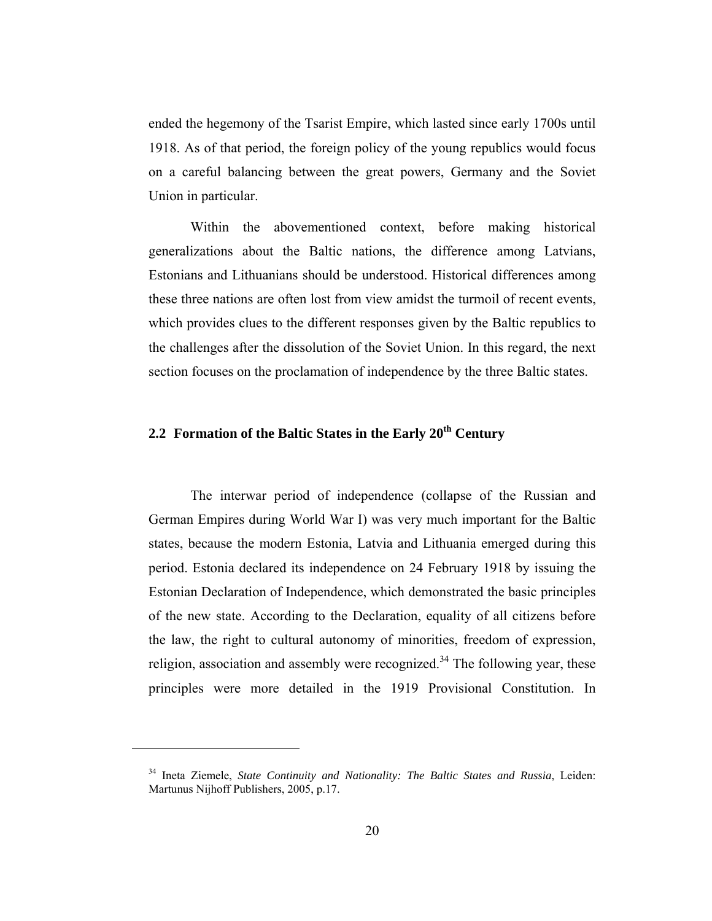ended the hegemony of the Tsarist Empire, which lasted since early 1700s until 1918. As of that period, the foreign policy of the young republics would focus on a careful balancing between the great powers, Germany and the Soviet Union in particular.

Within the abovementioned context, before making historical generalizations about the Baltic nations, the difference among Latvians, Estonians and Lithuanians should be understood. Historical differences among these three nations are often lost from view amidst the turmoil of recent events, which provides clues to the different responses given by the Baltic republics to the challenges after the dissolution of the Soviet Union. In this regard, the next section focuses on the proclamation of independence by the three Baltic states.

## 2.2 Formation of the Baltic States in the Early 20th Century

The interwar period of independence (collapse of the Russian and German Empires during World War I) was very much important for the Baltic states, because the modern Estonia, Latvia and Lithuania emerged during this period. Estonia declared its independence on 24 February 1918 by issuing the Estonian Declaration of Independence, which demonstrated the basic principles of the new state. According to the Declaration, equality of all citizens before the law, the right to cultural autonomy of minorities, freedom of expression, religion, association and assembly were recognized.[34] The following year, these principles were more detailed in the 1919 Provisional Constitution. In

---

[34] Ineta Ziemele, *State Continuity and Nationality: The Baltic States and Russia*, Leiden: Martunus Nijhoff Publishers, 2005, p.17.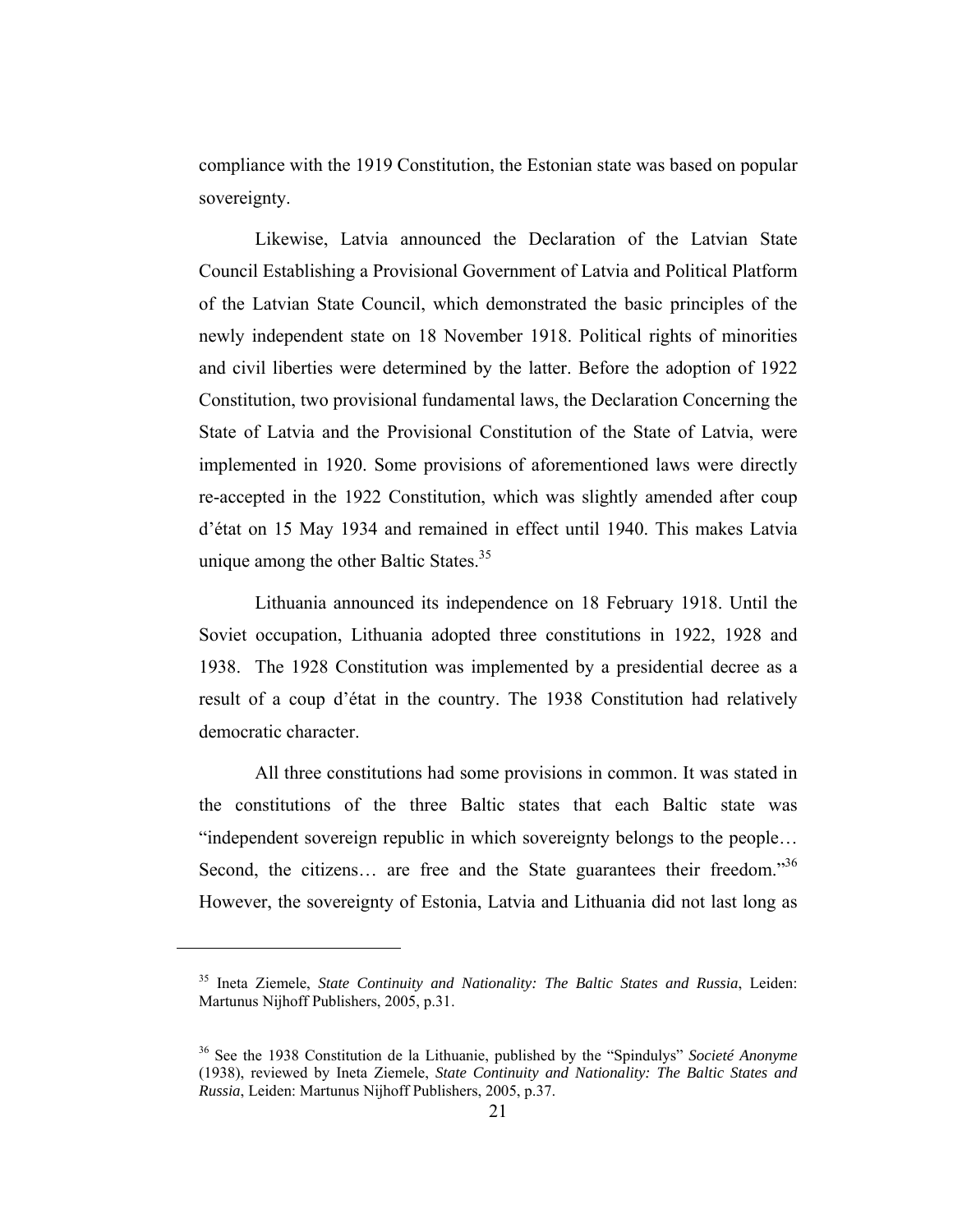compliance with the 1919 Constitution, the Estonian state was based on popular sovereignty.

Likewise, Latvia announced the Declaration of the Latvian State Council Establishing a Provisional Government of Latvia and Political Platform of the Latvian State Council, which demonstrated the basic principles of the newly independent state on 18 November 1918. Political rights of minorities and civil liberties were determined by the latter. Before the adoption of 1922 Constitution, two provisional fundamental laws, the Declaration Concerning the State of Latvia and the Provisional Constitution of the State of Latvia, were implemented in 1920. Some provisions of aforementioned laws were directly re-accepted in the 1922 Constitution, which was slightly amended after coup d'état on 15 May 1934 and remained in effect until 1940. This makes Latvia unique among the other Baltic States.[35]

Lithuania announced its independence on 18 February 1918. Until the Soviet occupation, Lithuania adopted three constitutions in 1922, 1928 and 1938. The 1928 Constitution was implemented by a presidential decree as a result of a coup d'état in the country. The 1938 Constitution had relatively democratic character.

All three constitutions had some provisions in common. It was stated in the constitutions of the three Baltic states that each Baltic state was "independent sovereign republic in which sovereignty belongs to the people… Second, the citizens… are free and the State guarantees their freedom."[36] However, the sovereignty of Estonia, Latvia and Lithuania did not last long as

---

[35] Ineta Ziemele, *State Continuity and Nationality: The Baltic States and Russia*, Leiden: Martunus Nijhoff Publishers, 2005, p.31.

[36] See the 1938 Constitution de la Lithuanie, published by the "Spindulys" *Societé Anonyme* (1938), reviewed by Ineta Ziemele, *State Continuity and Nationality: The Baltic States and Russia*, Leiden: Martunus Nijhoff Publishers, 2005, p.37.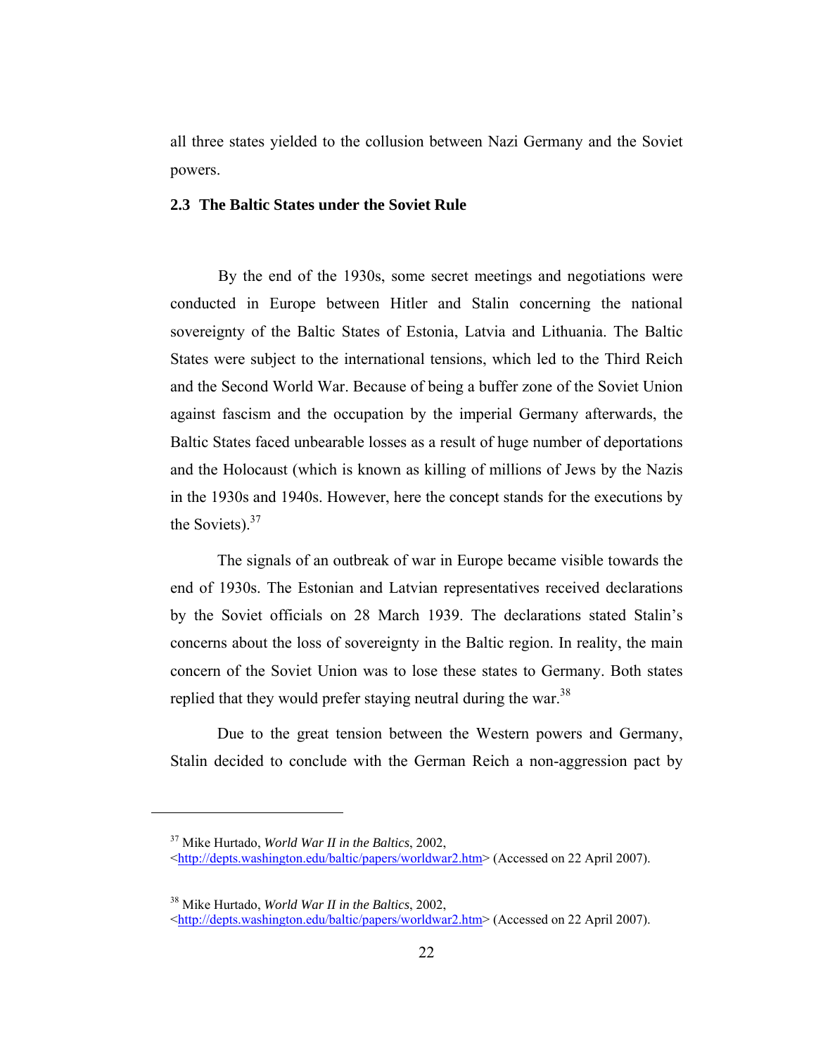all three states yielded to the collusion between Nazi Germany and the Soviet powers.

### 2.3 The Baltic States under the Soviet Rule

By the end of the 1930s, some secret meetings and negotiations were conducted in Europe between Hitler and Stalin concerning the national sovereignty of the Baltic States of Estonia, Latvia and Lithuania. The Baltic States were subject to the international tensions, which led to the Third Reich and the Second World War. Because of being a buffer zone of the Soviet Union against fascism and the occupation by the imperial Germany afterwards, the Baltic States faced unbearable losses as a result of huge number of deportations and the Holocaust (which is known as killing of millions of Jews by the Nazis in the 1930s and 1940s. However, here the concept stands for the executions by the Soviets).[37]

The signals of an outbreak of war in Europe became visible towards the end of 1930s. The Estonian and Latvian representatives received declarations by the Soviet officials on 28 March 1939. The declarations stated Stalin's concerns about the loss of sovereignty in the Baltic region. In reality, the main concern of the Soviet Union was to lose these states to Germany. Both states replied that they would prefer staying neutral during the war.[38]

Due to the great tension between the Western powers and Germany, Stalin decided to conclude with the German Reich a non-aggression pact by

---

[37] Mike Hurtado, *World War II in the Baltics*, 2002, <http://depts.washington.edu/baltic/papers/worldwar2.htm> (Accessed on 22 April 2007).

[38] Mike Hurtado, *World War II in the Baltics*, 2002, <http://depts.washington.edu/baltic/papers/worldwar2.htm> (Accessed on 22 April 2007).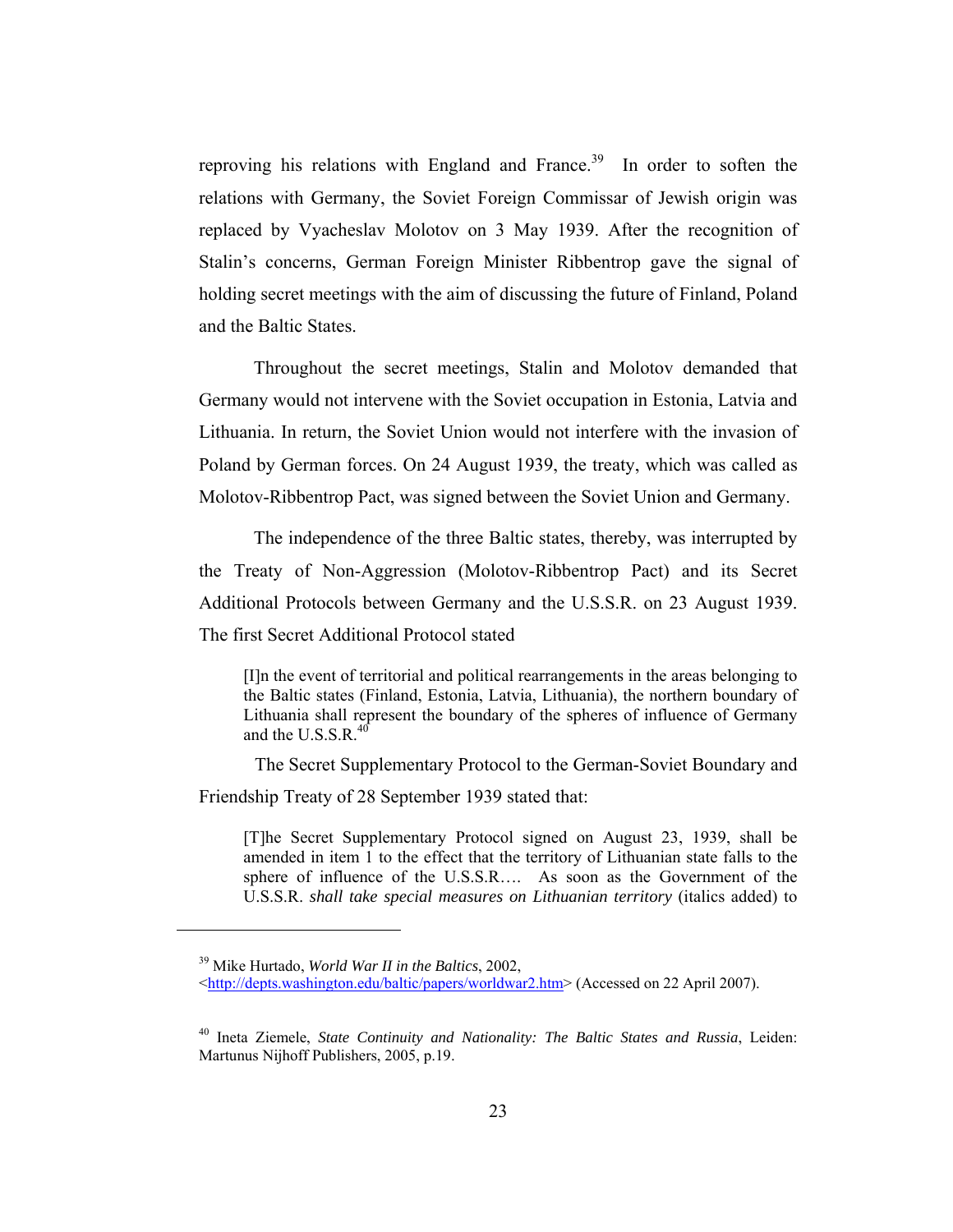reproving his relations with England and France.[39] In order to soften the relations with Germany, the Soviet Foreign Commissar of Jewish origin was replaced by Vyacheslav Molotov on 3 May 1939. After the recognition of Stalin's concerns, German Foreign Minister Ribbentrop gave the signal of holding secret meetings with the aim of discussing the future of Finland, Poland and the Baltic States.

Throughout the secret meetings, Stalin and Molotov demanded that Germany would not intervene with the Soviet occupation in Estonia, Latvia and Lithuania. In return, the Soviet Union would not interfere with the invasion of Poland by German forces. On 24 August 1939, the treaty, which was called as Molotov-Ribbentrop Pact, was signed between the Soviet Union and Germany.

The independence of the three Baltic states, thereby, was interrupted by the Treaty of Non-Aggression (Molotov-Ribbentrop Pact) and its Secret Additional Protocols between Germany and the U.S.S.R. on 23 August 1939. The first Secret Additional Protocol stated

> [I]n the event of territorial and political rearrangements in the areas belonging to the Baltic states (Finland, Estonia, Latvia, Lithuania), the northern boundary of Lithuania shall represent the boundary of the spheres of influence of Germany and the U.S.S.R.[40]

The Secret Supplementary Protocol to the German-Soviet Boundary and Friendship Treaty of 28 September 1939 stated that:

> [T]he Secret Supplementary Protocol signed on August 23, 1939, shall be amended in item 1 to the effect that the territory of Lithuanian state falls to the sphere of influence of the U.S.S.R…. As soon as the Government of the U.S.S.R. *shall take special measures on Lithuanian territory* (italics added) to

---

[39] Mike Hurtado, *World War II in the Baltics*, 2002, <http://depts.washington.edu/baltic/papers/worldwar2.htm> (Accessed on 22 April 2007).

[40] Ineta Ziemele, *State Continuity and Nationality: The Baltic States and Russia*, Leiden: Martunus Nijhoff Publishers, 2005, p.19.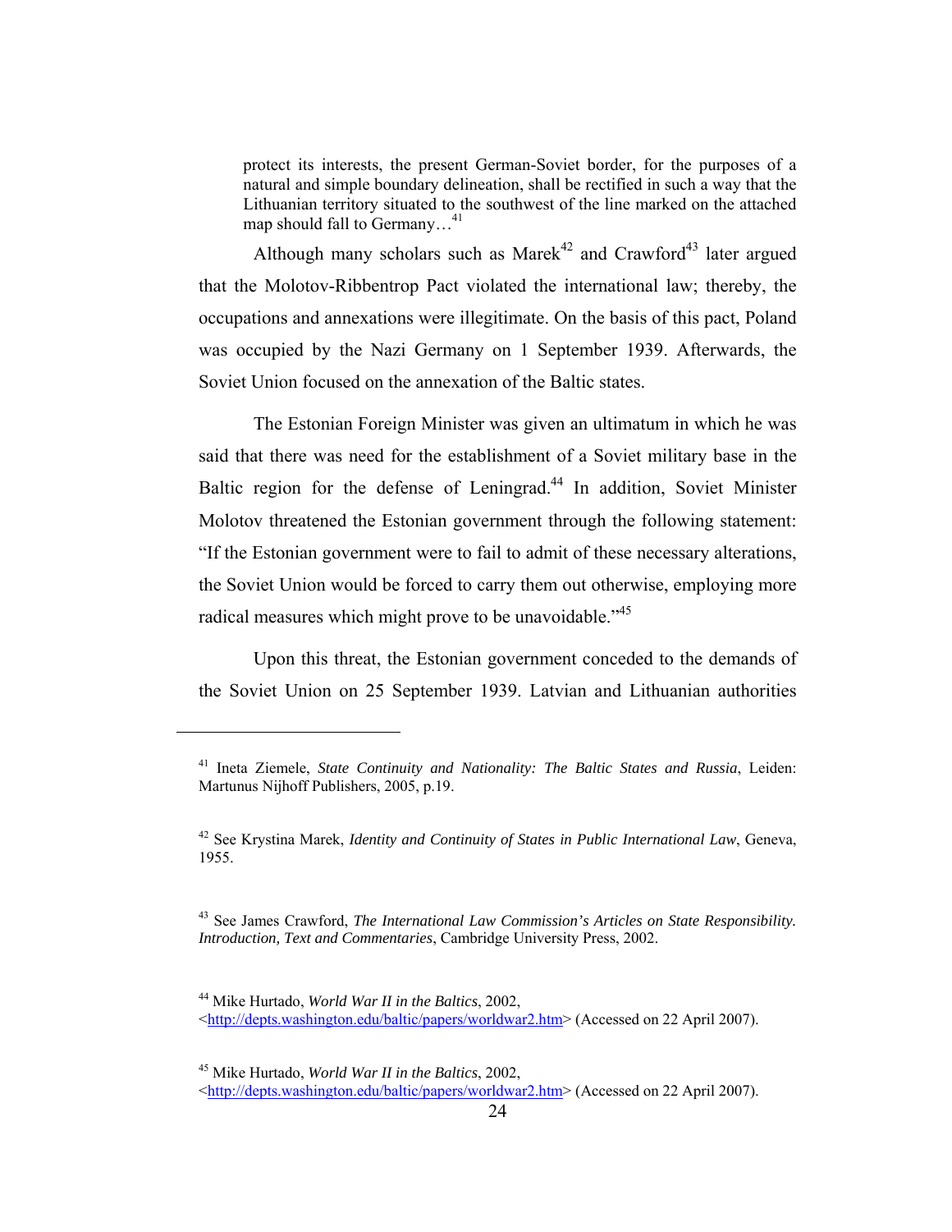> protect its interests, the present German-Soviet border, for the purposes of a natural and simple boundary delineation, shall be rectified in such a way that the Lithuanian territory situated to the southwest of the line marked on the attached map should fall to Germany…[41]

Although many scholars such as Marek[42] and Crawford[43] later argued that the Molotov-Ribbentrop Pact violated the international law; thereby, the occupations and annexations were illegitimate. On the basis of this pact, Poland was occupied by the Nazi Germany on 1 September 1939. Afterwards, the Soviet Union focused on the annexation of the Baltic states.

The Estonian Foreign Minister was given an ultimatum in which he was said that there was need for the establishment of a Soviet military base in the Baltic region for the defense of Leningrad.[44] In addition, Soviet Minister Molotov threatened the Estonian government through the following statement: "If the Estonian government were to fail to admit of these necessary alterations, the Soviet Union would be forced to carry them out otherwise, employing more radical measures which might prove to be unavoidable."[45]

Upon this threat, the Estonian government conceded to the demands of the Soviet Union on 25 September 1939. Latvian and Lithuanian authorities

---

[41] Ineta Ziemele, *State Continuity and Nationality: The Baltic States and Russia*, Leiden: Martunus Nijhoff Publishers, 2005, p.19.

[42] See Krystina Marek, *Identity and Continuity of States in Public International Law*, Geneva, 1955.

[43] See James Crawford, *The International Law Commission's Articles on State Responsibility. Introduction, Text and Commentaries*, Cambridge University Press, 2002.

[44] Mike Hurtado, *World War II in the Baltics*, 2002, <http://depts.washington.edu/baltic/papers/worldwar2.htm> (Accessed on 22 April 2007).

[45] Mike Hurtado, *World War II in the Baltics*, 2002, <http://depts.washington.edu/baltic/papers/worldwar2.htm> (Accessed on 22 April 2007).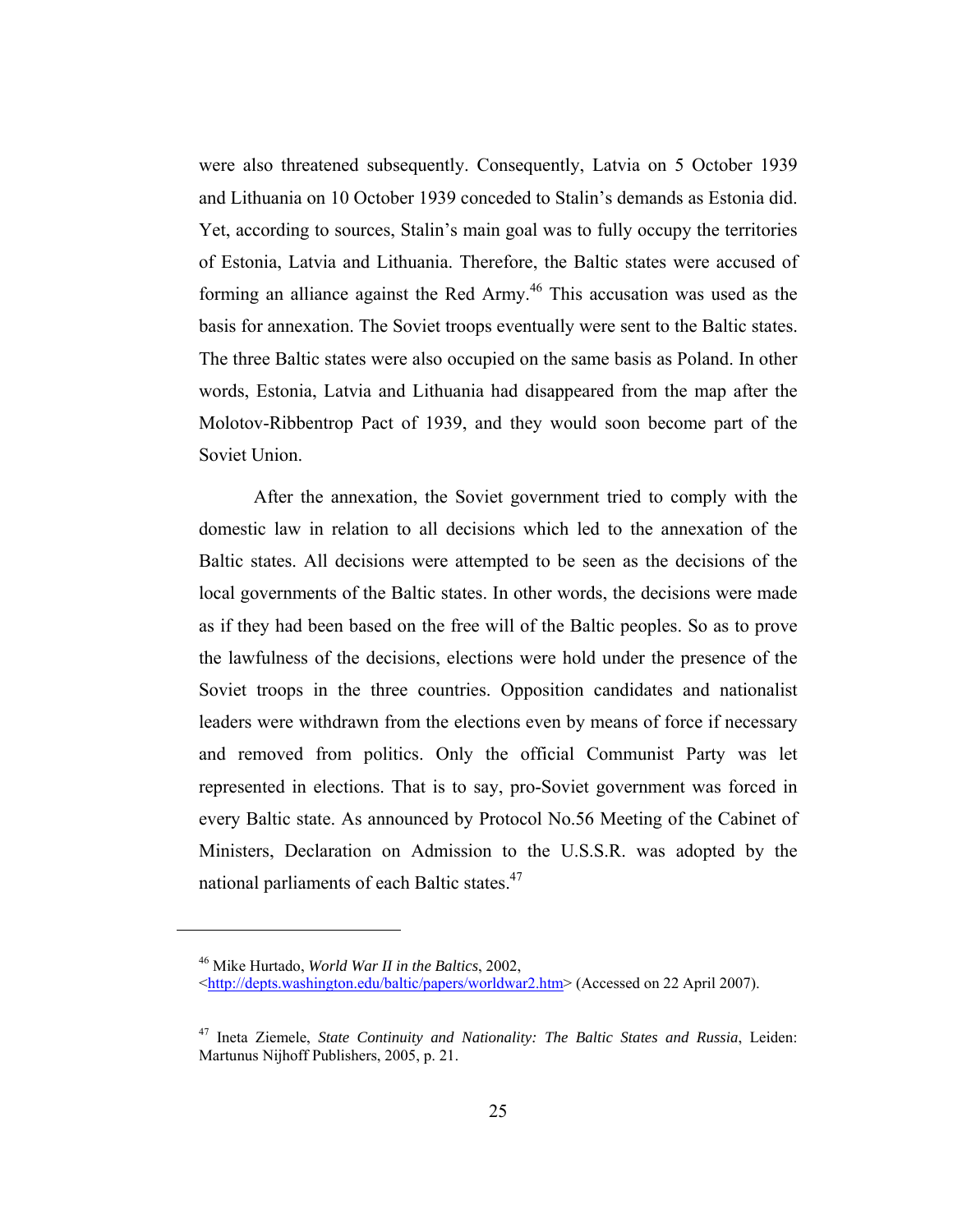were also threatened subsequently. Consequently, Latvia on 5 October 1939 and Lithuania on 10 October 1939 conceded to Stalin's demands as Estonia did. Yet, according to sources, Stalin's main goal was to fully occupy the territories of Estonia, Latvia and Lithuania. Therefore, the Baltic states were accused of forming an alliance against the Red Army.[46] This accusation was used as the basis for annexation. The Soviet troops eventually were sent to the Baltic states. The three Baltic states were also occupied on the same basis as Poland. In other words, Estonia, Latvia and Lithuania had disappeared from the map after the Molotov-Ribbentrop Pact of 1939, and they would soon become part of the Soviet Union.

After the annexation, the Soviet government tried to comply with the domestic law in relation to all decisions which led to the annexation of the Baltic states. All decisions were attempted to be seen as the decisions of the local governments of the Baltic states. In other words, the decisions were made as if they had been based on the free will of the Baltic peoples. So as to prove the lawfulness of the decisions, elections were hold under the presence of the Soviet troops in the three countries. Opposition candidates and nationalist leaders were withdrawn from the elections even by means of force if necessary and removed from politics. Only the official Communist Party was let represented in elections. That is to say, pro-Soviet government was forced in every Baltic state. As announced by Protocol No.56 Meeting of the Cabinet of Ministers, Declaration on Admission to the U.S.S.R. was adopted by the national parliaments of each Baltic states.[47]

---

[46] Mike Hurtado, *World War II in the Baltics*, 2002, <http://depts.washington.edu/baltic/papers/worldwar2.htm> (Accessed on 22 April 2007).

[47] Ineta Ziemele, *State Continuity and Nationality: The Baltic States and Russia*, Leiden: Martunus Nijhoff Publishers, 2005, p. 21.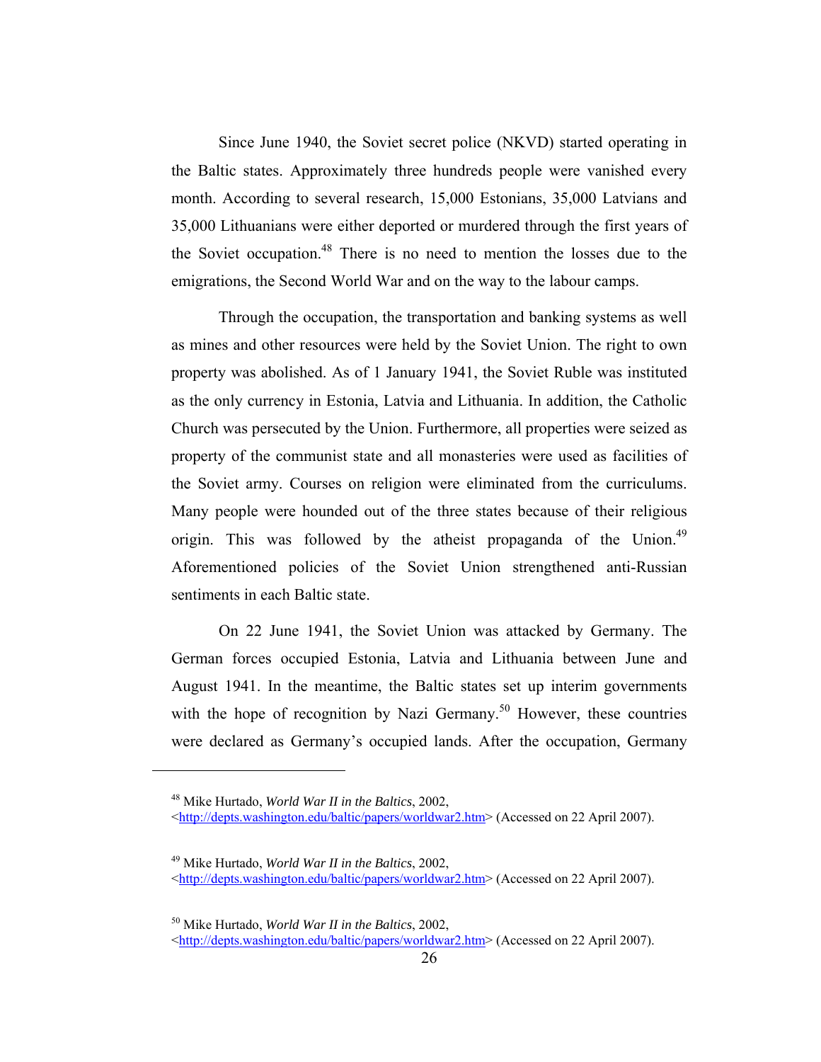Since June 1940, the Soviet secret police (NKVD) started operating in the Baltic states. Approximately three hundreds people were vanished every month. According to several research, 15,000 Estonians, 35,000 Latvians and 35,000 Lithuanians were either deported or murdered through the first years of the Soviet occupation.[48] There is no need to mention the losses due to the emigrations, the Second World War and on the way to the labour camps.

Through the occupation, the transportation and banking systems as well as mines and other resources were held by the Soviet Union. The right to own property was abolished. As of 1 January 1941, the Soviet Ruble was instituted as the only currency in Estonia, Latvia and Lithuania. In addition, the Catholic Church was persecuted by the Union. Furthermore, all properties were seized as property of the communist state and all monasteries were used as facilities of the Soviet army. Courses on religion were eliminated from the curriculums. Many people were hounded out of the three states because of their religious origin. This was followed by the atheist propaganda of the Union.[49] Aforementioned policies of the Soviet Union strengthened anti-Russian sentiments in each Baltic state.

On 22 June 1941, the Soviet Union was attacked by Germany. The German forces occupied Estonia, Latvia and Lithuania between June and August 1941. In the meantime, the Baltic states set up interim governments with the hope of recognition by Nazi Germany.[50] However, these countries were declared as Germany's occupied lands. After the occupation, Germany

---

[48] Mike Hurtado, *World War II in the Baltics*, 2002, <http://depts.washington.edu/baltic/papers/worldwar2.htm> (Accessed on 22 April 2007).

[49] Mike Hurtado, *World War II in the Baltics*, 2002, <http://depts.washington.edu/baltic/papers/worldwar2.htm> (Accessed on 22 April 2007).

[50] Mike Hurtado, *World War II in the Baltics*, 2002, <http://depts.washington.edu/baltic/papers/worldwar2.htm> (Accessed on 22 April 2007).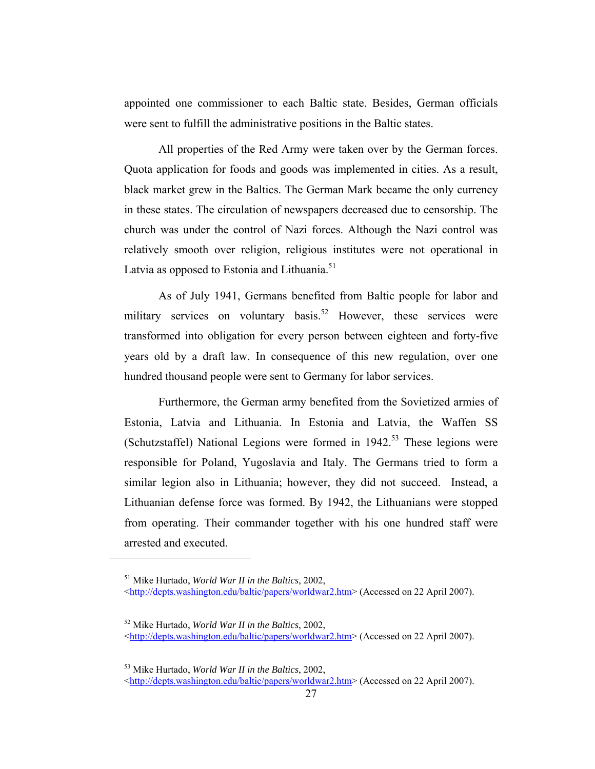appointed one commissioner to each Baltic state. Besides, German officials were sent to fulfill the administrative positions in the Baltic states.

All properties of the Red Army were taken over by the German forces. Quota application for foods and goods was implemented in cities. As a result, black market grew in the Baltics. The German Mark became the only currency in these states. The circulation of newspapers decreased due to censorship. The church was under the control of Nazi forces. Although the Nazi control was relatively smooth over religion, religious institutes were not operational in Latvia as opposed to Estonia and Lithuania.[51]

As of July 1941, Germans benefited from Baltic people for labor and military services on voluntary basis.[52] However, these services were transformed into obligation for every person between eighteen and forty-five years old by a draft law. In consequence of this new regulation, over one hundred thousand people were sent to Germany for labor services.

Furthermore, the German army benefited from the Sovietized armies of Estonia, Latvia and Lithuania. In Estonia and Latvia, the Waffen SS (Schutzstaffel) National Legions were formed in 1942.[53] These legions were responsible for Poland, Yugoslavia and Italy. The Germans tried to form a similar legion also in Lithuania; however, they did not succeed. Instead, a Lithuanian defense force was formed. By 1942, the Lithuanians were stopped from operating. Their commander together with his one hundred staff were arrested and executed.

---

[51] Mike Hurtado, *World War II in the Baltics*, 2002, <http://depts.washington.edu/baltic/papers/worldwar2.htm> (Accessed on 22 April 2007).

[52] Mike Hurtado, *World War II in the Baltics*, 2002, <http://depts.washington.edu/baltic/papers/worldwar2.htm> (Accessed on 22 April 2007).

[53] Mike Hurtado, *World War II in the Baltics*, 2002, <http://depts.washington.edu/baltic/papers/worldwar2.htm> (Accessed on 22 April 2007).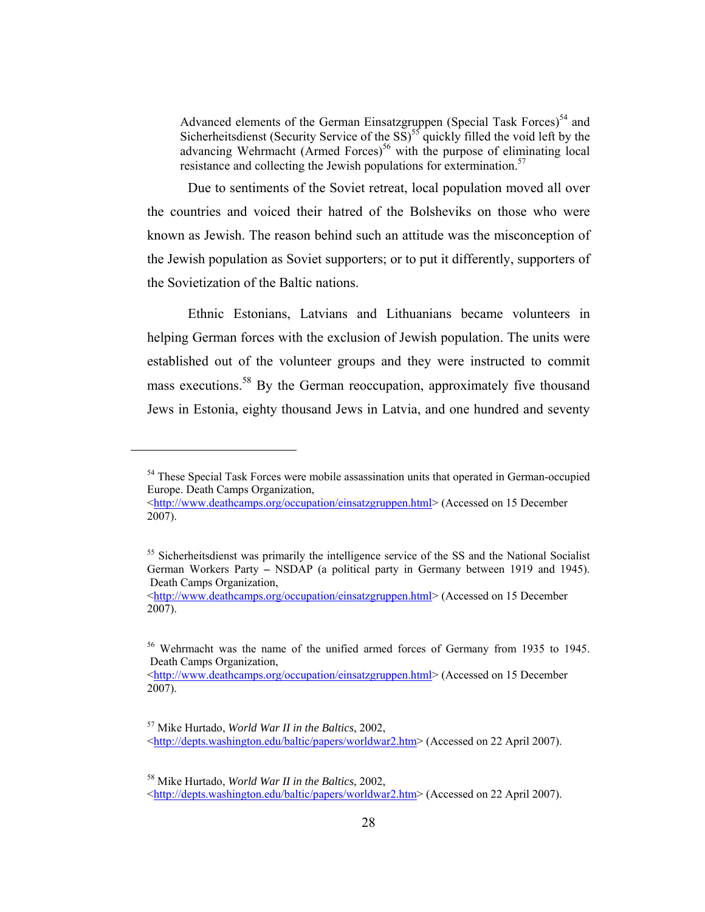> Advanced elements of the German Einsatzgruppen (Special Task Forces)[54] and Sicherheitsdienst (Security Service of the SS)[55] quickly filled the void left by the advancing Wehrmacht (Armed Forces)[56] with the purpose of eliminating local resistance and collecting the Jewish populations for extermination.[57]

Due to sentiments of the Soviet retreat, local population moved all over the countries and voiced their hatred of the Bolsheviks on those who were known as Jewish. The reason behind such an attitude was the misconception of the Jewish population as Soviet supporters; or to put it differently, supporters of the Sovietization of the Baltic nations.

Ethnic Estonians, Latvians and Lithuanians became volunteers in helping German forces with the exclusion of Jewish population. The units were established out of the volunteer groups and they were instructed to commit mass executions.[58] By the German reoccupation, approximately five thousand Jews in Estonia, eighty thousand Jews in Latvia, and one hundred and seventy

---

[54] These Special Task Forces were mobile assassination units that operated in German-occupied Europe. Death Camps Organization, <http://www.deathcamps.org/occupation/einsatzgruppen.html> (Accessed on 15 December 2007).

[55] Sicherheitsdienst was primarily the intelligence service of the SS and the National Socialist German Workers Party – NSDAP (a political party in Germany between 1919 and 1945). Death Camps Organization, <http://www.deathcamps.org/occupation/einsatzgruppen.html> (Accessed on 15 December 2007).

[56] Wehrmacht was the name of the unified armed forces of Germany from 1935 to 1945. Death Camps Organization, <http://www.deathcamps.org/occupation/einsatzgruppen.html> (Accessed on 15 December 2007).

[57] Mike Hurtado, *World War II in the Baltics*, 2002, <http://depts.washington.edu/baltic/papers/worldwar2.htm> (Accessed on 22 April 2007).

[58] Mike Hurtado, *World War II in the Baltics*, 2002, <http://depts.washington.edu/baltic/papers/worldwar2.htm> (Accessed on 22 April 2007).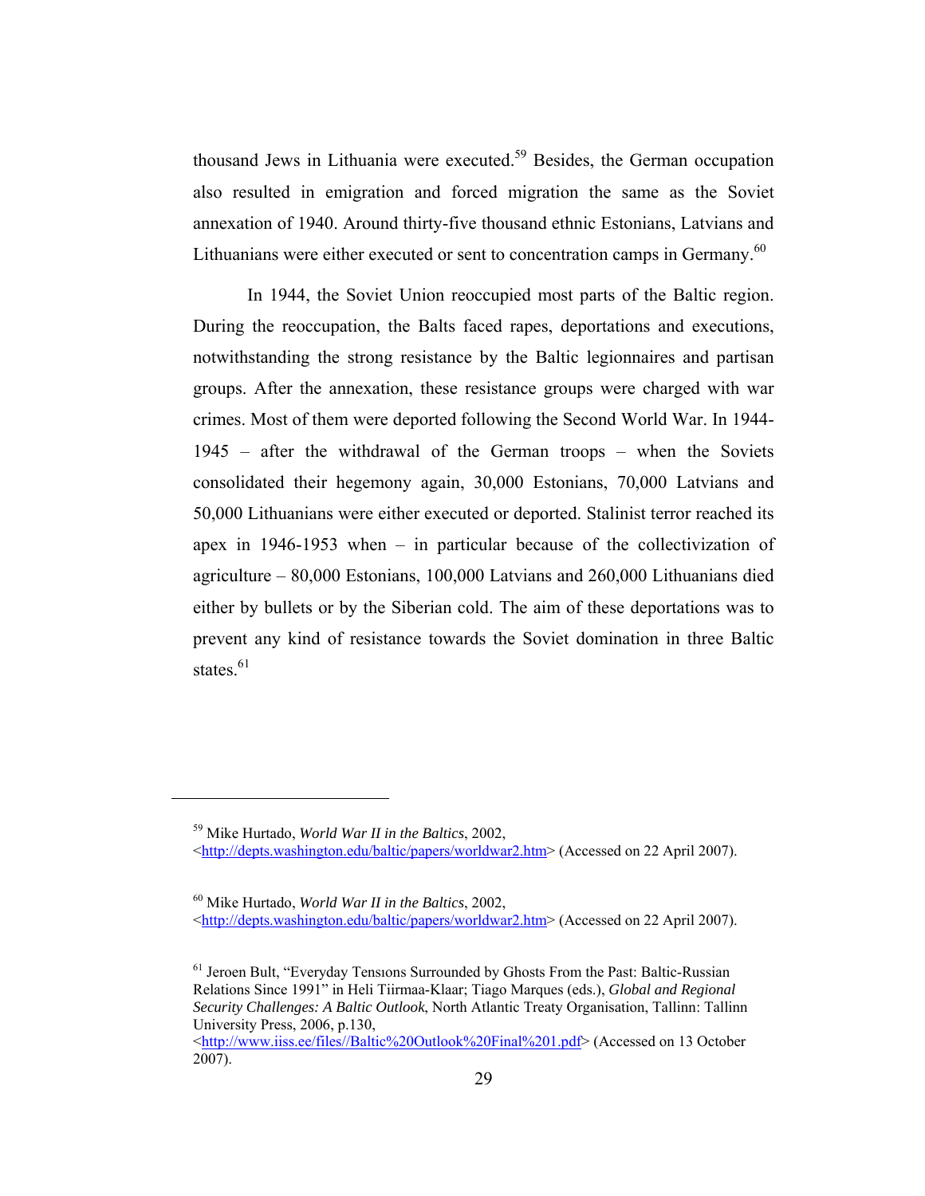thousand Jews in Lithuania were executed.[59] Besides, the German occupation also resulted in emigration and forced migration the same as the Soviet annexation of 1940. Around thirty-five thousand ethnic Estonians, Latvians and Lithuanians were either executed or sent to concentration camps in Germany.[60]

In 1944, the Soviet Union reoccupied most parts of the Baltic region. During the reoccupation, the Balts faced rapes, deportations and executions, notwithstanding the strong resistance by the Baltic legionnaires and partisan groups. After the annexation, these resistance groups were charged with war crimes. Most of them were deported following the Second World War. In 1944-1945 – after the withdrawal of the German troops – when the Soviets consolidated their hegemony again, 30,000 Estonians, 70,000 Latvians and 50,000 Lithuanians were either executed or deported. Stalinist terror reached its apex in 1946-1953 when – in particular because of the collectivization of agriculture – 80,000 Estonians, 100,000 Latvians and 260,000 Lithuanians died either by bullets or by the Siberian cold. The aim of these deportations was to prevent any kind of resistance towards the Soviet domination in three Baltic states.[61]

---

[59] Mike Hurtado, *World War II in the Baltics*, 2002, <http://depts.washington.edu/baltic/papers/worldwar2.htm> (Accessed on 22 April 2007).

[60] Mike Hurtado, *World War II in the Baltics*, 2002, <http://depts.washington.edu/baltic/papers/worldwar2.htm> (Accessed on 22 April 2007).

[61] Jeroen Bult, "Everyday Tensıons Surrounded by Ghosts From the Past: Baltic-Russian Relations Since 1991" in Heli Tiirmaa-Klaar; Tiago Marques (eds.), *Global and Regional Security Challenges: A Baltic Outlook*, North Atlantic Treaty Organisation, Tallinn: Tallinn University Press, 2006, p.130, <http://www.iiss.ee/files//Baltic%20Outlook%20Final%201.pdf> (Accessed on 13 October 2007).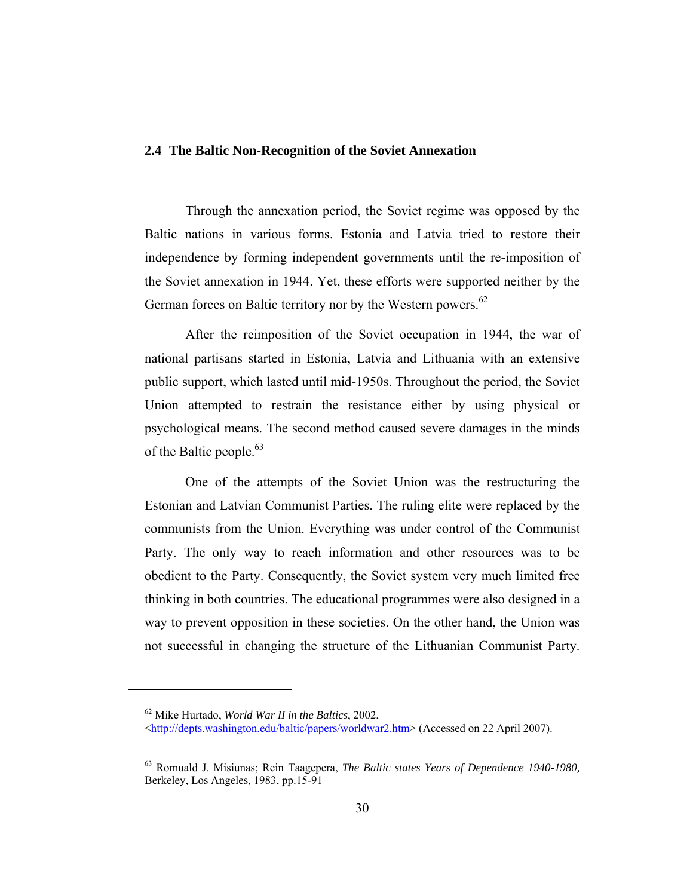## 2.4 The Baltic Non-Recognition of the Soviet Annexation

Through the annexation period, the Soviet regime was opposed by the Baltic nations in various forms. Estonia and Latvia tried to restore their independence by forming independent governments until the re-imposition of the Soviet annexation in 1944. Yet, these efforts were supported neither by the German forces on Baltic territory nor by the Western powers.[62]

After the reimposition of the Soviet occupation in 1944, the war of national partisans started in Estonia, Latvia and Lithuania with an extensive public support, which lasted until mid-1950s. Throughout the period, the Soviet Union attempted to restrain the resistance either by using physical or psychological means. The second method caused severe damages in the minds of the Baltic people.[63]

One of the attempts of the Soviet Union was the restructuring the Estonian and Latvian Communist Parties. The ruling elite were replaced by the communists from the Union. Everything was under control of the Communist Party. The only way to reach information and other resources was to be obedient to the Party. Consequently, the Soviet system very much limited free thinking in both countries. The educational programmes were also designed in a way to prevent opposition in these societies. On the other hand, the Union was not successful in changing the structure of the Lithuanian Communist Party.

---

[62] Mike Hurtado, *World War II in the Baltics*, 2002, <http://depts.washington.edu/baltic/papers/worldwar2.htm> (Accessed on 22 April 2007).

[63] Romuald J. Misiunas; Rein Taagepera, *The Baltic states Years of Dependence 1940-1980,* Berkeley, Los Angeles, 1983, pp.15-91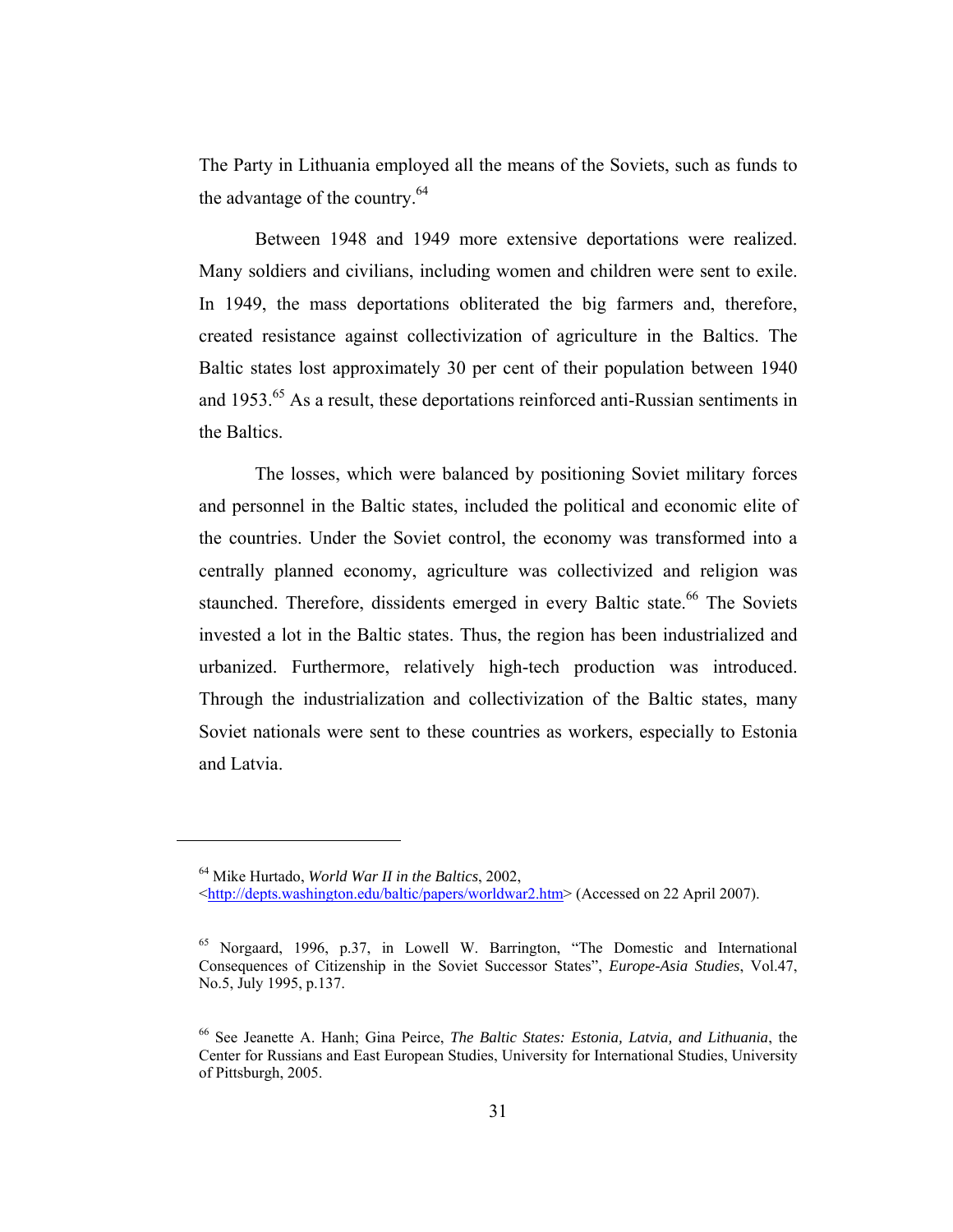The Party in Lithuania employed all the means of the Soviets, such as funds to the advantage of the country.[64]

Between 1948 and 1949 more extensive deportations were realized. Many soldiers and civilians, including women and children were sent to exile. In 1949, the mass deportations obliterated the big farmers and, therefore, created resistance against collectivization of agriculture in the Baltics. The Baltic states lost approximately 30 per cent of their population between 1940 and 1953.[65] As a result, these deportations reinforced anti-Russian sentiments in the Baltics.

The losses, which were balanced by positioning Soviet military forces and personnel in the Baltic states, included the political and economic elite of the countries. Under the Soviet control, the economy was transformed into a centrally planned economy, agriculture was collectivized and religion was staunched. Therefore, dissidents emerged in every Baltic state.[66] The Soviets invested a lot in the Baltic states. Thus, the region has been industrialized and urbanized. Furthermore, relatively high-tech production was introduced. Through the industrialization and collectivization of the Baltic states, many Soviet nationals were sent to these countries as workers, especially to Estonia and Latvia.

---

[64] Mike Hurtado, *World War II in the Baltics*, 2002, <http://depts.washington.edu/baltic/papers/worldwar2.htm> (Accessed on 22 April 2007).

[65] Norgaard, 1996, p.37, in Lowell W. Barrington, "The Domestic and International Consequences of Citizenship in the Soviet Successor States", *Europe-Asia Studies*, Vol.47, No.5, July 1995, p.137.

[66] See Jeanette A. Hanh; Gina Peirce, *The Baltic States: Estonia, Latvia, and Lithuania*, the Center for Russians and East European Studies, University for International Studies, University of Pittsburgh, 2005.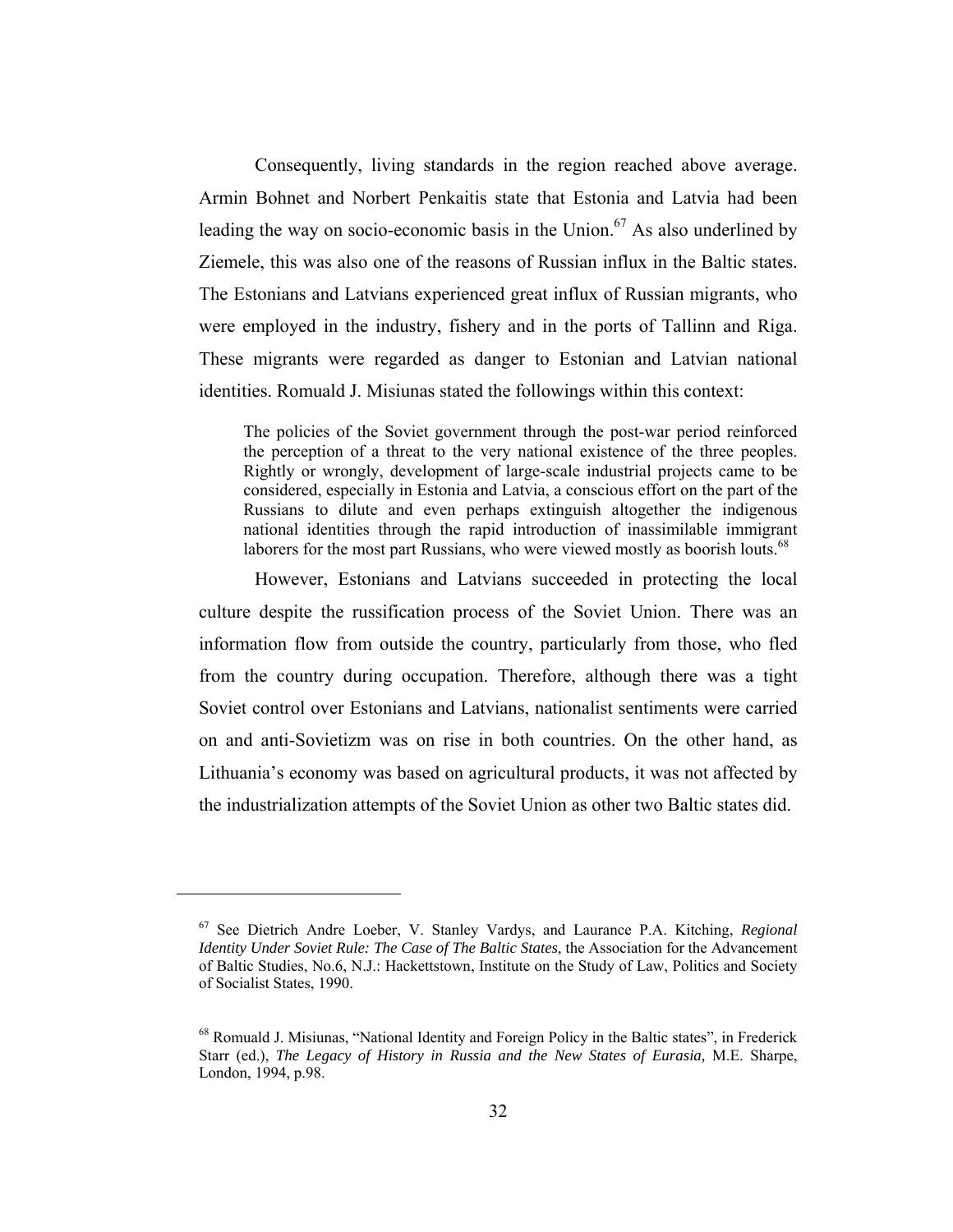Consequently, living standards in the region reached above average. Armin Bohnet and Norbert Penkaitis state that Estonia and Latvia had been leading the way on socio-economic basis in the Union.[67] As also underlined by Ziemele, this was also one of the reasons of Russian influx in the Baltic states. The Estonians and Latvians experienced great influx of Russian migrants, who were employed in the industry, fishery and in the ports of Tallinn and Riga. These migrants were regarded as danger to Estonian and Latvian national identities. Romuald J. Misiunas stated the followings within this context:

> The policies of the Soviet government through the post-war period reinforced the perception of a threat to the very national existence of the three peoples. Rightly or wrongly, development of large-scale industrial projects came to be considered, especially in Estonia and Latvia, a conscious effort on the part of the Russians to dilute and even perhaps extinguish altogether the indigenous national identities through the rapid introduction of inassimilable immigrant laborers for the most part Russians, who were viewed mostly as boorish louts.[68]

However, Estonians and Latvians succeeded in protecting the local culture despite the russification process of the Soviet Union. There was an information flow from outside the country, particularly from those, who fled from the country during occupation. Therefore, although there was a tight Soviet control over Estonians and Latvians, nationalist sentiments were carried on and anti-Sovietizm was on rise in both countries. On the other hand, as Lithuania's economy was based on agricultural products, it was not affected by the industrialization attempts of the Soviet Union as other two Baltic states did.

---

[67] See Dietrich Andre Loeber, V. Stanley Vardys, and Laurance P.A. Kitching, *Regional Identity Under Soviet Rule: The Case of The Baltic States*, the Association for the Advancement of Baltic Studies, No.6, N.J.: Hackettstown, Institute on the Study of Law, Politics and Society of Socialist States, 1990.

[68] Romuald J. Misiunas, "National Identity and Foreign Policy in the Baltic states", in Frederick Starr (ed.), *The Legacy of History in Russia and the New States of Eurasia,* M.E. Sharpe, London, 1994, p.98.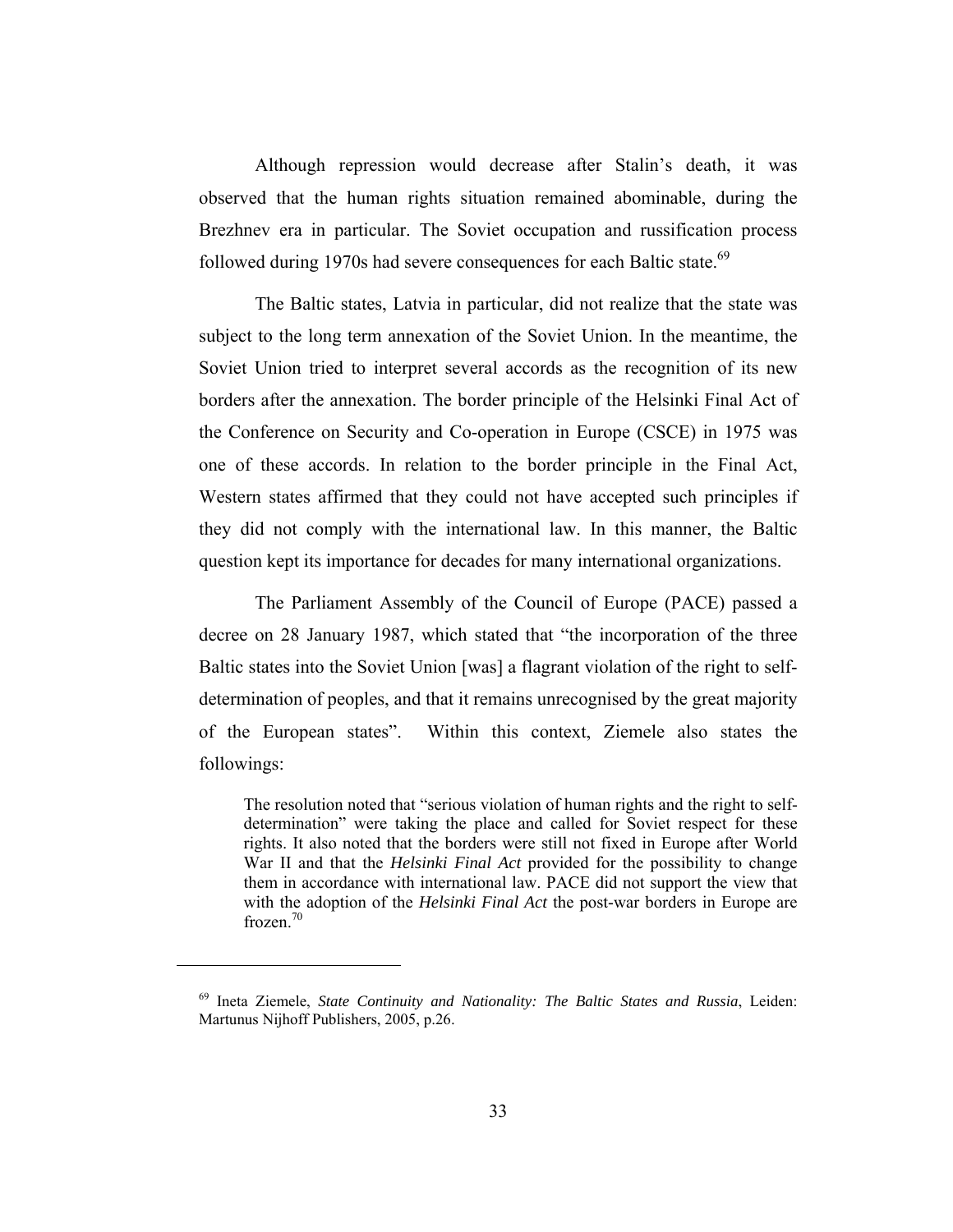Although repression would decrease after Stalin's death, it was observed that the human rights situation remained abominable, during the Brezhnev era in particular. The Soviet occupation and russification process followed during 1970s had severe consequences for each Baltic state.[69]

The Baltic states, Latvia in particular, did not realize that the state was subject to the long term annexation of the Soviet Union. In the meantime, the Soviet Union tried to interpret several accords as the recognition of its new borders after the annexation. The border principle of the Helsinki Final Act of the Conference on Security and Co-operation in Europe (CSCE) in 1975 was one of these accords. In relation to the border principle in the Final Act, Western states affirmed that they could not have accepted such principles if they did not comply with the international law. In this manner, the Baltic question kept its importance for decades for many international organizations.

The Parliament Assembly of the Council of Europe (PACE) passed a decree on 28 January 1987, which stated that "the incorporation of the three Baltic states into the Soviet Union [was] a flagrant violation of the right to self-determination of peoples, and that it remains unrecognised by the great majority of the European states". Within this context, Ziemele also states the followings:

> The resolution noted that "serious violation of human rights and the right to self-determination" were taking the place and called for Soviet respect for these rights. It also noted that the borders were still not fixed in Europe after World War II and that the *Helsinki Final Act* provided for the possibility to change them in accordance with international law. PACE did not support the view that with the adoption of the *Helsinki Final Act* the post-war borders in Europe are frozen.[70]

---

[69] Ineta Ziemele, *State Continuity and Nationality: The Baltic States and Russia*, Leiden: Martunus Nijhoff Publishers, 2005, p.26.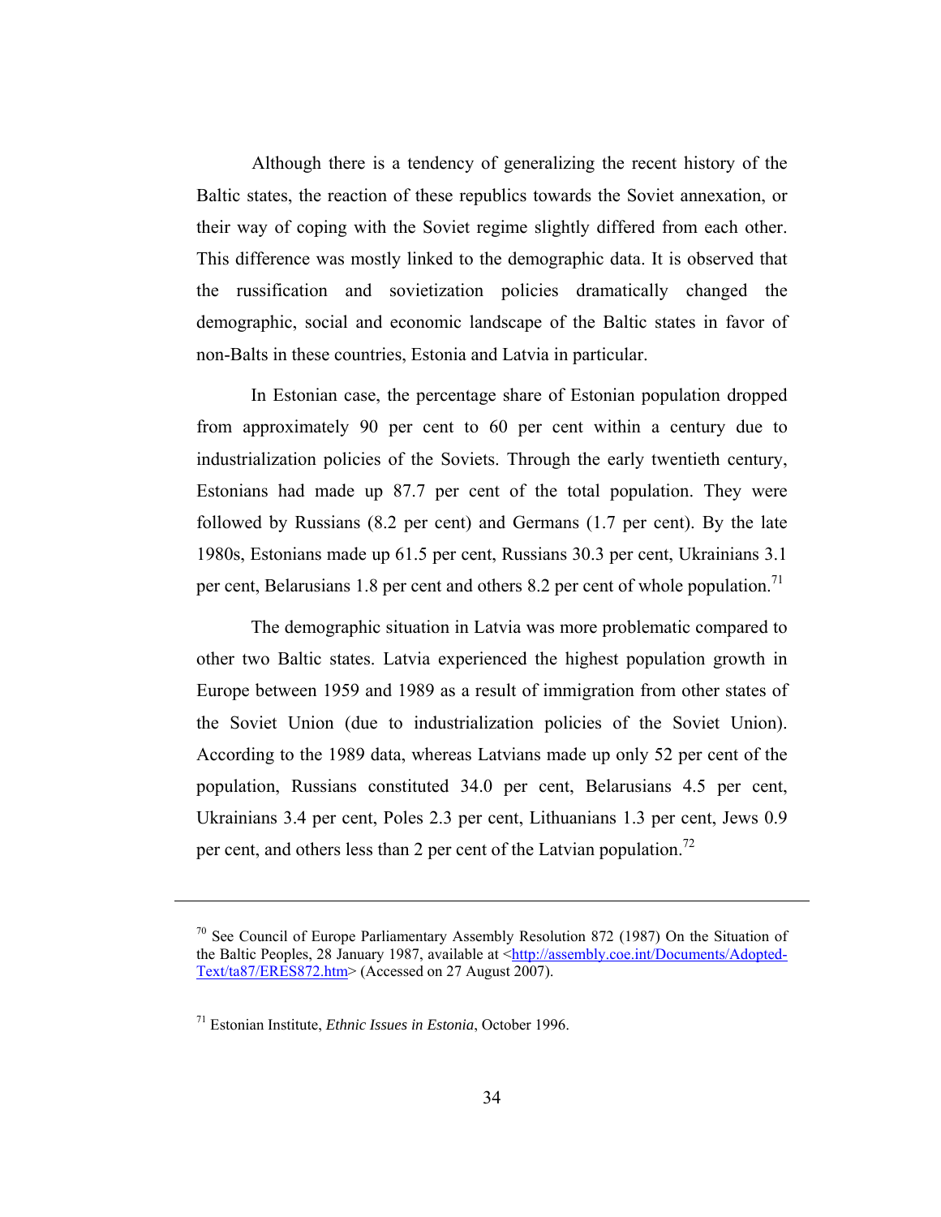Although there is a tendency of generalizing the recent history of the Baltic states, the reaction of these republics towards the Soviet annexation, or their way of coping with the Soviet regime slightly differed from each other. This difference was mostly linked to the demographic data. It is observed that the russification and sovietization policies dramatically changed the demographic, social and economic landscape of the Baltic states in favor of non-Balts in these countries, Estonia and Latvia in particular.

In Estonian case, the percentage share of Estonian population dropped from approximately 90 per cent to 60 per cent within a century due to industrialization policies of the Soviets. Through the early twentieth century, Estonians had made up 87.7 per cent of the total population. They were followed by Russians (8.2 per cent) and Germans (1.7 per cent). By the late 1980s, Estonians made up 61.5 per cent, Russians 30.3 per cent, Ukrainians 3.1 per cent, Belarusians 1.8 per cent and others 8.2 per cent of whole population.[71]

The demographic situation in Latvia was more problematic compared to other two Baltic states. Latvia experienced the highest population growth in Europe between 1959 and 1989 as a result of immigration from other states of the Soviet Union (due to industrialization policies of the Soviet Union). According to the 1989 data, whereas Latvians made up only 52 per cent of the population, Russians constituted 34.0 per cent, Belarusians 4.5 per cent, Ukrainians 3.4 per cent, Poles 2.3 per cent, Lithuanians 1.3 per cent, Jews 0.9 per cent, and others less than 2 per cent of the Latvian population.[72]

---

[70] See Council of Europe Parliamentary Assembly Resolution 872 (1987) On the Situation of the Baltic Peoples, 28 January 1987, available at <http://assembly.coe.int/Documents/Adopted-Text/ta87/ERES872.htm> (Accessed on 27 August 2007).

[71] Estonian Institute, *Ethnic Issues in Estonia*, October 1996.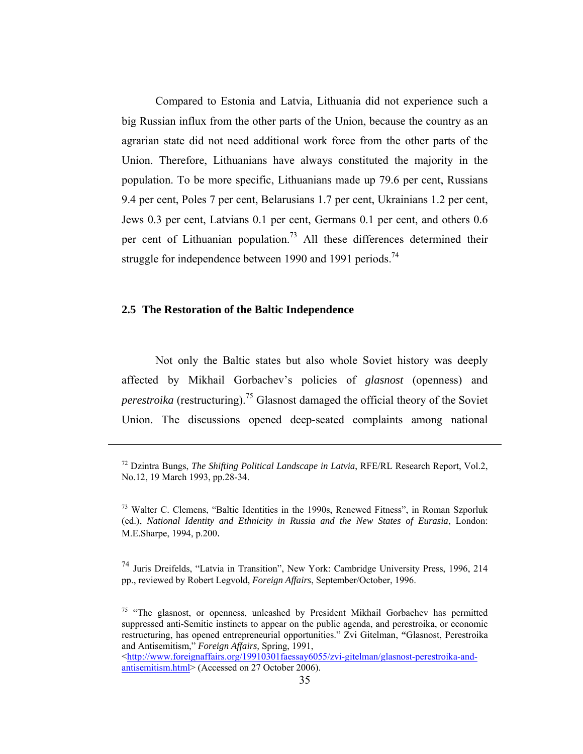Compared to Estonia and Latvia, Lithuania did not experience such a big Russian influx from the other parts of the Union, because the country as an agrarian state did not need additional work force from the other parts of the Union. Therefore, Lithuanians have always constituted the majority in the population. To be more specific, Lithuanians made up 79.6 per cent, Russians 9.4 per cent, Poles 7 per cent, Belarusians 1.7 per cent, Ukrainians 1.2 per cent, Jews 0.3 per cent, Latvians 0.1 per cent, Germans 0.1 per cent, and others 0.6 per cent of Lithuanian population.[73] All these differences determined their struggle for independence between 1990 and 1991 periods.[74]

### 2.5 The Restoration of the Baltic Independence

Not only the Baltic states but also whole Soviet history was deeply affected by Mikhail Gorbachev's policies of *glasnost* (openness) and *perestroika* (restructuring).[75] Glasnost damaged the official theory of the Soviet Union. The discussions opened deep-seated complaints among national

---

[72] Dzintra Bungs, *The Shifting Political Landscape in Latvia*, RFE/RL Research Report, Vol.2, No.12, 19 March 1993, pp.28-34.

[73] Walter C. Clemens, "Baltic Identities in the 1990s, Renewed Fitness", in Roman Szporluk (ed.), *National Identity and Ethnicity in Russia and the New States of Eurasia*, London: M.E.Sharpe, 1994, p.200.

[74] Juris Dreifelds, "Latvia in Transition", New York: Cambridge University Press, 1996, 214 pp., reviewed by Robert Legvold, *Foreign Affairs*, September/October, 1996.

[75] "The glasnost, or openness, unleashed by President Mikhail Gorbachev has permitted suppressed anti-Semitic instincts to appear on the public agenda, and perestroika, or economic restructuring, has opened entrepreneurial opportunities." Zvi Gitelman, "Glasnost, Perestroika and Antisemitism," *Foreign Affairs,* Spring, 1991, <http://www.foreignaffairs.org/19910301faessay6055/zvi-gitelman/glasnost-perestroika-and-antisemitism.html> (Accessed on 27 October 2006).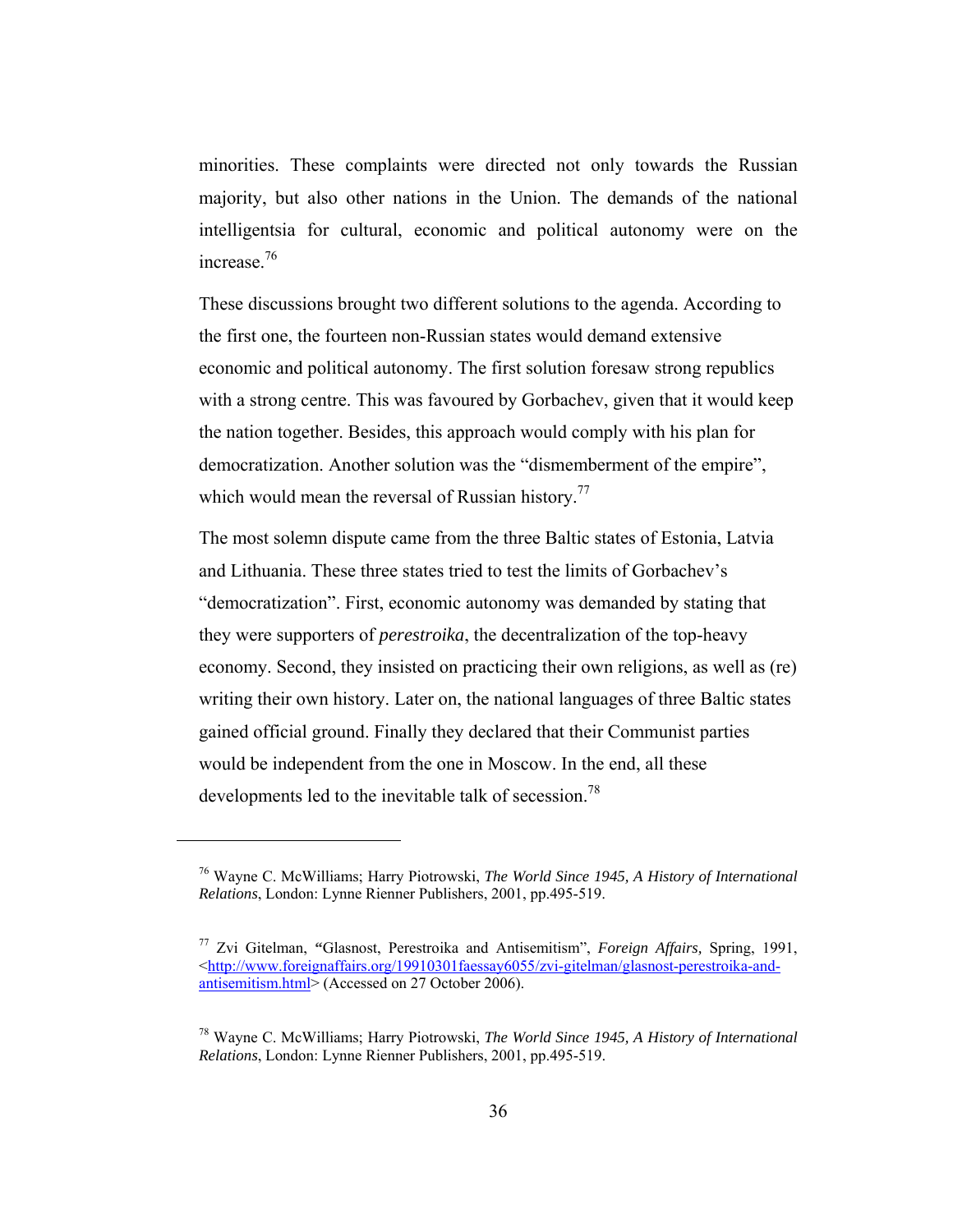minorities. These complaints were directed not only towards the Russian majority, but also other nations in the Union. The demands of the national intelligentsia for cultural, economic and political autonomy were on the increase.[76]

These discussions brought two different solutions to the agenda. According to the first one, the fourteen non-Russian states would demand extensive economic and political autonomy. The first solution foresaw strong republics with a strong centre. This was favoured by Gorbachev, given that it would keep the nation together. Besides, this approach would comply with his plan for democratization. Another solution was the "dismemberment of the empire", which would mean the reversal of Russian history.[77]

The most solemn dispute came from the three Baltic states of Estonia, Latvia and Lithuania. These three states tried to test the limits of Gorbachev's "democratization". First, economic autonomy was demanded by stating that they were supporters of *perestroika*, the decentralization of the top-heavy economy. Second, they insisted on practicing their own religions, as well as (re) writing their own history. Later on, the national languages of three Baltic states gained official ground. Finally they declared that their Communist parties would be independent from the one in Moscow. In the end, all these developments led to the inevitable talk of secession.[78]

---

[76] Wayne C. McWilliams; Harry Piotrowski, *The World Since 1945, A History of International Relations*, London: Lynne Rienner Publishers, 2001, pp.495-519.

[77] Zvi Gitelman, "Glasnost, Perestroika and Antisemitism", *Foreign Affairs,* Spring, 1991, <http://www.foreignaffairs.org/19910301faessay6055/zvi-gitelman/glasnost-perestroika-and-antisemitism.html> (Accessed on 27 October 2006).

[78] Wayne C. McWilliams; Harry Piotrowski, *The World Since 1945, A History of International Relations*, London: Lynne Rienner Publishers, 2001, pp.495-519.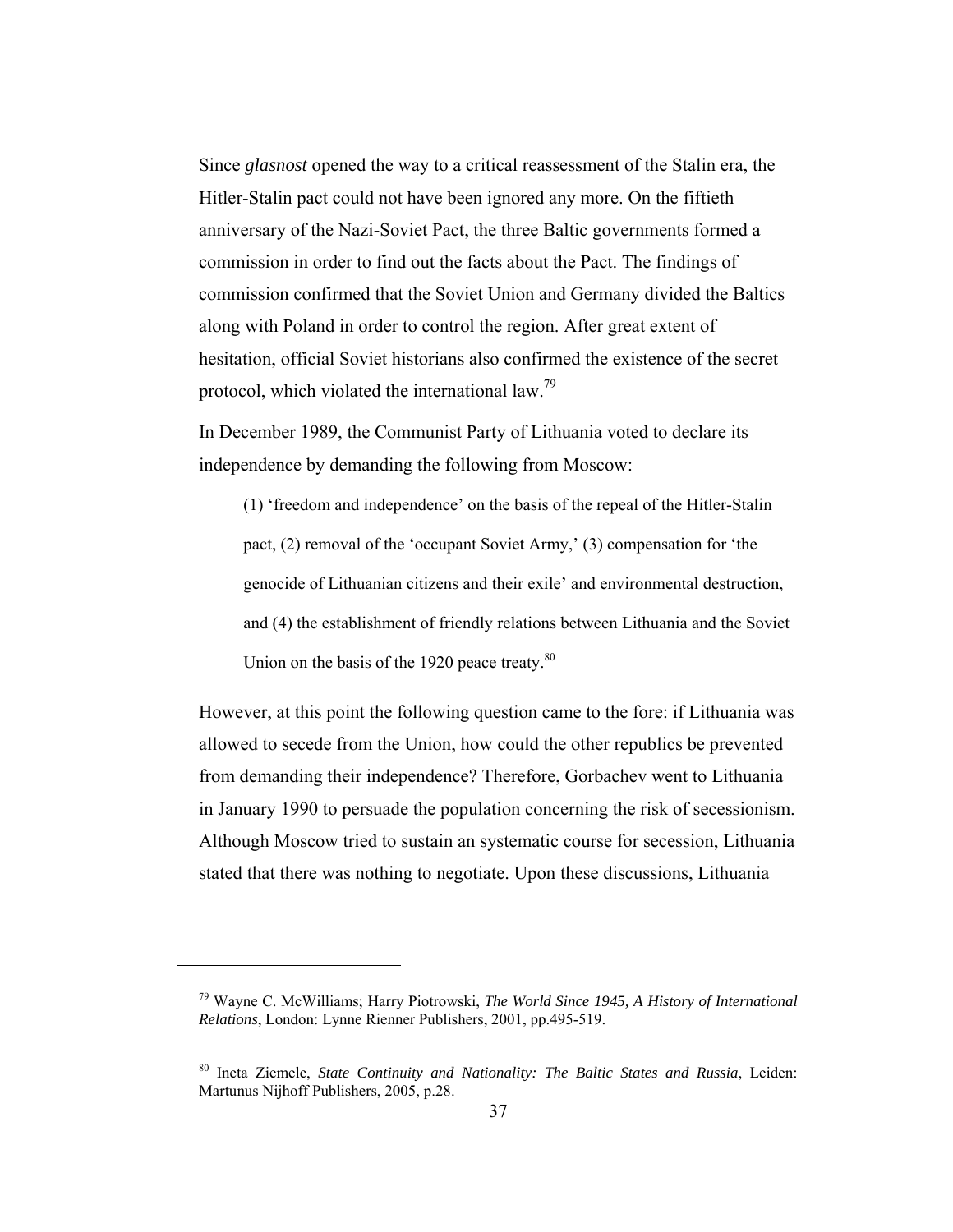Since *glasnost* opened the way to a critical reassessment of the Stalin era, the Hitler-Stalin pact could not have been ignored any more. On the fiftieth anniversary of the Nazi-Soviet Pact, the three Baltic governments formed a commission in order to find out the facts about the Pact. The findings of commission confirmed that the Soviet Union and Germany divided the Baltics along with Poland in order to control the region. After great extent of hesitation, official Soviet historians also confirmed the existence of the secret protocol, which violated the international law.[79]

In December 1989, the Communist Party of Lithuania voted to declare its independence by demanding the following from Moscow:

> (1) 'freedom and independence' on the basis of the repeal of the Hitler-Stalin pact, (2) removal of the 'occupant Soviet Army,' (3) compensation for 'the genocide of Lithuanian citizens and their exile' and environmental destruction, and (4) the establishment of friendly relations between Lithuania and the Soviet Union on the basis of the 1920 peace treaty.[80]

However, at this point the following question came to the fore: if Lithuania was allowed to secede from the Union, how could the other republics be prevented from demanding their independence? Therefore, Gorbachev went to Lithuania in January 1990 to persuade the population concerning the risk of secessionism. Although Moscow tried to sustain an systematic course for secession, Lithuania stated that there was nothing to negotiate. Upon these discussions, Lithuania

---

[79] Wayne C. McWilliams; Harry Piotrowski, *The World Since 1945, A History of International Relations*, London: Lynne Rienner Publishers, 2001, pp.495-519.

[80] Ineta Ziemele, *State Continuity and Nationality: The Baltic States and Russia*, Leiden: Martunus Nijhoff Publishers, 2005, p.28.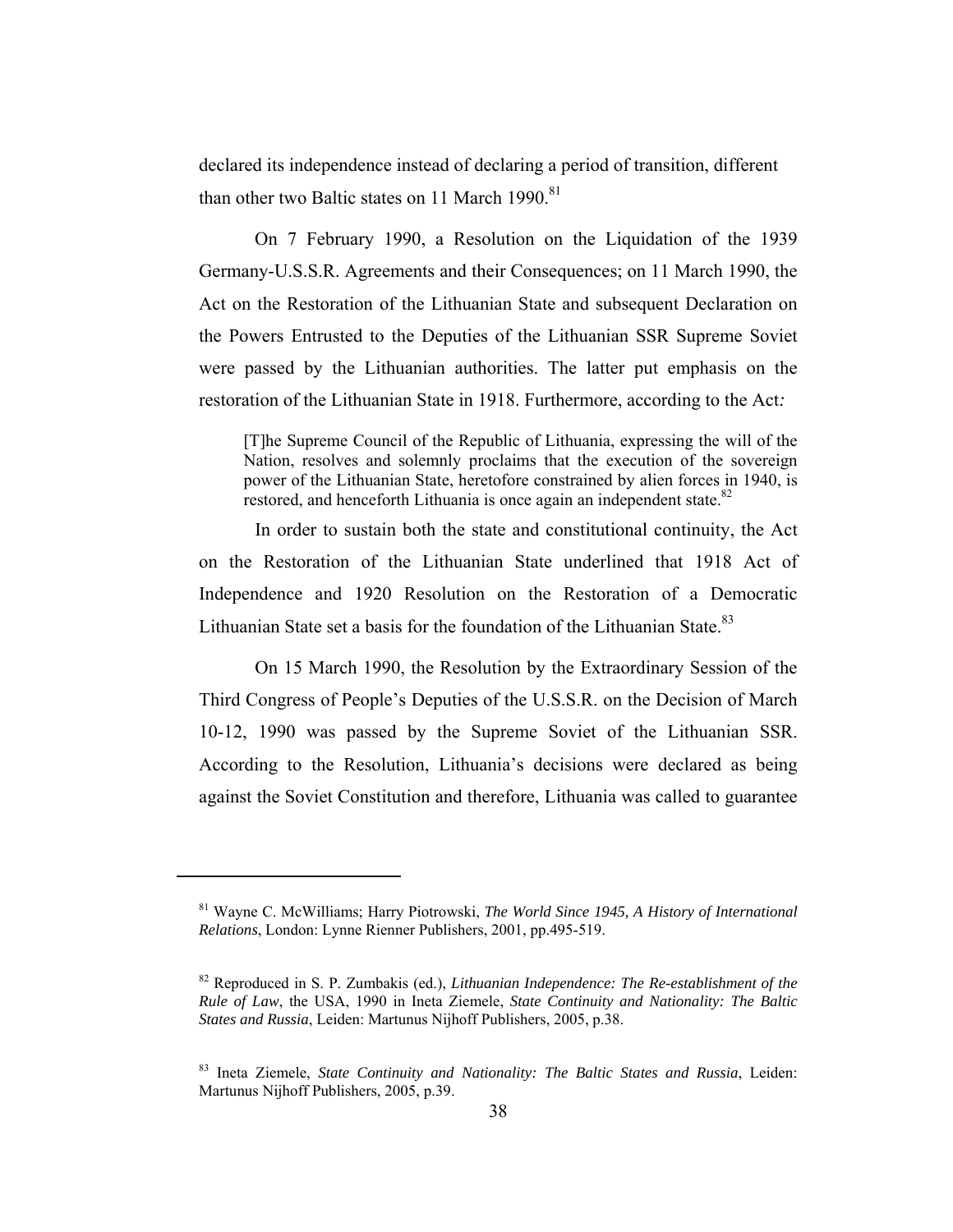declared its independence instead of declaring a period of transition, different than other two Baltic states on 11 March 1990.[81]

On 7 February 1990, a Resolution on the Liquidation of the 1939 Germany-U.S.S.R. Agreements and their Consequences; on 11 March 1990, the Act on the Restoration of the Lithuanian State and subsequent Declaration on the Powers Entrusted to the Deputies of the Lithuanian SSR Supreme Soviet were passed by the Lithuanian authorities. The latter put emphasis on the restoration of the Lithuanian State in 1918. Furthermore, according to the Act*:*

> [T]he Supreme Council of the Republic of Lithuania, expressing the will of the Nation, resolves and solemnly proclaims that the execution of the sovereign power of the Lithuanian State, heretofore constrained by alien forces in 1940, is restored, and henceforth Lithuania is once again an independent state.[82]

In order to sustain both the state and constitutional continuity, the Act on the Restoration of the Lithuanian State underlined that 1918 Act of Independence and 1920 Resolution on the Restoration of a Democratic Lithuanian State set a basis for the foundation of the Lithuanian State.[83]

On 15 March 1990, the Resolution by the Extraordinary Session of the Third Congress of People's Deputies of the U.S.S.R. on the Decision of March 10-12, 1990 was passed by the Supreme Soviet of the Lithuanian SSR. According to the Resolution, Lithuania's decisions were declared as being against the Soviet Constitution and therefore, Lithuania was called to guarantee

---

[81] Wayne C. McWilliams; Harry Piotrowski, *The World Since 1945, A History of International Relations*, London: Lynne Rienner Publishers, 2001, pp.495-519.

[82] Reproduced in S. P. Zumbakis (ed.), *Lithuanian Independence: The Re-establishment of the Rule of Law*, the USA, 1990 in Ineta Ziemele, *State Continuity and Nationality: The Baltic States and Russia*, Leiden: Martunus Nijhoff Publishers, 2005, p.38.

[83] Ineta Ziemele, *State Continuity and Nationality: The Baltic States and Russia*, Leiden: Martunus Nijhoff Publishers, 2005, p.39.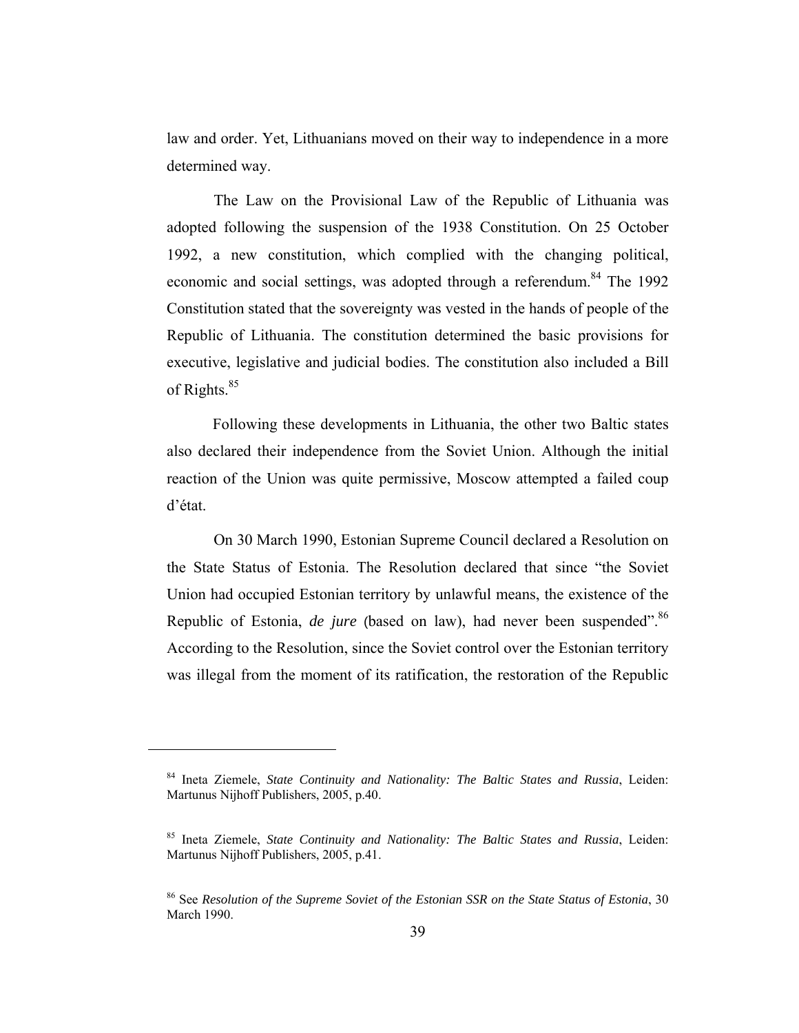law and order. Yet, Lithuanians moved on their way to independence in a more determined way.

The Law on the Provisional Law of the Republic of Lithuania was adopted following the suspension of the 1938 Constitution. On 25 October 1992, a new constitution, which complied with the changing political, economic and social settings, was adopted through a referendum.[84] The 1992 Constitution stated that the sovereignty was vested in the hands of people of the Republic of Lithuania. The constitution determined the basic provisions for executive, legislative and judicial bodies. The constitution also included a Bill of Rights.[85]

Following these developments in Lithuania, the other two Baltic states also declared their independence from the Soviet Union. Although the initial reaction of the Union was quite permissive, Moscow attempted a failed coup d'état.

On 30 March 1990, Estonian Supreme Council declared a Resolution on the State Status of Estonia. The Resolution declared that since "the Soviet Union had occupied Estonian territory by unlawful means, the existence of the Republic of Estonia, *de jure* (based on law), had never been suspended".[86] According to the Resolution, since the Soviet control over the Estonian territory was illegal from the moment of its ratification, the restoration of the Republic

---

[84] Ineta Ziemele, *State Continuity and Nationality: The Baltic States and Russia*, Leiden: Martunus Nijhoff Publishers, 2005, p.40.

[85] Ineta Ziemele, *State Continuity and Nationality: The Baltic States and Russia*, Leiden: Martunus Nijhoff Publishers, 2005, p.41.

[86] See *Resolution of the Supreme Soviet of the Estonian SSR on the State Status of Estonia*, 30 March 1990.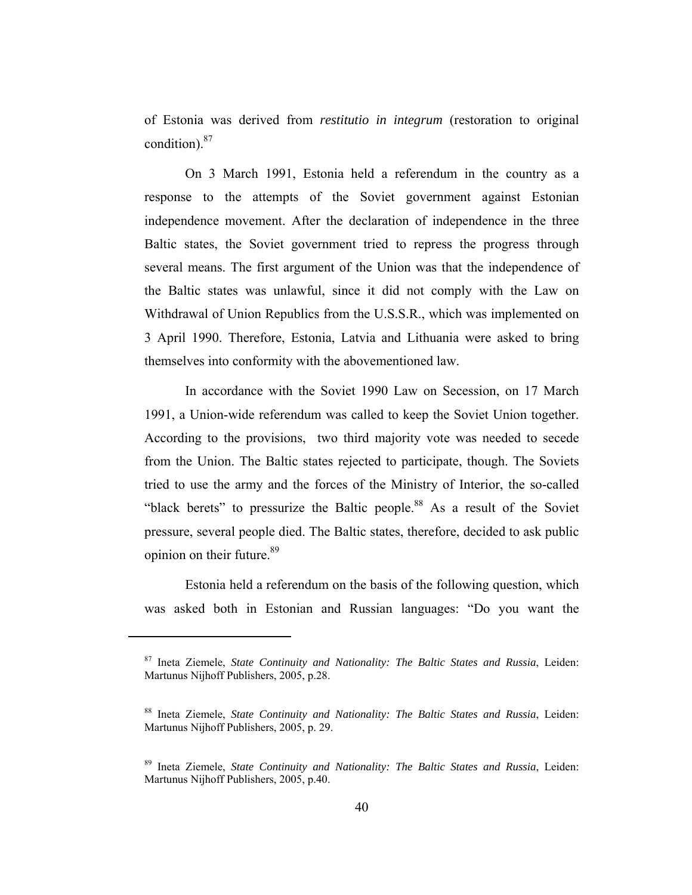of Estonia was derived from *restitutio in integrum* (restoration to original condition).[87]

On 3 March 1991, Estonia held a referendum in the country as a response to the attempts of the Soviet government against Estonian independence movement. After the declaration of independence in the three Baltic states, the Soviet government tried to repress the progress through several means. The first argument of the Union was that the independence of the Baltic states was unlawful, since it did not comply with the Law on Withdrawal of Union Republics from the U.S.S.R., which was implemented on 3 April 1990. Therefore, Estonia, Latvia and Lithuania were asked to bring themselves into conformity with the abovementioned law.

In accordance with the Soviet 1990 Law on Secession, on 17 March 1991, a Union-wide referendum was called to keep the Soviet Union together. According to the provisions, two third majority vote was needed to secede from the Union. The Baltic states rejected to participate, though. The Soviets tried to use the army and the forces of the Ministry of Interior, the so-called "black berets" to pressurize the Baltic people.[88] As a result of the Soviet pressure, several people died. The Baltic states, therefore, decided to ask public opinion on their future.[89]

Estonia held a referendum on the basis of the following question, which was asked both in Estonian and Russian languages: "Do you want the

---

[87] Ineta Ziemele, *State Continuity and Nationality: The Baltic States and Russia*, Leiden: Martunus Nijhoff Publishers, 2005, p.28.

[88] Ineta Ziemele, *State Continuity and Nationality: The Baltic States and Russia*, Leiden: Martunus Nijhoff Publishers, 2005, p. 29.

[89] Ineta Ziemele, *State Continuity and Nationality: The Baltic States and Russia*, Leiden: Martunus Nijhoff Publishers, 2005, p.40.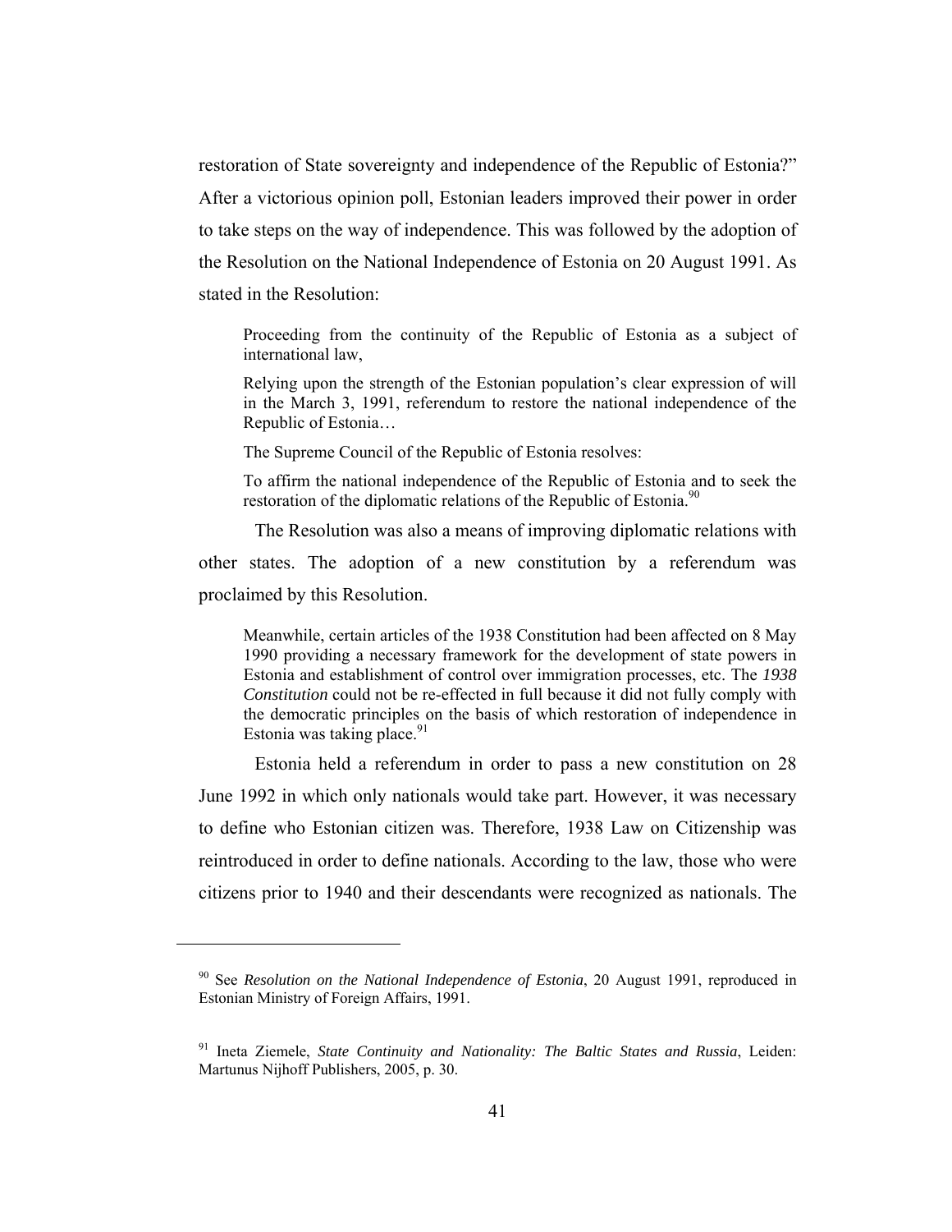restoration of State sovereignty and independence of the Republic of Estonia?" After a victorious opinion poll, Estonian leaders improved their power in order to take steps on the way of independence. This was followed by the adoption of the Resolution on the National Independence of Estonia on 20 August 1991. As stated in the Resolution:

> Proceeding from the continuity of the Republic of Estonia as a subject of international law,
>
> Relying upon the strength of the Estonian population's clear expression of will in the March 3, 1991, referendum to restore the national independence of the Republic of Estonia…
>
> The Supreme Council of the Republic of Estonia resolves:
>
> To affirm the national independence of the Republic of Estonia and to seek the restoration of the diplomatic relations of the Republic of Estonia.[90]

The Resolution was also a means of improving diplomatic relations with other states. The adoption of a new constitution by a referendum was proclaimed by this Resolution.

> Meanwhile, certain articles of the 1938 Constitution had been affected on 8 May 1990 providing a necessary framework for the development of state powers in Estonia and establishment of control over immigration processes, etc. The *1938 Constitution* could not be re-effected in full because it did not fully comply with the democratic principles on the basis of which restoration of independence in Estonia was taking place.[91]

Estonia held a referendum in order to pass a new constitution on 28 June 1992 in which only nationals would take part. However, it was necessary to define who Estonian citizen was. Therefore, 1938 Law on Citizenship was reintroduced in order to define nationals. According to the law, those who were citizens prior to 1940 and their descendants were recognized as nationals. The

---

[90] See *Resolution on the National Independence of Estonia*, 20 August 1991, reproduced in Estonian Ministry of Foreign Affairs, 1991.

[91] Ineta Ziemele, *State Continuity and Nationality: The Baltic States and Russia*, Leiden: Martunus Nijhoff Publishers, 2005, p. 30.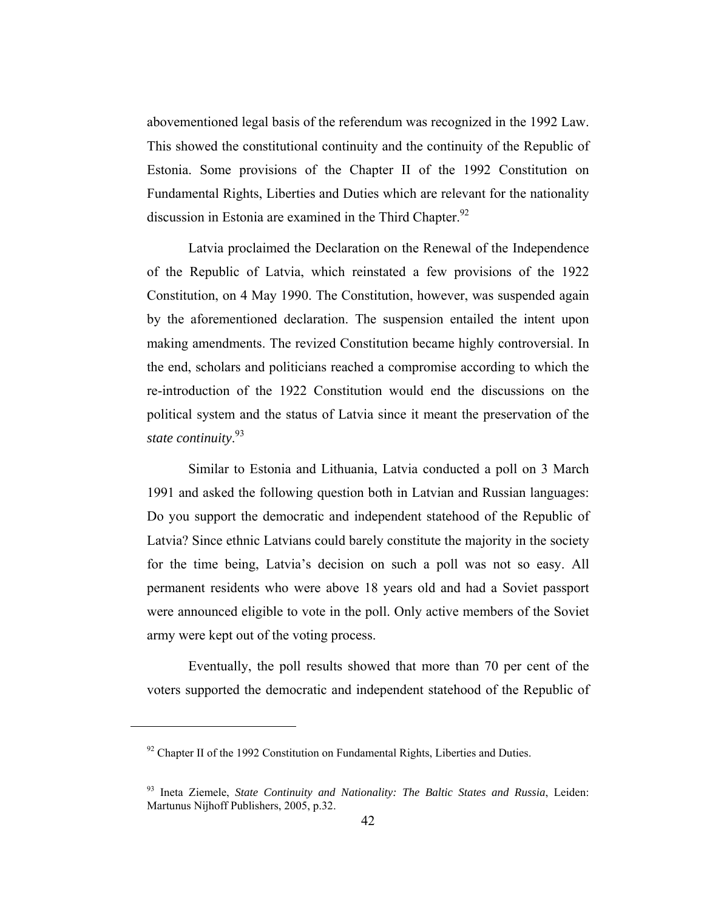abovementioned legal basis of the referendum was recognized in the 1992 Law. This showed the constitutional continuity and the continuity of the Republic of Estonia. Some provisions of the Chapter II of the 1992 Constitution on Fundamental Rights, Liberties and Duties which are relevant for the nationality discussion in Estonia are examined in the Third Chapter.[92]

Latvia proclaimed the Declaration on the Renewal of the Independence of the Republic of Latvia, which reinstated a few provisions of the 1922 Constitution, on 4 May 1990. The Constitution, however, was suspended again by the aforementioned declaration. The suspension entailed the intent upon making amendments. The revized Constitution became highly controversial. In the end, scholars and politicians reached a compromise according to which the re-introduction of the 1922 Constitution would end the discussions on the political system and the status of Latvia since it meant the preservation of the *state continuity*.[93]

Similar to Estonia and Lithuania, Latvia conducted a poll on 3 March 1991 and asked the following question both in Latvian and Russian languages: Do you support the democratic and independent statehood of the Republic of Latvia? Since ethnic Latvians could barely constitute the majority in the society for the time being, Latvia's decision on such a poll was not so easy. All permanent residents who were above 18 years old and had a Soviet passport were announced eligible to vote in the poll. Only active members of the Soviet army were kept out of the voting process.

Eventually, the poll results showed that more than 70 per cent of the voters supported the democratic and independent statehood of the Republic of

---

[92] Chapter II of the 1992 Constitution on Fundamental Rights, Liberties and Duties.

[93] Ineta Ziemele, *State Continuity and Nationality: The Baltic States and Russia*, Leiden: Martunus Nijhoff Publishers, 2005, p.32.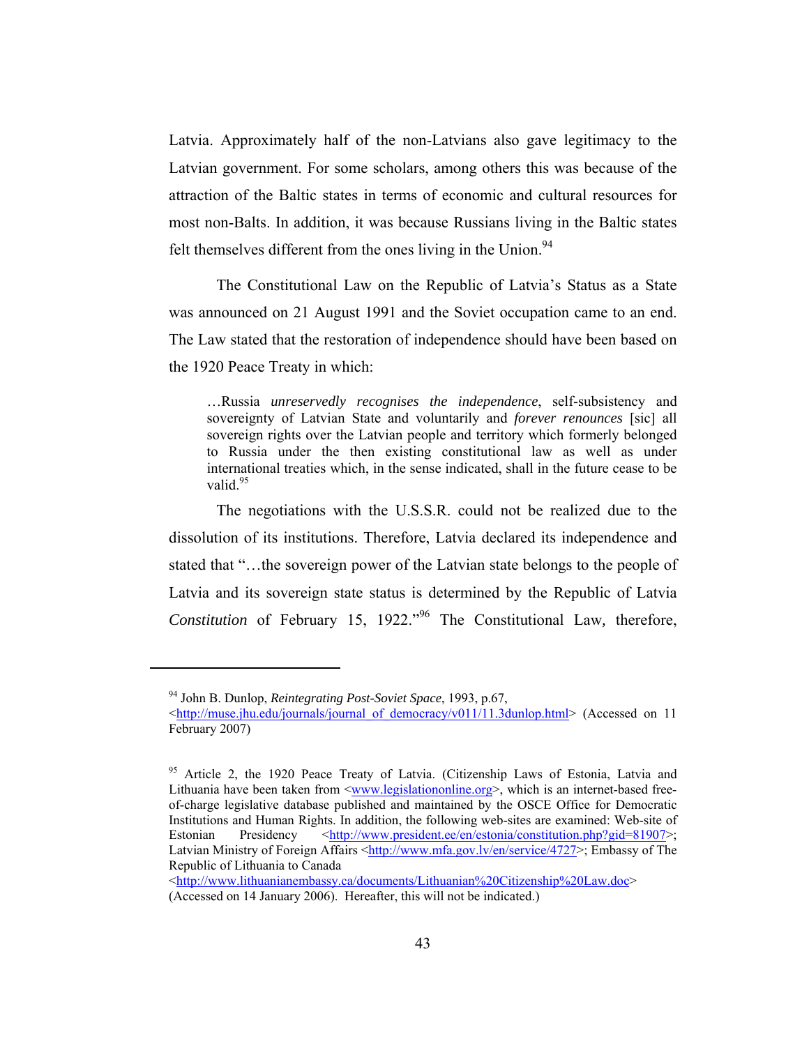Latvia. Approximately half of the non-Latvians also gave legitimacy to the Latvian government. For some scholars, among others this was because of the attraction of the Baltic states in terms of economic and cultural resources for most non-Balts. In addition, it was because Russians living in the Baltic states felt themselves different from the ones living in the Union.[94]

The Constitutional Law on the Republic of Latvia's Status as a State was announced on 21 August 1991 and the Soviet occupation came to an end. The Law stated that the restoration of independence should have been based on the 1920 Peace Treaty in which:

> …Russia *unreservedly recognises the independence*, self-subsistency and sovereignty of Latvian State and voluntarily and *forever renounces* [sic] all sovereign rights over the Latvian people and territory which formerly belonged to Russia under the then existing constitutional law as well as under international treaties which, in the sense indicated, shall in the future cease to be valid.[95]

The negotiations with the U.S.S.R. could not be realized due to the dissolution of its institutions. Therefore, Latvia declared its independence and stated that "…the sovereign power of the Latvian state belongs to the people of Latvia and its sovereign state status is determined by the Republic of Latvia *Constitution* of February 15, 1922."[96] The Constitutional Law, therefore,

---

[94] John B. Dunlop, *Reintegrating Post-Soviet Space*, 1993, p.67, <http://muse.jhu.edu/journals/journal_of_democracy/v011/11.3dunlop.html> (Accessed on 11 February 2007)

[95] Article 2, the 1920 Peace Treaty of Latvia. (Citizenship Laws of Estonia, Latvia and Lithuania have been taken from <www.legislationonline.org>, which is an internet-based free-of-charge legislative database published and maintained by the OSCE Office for Democratic Institutions and Human Rights. In addition, the following web-sites are examined: Web-site of Estonian Presidency <http://www.president.ee/en/estonia/constitution.php?gid=81907>; Latvian Ministry of Foreign Affairs <http://www.mfa.gov.lv/en/service/4727>; Embassy of The Republic of Lithuania to Canada <http://www.lithuanianembassy.ca/documents/Lithuanian%20Citizenship%20Law.doc> (Accessed on 14 January 2006). Hereafter, this will not be indicated.)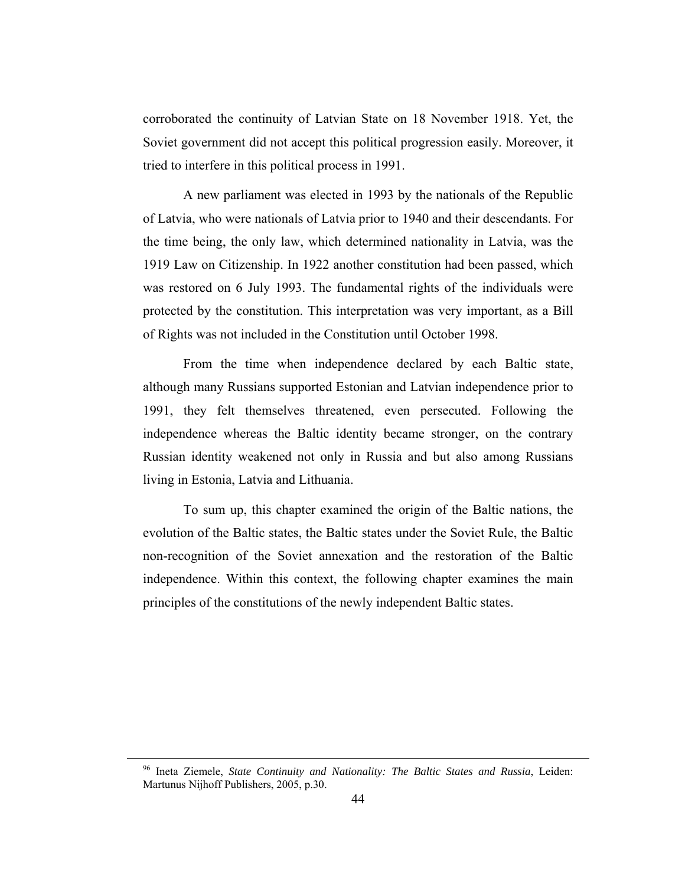corroborated the continuity of Latvian State on 18 November 1918. Yet, the Soviet government did not accept this political progression easily. Moreover, it tried to interfere in this political process in 1991.

A new parliament was elected in 1993 by the nationals of the Republic of Latvia, who were nationals of Latvia prior to 1940 and their descendants. For the time being, the only law, which determined nationality in Latvia, was the 1919 Law on Citizenship. In 1922 another constitution had been passed, which was restored on 6 July 1993. The fundamental rights of the individuals were protected by the constitution. This interpretation was very important, as a Bill of Rights was not included in the Constitution until October 1998.

From the time when independence declared by each Baltic state, although many Russians supported Estonian and Latvian independence prior to 1991, they felt themselves threatened, even persecuted. Following the independence whereas the Baltic identity became stronger, on the contrary Russian identity weakened not only in Russia and but also among Russians living in Estonia, Latvia and Lithuania.

To sum up, this chapter examined the origin of the Baltic nations, the evolution of the Baltic states, the Baltic states under the Soviet Rule, the Baltic non-recognition of the Soviet annexation and the restoration of the Baltic independence. Within this context, the following chapter examines the main principles of the constitutions of the newly independent Baltic states.

---

[96] Ineta Ziemele, *State Continuity and Nationality: The Baltic States and Russia*, Leiden: Martunus Nijhoff Publishers, 2005, p.30.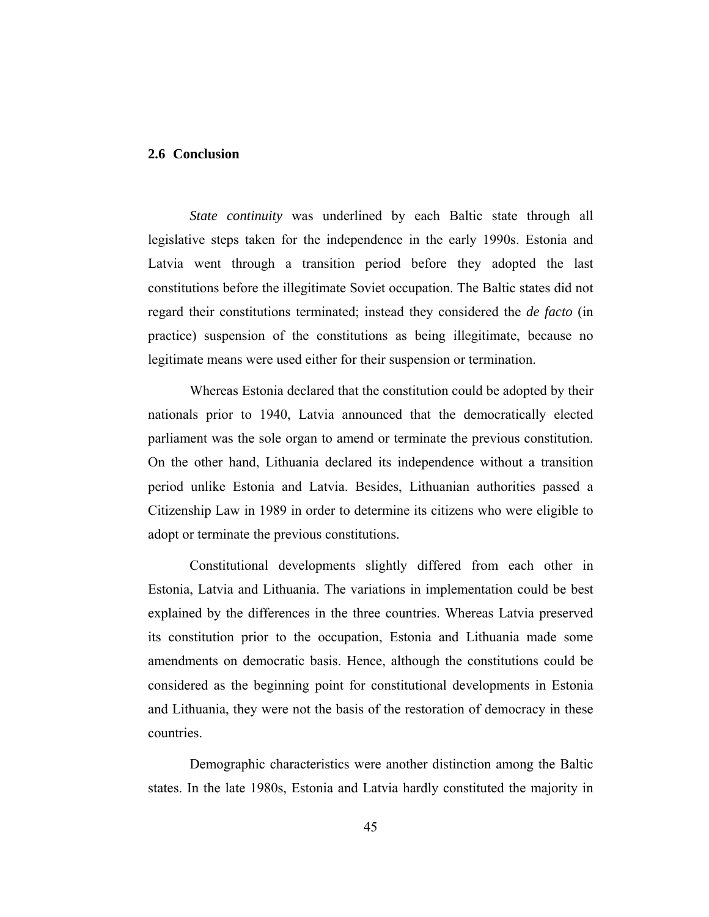## 2.6 Conclusion

*State continuity* was underlined by each Baltic state through all legislative steps taken for the independence in the early 1990s. Estonia and Latvia went through a transition period before they adopted the last constitutions before the illegitimate Soviet occupation. The Baltic states did not regard their constitutions terminated; instead they considered the *de facto* (in practice) suspension of the constitutions as being illegitimate, because no legitimate means were used either for their suspension or termination.

Whereas Estonia declared that the constitution could be adopted by their nationals prior to 1940, Latvia announced that the democratically elected parliament was the sole organ to amend or terminate the previous constitution. On the other hand, Lithuania declared its independence without a transition period unlike Estonia and Latvia. Besides, Lithuanian authorities passed a Citizenship Law in 1989 in order to determine its citizens who were eligible to adopt or terminate the previous constitutions.

Constitutional developments slightly differed from each other in Estonia, Latvia and Lithuania. The variations in implementation could be best explained by the differences in the three countries. Whereas Latvia preserved its constitution prior to the occupation, Estonia and Lithuania made some amendments on democratic basis. Hence, although the constitutions could be considered as the beginning point for constitutional developments in Estonia and Lithuania, they were not the basis of the restoration of democracy in these countries.

Demographic characteristics were another distinction among the Baltic states. In the late 1980s, Estonia and Latvia hardly constituted the majority in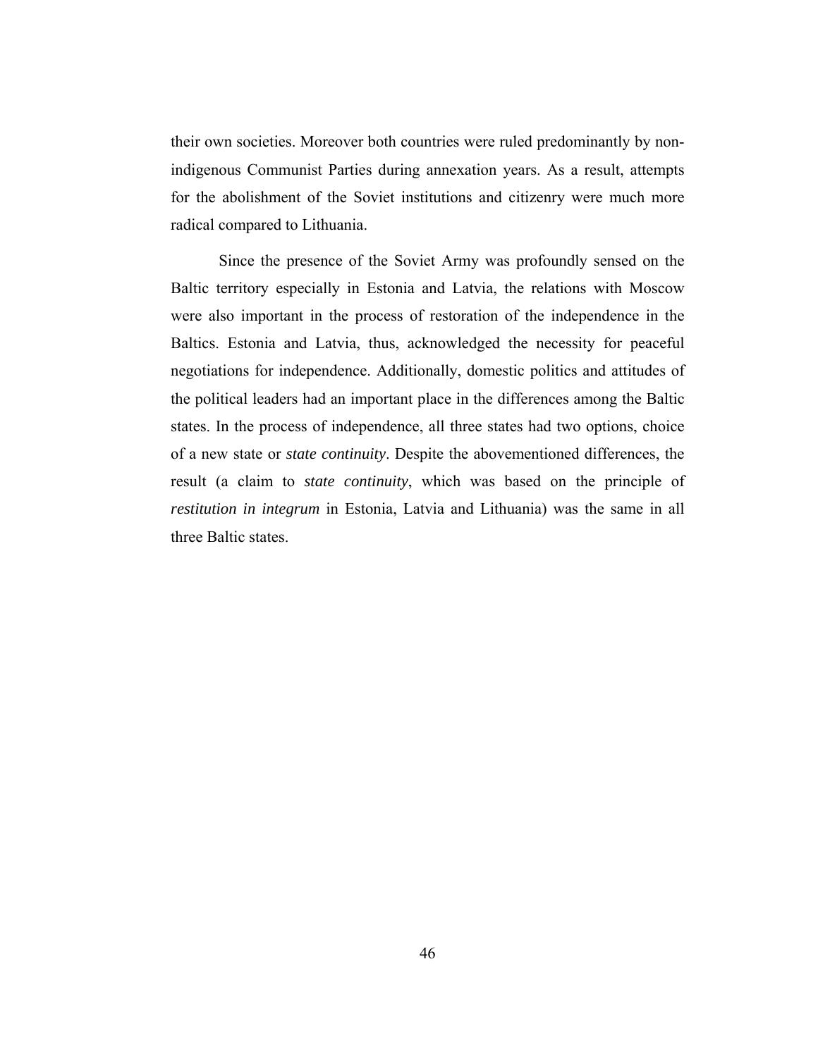their own societies. Moreover both countries were ruled predominantly by non-indigenous Communist Parties during annexation years. As a result, attempts for the abolishment of the Soviet institutions and citizenry were much more radical compared to Lithuania.

Since the presence of the Soviet Army was profoundly sensed on the Baltic territory especially in Estonia and Latvia, the relations with Moscow were also important in the process of restoration of the independence in the Baltics. Estonia and Latvia, thus, acknowledged the necessity for peaceful negotiations for independence. Additionally, domestic politics and attitudes of the political leaders had an important place in the differences among the Baltic states. In the process of independence, all three states had two options, choice of a new state or *state continuity*. Despite the abovementioned differences, the result (a claim to *state continuity*, which was based on the principle of *restitution in integrum* in Estonia, Latvia and Lithuania) was the same in all three Baltic states.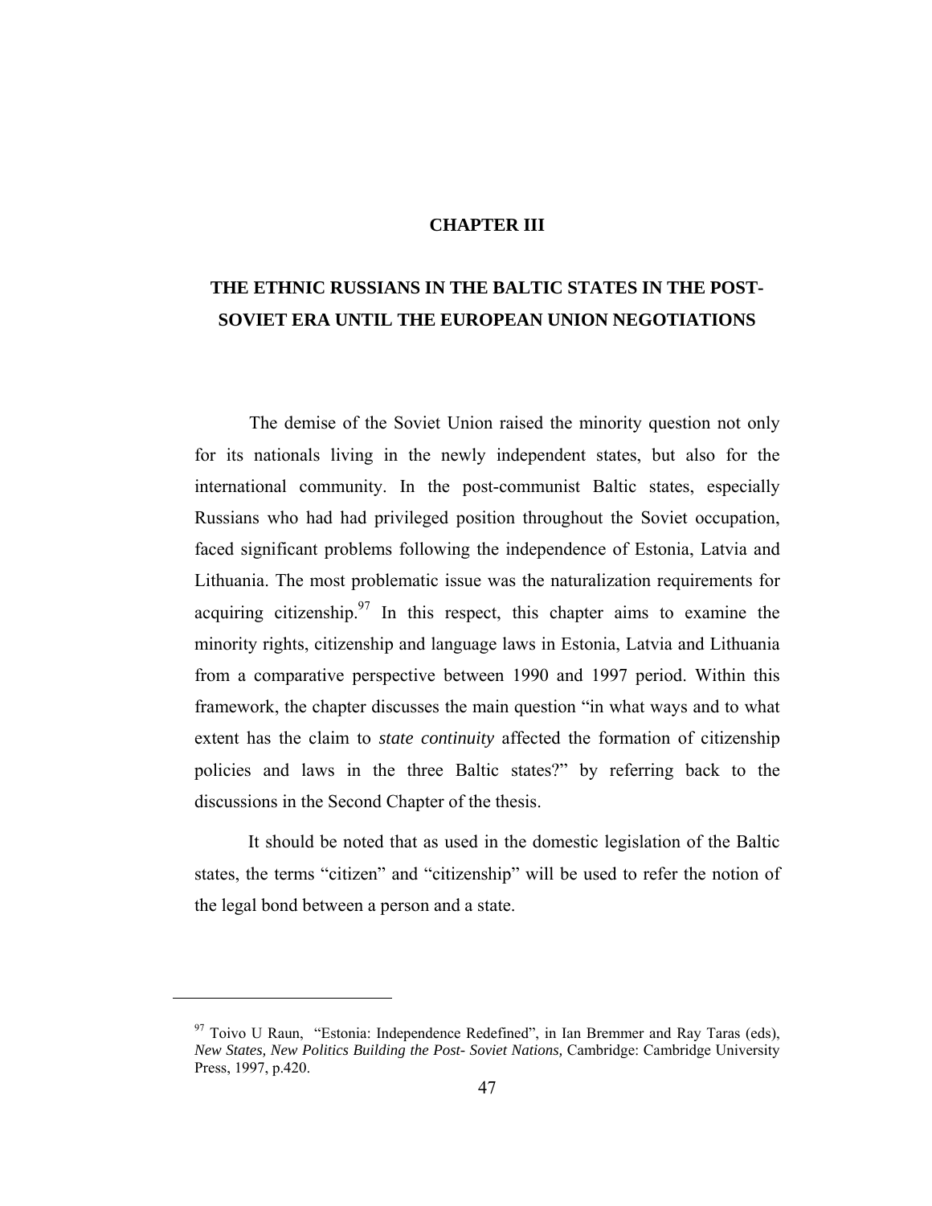# CHAPTER III

# THE ETHNIC RUSSIANS IN THE BALTIC STATES IN THE POST-SOVIET ERA UNTIL THE EUROPEAN UNION NEGOTIATIONS

The demise of the Soviet Union raised the minority question not only for its nationals living in the newly independent states, but also for the international community. In the post-communist Baltic states, especially Russians who had had privileged position throughout the Soviet occupation, faced significant problems following the independence of Estonia, Latvia and Lithuania. The most problematic issue was the naturalization requirements for acquiring citizenship.[97] In this respect, this chapter aims to examine the minority rights, citizenship and language laws in Estonia, Latvia and Lithuania from a comparative perspective between 1990 and 1997 period. Within this framework, the chapter discusses the main question "in what ways and to what extent has the claim to *state continuity* affected the formation of citizenship policies and laws in the three Baltic states?" by referring back to the discussions in the Second Chapter of the thesis.

It should be noted that as used in the domestic legislation of the Baltic states, the terms "citizen" and "citizenship" will be used to refer the notion of the legal bond between a person and a state.

---

[97] Toivo U Raun, "Estonia: Independence Redefined", in Ian Bremmer and Ray Taras (eds), *New States, New Politics Building the Post- Soviet Nations,* Cambridge: Cambridge University Press, 1997, p.420.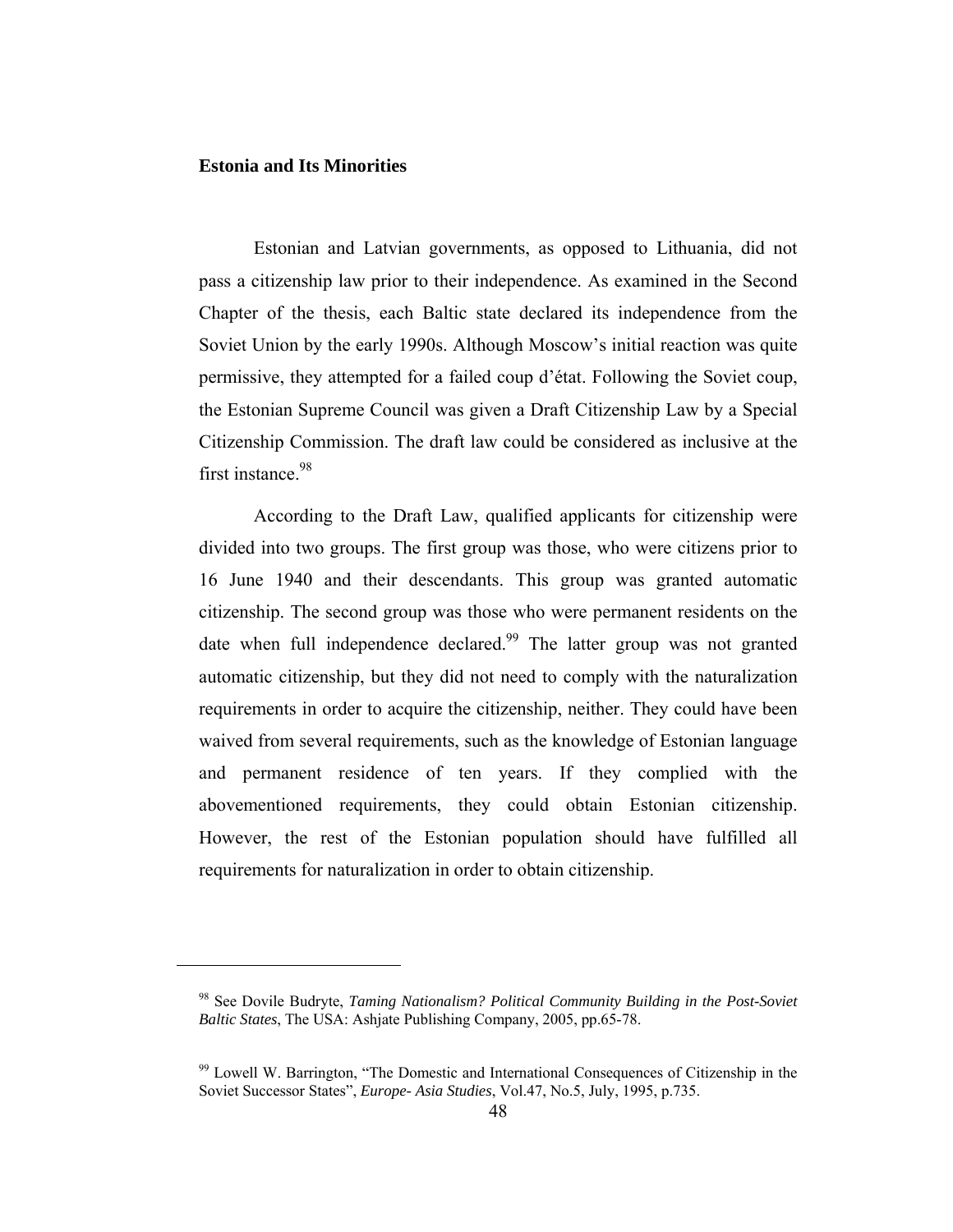## Estonia and Its Minorities

Estonian and Latvian governments, as opposed to Lithuania, did not pass a citizenship law prior to their independence. As examined in the Second Chapter of the thesis, each Baltic state declared its independence from the Soviet Union by the early 1990s. Although Moscow's initial reaction was quite permissive, they attempted for a failed coup d'état. Following the Soviet coup, the Estonian Supreme Council was given a Draft Citizenship Law by a Special Citizenship Commission. The draft law could be considered as inclusive at the first instance.[98]

According to the Draft Law, qualified applicants for citizenship were divided into two groups. The first group was those, who were citizens prior to 16 June 1940 and their descendants. This group was granted automatic citizenship. The second group was those who were permanent residents on the date when full independence declared.[99] The latter group was not granted automatic citizenship, but they did not need to comply with the naturalization requirements in order to acquire the citizenship, neither. They could have been waived from several requirements, such as the knowledge of Estonian language and permanent residence of ten years. If they complied with the abovementioned requirements, they could obtain Estonian citizenship. However, the rest of the Estonian population should have fulfilled all requirements for naturalization in order to obtain citizenship.

---

[98] See Dovile Budryte, *Taming Nationalism? Political Community Building in the Post-Soviet Baltic States*, The USA: Ashjate Publishing Company, 2005, pp.65-78.

[99] Lowell W. Barrington, "The Domestic and International Consequences of Citizenship in the Soviet Successor States", *Europe- Asia Studies*, Vol.47, No.5, July, 1995, p.735.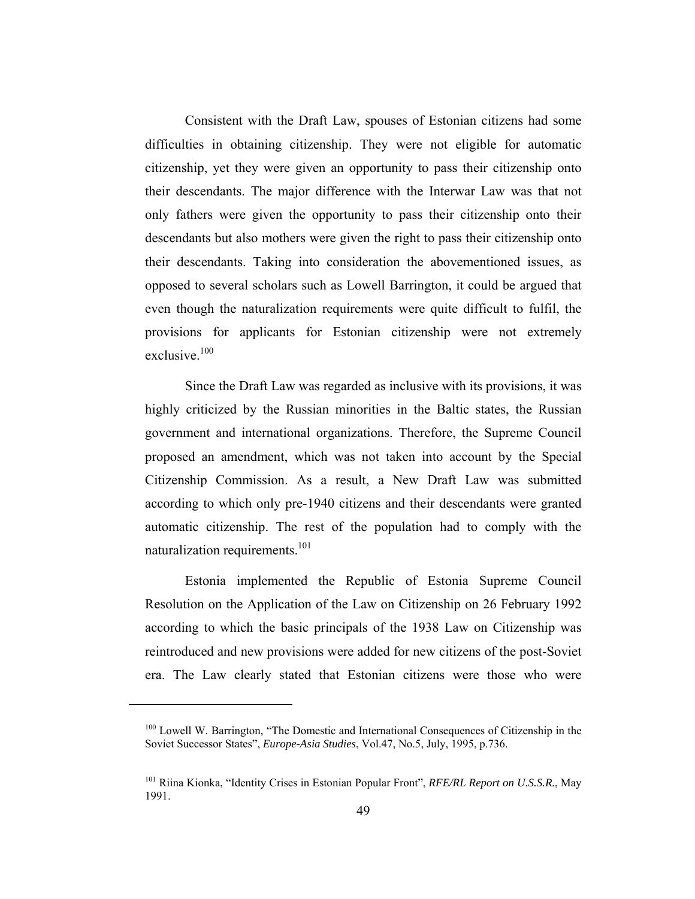Consistent with the Draft Law, spouses of Estonian citizens had some difficulties in obtaining citizenship. They were not eligible for automatic citizenship, yet they were given an opportunity to pass their citizenship onto their descendants. The major difference with the Interwar Law was that not only fathers were given the opportunity to pass their citizenship onto their descendants but also mothers were given the right to pass their citizenship onto their descendants. Taking into consideration the abovementioned issues, as opposed to several scholars such as Lowell Barrington, it could be argued that even though the naturalization requirements were quite difficult to fulfil, the provisions for applicants for Estonian citizenship were not extremely exclusive.[100]

Since the Draft Law was regarded as inclusive with its provisions, it was highly criticized by the Russian minorities in the Baltic states, the Russian government and international organizations. Therefore, the Supreme Council proposed an amendment, which was not taken into account by the Special Citizenship Commission. As a result, a New Draft Law was submitted according to which only pre-1940 citizens and their descendants were granted automatic citizenship. The rest of the population had to comply with the naturalization requirements.[101]

Estonia implemented the Republic of Estonia Supreme Council Resolution on the Application of the Law on Citizenship on 26 February 1992 according to which the basic principals of the 1938 Law on Citizenship was reintroduced and new provisions were added for new citizens of the post-Soviet era. The Law clearly stated that Estonian citizens were those who were

---

[100] Lowell W. Barrington, "The Domestic and International Consequences of Citizenship in the Soviet Successor States", *Europe-Asia Studies*, Vol.47, No.5, July, 1995, p.736.

[101] Riina Kionka, "Identity Crises in Estonian Popular Front", *RFE/RL Report on U.S.S.R.*, May 1991.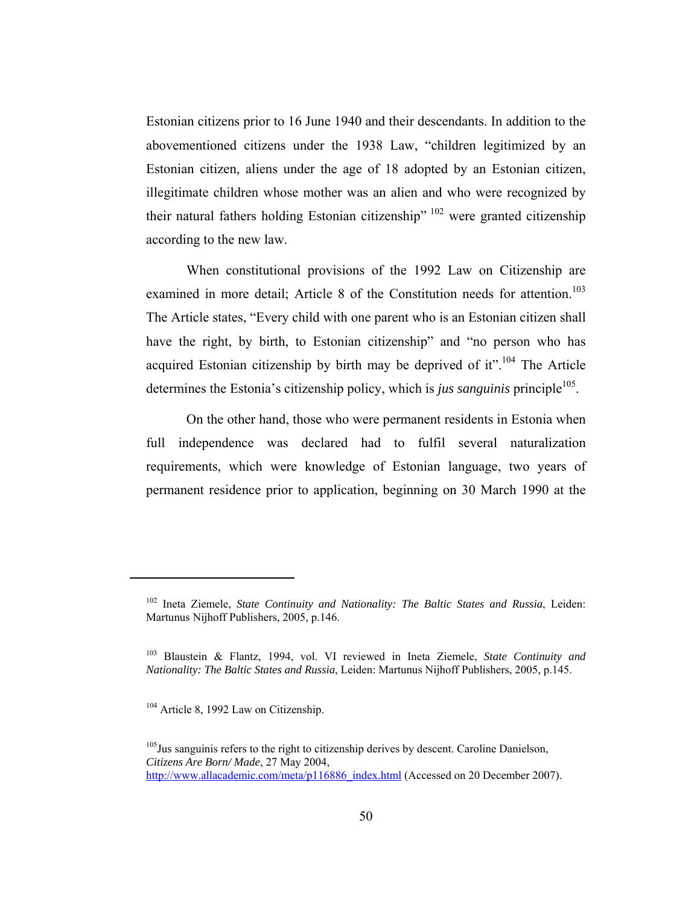Estonian citizens prior to 16 June 1940 and their descendants. In addition to the abovementioned citizens under the 1938 Law, "children legitimized by an Estonian citizen, aliens under the age of 18 adopted by an Estonian citizen, illegitimate children whose mother was an alien and who were recognized by their natural fathers holding Estonian citizenship" [102] were granted citizenship according to the new law.

When constitutional provisions of the 1992 Law on Citizenship are examined in more detail; Article 8 of the Constitution needs for attention.[103] The Article states, "Every child with one parent who is an Estonian citizen shall have the right, by birth, to Estonian citizenship" and "no person who has acquired Estonian citizenship by birth may be deprived of it".[104] The Article determines the Estonia's citizenship policy, which is *jus sanguinis* principle[105].

On the other hand, those who were permanent residents in Estonia when full independence was declared had to fulfil several naturalization requirements, which were knowledge of Estonian language, two years of permanent residence prior to application, beginning on 30 March 1990 at the

---

[102] Ineta Ziemele, *State Continuity and Nationality: The Baltic States and Russia*, Leiden: Martunus Nijhoff Publishers, 2005, p.146.

[103] Blaustein & Flantz, 1994, vol. VI reviewed in Ineta Ziemele, *State Continuity and Nationality: The Baltic States and Russia*, Leiden: Martunus Nijhoff Publishers, 2005, p.145.

[104] Article 8, 1992 Law on Citizenship.

[105] Jus sanguinis refers to the right to citizenship derives by descent. Caroline Danielson, *Citizens Are Born/ Made*, 27 May 2004, http://www.allacademic.com/meta/p116886_index.html (Accessed on 20 December 2007).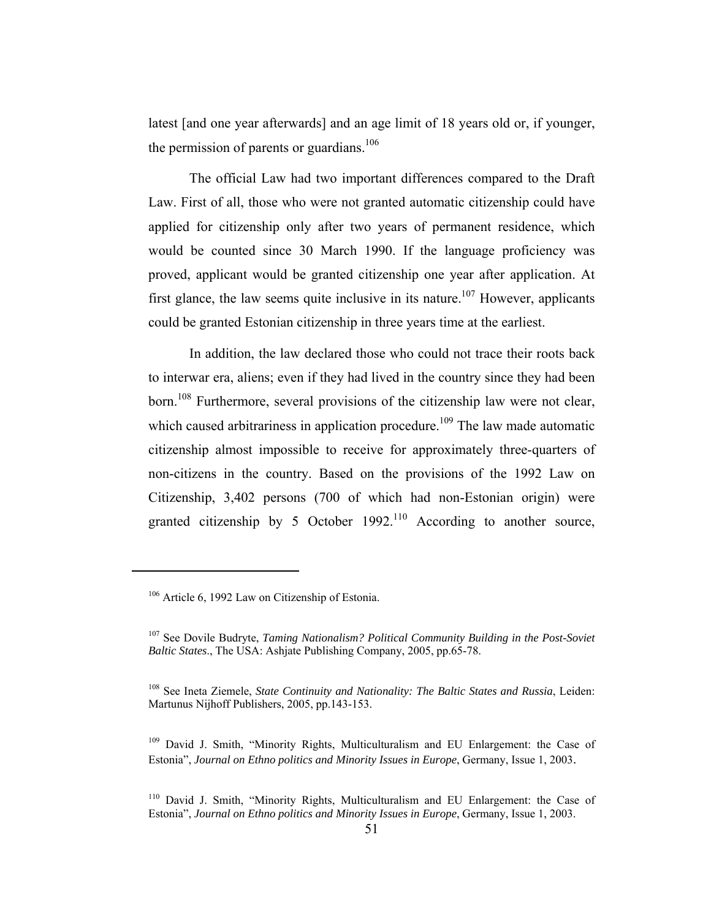latest [and one year afterwards] and an age limit of 18 years old or, if younger, the permission of parents or guardians.[106]

The official Law had two important differences compared to the Draft Law. First of all, those who were not granted automatic citizenship could have applied for citizenship only after two years of permanent residence, which would be counted since 30 March 1990. If the language proficiency was proved, applicant would be granted citizenship one year after application. At first glance, the law seems quite inclusive in its nature.[107] However, applicants could be granted Estonian citizenship in three years time at the earliest.

In addition, the law declared those who could not trace their roots back to interwar era, aliens; even if they had lived in the country since they had been born.[108] Furthermore, several provisions of the citizenship law were not clear, which caused arbitrariness in application procedure.[109] The law made automatic citizenship almost impossible to receive for approximately three-quarters of non-citizens in the country. Based on the provisions of the 1992 Law on Citizenship, 3,402 persons (700 of which had non-Estonian origin) were granted citizenship by 5 October 1992.[110] According to another source,

---

[106] Article 6, 1992 Law on Citizenship of Estonia.

[107] See Dovile Budryte, *Taming Nationalism? Political Community Building in the Post-Soviet Baltic States*., The USA: Ashjate Publishing Company, 2005, pp.65-78.

[108] See Ineta Ziemele, *State Continuity and Nationality: The Baltic States and Russia*, Leiden: Martunus Nijhoff Publishers, 2005, pp.143-153.

[109] David J. Smith, "Minority Rights, Multiculturalism and EU Enlargement: the Case of Estonia", *Journal on Ethno politics and Minority Issues in Europe*, Germany, Issue 1, 2003.

[110] David J. Smith, "Minority Rights, Multiculturalism and EU Enlargement: the Case of Estonia", *Journal on Ethno politics and Minority Issues in Europe*, Germany, Issue 1, 2003.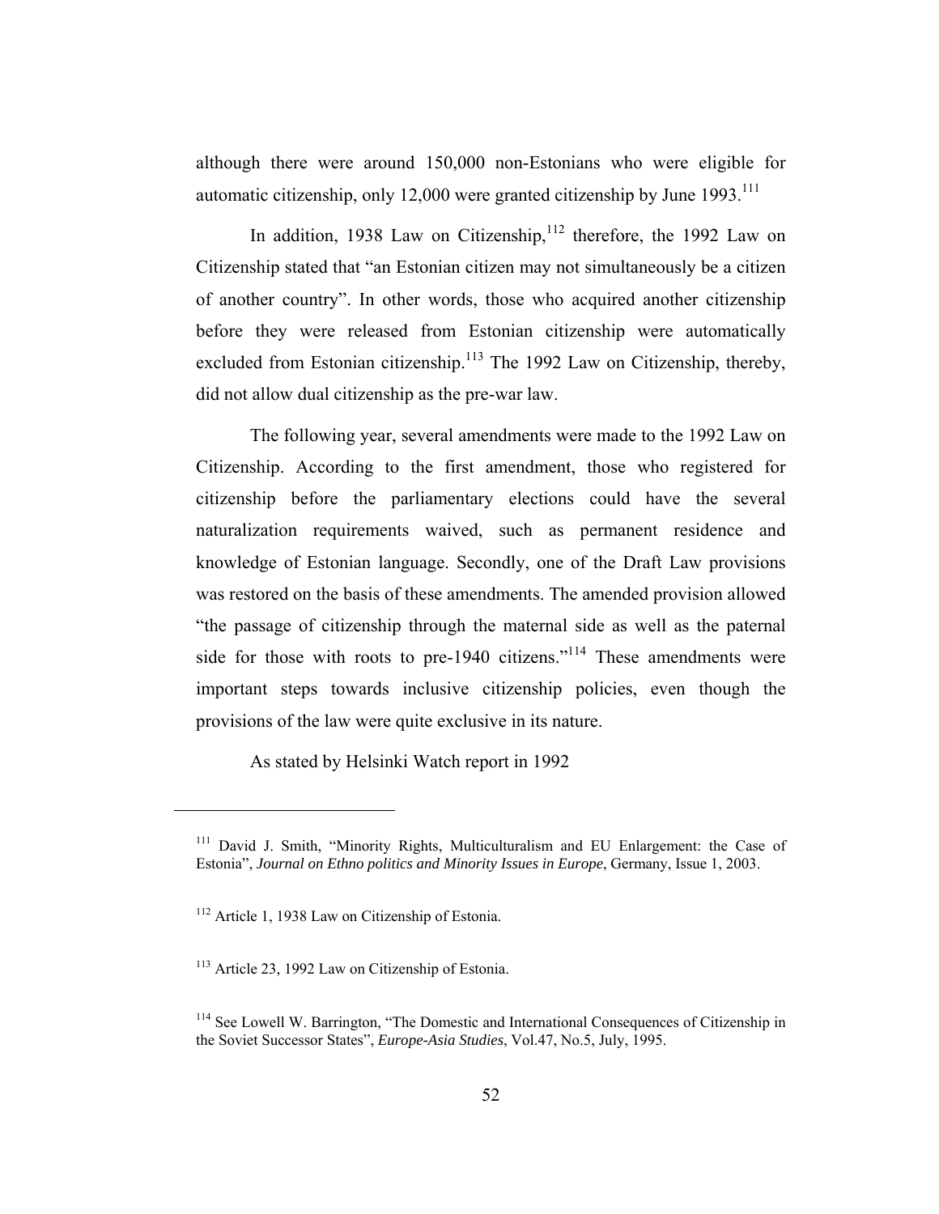although there were around 150,000 non-Estonians who were eligible for automatic citizenship, only 12,000 were granted citizenship by June 1993.[111]

In addition, 1938 Law on Citizenship,[112] therefore, the 1992 Law on Citizenship stated that "an Estonian citizen may not simultaneously be a citizen of another country". In other words, those who acquired another citizenship before they were released from Estonian citizenship were automatically excluded from Estonian citizenship.[113] The 1992 Law on Citizenship, thereby, did not allow dual citizenship as the pre-war law.

The following year, several amendments were made to the 1992 Law on Citizenship. According to the first amendment, those who registered for citizenship before the parliamentary elections could have the several naturalization requirements waived, such as permanent residence and knowledge of Estonian language. Secondly, one of the Draft Law provisions was restored on the basis of these amendments. The amended provision allowed "the passage of citizenship through the maternal side as well as the paternal side for those with roots to pre-1940 citizens."[114] These amendments were important steps towards inclusive citizenship policies, even though the provisions of the law were quite exclusive in its nature.

As stated by Helsinki Watch report in 1992

---

[111] David J. Smith, "Minority Rights, Multiculturalism and EU Enlargement: the Case of Estonia", *Journal on Ethno politics and Minority Issues in Europe*, Germany, Issue 1, 2003.

[112] Article 1, 1938 Law on Citizenship of Estonia.

[113] Article 23, 1992 Law on Citizenship of Estonia.

[114] See Lowell W. Barrington, "The Domestic and International Consequences of Citizenship in the Soviet Successor States", *Europe-Asia Studies*, Vol.47, No.5, July, 1995.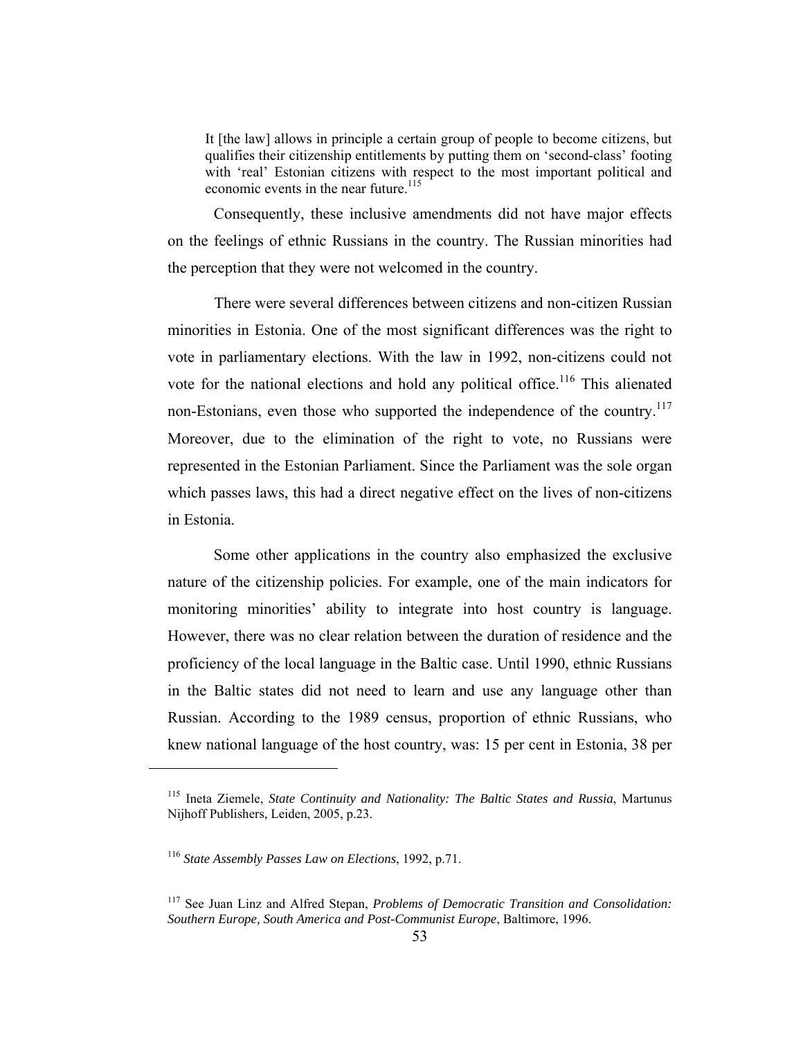> It [the law] allows in principle a certain group of people to become citizens, but qualifies their citizenship entitlements by putting them on 'second-class' footing with 'real' Estonian citizens with respect to the most important political and economic events in the near future.[115]

Consequently, these inclusive amendments did not have major effects on the feelings of ethnic Russians in the country. The Russian minorities had the perception that they were not welcomed in the country.

There were several differences between citizens and non-citizen Russian minorities in Estonia. One of the most significant differences was the right to vote in parliamentary elections. With the law in 1992, non-citizens could not vote for the national elections and hold any political office.[116] This alienated non-Estonians, even those who supported the independence of the country.[117] Moreover, due to the elimination of the right to vote, no Russians were represented in the Estonian Parliament. Since the Parliament was the sole organ which passes laws, this had a direct negative effect on the lives of non-citizens in Estonia.

Some other applications in the country also emphasized the exclusive nature of the citizenship policies. For example, one of the main indicators for monitoring minorities' ability to integrate into host country is language. However, there was no clear relation between the duration of residence and the proficiency of the local language in the Baltic case. Until 1990, ethnic Russians in the Baltic states did not need to learn and use any language other than Russian. According to the 1989 census, proportion of ethnic Russians, who knew national language of the host country, was: 15 per cent in Estonia, 38 per

---

[115] Ineta Ziemele, *State Continuity and Nationality: The Baltic States and Russia*, Martunus Nijhoff Publishers, Leiden, 2005, p.23.

[116] *State Assembly Passes Law on Elections*, 1992, p.71.

[117] See Juan Linz and Alfred Stepan, *Problems of Democratic Transition and Consolidation: Southern Europe, South America and Post-Communist Europe*, Baltimore, 1996.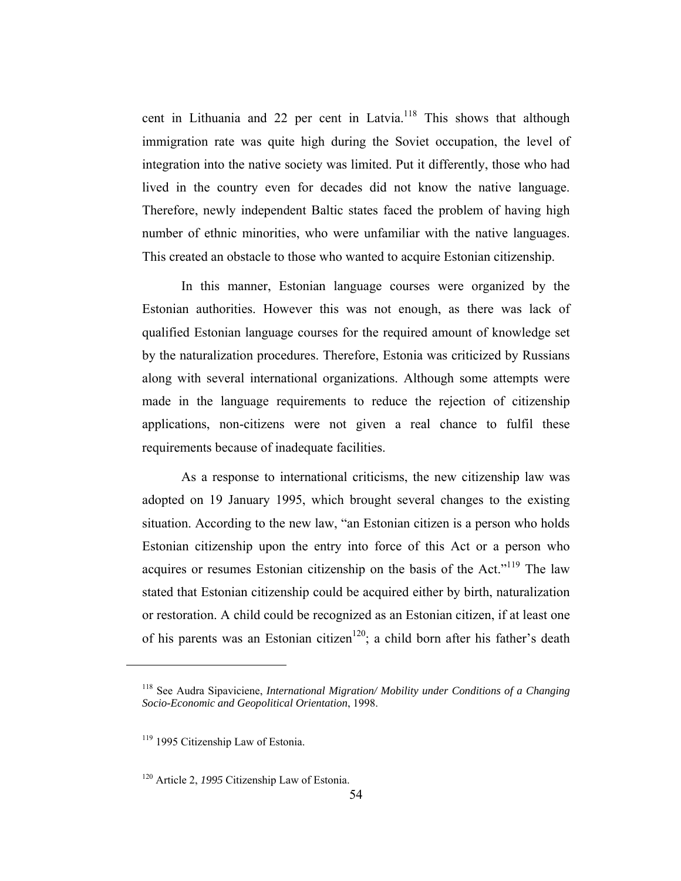cent in Lithuania and 22 per cent in Latvia.[118] This shows that although immigration rate was quite high during the Soviet occupation, the level of integration into the native society was limited. Put it differently, those who had lived in the country even for decades did not know the native language. Therefore, newly independent Baltic states faced the problem of having high number of ethnic minorities, who were unfamiliar with the native languages. This created an obstacle to those who wanted to acquire Estonian citizenship.

In this manner, Estonian language courses were organized by the Estonian authorities. However this was not enough, as there was lack of qualified Estonian language courses for the required amount of knowledge set by the naturalization procedures. Therefore, Estonia was criticized by Russians along with several international organizations. Although some attempts were made in the language requirements to reduce the rejection of citizenship applications, non-citizens were not given a real chance to fulfil these requirements because of inadequate facilities.

As a response to international criticisms, the new citizenship law was adopted on 19 January 1995, which brought several changes to the existing situation. According to the new law, "an Estonian citizen is a person who holds Estonian citizenship upon the entry into force of this Act or a person who acquires or resumes Estonian citizenship on the basis of the Act."[119] The law stated that Estonian citizenship could be acquired either by birth, naturalization or restoration. A child could be recognized as an Estonian citizen, if at least one of his parents was an Estonian citizen[120]; a child born after his father's death

---

[118] See Audra Sipaviciene, *International Migration/ Mobility under Conditions of a Changing Socio-Economic and Geopolitical Orientation*, 1998.

[119] 1995 Citizenship Law of Estonia.

[120] Article 2, *1995* Citizenship Law of Estonia.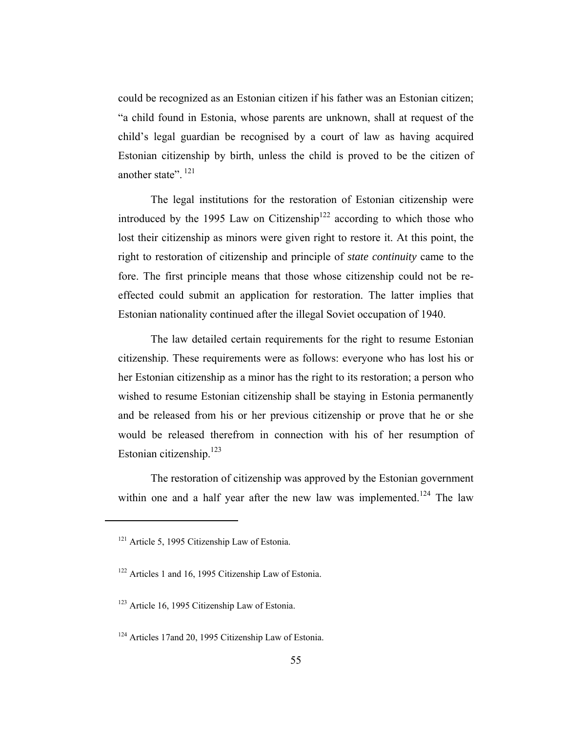could be recognized as an Estonian citizen if his father was an Estonian citizen; "a child found in Estonia, whose parents are unknown, shall at request of the child's legal guardian be recognised by a court of law as having acquired Estonian citizenship by birth, unless the child is proved to be the citizen of another state". [121]

The legal institutions for the restoration of Estonian citizenship were introduced by the 1995 Law on Citizenship[122] according to which those who lost their citizenship as minors were given right to restore it. At this point, the right to restoration of citizenship and principle of *state continuity* came to the fore. The first principle means that those whose citizenship could not be re-effected could submit an application for restoration. The latter implies that Estonian nationality continued after the illegal Soviet occupation of 1940.

The law detailed certain requirements for the right to resume Estonian citizenship. These requirements were as follows: everyone who has lost his or her Estonian citizenship as a minor has the right to its restoration; a person who wished to resume Estonian citizenship shall be staying in Estonia permanently and be released from his or her previous citizenship or prove that he or she would be released therefrom in connection with his of her resumption of Estonian citizenship.[123]

The restoration of citizenship was approved by the Estonian government within one and a half year after the new law was implemented.[124] The law

---

[121] Article 5, 1995 Citizenship Law of Estonia.

[122] Articles 1 and 16, 1995 Citizenship Law of Estonia.

[123] Article 16, 1995 Citizenship Law of Estonia.

[124] Articles 17and 20, 1995 Citizenship Law of Estonia.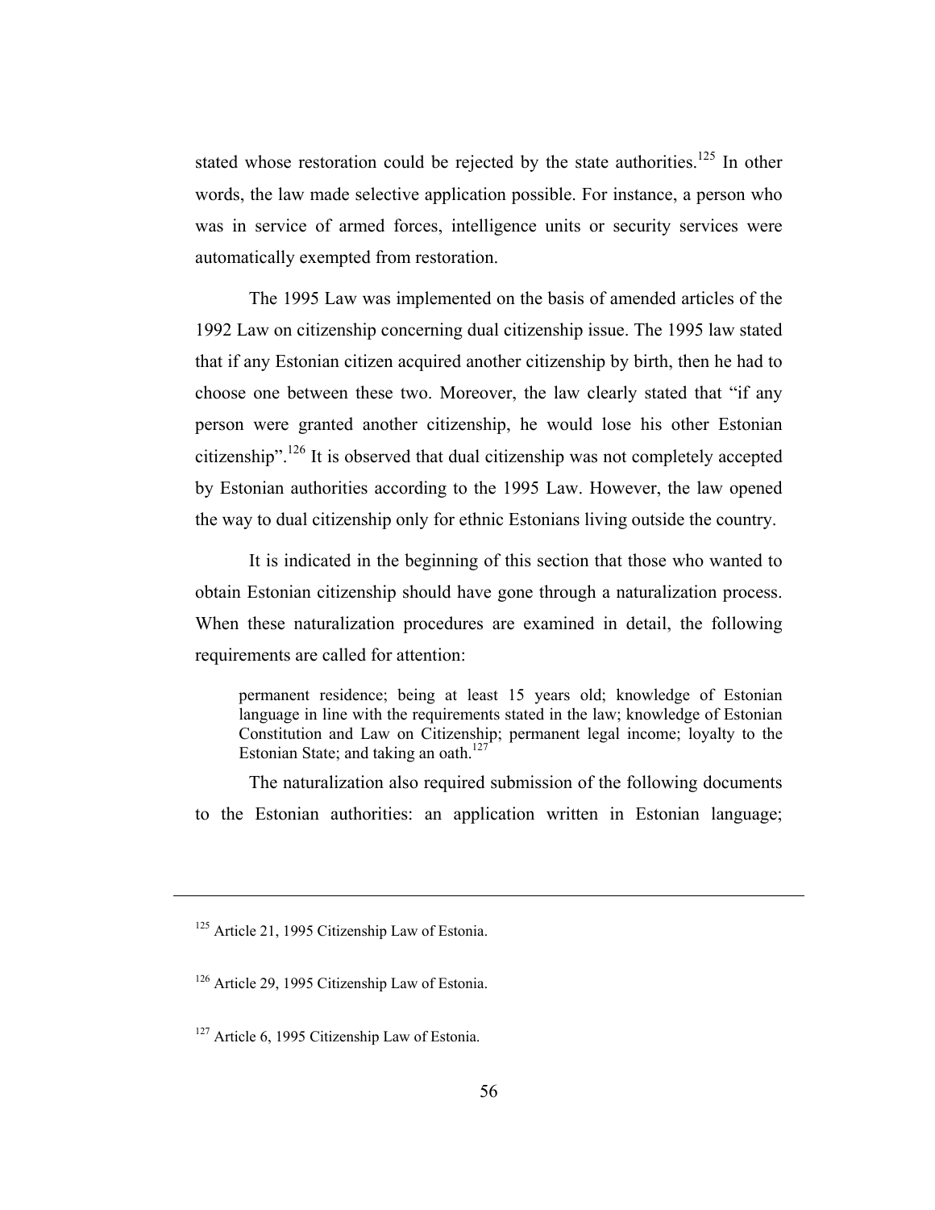stated whose restoration could be rejected by the state authorities.[125] In other words, the law made selective application possible. For instance, a person who was in service of armed forces, intelligence units or security services were automatically exempted from restoration.

The 1995 Law was implemented on the basis of amended articles of the 1992 Law on citizenship concerning dual citizenship issue. The 1995 law stated that if any Estonian citizen acquired another citizenship by birth, then he had to choose one between these two. Moreover, the law clearly stated that "if any person were granted another citizenship, he would lose his other Estonian citizenship".[126] It is observed that dual citizenship was not completely accepted by Estonian authorities according to the 1995 Law. However, the law opened the way to dual citizenship only for ethnic Estonians living outside the country.

It is indicated in the beginning of this section that those who wanted to obtain Estonian citizenship should have gone through a naturalization process. When these naturalization procedures are examined in detail, the following requirements are called for attention:

> permanent residence; being at least 15 years old; knowledge of Estonian language in line with the requirements stated in the law; knowledge of Estonian Constitution and Law on Citizenship; permanent legal income; loyalty to the Estonian State; and taking an oath.[127]

The naturalization also required submission of the following documents to the Estonian authorities: an application written in Estonian language;

---

[125] Article 21, 1995 Citizenship Law of Estonia.

[126] Article 29, 1995 Citizenship Law of Estonia.

[127] Article 6, 1995 Citizenship Law of Estonia.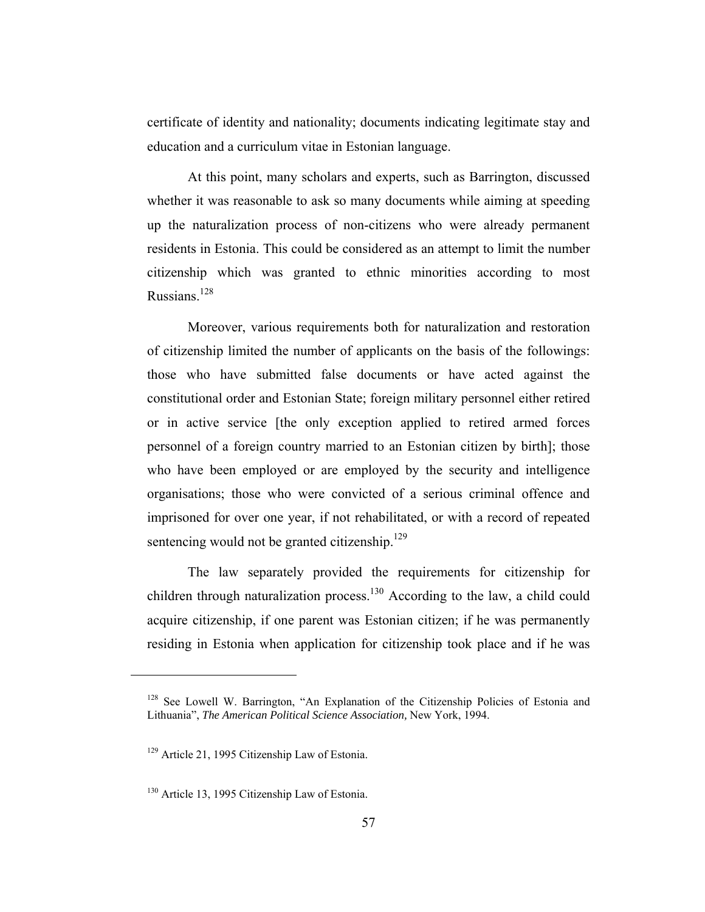certificate of identity and nationality; documents indicating legitimate stay and education and a curriculum vitae in Estonian language.

At this point, many scholars and experts, such as Barrington, discussed whether it was reasonable to ask so many documents while aiming at speeding up the naturalization process of non-citizens who were already permanent residents in Estonia. This could be considered as an attempt to limit the number citizenship which was granted to ethnic minorities according to most Russians.[128]

Moreover, various requirements both for naturalization and restoration of citizenship limited the number of applicants on the basis of the followings: those who have submitted false documents or have acted against the constitutional order and Estonian State; foreign military personnel either retired or in active service [the only exception applied to retired armed forces personnel of a foreign country married to an Estonian citizen by birth]; those who have been employed or are employed by the security and intelligence organisations; those who were convicted of a serious criminal offence and imprisoned for over one year, if not rehabilitated, or with a record of repeated sentencing would not be granted citizenship.[129]

The law separately provided the requirements for citizenship for children through naturalization process.[130] According to the law, a child could acquire citizenship, if one parent was Estonian citizen; if he was permanently residing in Estonia when application for citizenship took place and if he was

---

[128] See Lowell W. Barrington, "An Explanation of the Citizenship Policies of Estonia and Lithuania", *The American Political Science Association,* New York, 1994.

[129] Article 21, 1995 Citizenship Law of Estonia.

[130] Article 13, 1995 Citizenship Law of Estonia.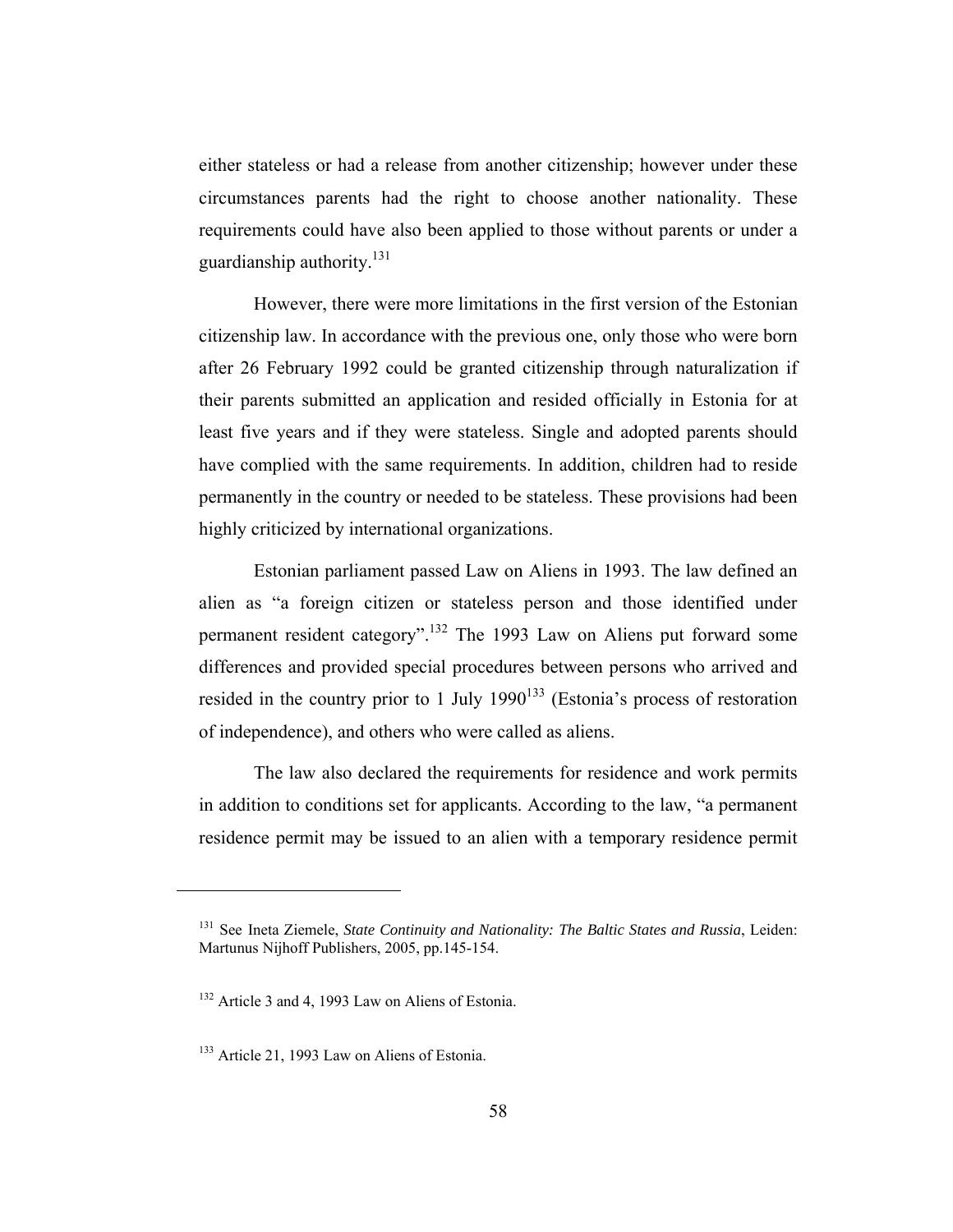either stateless or had a release from another citizenship; however under these circumstances parents had the right to choose another nationality. These requirements could have also been applied to those without parents or under a guardianship authority.[131]

However, there were more limitations in the first version of the Estonian citizenship law. In accordance with the previous one, only those who were born after 26 February 1992 could be granted citizenship through naturalization if their parents submitted an application and resided officially in Estonia for at least five years and if they were stateless. Single and adopted parents should have complied with the same requirements. In addition, children had to reside permanently in the country or needed to be stateless. These provisions had been highly criticized by international organizations.

Estonian parliament passed Law on Aliens in 1993. The law defined an alien as "a foreign citizen or stateless person and those identified under permanent resident category".[132] The 1993 Law on Aliens put forward some differences and provided special procedures between persons who arrived and resided in the country prior to 1 July 1990[133] (Estonia's process of restoration of independence), and others who were called as aliens.

The law also declared the requirements for residence and work permits in addition to conditions set for applicants. According to the law, "a permanent residence permit may be issued to an alien with a temporary residence permit

---

[131] See Ineta Ziemele, *State Continuity and Nationality: The Baltic States and Russia*, Leiden: Martunus Nijhoff Publishers, 2005, pp.145-154.

[132] Article 3 and 4, 1993 Law on Aliens of Estonia.

[133] Article 21, 1993 Law on Aliens of Estonia.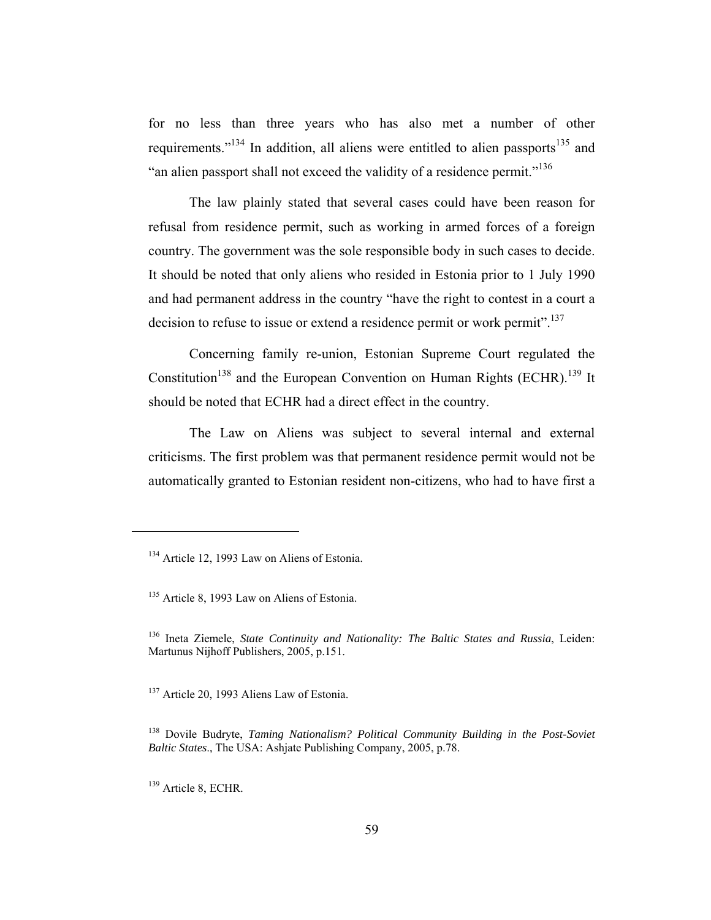for no less than three years who has also met a number of other requirements."[134] In addition, all aliens were entitled to alien passports[135] and "an alien passport shall not exceed the validity of a residence permit."[136]

The law plainly stated that several cases could have been reason for refusal from residence permit, such as working in armed forces of a foreign country. The government was the sole responsible body in such cases to decide. It should be noted that only aliens who resided in Estonia prior to 1 July 1990 and had permanent address in the country "have the right to contest in a court a decision to refuse to issue or extend a residence permit or work permit".[137]

Concerning family re-union, Estonian Supreme Court regulated the Constitution[138] and the European Convention on Human Rights (ECHR).[139] It should be noted that ECHR had a direct effect in the country.

The Law on Aliens was subject to several internal and external criticisms. The first problem was that permanent residence permit would not be automatically granted to Estonian resident non-citizens, who had to have first a

---

[134] Article 12, 1993 Law on Aliens of Estonia.

[135] Article 8, 1993 Law on Aliens of Estonia.

[136] Ineta Ziemele, *State Continuity and Nationality: The Baltic States and Russia*, Leiden: Martunus Nijhoff Publishers, 2005, p.151.

[137] Article 20, 1993 Aliens Law of Estonia.

[138] Dovile Budryte, *Taming Nationalism? Political Community Building in the Post-Soviet Baltic States*., The USA: Ashjate Publishing Company, 2005, p.78.

[139] Article 8, ECHR.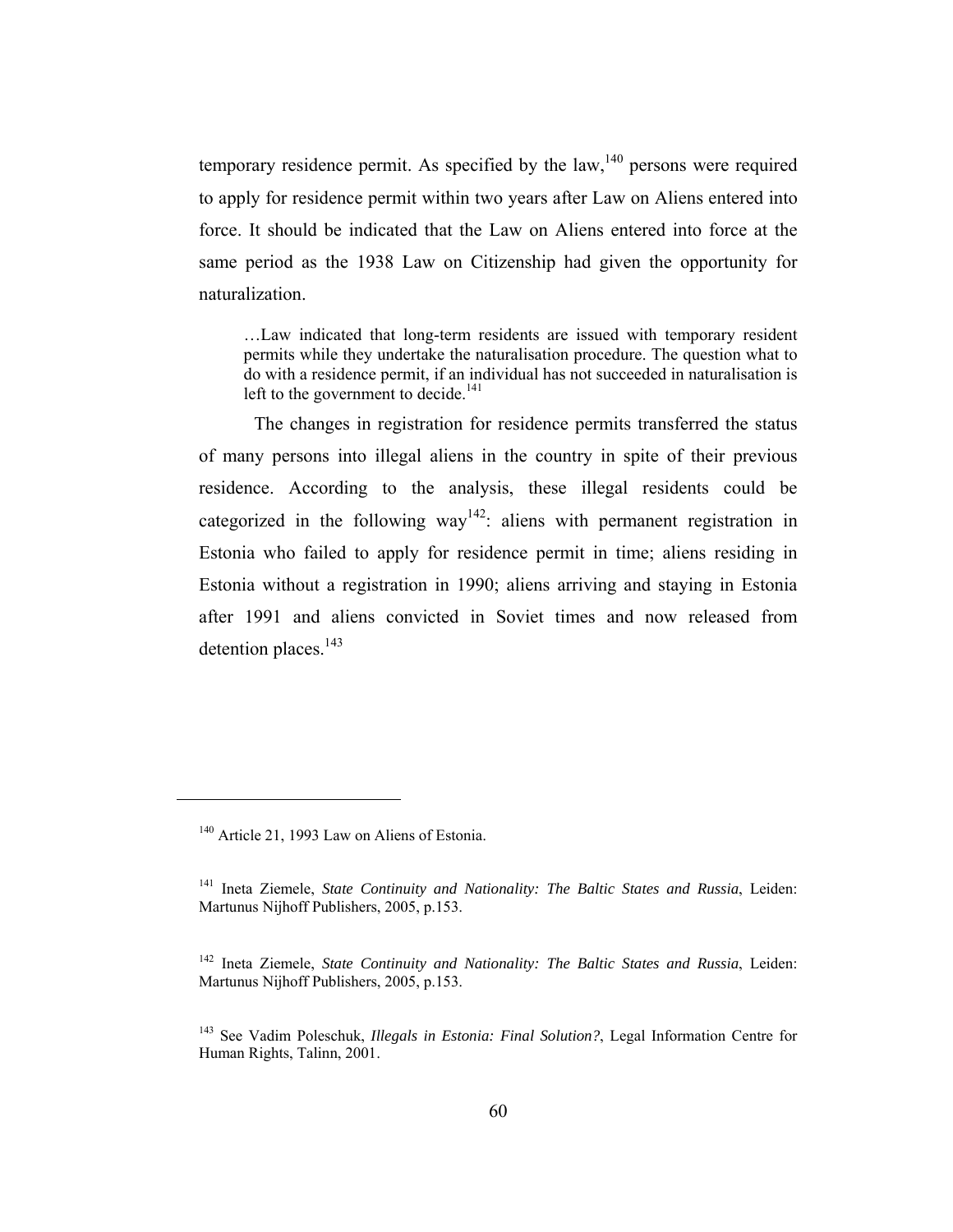temporary residence permit. As specified by the law,[140] persons were required to apply for residence permit within two years after Law on Aliens entered into force. It should be indicated that the Law on Aliens entered into force at the same period as the 1938 Law on Citizenship had given the opportunity for naturalization.

> …Law indicated that long-term residents are issued with temporary resident permits while they undertake the naturalisation procedure. The question what to do with a residence permit, if an individual has not succeeded in naturalisation is left to the government to decide.[141]

The changes in registration for residence permits transferred the status of many persons into illegal aliens in the country in spite of their previous residence. According to the analysis, these illegal residents could be categorized in the following way[142]: aliens with permanent registration in Estonia who failed to apply for residence permit in time; aliens residing in Estonia without a registration in 1990; aliens arriving and staying in Estonia after 1991 and aliens convicted in Soviet times and now released from detention places.[143]

---

[140] Article 21, 1993 Law on Aliens of Estonia.

[141] Ineta Ziemele, *State Continuity and Nationality: The Baltic States and Russia*, Leiden: Martunus Nijhoff Publishers, 2005, p.153.

[142] Ineta Ziemele, *State Continuity and Nationality: The Baltic States and Russia*, Leiden: Martunus Nijhoff Publishers, 2005, p.153.

[143] See Vadim Poleschuk, *Illegals in Estonia: Final Solution?*, Legal Information Centre for Human Rights, Talinn, 2001.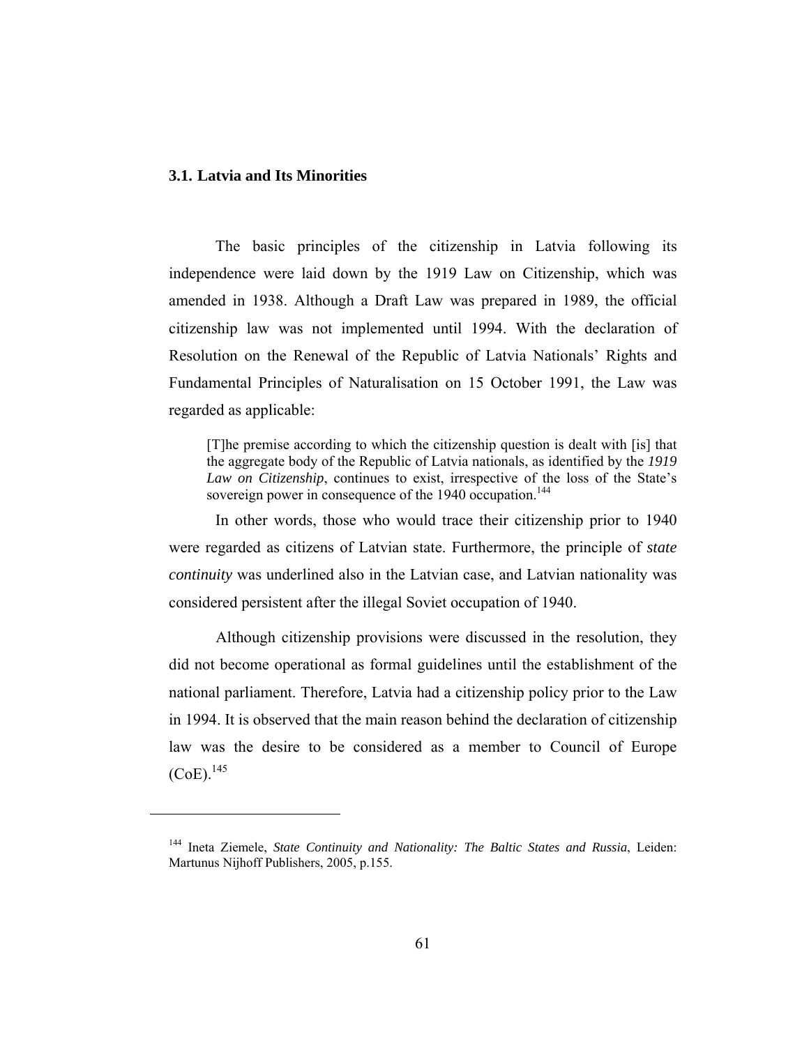### 3.1. Latvia and Its Minorities

The basic principles of the citizenship in Latvia following its independence were laid down by the 1919 Law on Citizenship, which was amended in 1938. Although a Draft Law was prepared in 1989, the official citizenship law was not implemented until 1994. With the declaration of Resolution on the Renewal of the Republic of Latvia Nationals' Rights and Fundamental Principles of Naturalisation on 15 October 1991, the Law was regarded as applicable:

> [T]he premise according to which the citizenship question is dealt with [is] that the aggregate body of the Republic of Latvia nationals, as identified by the *1919 Law on Citizenship*, continues to exist, irrespective of the loss of the State's sovereign power in consequence of the 1940 occupation.[144]

In other words, those who would trace their citizenship prior to 1940 were regarded as citizens of Latvian state. Furthermore, the principle of *state continuity* was underlined also in the Latvian case, and Latvian nationality was considered persistent after the illegal Soviet occupation of 1940.

Although citizenship provisions were discussed in the resolution, they did not become operational as formal guidelines until the establishment of the national parliament. Therefore, Latvia had a citizenship policy prior to the Law in 1994. It is observed that the main reason behind the declaration of citizenship law was the desire to be considered as a member to Council of Europe (CoE).[145]

---

[144] Ineta Ziemele, *State Continuity and Nationality: The Baltic States and Russia*, Leiden: Martunus Nijhoff Publishers, 2005, p.155.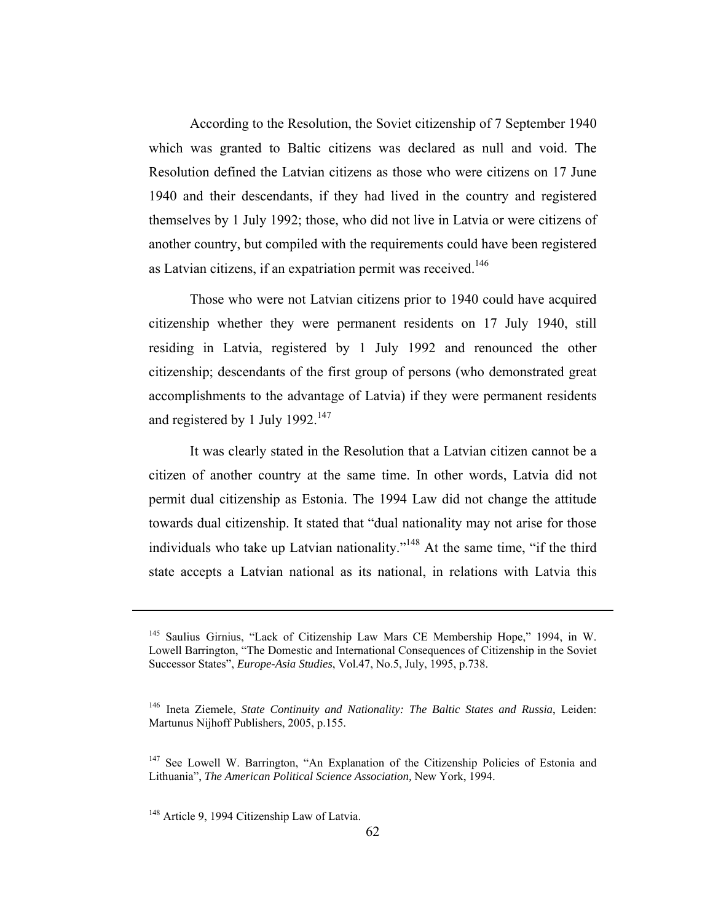According to the Resolution, the Soviet citizenship of 7 September 1940 which was granted to Baltic citizens was declared as null and void. The Resolution defined the Latvian citizens as those who were citizens on 17 June 1940 and their descendants, if they had lived in the country and registered themselves by 1 July 1992; those, who did not live in Latvia or were citizens of another country, but compiled with the requirements could have been registered as Latvian citizens, if an expatriation permit was received.[146]

Those who were not Latvian citizens prior to 1940 could have acquired citizenship whether they were permanent residents on 17 July 1940, still residing in Latvia, registered by 1 July 1992 and renounced the other citizenship; descendants of the first group of persons (who demonstrated great accomplishments to the advantage of Latvia) if they were permanent residents and registered by 1 July 1992.[147]

It was clearly stated in the Resolution that a Latvian citizen cannot be a citizen of another country at the same time. In other words, Latvia did not permit dual citizenship as Estonia. The 1994 Law did not change the attitude towards dual citizenship. It stated that "dual nationality may not arise for those individuals who take up Latvian nationality."[148] At the same time, "if the third state accepts a Latvian national as its national, in relations with Latvia this

---

[145] Saulius Girnius, "Lack of Citizenship Law Mars CE Membership Hope," 1994, in W. Lowell Barrington, "The Domestic and International Consequences of Citizenship in the Soviet Successor States", *Europe-Asia Studies*, Vol.47, No.5, July, 1995, p.738.

[146] Ineta Ziemele, *State Continuity and Nationality: The Baltic States and Russia*, Leiden: Martunus Nijhoff Publishers, 2005, p.155.

[147] See Lowell W. Barrington, "An Explanation of the Citizenship Policies of Estonia and Lithuania", *The American Political Science Association,* New York, 1994.

[148] Article 9, 1994 Citizenship Law of Latvia.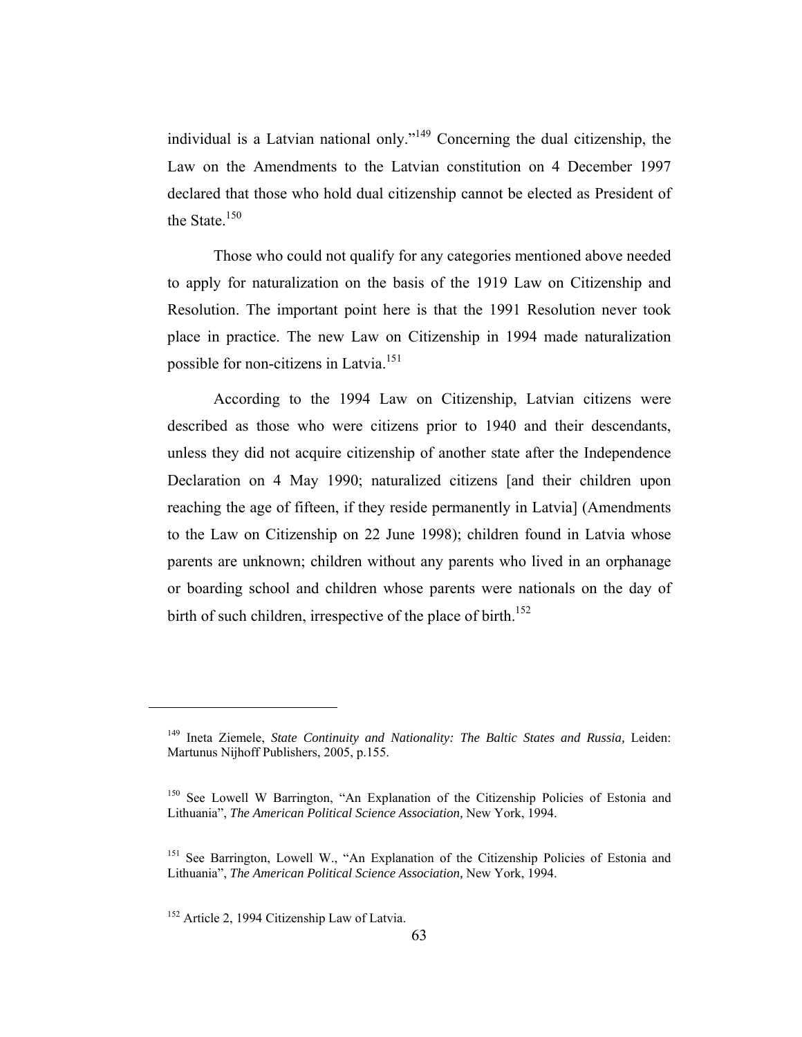individual is a Latvian national only."[149] Concerning the dual citizenship, the Law on the Amendments to the Latvian constitution on 4 December 1997 declared that those who hold dual citizenship cannot be elected as President of the State.[150]

Those who could not qualify for any categories mentioned above needed to apply for naturalization on the basis of the 1919 Law on Citizenship and Resolution. The important point here is that the 1991 Resolution never took place in practice. The new Law on Citizenship in 1994 made naturalization possible for non-citizens in Latvia.[151]

According to the 1994 Law on Citizenship, Latvian citizens were described as those who were citizens prior to 1940 and their descendants, unless they did not acquire citizenship of another state after the Independence Declaration on 4 May 1990; naturalized citizens [and their children upon reaching the age of fifteen, if they reside permanently in Latvia] (Amendments to the Law on Citizenship on 22 June 1998); children found in Latvia whose parents are unknown; children without any parents who lived in an orphanage or boarding school and children whose parents were nationals on the day of birth of such children, irrespective of the place of birth.[152]

---

[149] Ineta Ziemele, *State Continuity and Nationality: The Baltic States and Russia,* Leiden: Martunus Nijhoff Publishers, 2005, p.155.

[150] See Lowell W Barrington, "An Explanation of the Citizenship Policies of Estonia and Lithuania", *The American Political Science Association,* New York, 1994.

[151] See Barrington, Lowell W., "An Explanation of the Citizenship Policies of Estonia and Lithuania", *The American Political Science Association,* New York, 1994.

[152] Article 2, 1994 Citizenship Law of Latvia.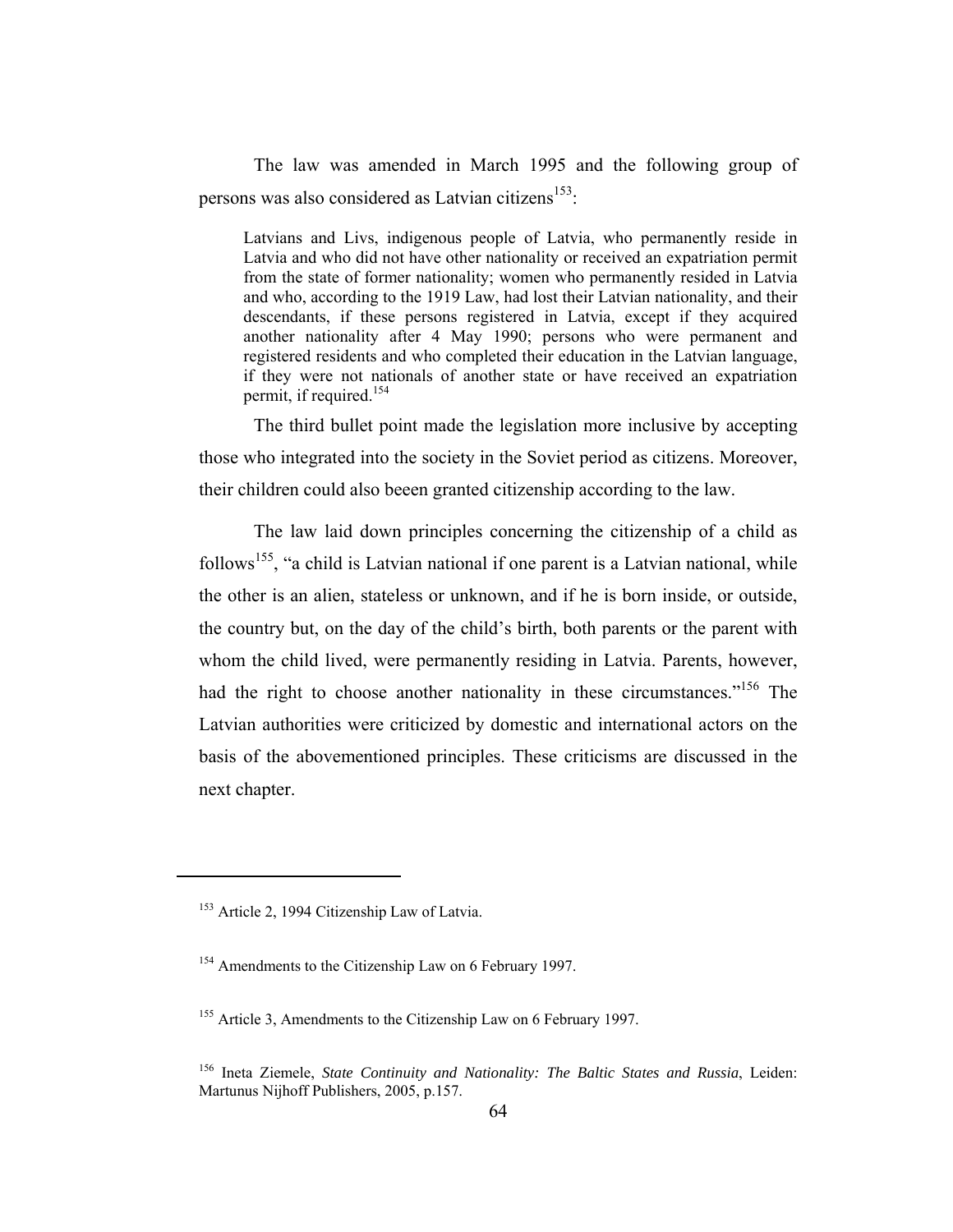The law was amended in March 1995 and the following group of persons was also considered as Latvian citizens[153]:

> Latvians and Livs, indigenous people of Latvia, who permanently reside in Latvia and who did not have other nationality or received an expatriation permit from the state of former nationality; women who permanently resided in Latvia and who, according to the 1919 Law, had lost their Latvian nationality, and their descendants, if these persons registered in Latvia, except if they acquired another nationality after 4 May 1990; persons who were permanent and registered residents and who completed their education in the Latvian language, if they were not nationals of another state or have received an expatriation permit, if required.[154]

The third bullet point made the legislation more inclusive by accepting those who integrated into the society in the Soviet period as citizens. Moreover, their children could also beeen granted citizenship according to the law.

The law laid down principles concerning the citizenship of a child as follows[155], "a child is Latvian national if one parent is a Latvian national, while the other is an alien, stateless or unknown, and if he is born inside, or outside, the country but, on the day of the child's birth, both parents or the parent with whom the child lived, were permanently residing in Latvia. Parents, however, had the right to choose another nationality in these circumstances."[156] The Latvian authorities were criticized by domestic and international actors on the basis of the abovementioned principles. These criticisms are discussed in the next chapter.

---

[153] Article 2, 1994 Citizenship Law of Latvia.

[154] Amendments to the Citizenship Law on 6 February 1997.

[155] Article 3, Amendments to the Citizenship Law on 6 February 1997.

[156] Ineta Ziemele, *State Continuity and Nationality: The Baltic States and Russia*, Leiden: Martunus Nijhoff Publishers, 2005, p.157.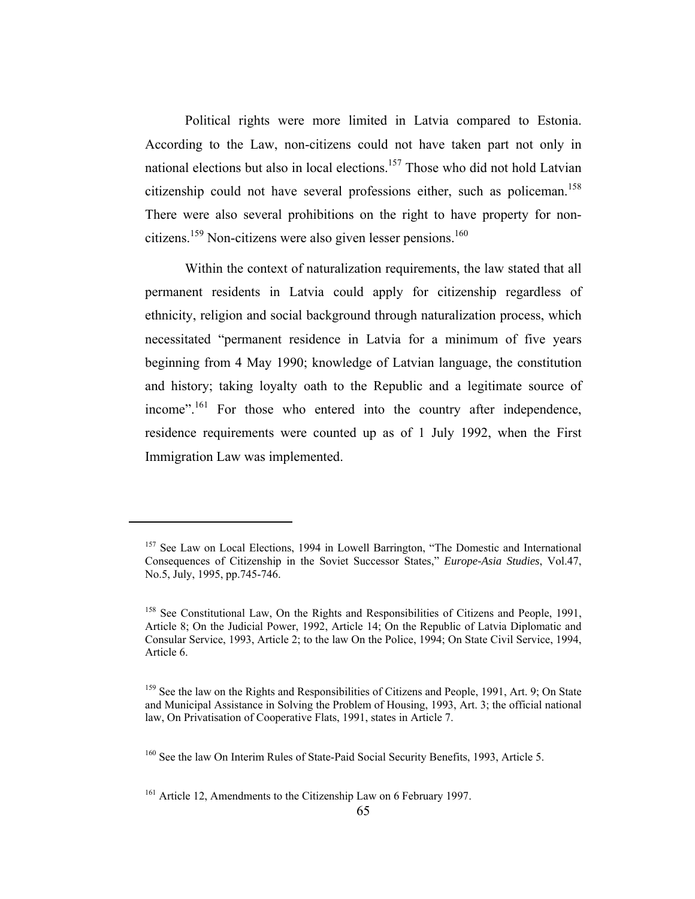Political rights were more limited in Latvia compared to Estonia. According to the Law, non-citizens could not have taken part not only in national elections but also in local elections.[157] Those who did not hold Latvian citizenship could not have several professions either, such as policeman.[158] There were also several prohibitions on the right to have property for non-citizens.[159] Non-citizens were also given lesser pensions.[160]

Within the context of naturalization requirements, the law stated that all permanent residents in Latvia could apply for citizenship regardless of ethnicity, religion and social background through naturalization process, which necessitated "permanent residence in Latvia for a minimum of five years beginning from 4 May 1990; knowledge of Latvian language, the constitution and history; taking loyalty oath to the Republic and a legitimate source of income".[161] For those who entered into the country after independence, residence requirements were counted up as of 1 July 1992, when the First Immigration Law was implemented.

---

[157] See Law on Local Elections, 1994 in Lowell Barrington, "The Domestic and International Consequences of Citizenship in the Soviet Successor States," *Europe-Asia Studies*, Vol.47, No.5, July, 1995, pp.745-746.

[158] See Constitutional Law, On the Rights and Responsibilities of Citizens and People, 1991, Article 8; On the Judicial Power, 1992, Article 14; On the Republic of Latvia Diplomatic and Consular Service, 1993, Article 2; to the law On the Police, 1994; On State Civil Service, 1994, Article 6.

[159] See the law on the Rights and Responsibilities of Citizens and People, 1991, Art. 9; On State and Municipal Assistance in Solving the Problem of Housing, 1993, Art. 3; the official national law, On Privatisation of Cooperative Flats, 1991, states in Article 7.

[160] See the law On Interim Rules of State-Paid Social Security Benefits, 1993, Article 5.

[161] Article 12, Amendments to the Citizenship Law on 6 February 1997.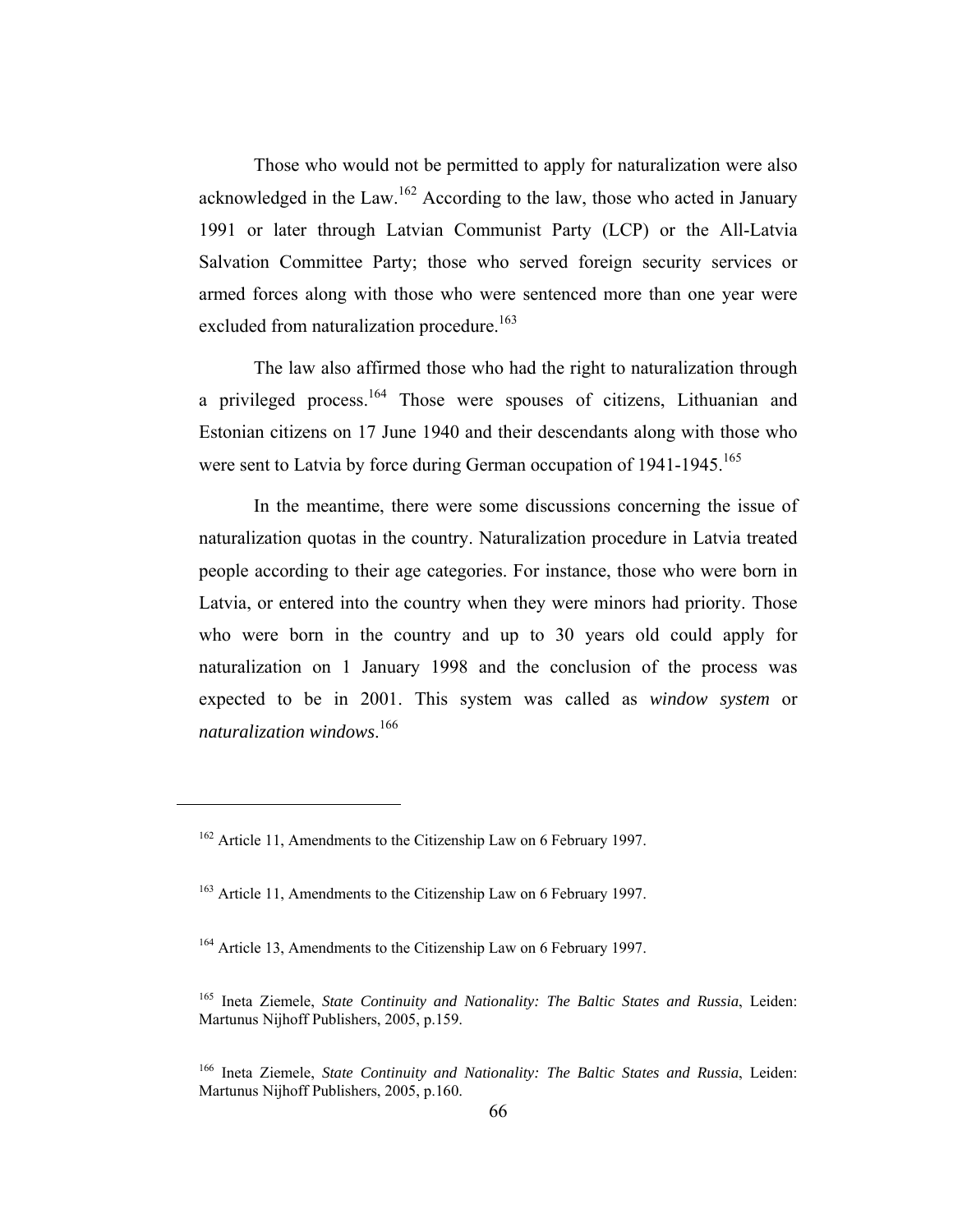Those who would not be permitted to apply for naturalization were also acknowledged in the Law.[162] According to the law, those who acted in January 1991 or later through Latvian Communist Party (LCP) or the All-Latvia Salvation Committee Party; those who served foreign security services or armed forces along with those who were sentenced more than one year were excluded from naturalization procedure.[163]

The law also affirmed those who had the right to naturalization through a privileged process.[164] Those were spouses of citizens, Lithuanian and Estonian citizens on 17 June 1940 and their descendants along with those who were sent to Latvia by force during German occupation of 1941-1945.[165]

In the meantime, there were some discussions concerning the issue of naturalization quotas in the country. Naturalization procedure in Latvia treated people according to their age categories. For instance, those who were born in Latvia, or entered into the country when they were minors had priority. Those who were born in the country and up to 30 years old could apply for naturalization on 1 January 1998 and the conclusion of the process was expected to be in 2001. This system was called as *window system* or *naturalization windows*.[166]

---

[162] Article 11, Amendments to the Citizenship Law on 6 February 1997.

[163] Article 11, Amendments to the Citizenship Law on 6 February 1997.

[164] Article 13, Amendments to the Citizenship Law on 6 February 1997.

[165] Ineta Ziemele, *State Continuity and Nationality: The Baltic States and Russia*, Leiden: Martunus Nijhoff Publishers, 2005, p.159.

[166] Ineta Ziemele, *State Continuity and Nationality: The Baltic States and Russia*, Leiden: Martunus Nijhoff Publishers, 2005, p.160.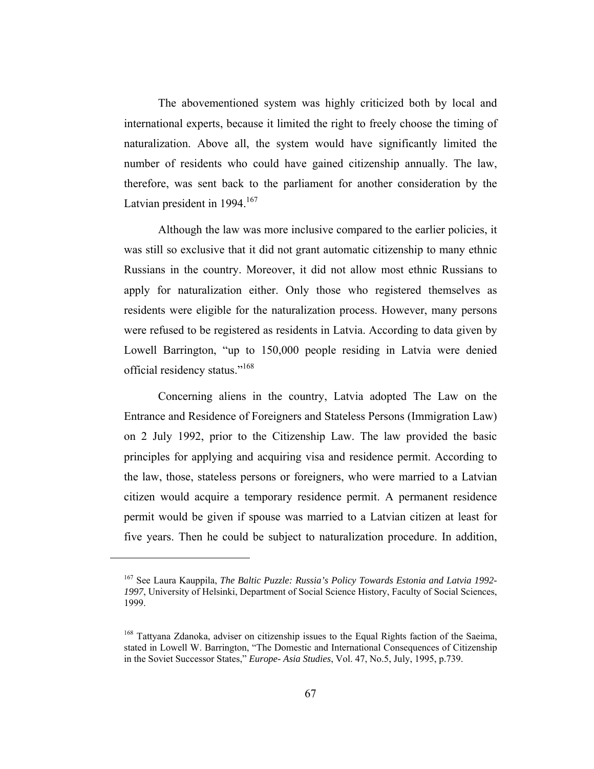The abovementioned system was highly criticized both by local and international experts, because it limited the right to freely choose the timing of naturalization. Above all, the system would have significantly limited the number of residents who could have gained citizenship annually. The law, therefore, was sent back to the parliament for another consideration by the Latvian president in 1994.[167]

Although the law was more inclusive compared to the earlier policies, it was still so exclusive that it did not grant automatic citizenship to many ethnic Russians in the country. Moreover, it did not allow most ethnic Russians to apply for naturalization either. Only those who registered themselves as residents were eligible for the naturalization process. However, many persons were refused to be registered as residents in Latvia. According to data given by Lowell Barrington, "up to 150,000 people residing in Latvia were denied official residency status."[168]

Concerning aliens in the country, Latvia adopted The Law on the Entrance and Residence of Foreigners and Stateless Persons (Immigration Law) on 2 July 1992, prior to the Citizenship Law. The law provided the basic principles for applying and acquiring visa and residence permit. According to the law, those, stateless persons or foreigners, who were married to a Latvian citizen would acquire a temporary residence permit. A permanent residence permit would be given if spouse was married to a Latvian citizen at least for five years. Then he could be subject to naturalization procedure. In addition,

---

[167] See Laura Kauppila, *The Baltic Puzzle: Russia's Policy Towards Estonia and Latvia 1992-1997*, University of Helsinki, Department of Social Science History, Faculty of Social Sciences, 1999.

[168] Tattyana Zdanoka, adviser on citizenship issues to the Equal Rights faction of the Saeima, stated in Lowell W. Barrington, "The Domestic and International Consequences of Citizenship in the Soviet Successor States," *Europe- Asia Studies*, Vol. 47, No.5, July, 1995, p.739.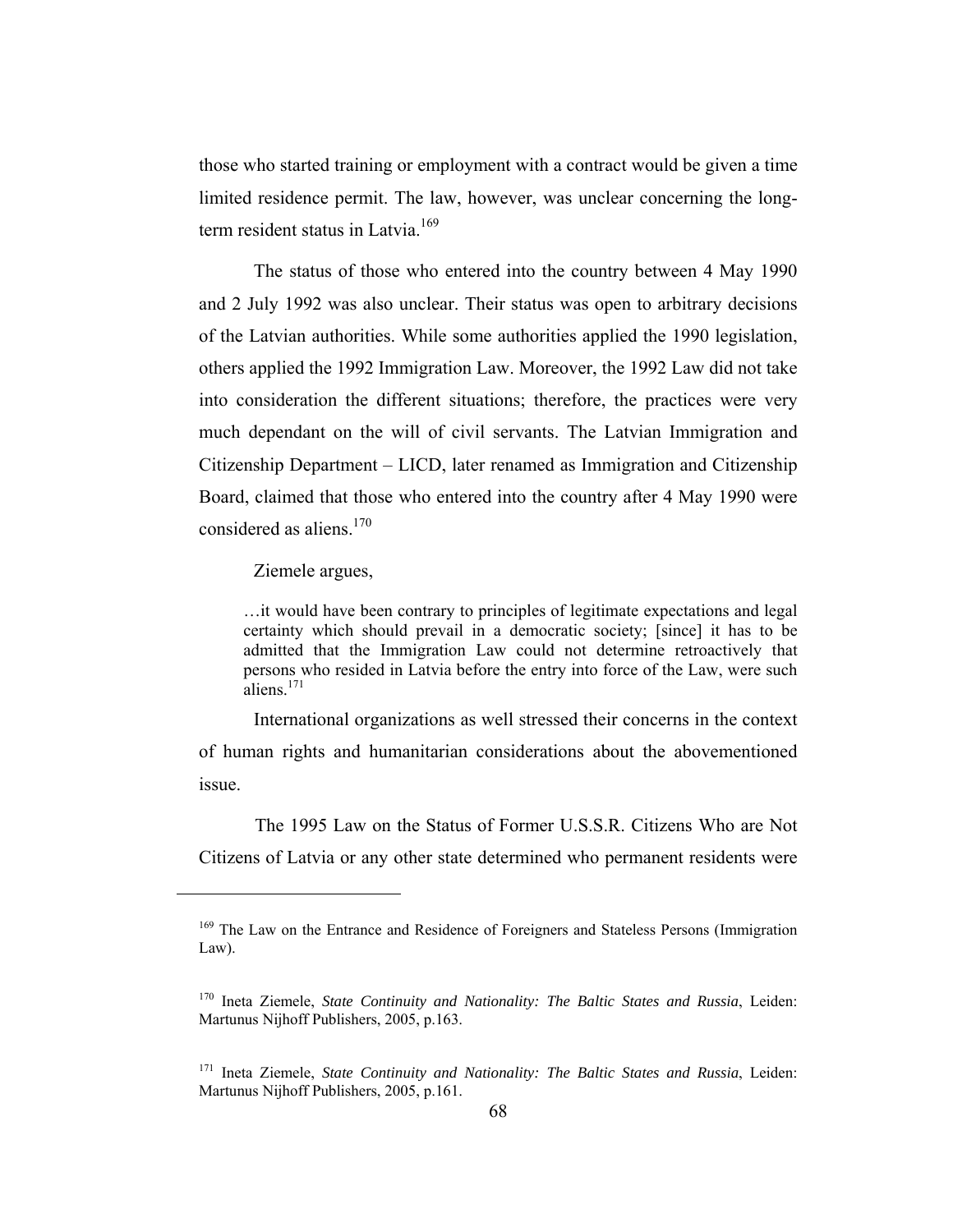those who started training or employment with a contract would be given a time limited residence permit. The law, however, was unclear concerning the long-term resident status in Latvia.[169]

The status of those who entered into the country between 4 May 1990 and 2 July 1992 was also unclear. Their status was open to arbitrary decisions of the Latvian authorities. While some authorities applied the 1990 legislation, others applied the 1992 Immigration Law. Moreover, the 1992 Law did not take into consideration the different situations; therefore, the practices were very much dependant on the will of civil servants. The Latvian Immigration and Citizenship Department – LICD, later renamed as Immigration and Citizenship Board, claimed that those who entered into the country after 4 May 1990 were considered as aliens.[170]

Ziemele argues,

> …it would have been contrary to principles of legitimate expectations and legal certainty which should prevail in a democratic society; [since] it has to be admitted that the Immigration Law could not determine retroactively that persons who resided in Latvia before the entry into force of the Law, were such aliens.[171]

International organizations as well stressed their concerns in the context of human rights and humanitarian considerations about the abovementioned issue.

The 1995 Law on the Status of Former U.S.S.R. Citizens Who are Not Citizens of Latvia or any other state determined who permanent residents were

---

[169] The Law on the Entrance and Residence of Foreigners and Stateless Persons (Immigration Law).

[170] Ineta Ziemele, *State Continuity and Nationality: The Baltic States and Russia*, Leiden: Martunus Nijhoff Publishers, 2005, p.163.

[171] Ineta Ziemele, *State Continuity and Nationality: The Baltic States and Russia*, Leiden: Martunus Nijhoff Publishers, 2005, p.161.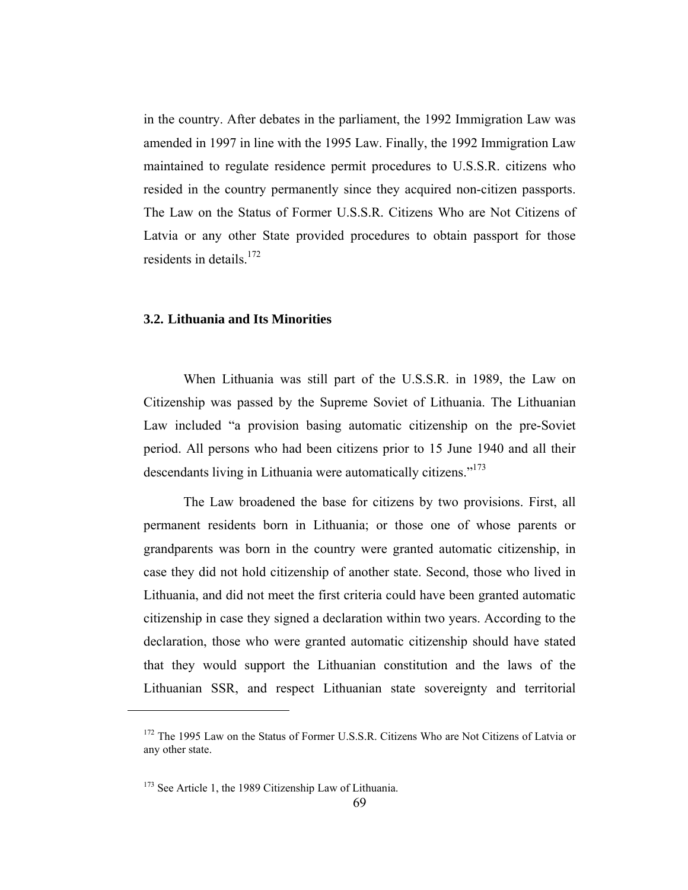in the country. After debates in the parliament, the 1992 Immigration Law was amended in 1997 in line with the 1995 Law. Finally, the 1992 Immigration Law maintained to regulate residence permit procedures to U.S.S.R. citizens who resided in the country permanently since they acquired non-citizen passports. The Law on the Status of Former U.S.S.R. Citizens Who are Not Citizens of Latvia or any other State provided procedures to obtain passport for those residents in details.[172]

### 3.2. Lithuania and Its Minorities

When Lithuania was still part of the U.S.S.R. in 1989, the Law on Citizenship was passed by the Supreme Soviet of Lithuania. The Lithuanian Law included "a provision basing automatic citizenship on the pre-Soviet period. All persons who had been citizens prior to 15 June 1940 and all their descendants living in Lithuania were automatically citizens."[173]

The Law broadened the base for citizens by two provisions. First, all permanent residents born in Lithuania; or those one of whose parents or grandparents was born in the country were granted automatic citizenship, in case they did not hold citizenship of another state. Second, those who lived in Lithuania, and did not meet the first criteria could have been granted automatic citizenship in case they signed a declaration within two years. According to the declaration, those who were granted automatic citizenship should have stated that they would support the Lithuanian constitution and the laws of the Lithuanian SSR, and respect Lithuanian state sovereignty and territorial

---

[172] The 1995 Law on the Status of Former U.S.S.R. Citizens Who are Not Citizens of Latvia or any other state.

[173] See Article 1, the 1989 Citizenship Law of Lithuania.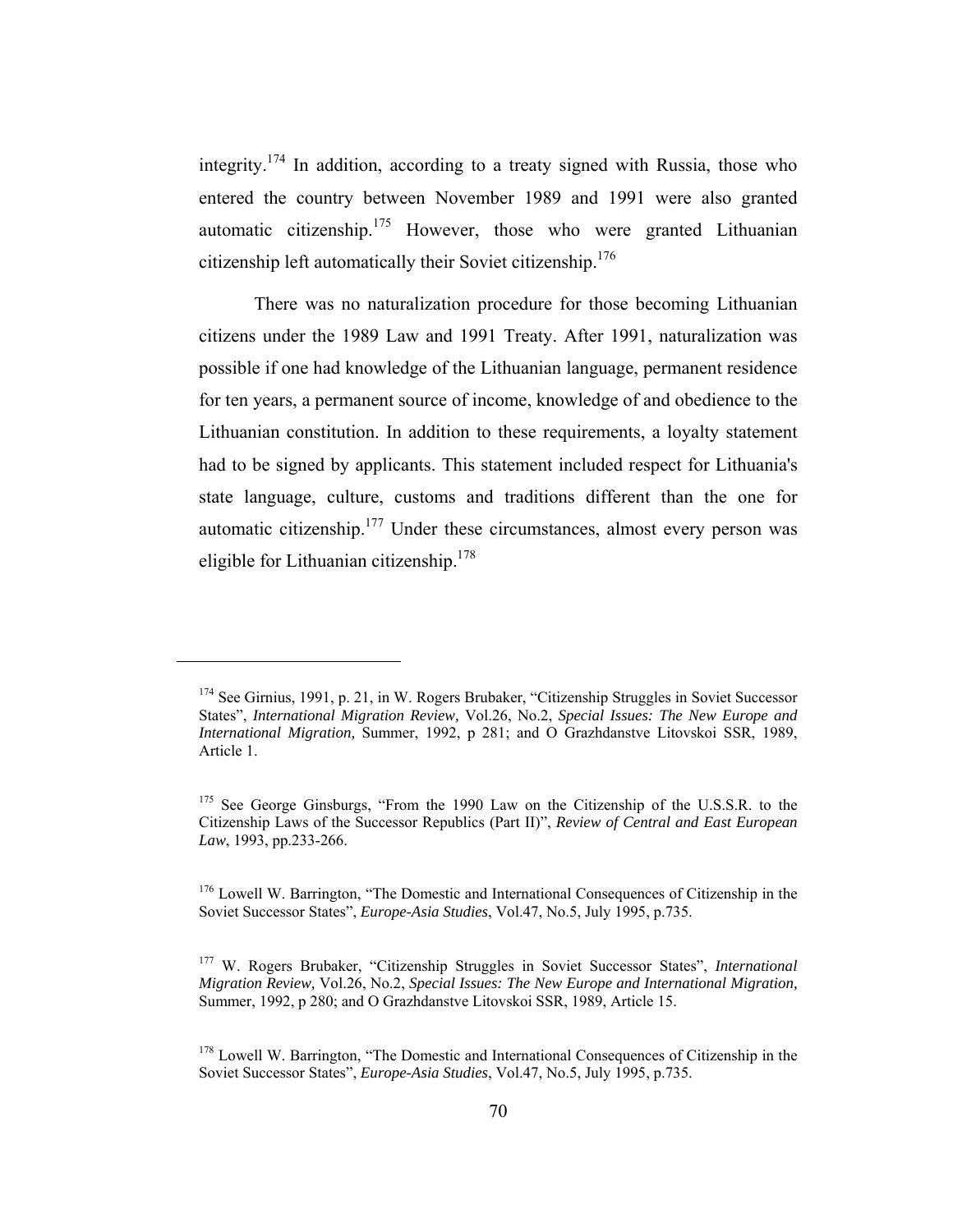integrity.[174] In addition, according to a treaty signed with Russia, those who entered the country between November 1989 and 1991 were also granted automatic citizenship.[175] However, those who were granted Lithuanian citizenship left automatically their Soviet citizenship.[176]

There was no naturalization procedure for those becoming Lithuanian citizens under the 1989 Law and 1991 Treaty. After 1991, naturalization was possible if one had knowledge of the Lithuanian language, permanent residence for ten years, a permanent source of income, knowledge of and obedience to the Lithuanian constitution. In addition to these requirements, a loyalty statement had to be signed by applicants. This statement included respect for Lithuania's state language, culture, customs and traditions different than the one for automatic citizenship.[177] Under these circumstances, almost every person was eligible for Lithuanian citizenship.[178]

---

[174] See Girnius, 1991, p. 21, in W. Rogers Brubaker, "Citizenship Struggles in Soviet Successor States", *International Migration Review,* Vol.26, No.2, *Special Issues: The New Europe and International Migration,* Summer, 1992, p 281; and O Grazhdanstve Litovskoi SSR, 1989, Article 1.

[175] See George Ginsburgs, "From the 1990 Law on the Citizenship of the U.S.S.R. to the Citizenship Laws of the Successor Republics (Part II)", *Review of Central and East European Law*, 1993, pp.233-266.

[176] Lowell W. Barrington, "The Domestic and International Consequences of Citizenship in the Soviet Successor States", *Europe-Asia Studies*, Vol.47, No.5, July 1995, p.735.

[177] W. Rogers Brubaker, "Citizenship Struggles in Soviet Successor States", *International Migration Review,* Vol.26, No.2, *Special Issues: The New Europe and International Migration,* Summer, 1992, p 280; and O Grazhdanstve Litovskoi SSR, 1989, Article 15.

[178] Lowell W. Barrington, "The Domestic and International Consequences of Citizenship in the Soviet Successor States", *Europe-Asia Studies*, Vol.47, No.5, July 1995, p.735.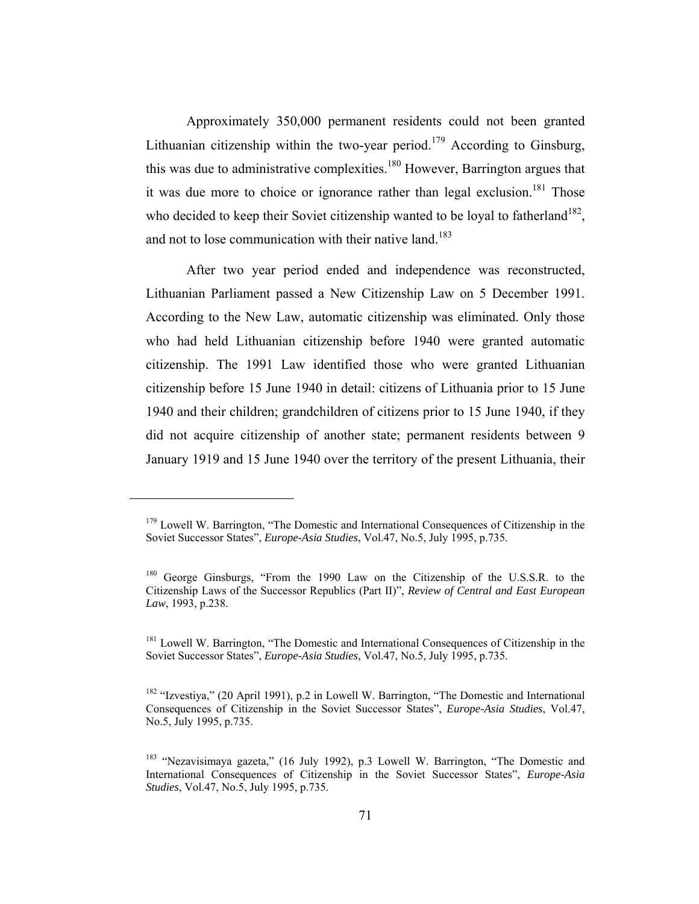Approximately 350,000 permanent residents could not been granted Lithuanian citizenship within the two-year period.[179] According to Ginsburg, this was due to administrative complexities.[180] However, Barrington argues that it was due more to choice or ignorance rather than legal exclusion.[181] Those who decided to keep their Soviet citizenship wanted to be loyal to fatherland[182], and not to lose communication with their native land.[183]

After two year period ended and independence was reconstructed, Lithuanian Parliament passed a New Citizenship Law on 5 December 1991. According to the New Law, automatic citizenship was eliminated. Only those who had held Lithuanian citizenship before 1940 were granted automatic citizenship. The 1991 Law identified those who were granted Lithuanian citizenship before 15 June 1940 in detail: citizens of Lithuania prior to 15 June 1940 and their children; grandchildren of citizens prior to 15 June 1940, if they did not acquire citizenship of another state; permanent residents between 9 January 1919 and 15 June 1940 over the territory of the present Lithuania, their

---

[179] Lowell W. Barrington, "The Domestic and International Consequences of Citizenship in the Soviet Successor States", *Europe-Asia Studies*, Vol.47, No.5, July 1995, p.735.

[180] George Ginsburgs, "From the 1990 Law on the Citizenship of the U.S.S.R. to the Citizenship Laws of the Successor Republics (Part II)", *Review of Central and East European Law*, 1993, p.238.

[181] Lowell W. Barrington, "The Domestic and International Consequences of Citizenship in the Soviet Successor States", *Europe-Asia Studies*, Vol.47, No.5, July 1995, p.735.

[182] "Izvestiya," (20 April 1991), p.2 in Lowell W. Barrington, "The Domestic and International Consequences of Citizenship in the Soviet Successor States", *Europe-Asia Studies*, Vol.47, No.5, July 1995, p.735.

[183] "Nezavisimaya gazeta," (16 July 1992), p.3 Lowell W. Barrington, "The Domestic and International Consequences of Citizenship in the Soviet Successor States", *Europe-Asia Studies*, Vol.47, No.5, July 1995, p.735.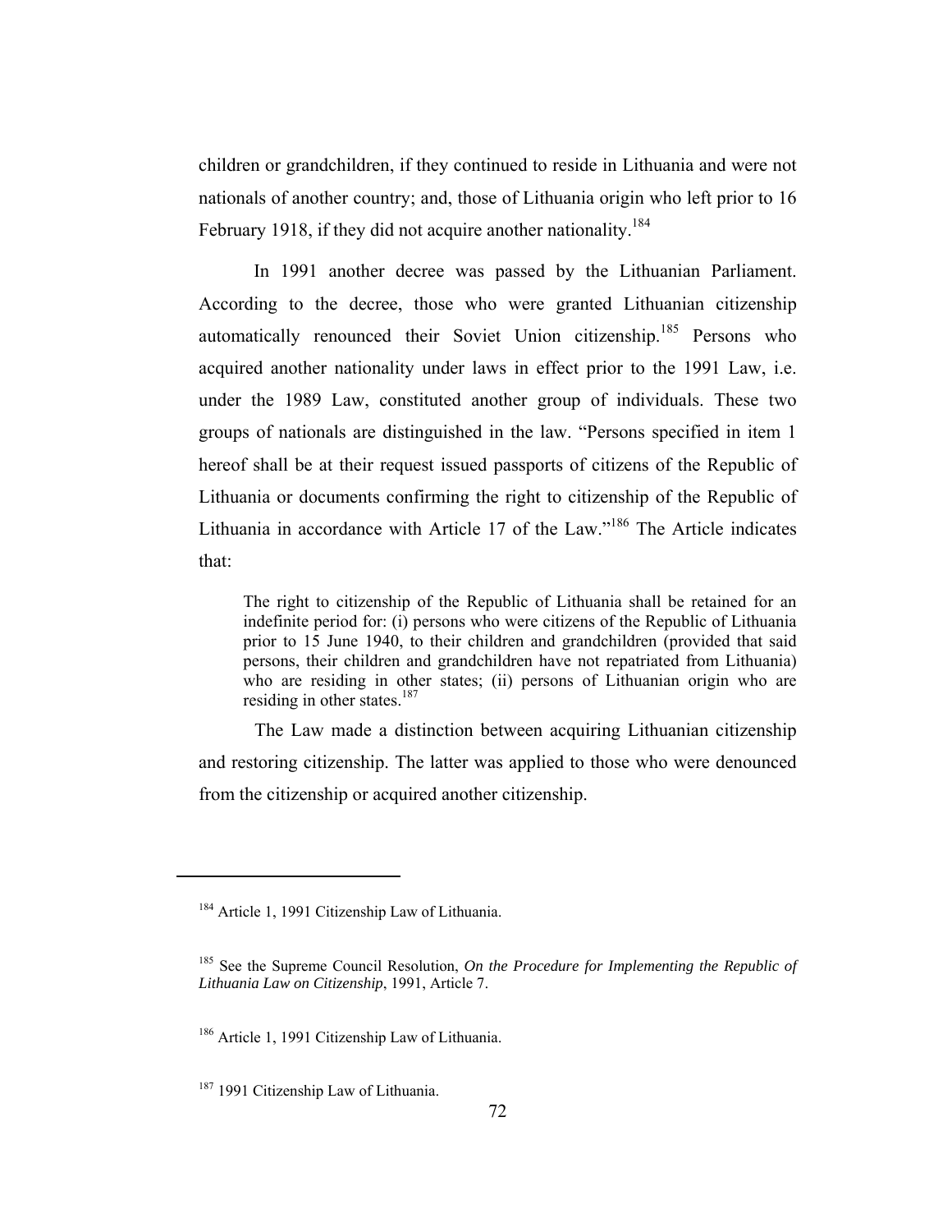children or grandchildren, if they continued to reside in Lithuania and were not nationals of another country; and, those of Lithuania origin who left prior to 16 February 1918, if they did not acquire another nationality.[184]

In 1991 another decree was passed by the Lithuanian Parliament. According to the decree, those who were granted Lithuanian citizenship automatically renounced their Soviet Union citizenship.[185] Persons who acquired another nationality under laws in effect prior to the 1991 Law, i.e. under the 1989 Law, constituted another group of individuals. These two groups of nationals are distinguished in the law. "Persons specified in item 1 hereof shall be at their request issued passports of citizens of the Republic of Lithuania or documents confirming the right to citizenship of the Republic of Lithuania in accordance with Article 17 of the Law."[186] The Article indicates that:

> The right to citizenship of the Republic of Lithuania shall be retained for an indefinite period for: (i) persons who were citizens of the Republic of Lithuania prior to 15 June 1940, to their children and grandchildren (provided that said persons, their children and grandchildren have not repatriated from Lithuania) who are residing in other states; (ii) persons of Lithuanian origin who are residing in other states.[187]

The Law made a distinction between acquiring Lithuanian citizenship and restoring citizenship. The latter was applied to those who were denounced from the citizenship or acquired another citizenship.

---

[184] Article 1, 1991 Citizenship Law of Lithuania.

[185] See the Supreme Council Resolution, *On the Procedure for Implementing the Republic of Lithuania Law on Citizenship*, 1991, Article 7.

[186] Article 1, 1991 Citizenship Law of Lithuania.

[187] 1991 Citizenship Law of Lithuania.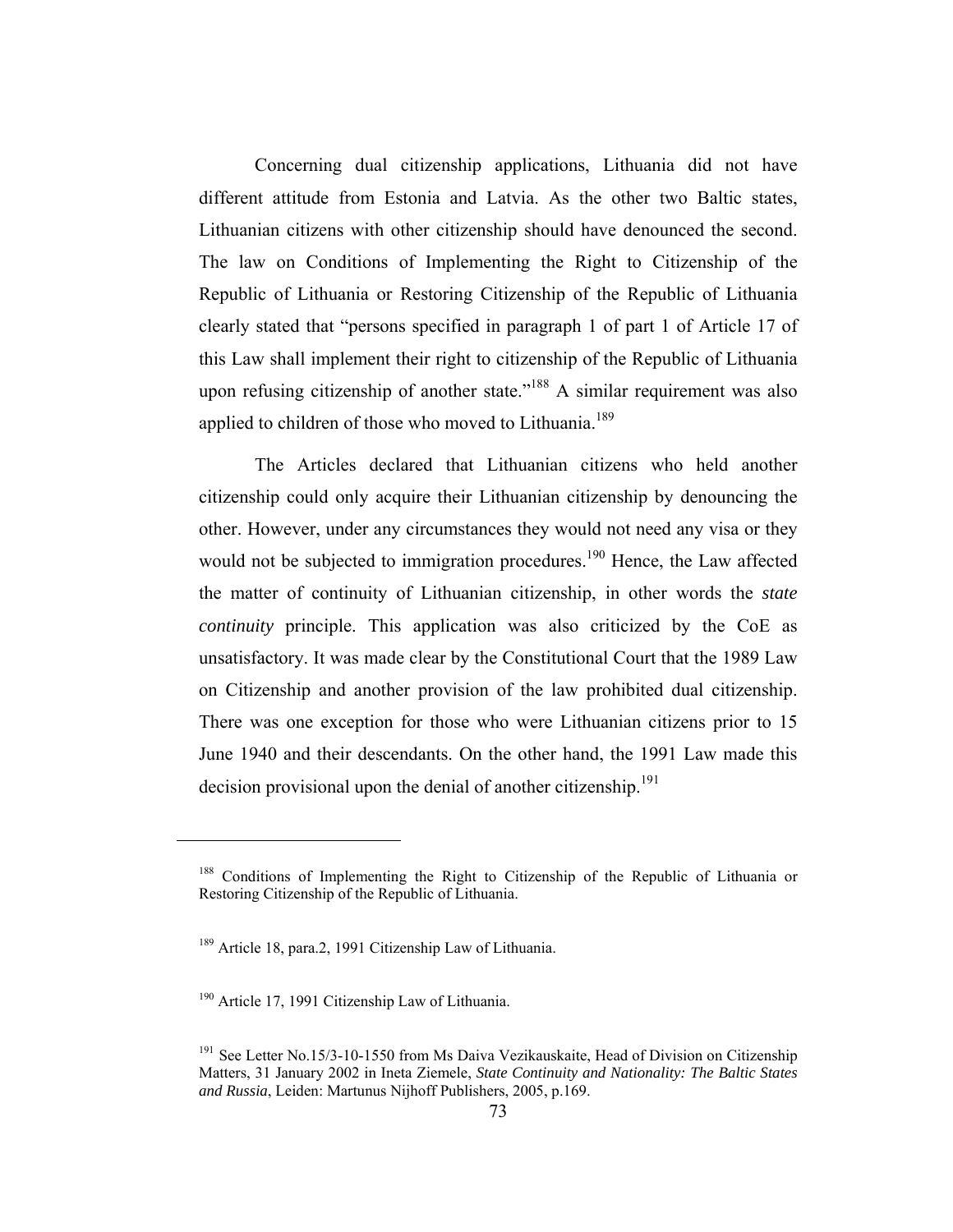Concerning dual citizenship applications, Lithuania did not have different attitude from Estonia and Latvia. As the other two Baltic states, Lithuanian citizens with other citizenship should have denounced the second. The law on Conditions of Implementing the Right to Citizenship of the Republic of Lithuania or Restoring Citizenship of the Republic of Lithuania clearly stated that "persons specified in paragraph 1 of part 1 of Article 17 of this Law shall implement their right to citizenship of the Republic of Lithuania upon refusing citizenship of another state."[188] A similar requirement was also applied to children of those who moved to Lithuania.[189]

The Articles declared that Lithuanian citizens who held another citizenship could only acquire their Lithuanian citizenship by denouncing the other. However, under any circumstances they would not need any visa or they would not be subjected to immigration procedures.[190] Hence, the Law affected the matter of continuity of Lithuanian citizenship, in other words the *state continuity* principle. This application was also criticized by the CoE as unsatisfactory. It was made clear by the Constitutional Court that the 1989 Law on Citizenship and another provision of the law prohibited dual citizenship. There was one exception for those who were Lithuanian citizens prior to 15 June 1940 and their descendants. On the other hand, the 1991 Law made this decision provisional upon the denial of another citizenship.[191]

---

[188] Conditions of Implementing the Right to Citizenship of the Republic of Lithuania or Restoring Citizenship of the Republic of Lithuania.

[189] Article 18, para.2, 1991 Citizenship Law of Lithuania.

[190] Article 17, 1991 Citizenship Law of Lithuania.

[191] See Letter No.15/3-10-1550 from Ms Daiva Vezikauskaite, Head of Division on Citizenship Matters, 31 January 2002 in Ineta Ziemele, *State Continuity and Nationality: The Baltic States and Russia*, Leiden: Martunus Nijhoff Publishers, 2005, p.169.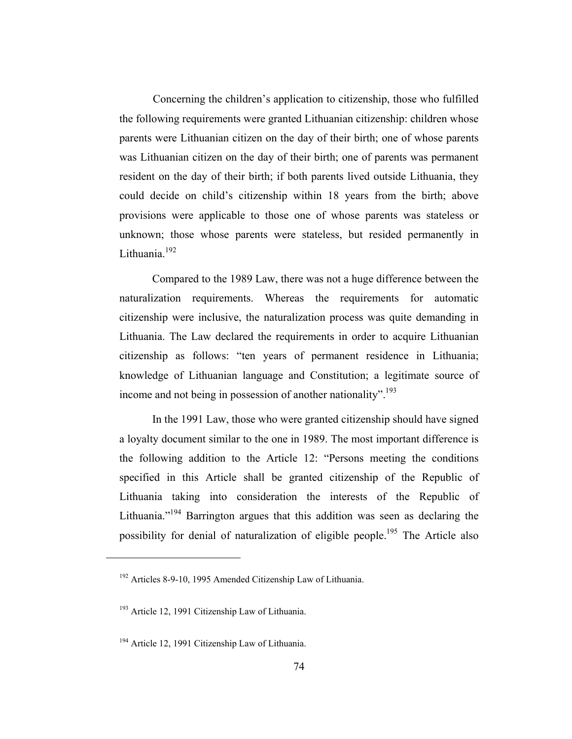Concerning the children's application to citizenship, those who fulfilled the following requirements were granted Lithuanian citizenship: children whose parents were Lithuanian citizen on the day of their birth; one of whose parents was Lithuanian citizen on the day of their birth; one of parents was permanent resident on the day of their birth; if both parents lived outside Lithuania, they could decide on child's citizenship within 18 years from the birth; above provisions were applicable to those one of whose parents was stateless or unknown; those whose parents were stateless, but resided permanently in Lithuania.[192]

Compared to the 1989 Law, there was not a huge difference between the naturalization requirements. Whereas the requirements for automatic citizenship were inclusive, the naturalization process was quite demanding in Lithuania. The Law declared the requirements in order to acquire Lithuanian citizenship as follows: "ten years of permanent residence in Lithuania; knowledge of Lithuanian language and Constitution; a legitimate source of income and not being in possession of another nationality".[193]

In the 1991 Law, those who were granted citizenship should have signed a loyalty document similar to the one in 1989. The most important difference is the following addition to the Article 12: "Persons meeting the conditions specified in this Article shall be granted citizenship of the Republic of Lithuania taking into consideration the interests of the Republic of Lithuania."[194] Barrington argues that this addition was seen as declaring the possibility for denial of naturalization of eligible people.[195] The Article also

---

[192] Articles 8-9-10, 1995 Amended Citizenship Law of Lithuania.

[193] Article 12, 1991 Citizenship Law of Lithuania.

[194] Article 12, 1991 Citizenship Law of Lithuania.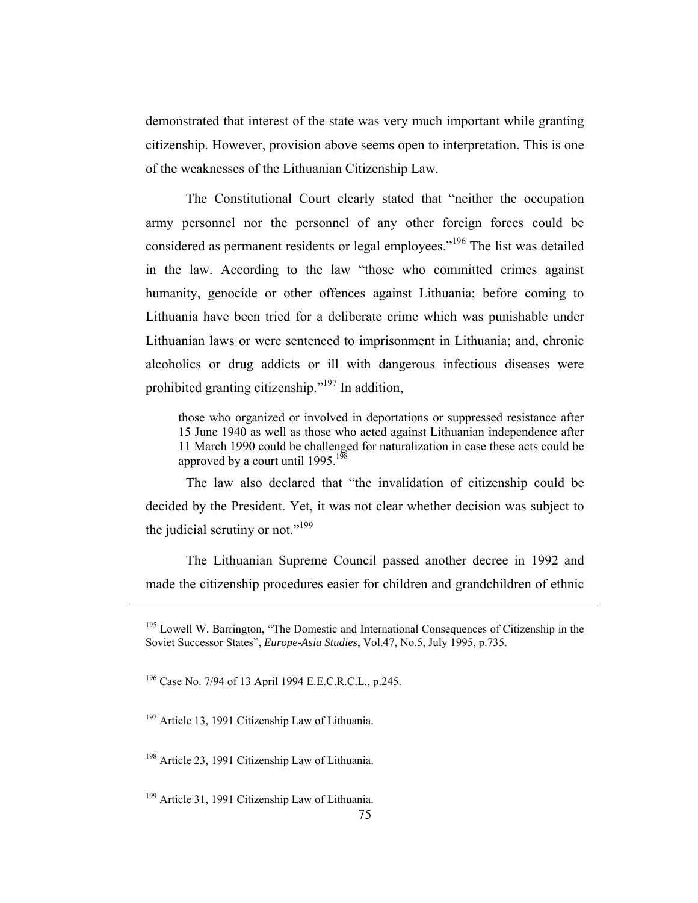demonstrated that interest of the state was very much important while granting citizenship. However, provision above seems open to interpretation. This is one of the weaknesses of the Lithuanian Citizenship Law.

The Constitutional Court clearly stated that "neither the occupation army personnel nor the personnel of any other foreign forces could be considered as permanent residents or legal employees."[196] The list was detailed in the law. According to the law "those who committed crimes against humanity, genocide or other offences against Lithuania; before coming to Lithuania have been tried for a deliberate crime which was punishable under Lithuanian laws or were sentenced to imprisonment in Lithuania; and, chronic alcoholics or drug addicts or ill with dangerous infectious diseases were prohibited granting citizenship."[197] In addition,

> those who organized or involved in deportations or suppressed resistance after 15 June 1940 as well as those who acted against Lithuanian independence after 11 March 1990 could be challenged for naturalization in case these acts could be approved by a court until 1995.[198]

The law also declared that "the invalidation of citizenship could be decided by the President. Yet, it was not clear whether decision was subject to the judicial scrutiny or not."[199]

The Lithuanian Supreme Council passed another decree in 1992 and made the citizenship procedures easier for children and grandchildren of ethnic

---

[195] Lowell W. Barrington, "The Domestic and International Consequences of Citizenship in the Soviet Successor States", *Europe-Asia Studies*, Vol.47, No.5, July 1995, p.735.

[196] Case No. 7/94 of 13 April 1994 E.E.C.R.C.L., p.245.

[197] Article 13, 1991 Citizenship Law of Lithuania.

[198] Article 23, 1991 Citizenship Law of Lithuania.

[199] Article 31, 1991 Citizenship Law of Lithuania.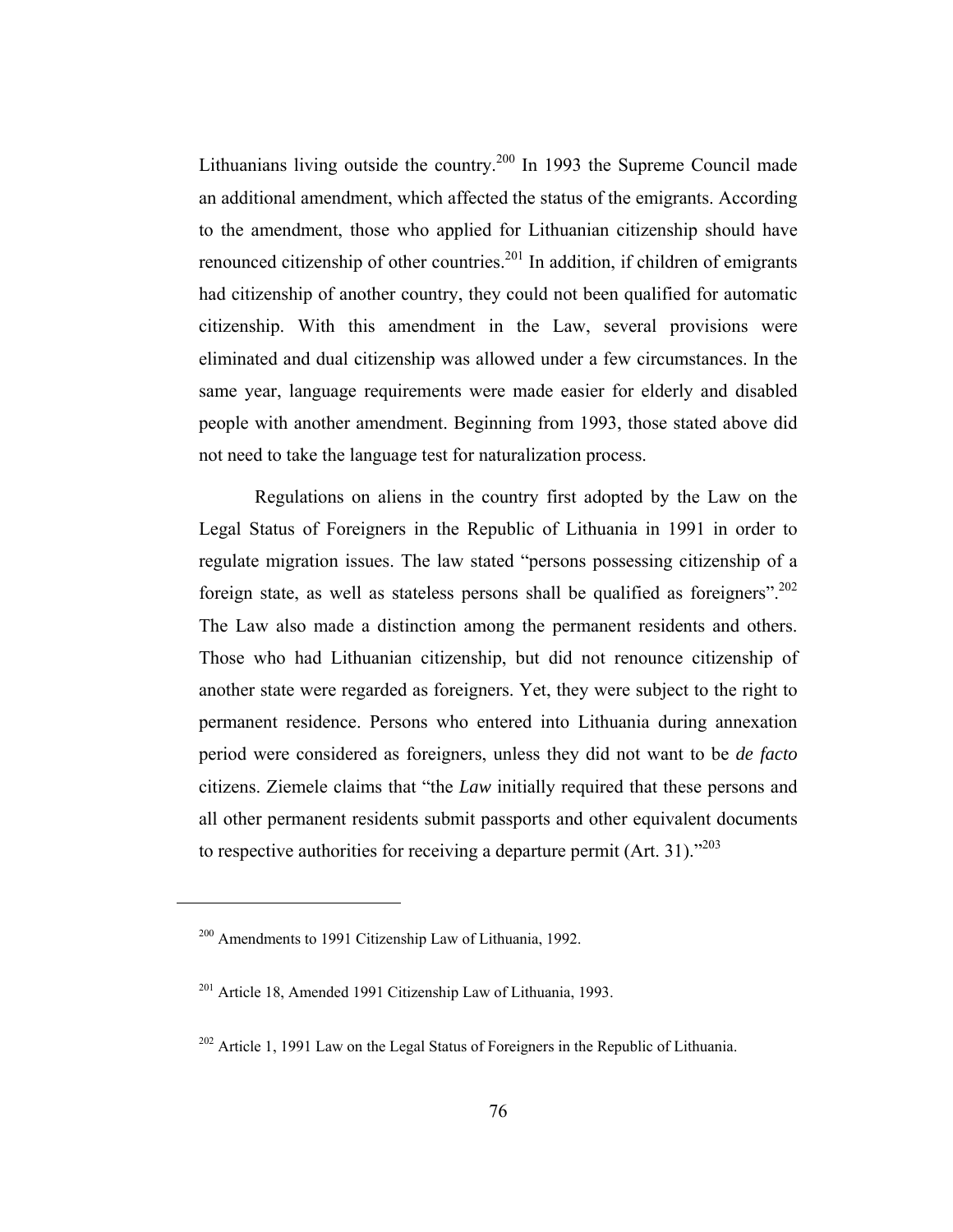Lithuanians living outside the country.[200] In 1993 the Supreme Council made an additional amendment, which affected the status of the emigrants. According to the amendment, those who applied for Lithuanian citizenship should have renounced citizenship of other countries.[201] In addition, if children of emigrants had citizenship of another country, they could not been qualified for automatic citizenship. With this amendment in the Law, several provisions were eliminated and dual citizenship was allowed under a few circumstances. In the same year, language requirements were made easier for elderly and disabled people with another amendment. Beginning from 1993, those stated above did not need to take the language test for naturalization process.

Regulations on aliens in the country first adopted by the Law on the Legal Status of Foreigners in the Republic of Lithuania in 1991 in order to regulate migration issues. The law stated "persons possessing citizenship of a foreign state, as well as stateless persons shall be qualified as foreigners".[202] The Law also made a distinction among the permanent residents and others. Those who had Lithuanian citizenship, but did not renounce citizenship of another state were regarded as foreigners. Yet, they were subject to the right to permanent residence. Persons who entered into Lithuania during annexation period were considered as foreigners, unless they did not want to be *de facto* citizens. Ziemele claims that "the *Law* initially required that these persons and all other permanent residents submit passports and other equivalent documents to respective authorities for receiving a departure permit (Art. 31)."[203]

---

[200] Amendments to 1991 Citizenship Law of Lithuania, 1992.

[201] Article 18, Amended 1991 Citizenship Law of Lithuania, 1993.

[202] Article 1, 1991 Law on the Legal Status of Foreigners in the Republic of Lithuania.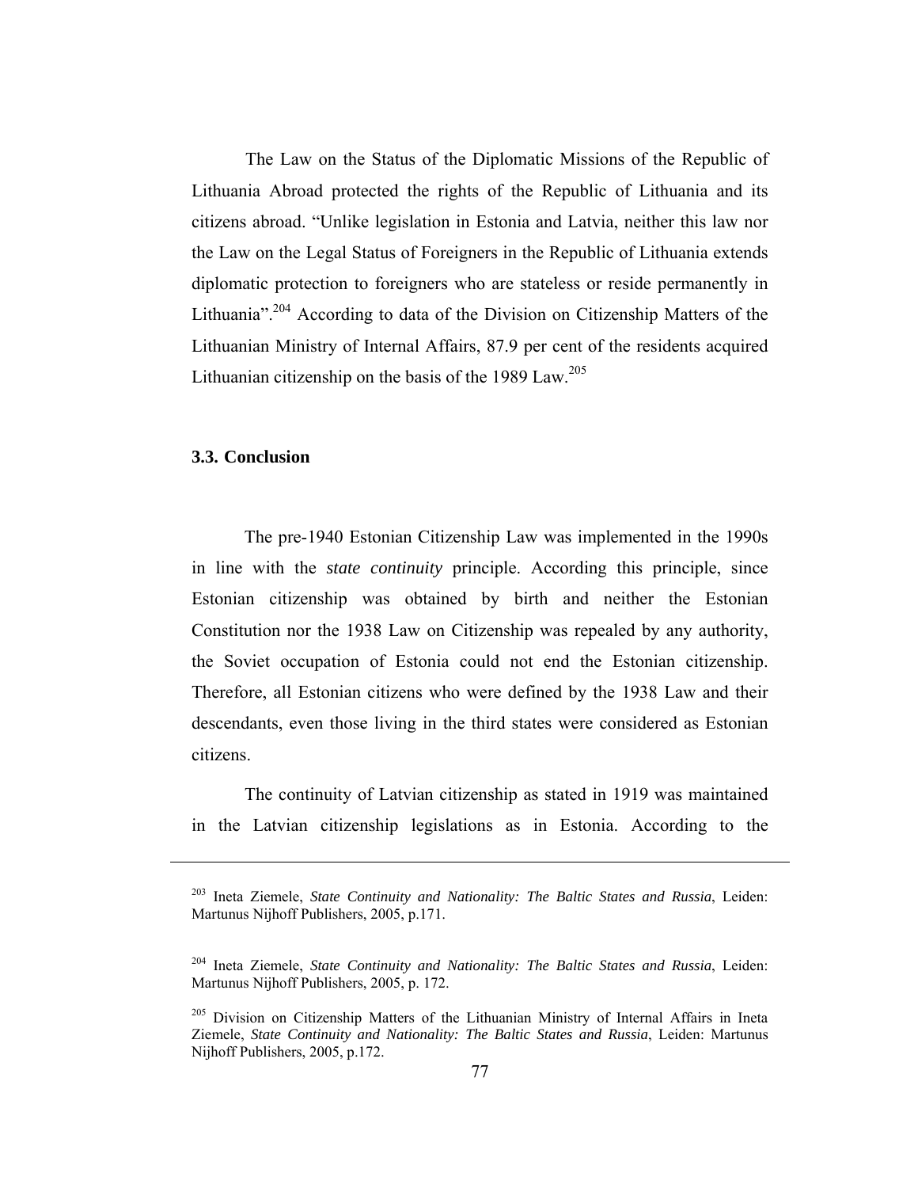The Law on the Status of the Diplomatic Missions of the Republic of Lithuania Abroad protected the rights of the Republic of Lithuania and its citizens abroad. "Unlike legislation in Estonia and Latvia, neither this law nor the Law on the Legal Status of Foreigners in the Republic of Lithuania extends diplomatic protection to foreigners who are stateless or reside permanently in Lithuania".[204] According to data of the Division on Citizenship Matters of the Lithuanian Ministry of Internal Affairs, 87.9 per cent of the residents acquired Lithuanian citizenship on the basis of the 1989 Law.[205]

### 3.3. Conclusion

The pre-1940 Estonian Citizenship Law was implemented in the 1990s in line with the *state continuity* principle. According this principle, since Estonian citizenship was obtained by birth and neither the Estonian Constitution nor the 1938 Law on Citizenship was repealed by any authority, the Soviet occupation of Estonia could not end the Estonian citizenship. Therefore, all Estonian citizens who were defined by the 1938 Law and their descendants, even those living in the third states were considered as Estonian citizens.

The continuity of Latvian citizenship as stated in 1919 was maintained in the Latvian citizenship legislations as in Estonia. According to the

---

[203] Ineta Ziemele, *State Continuity and Nationality: The Baltic States and Russia*, Leiden: Martunus Nijhoff Publishers, 2005, p.171.

[204] Ineta Ziemele, *State Continuity and Nationality: The Baltic States and Russia*, Leiden: Martunus Nijhoff Publishers, 2005, p. 172.

[205] Division on Citizenship Matters of the Lithuanian Ministry of Internal Affairs in Ineta Ziemele, *State Continuity and Nationality: The Baltic States and Russia*, Leiden: Martunus Nijhoff Publishers, 2005, p.172.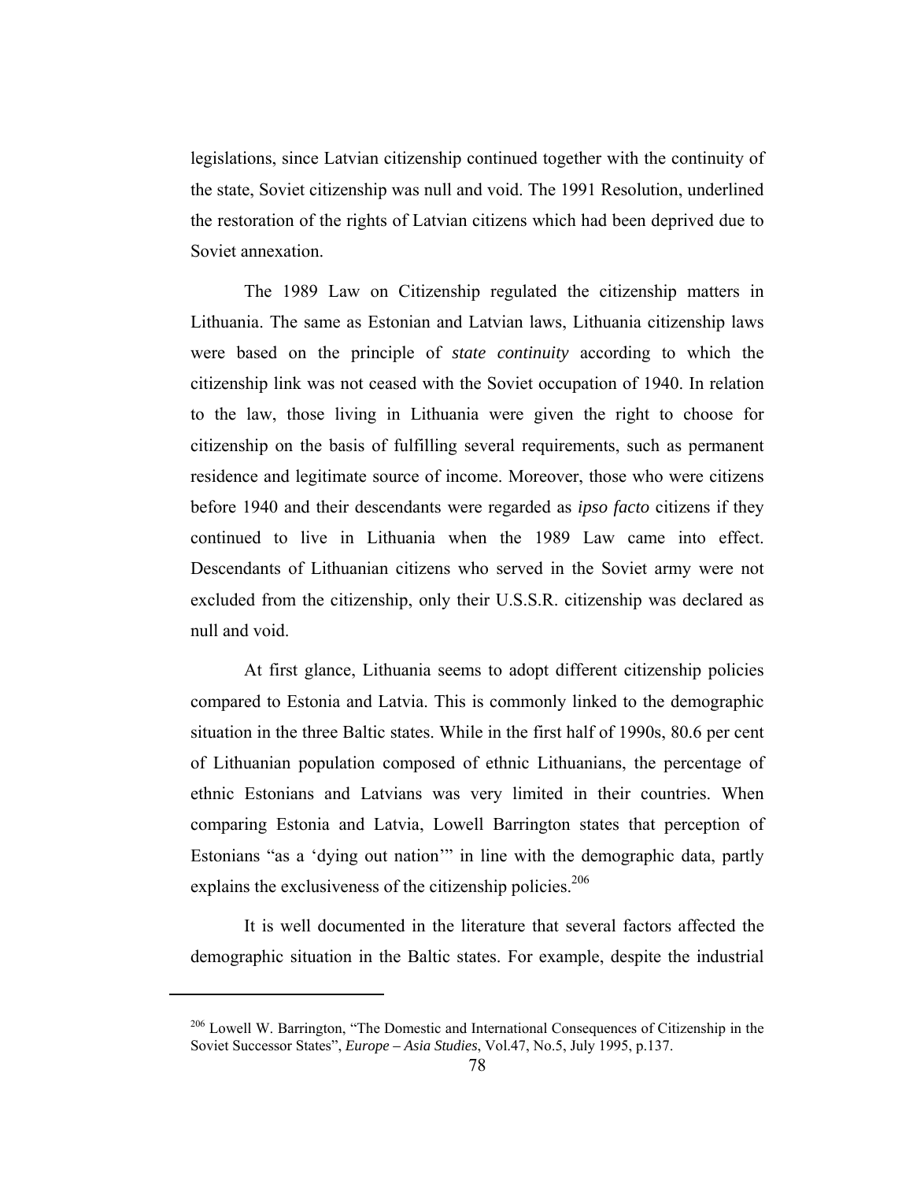legislations, since Latvian citizenship continued together with the continuity of the state, Soviet citizenship was null and void. The 1991 Resolution, underlined the restoration of the rights of Latvian citizens which had been deprived due to Soviet annexation.

The 1989 Law on Citizenship regulated the citizenship matters in Lithuania. The same as Estonian and Latvian laws, Lithuania citizenship laws were based on the principle of *state continuity* according to which the citizenship link was not ceased with the Soviet occupation of 1940. In relation to the law, those living in Lithuania were given the right to choose for citizenship on the basis of fulfilling several requirements, such as permanent residence and legitimate source of income. Moreover, those who were citizens before 1940 and their descendants were regarded as *ipso facto* citizens if they continued to live in Lithuania when the 1989 Law came into effect. Descendants of Lithuanian citizens who served in the Soviet army were not excluded from the citizenship, only their U.S.S.R. citizenship was declared as null and void.

At first glance, Lithuania seems to adopt different citizenship policies compared to Estonia and Latvia. This is commonly linked to the demographic situation in the three Baltic states. While in the first half of 1990s, 80.6 per cent of Lithuanian population composed of ethnic Lithuanians, the percentage of ethnic Estonians and Latvians was very limited in their countries. When comparing Estonia and Latvia, Lowell Barrington states that perception of Estonians "as a 'dying out nation'" in line with the demographic data, partly explains the exclusiveness of the citizenship policies.[206]

It is well documented in the literature that several factors affected the demographic situation in the Baltic states. For example, despite the industrial

---

[206] Lowell W. Barrington, "The Domestic and International Consequences of Citizenship in the Soviet Successor States", *Europe – Asia Studies*, Vol.47, No.5, July 1995, p.137.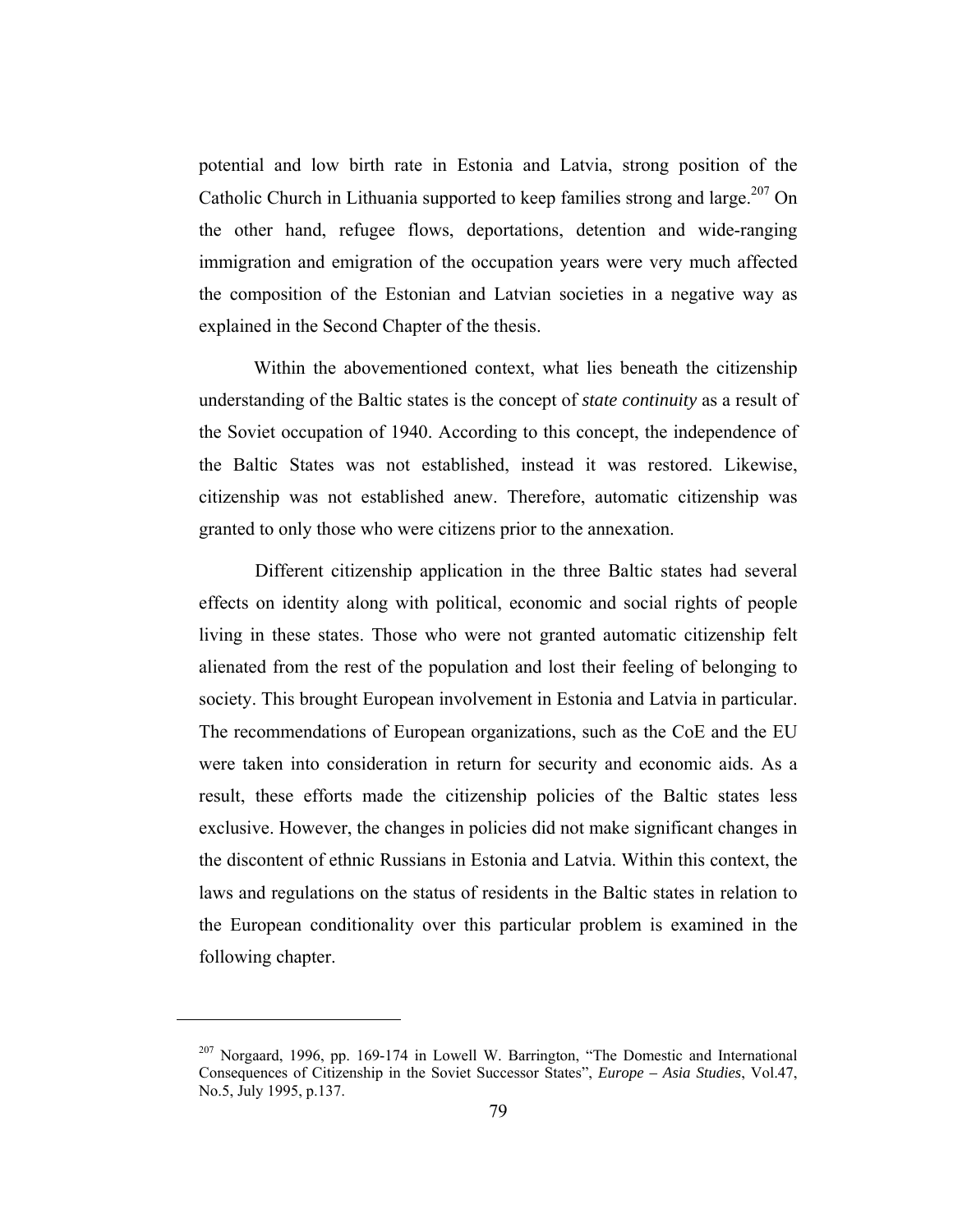potential and low birth rate in Estonia and Latvia, strong position of the Catholic Church in Lithuania supported to keep families strong and large.[207] On the other hand, refugee flows, deportations, detention and wide-ranging immigration and emigration of the occupation years were very much affected the composition of the Estonian and Latvian societies in a negative way as explained in the Second Chapter of the thesis.

Within the abovementioned context, what lies beneath the citizenship understanding of the Baltic states is the concept of *state continuity* as a result of the Soviet occupation of 1940. According to this concept, the independence of the Baltic States was not established, instead it was restored. Likewise, citizenship was not established anew. Therefore, automatic citizenship was granted to only those who were citizens prior to the annexation.

Different citizenship application in the three Baltic states had several effects on identity along with political, economic and social rights of people living in these states. Those who were not granted automatic citizenship felt alienated from the rest of the population and lost their feeling of belonging to society. This brought European involvement in Estonia and Latvia in particular. The recommendations of European organizations, such as the CoE and the EU were taken into consideration in return for security and economic aids. As a result, these efforts made the citizenship policies of the Baltic states less exclusive. However, the changes in policies did not make significant changes in the discontent of ethnic Russians in Estonia and Latvia. Within this context, the laws and regulations on the status of residents in the Baltic states in relation to the European conditionality over this particular problem is examined in the following chapter.

---

[207] Norgaard, 1996, pp. 169-174 in Lowell W. Barrington, "The Domestic and International Consequences of Citizenship in the Soviet Successor States", *Europe – Asia Studies*, Vol.47, No.5, July 1995, p.137.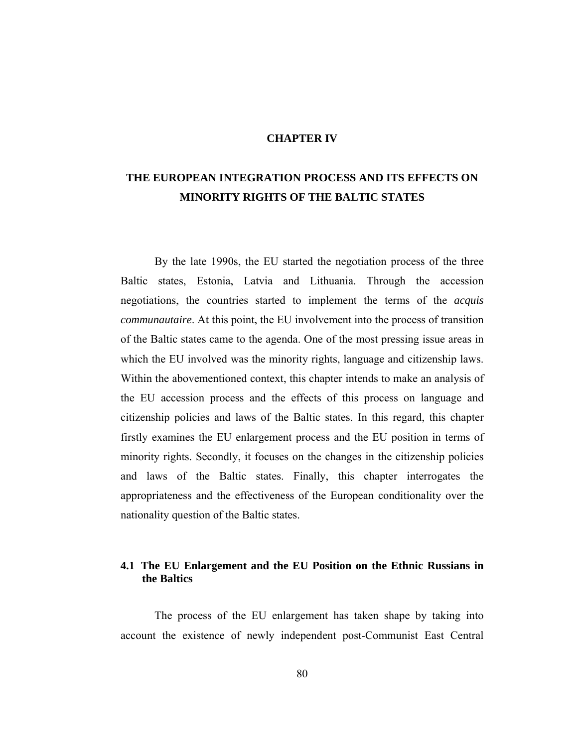# CHAPTER IV

# THE EUROPEAN INTEGRATION PROCESS AND ITS EFFECTS ON MINORITY RIGHTS OF THE BALTIC STATES

By the late 1990s, the EU started the negotiation process of the three Baltic states, Estonia, Latvia and Lithuania. Through the accession negotiations, the countries started to implement the terms of the *acquis communautaire*. At this point, the EU involvement into the process of transition of the Baltic states came to the agenda. One of the most pressing issue areas in which the EU involved was the minority rights, language and citizenship laws. Within the abovementioned context, this chapter intends to make an analysis of the EU accession process and the effects of this process on language and citizenship policies and laws of the Baltic states. In this regard, this chapter firstly examines the EU enlargement process and the EU position in terms of minority rights. Secondly, it focuses on the changes in the citizenship policies and laws of the Baltic states. Finally, this chapter interrogates the appropriateness and the effectiveness of the European conditionality over the nationality question of the Baltic states.

## 4.1 The EU Enlargement and the EU Position on the Ethnic Russians in the Baltics

The process of the EU enlargement has taken shape by taking into account the existence of newly independent post-Communist East Central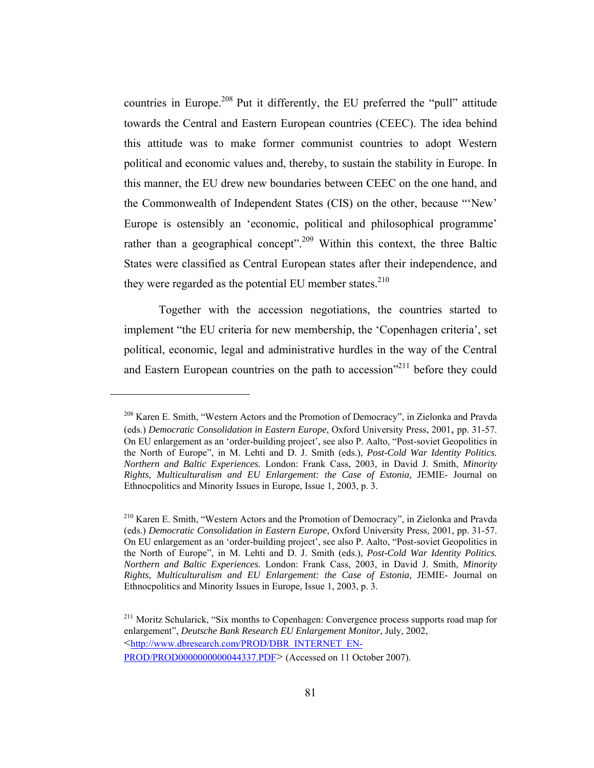countries in Europe.[208] Put it differently, the EU preferred the "pull" attitude towards the Central and Eastern European countries (CEEC). The idea behind this attitude was to make former communist countries to adopt Western political and economic values and, thereby, to sustain the stability in Europe. In this manner, the EU drew new boundaries between CEEC on the one hand, and the Commonwealth of Independent States (CIS) on the other, because "'New' Europe is ostensibly an 'economic, political and philosophical programme' rather than a geographical concept".[209] Within this context, the three Baltic States were classified as Central European states after their independence, and they were regarded as the potential EU member states.[210]

Together with the accession negotiations, the countries started to implement "the EU criteria for new membership, the 'Copenhagen criteria', set political, economic, legal and administrative hurdles in the way of the Central and Eastern European countries on the path to accession"[211] before they could

---

[208] Karen E. Smith, "Western Actors and the Promotion of Democracy", in Zielonka and Pravda (eds.) *Democratic Consolidation in Eastern Europe*, Oxford University Press, 2001, pp. 31-57. On EU enlargement as an 'order-building project', see also P. Aalto, "Post-soviet Geopolitics in the North of Europe", in M. Lehti and D. J. Smith (eds.), *Post-Cold War Identity Politics. Northern and Baltic Experiences.* London: Frank Cass, 2003, in David J. Smith, *Minority Rights, Multiculturalism and EU Enlargement: the Case of Estonia,* JEMIE- Journal on Ethnocpolitics and Minority Issues in Europe, Issue 1, 2003, p. 3.

[210] Karen E. Smith, "Western Actors and the Promotion of Democracy", in Zielonka and Pravda (eds.) *Democratic Consolidation in Eastern Europe*, Oxford University Press, 2001, pp. 31-57. On EU enlargement as an 'order-building project', see also P. Aalto, "Post-soviet Geopolitics in the North of Europe", in M. Lehti and D. J. Smith (eds.), *Post-Cold War Identity Politics. Northern and Baltic Experiences.* London: Frank Cass, 2003, in David J. Smith, *Minority Rights, Multiculturalism and EU Enlargement: the Case of Estonia,* JEMIE- Journal on Ethnocpolitics and Minority Issues in Europe, Issue 1, 2003, p. 3.

[211] Moritz Schularick, "Six months to Copenhagen: Convergence process supports road map for enlargement", *Deutsche Bank Research EU Enlargement Monitor*, July, 2002, <http://www.dbresearch.com/PROD/DBR_INTERNET_EN-PROD/PROD0000000000044337.PDF> (Accessed on 11 October 2007).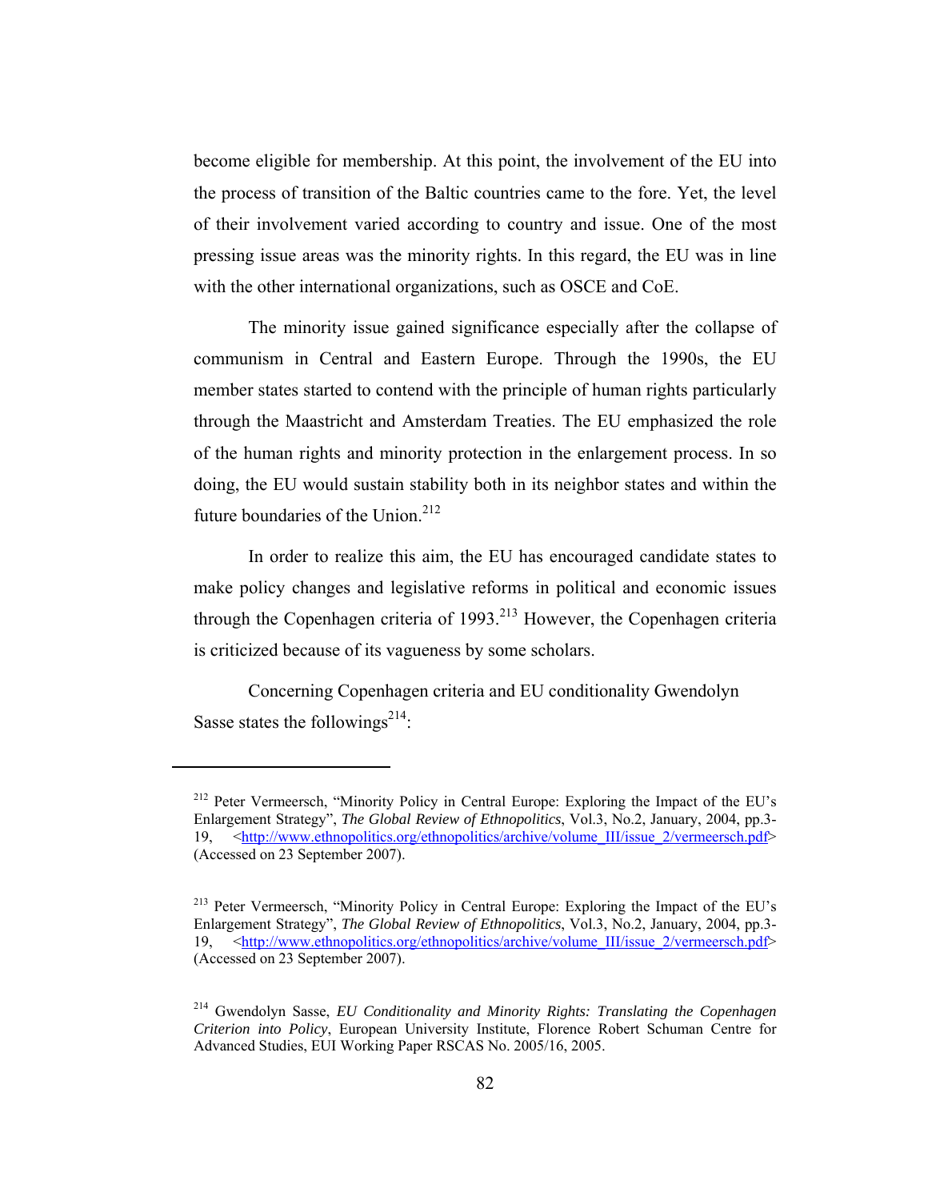become eligible for membership. At this point, the involvement of the EU into the process of transition of the Baltic countries came to the fore. Yet, the level of their involvement varied according to country and issue. One of the most pressing issue areas was the minority rights. In this regard, the EU was in line with the other international organizations, such as OSCE and CoE.

The minority issue gained significance especially after the collapse of communism in Central and Eastern Europe. Through the 1990s, the EU member states started to contend with the principle of human rights particularly through the Maastricht and Amsterdam Treaties. The EU emphasized the role of the human rights and minority protection in the enlargement process. In so doing, the EU would sustain stability both in its neighbor states and within the future boundaries of the Union.[212]

In order to realize this aim, the EU has encouraged candidate states to make policy changes and legislative reforms in political and economic issues through the Copenhagen criteria of 1993.[213] However, the Copenhagen criteria is criticized because of its vagueness by some scholars.

Concerning Copenhagen criteria and EU conditionality Gwendolyn Sasse states the followings[214]:

---

[212] Peter Vermeersch, "Minority Policy in Central Europe: Exploring the Impact of the EU's Enlargement Strategy", *The Global Review of Ethnopolitics*, Vol.3, No.2, January, 2004, pp.3-19, <http://www.ethnopolitics.org/ethnopolitics/archive/volume_III/issue_2/vermeersch.pdf> (Accessed on 23 September 2007).

[213] Peter Vermeersch, "Minority Policy in Central Europe: Exploring the Impact of the EU's Enlargement Strategy", *The Global Review of Ethnopolitics*, Vol.3, No.2, January, 2004, pp.3-19, <http://www.ethnopolitics.org/ethnopolitics/archive/volume_III/issue_2/vermeersch.pdf> (Accessed on 23 September 2007).

[214] Gwendolyn Sasse, *EU Conditionality and Minority Rights: Translating the Copenhagen Criterion into Policy*, European University Institute, Florence Robert Schuman Centre for Advanced Studies, EUI Working Paper RSCAS No. 2005/16, 2005.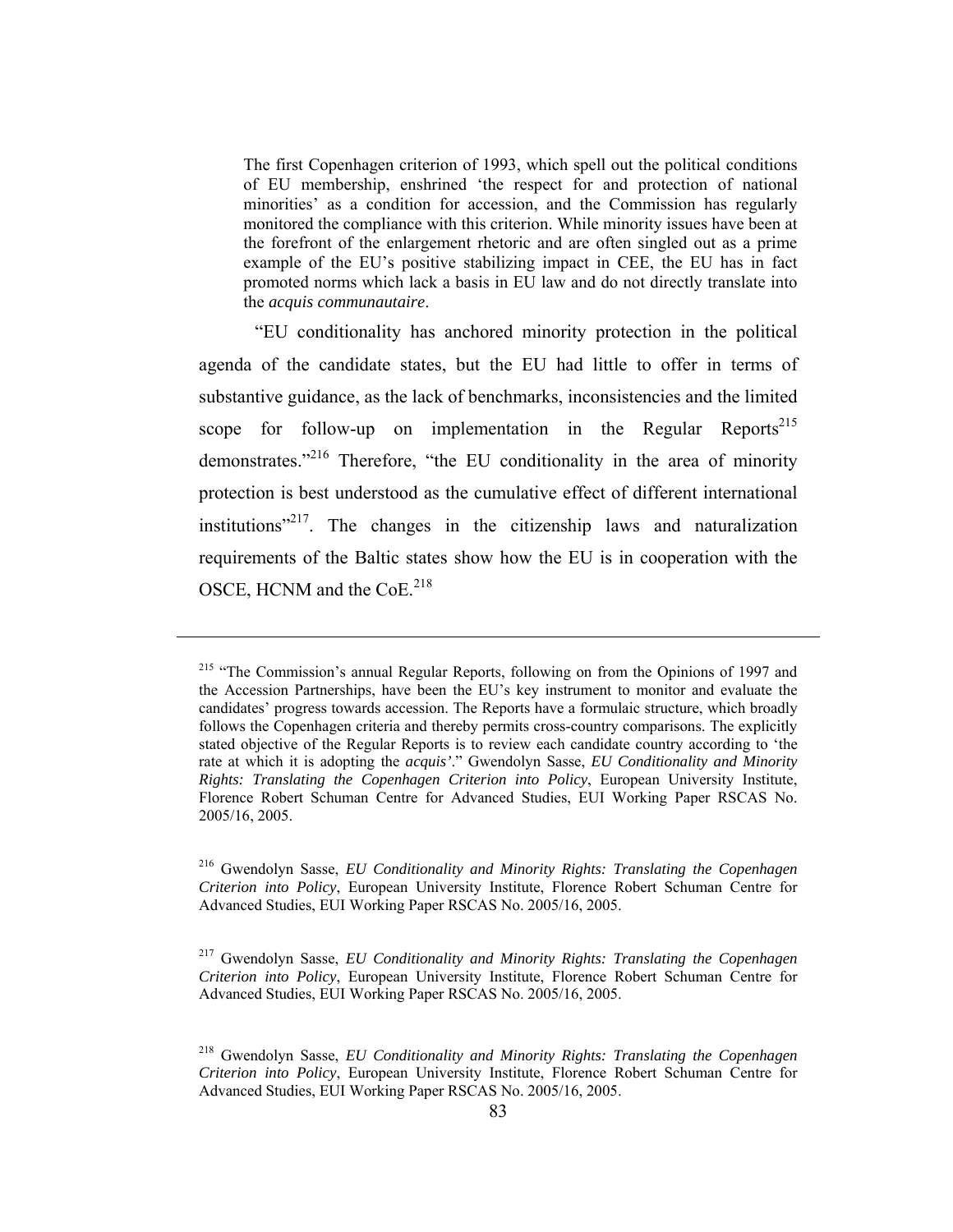> The first Copenhagen criterion of 1993, which spell out the political conditions of EU membership, enshrined 'the respect for and protection of national minorities' as a condition for accession, and the Commission has regularly monitored the compliance with this criterion. While minority issues have been at the forefront of the enlargement rhetoric and are often singled out as a prime example of the EU's positive stabilizing impact in CEE, the EU has in fact promoted norms which lack a basis in EU law and do not directly translate into the *acquis communautaire*.

"EU conditionality has anchored minority protection in the political agenda of the candidate states, but the EU had little to offer in terms of substantive guidance, as the lack of benchmarks, inconsistencies and the limited scope for follow-up on implementation in the Regular Reports[215] demonstrates."[216] Therefore, "the EU conditionality in the area of minority protection is best understood as the cumulative effect of different international institutions"[217]. The changes in the citizenship laws and naturalization requirements of the Baltic states show how the EU is in cooperation with the OSCE, HCNM and the CoE.[218]

---

[215] "The Commission's annual Regular Reports, following on from the Opinions of 1997 and the Accession Partnerships, have been the EU's key instrument to monitor and evaluate the candidates' progress towards accession. The Reports have a formulaic structure, which broadly follows the Copenhagen criteria and thereby permits cross-country comparisons. The explicitly stated objective of the Regular Reports is to review each candidate country according to 'the rate at which it is adopting the *acquis'*." Gwendolyn Sasse, *EU Conditionality and Minority Rights: Translating the Copenhagen Criterion into Policy*, European University Institute, Florence Robert Schuman Centre for Advanced Studies, EUI Working Paper RSCAS No. 2005/16, 2005.

[216] Gwendolyn Sasse, *EU Conditionality and Minority Rights: Translating the Copenhagen Criterion into Policy*, European University Institute, Florence Robert Schuman Centre for Advanced Studies, EUI Working Paper RSCAS No. 2005/16, 2005.

[217] Gwendolyn Sasse, *EU Conditionality and Minority Rights: Translating the Copenhagen Criterion into Policy*, European University Institute, Florence Robert Schuman Centre for Advanced Studies, EUI Working Paper RSCAS No. 2005/16, 2005.

[218] Gwendolyn Sasse, *EU Conditionality and Minority Rights: Translating the Copenhagen Criterion into Policy*, European University Institute, Florence Robert Schuman Centre for Advanced Studies, EUI Working Paper RSCAS No. 2005/16, 2005.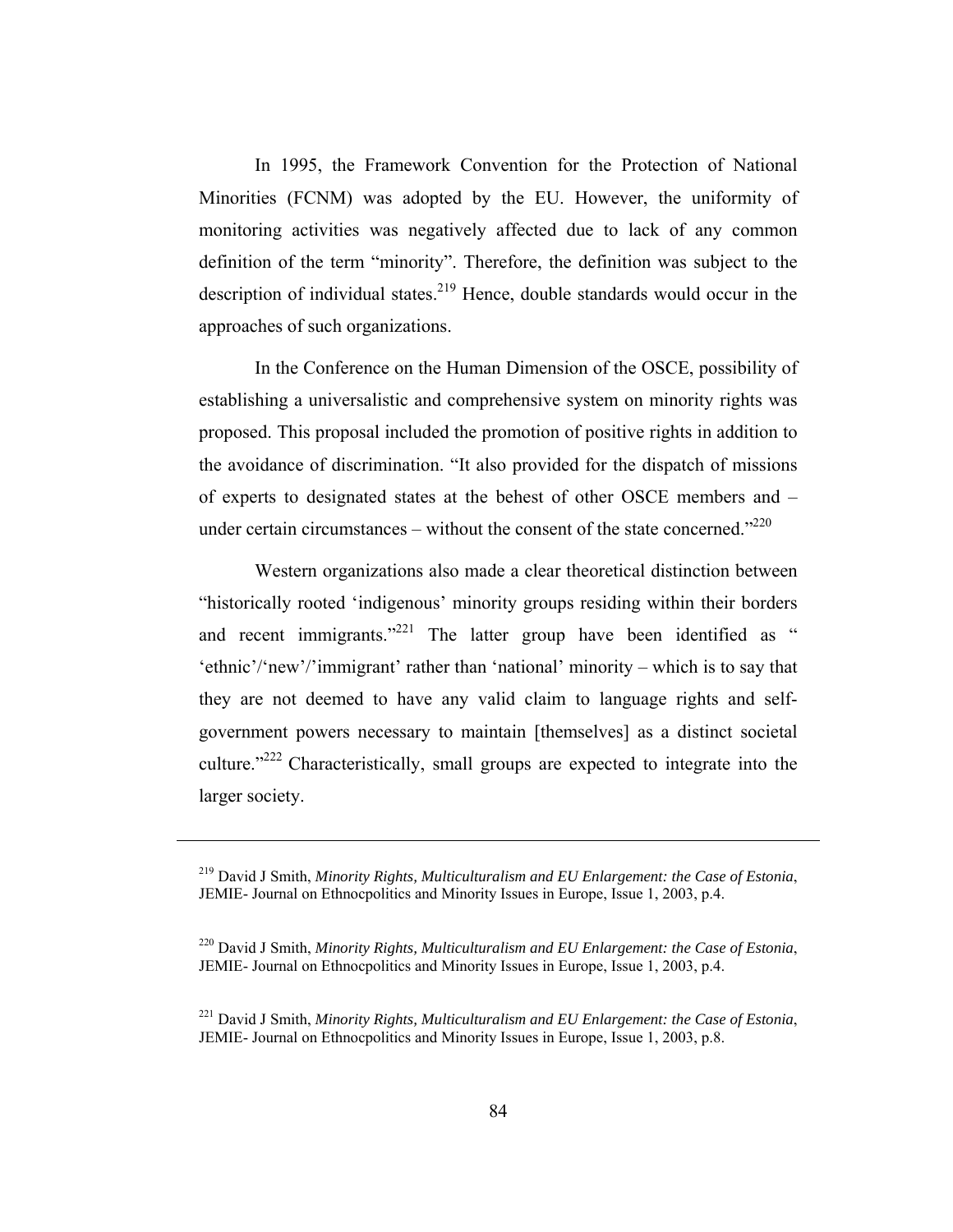In 1995, the Framework Convention for the Protection of National Minorities (FCNM) was adopted by the EU. However, the uniformity of monitoring activities was negatively affected due to lack of any common definition of the term "minority". Therefore, the definition was subject to the description of individual states.[219] Hence, double standards would occur in the approaches of such organizations.

In the Conference on the Human Dimension of the OSCE, possibility of establishing a universalistic and comprehensive system on minority rights was proposed. This proposal included the promotion of positive rights in addition to the avoidance of discrimination. "It also provided for the dispatch of missions of experts to designated states at the behest of other OSCE members and – under certain circumstances – without the consent of the state concerned."[220]

Western organizations also made a clear theoretical distinction between "historically rooted 'indigenous' minority groups residing within their borders and recent immigrants."[221] The latter group have been identified as " 'ethnic'/'new'/'immigrant' rather than 'national' minority – which is to say that they are not deemed to have any valid claim to language rights and self-government powers necessary to maintain [themselves] as a distinct societal culture."[222] Characteristically, small groups are expected to integrate into the larger society.

---

[219] David J Smith, *Minority Rights, Multiculturalism and EU Enlargement: the Case of Estonia*, JEMIE- Journal on Ethnocpolitics and Minority Issues in Europe, Issue 1, 2003, p.4.

[220] David J Smith, *Minority Rights, Multiculturalism and EU Enlargement: the Case of Estonia*, JEMIE- Journal on Ethnocpolitics and Minority Issues in Europe, Issue 1, 2003, p.4.

[221] David J Smith, *Minority Rights, Multiculturalism and EU Enlargement: the Case of Estonia*, JEMIE- Journal on Ethnocpolitics and Minority Issues in Europe, Issue 1, 2003, p.8.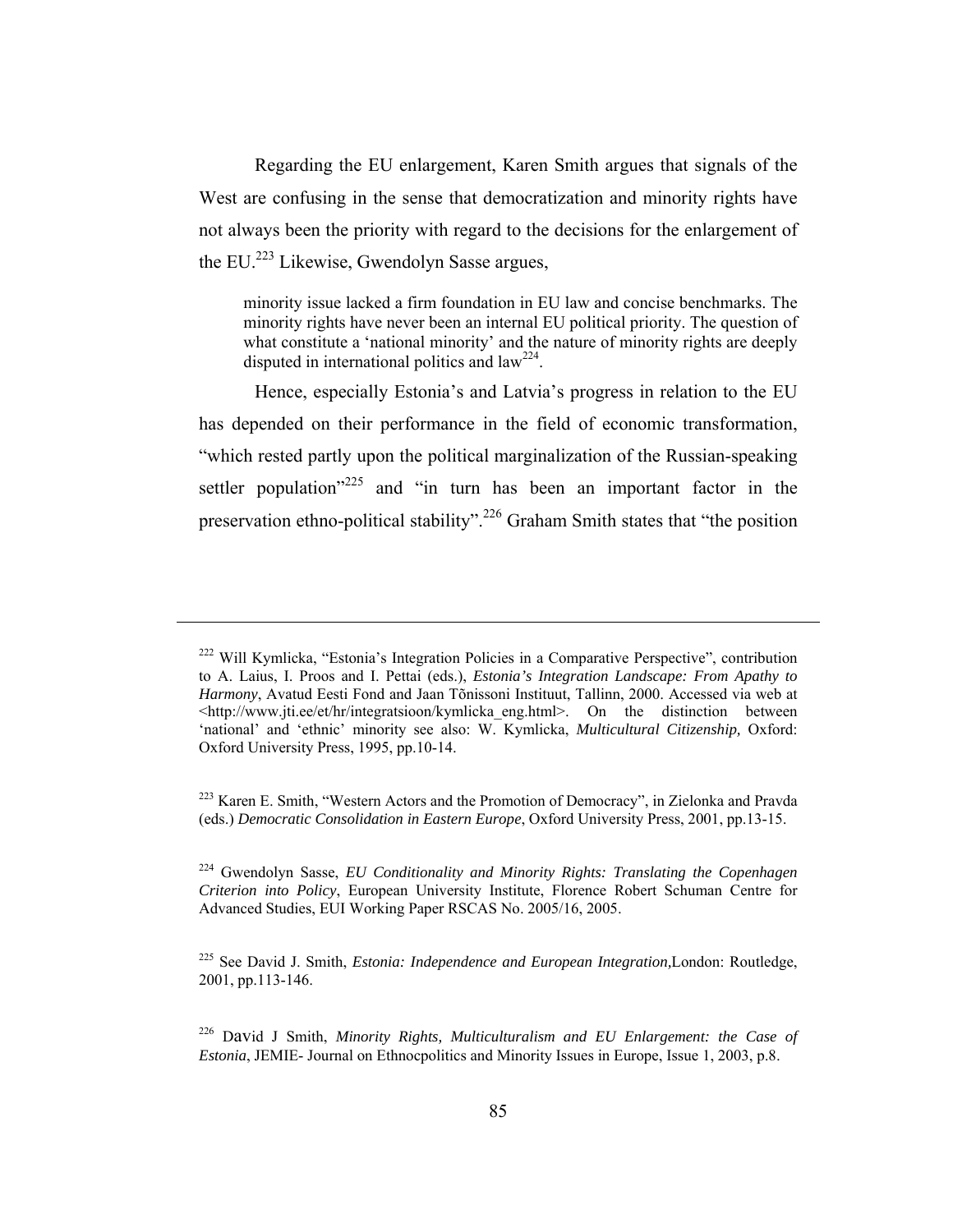Regarding the EU enlargement, Karen Smith argues that signals of the West are confusing in the sense that democratization and minority rights have not always been the priority with regard to the decisions for the enlargement of the EU.[223] Likewise, Gwendolyn Sasse argues,

> minority issue lacked a firm foundation in EU law and concise benchmarks. The minority rights have never been an internal EU political priority. The question of what constitute a 'national minority' and the nature of minority rights are deeply disputed in international politics and law[224].

Hence, especially Estonia's and Latvia's progress in relation to the EU has depended on their performance in the field of economic transformation, "which rested partly upon the political marginalization of the Russian-speaking settler population"[225] and "in turn has been an important factor in the preservation ethno-political stability".[226] Graham Smith states that "the position

---

[222] Will Kymlicka, "Estonia's Integration Policies in a Comparative Perspective", contribution to A. Laius, I. Proos and I. Pettai (eds.), *Estonia's Integration Landscape: From Apathy to Harmony*, Avatud Eesti Fond and Jaan Tõnissoni Instituut, Tallinn, 2000. Accessed via web at <http://www.jti.ee/et/hr/integratsioon/kymlicka_eng.html>. On the distinction between 'national' and 'ethnic' minority see also: W. Kymlicka, *Multicultural Citizenship,* Oxford: Oxford University Press, 1995, pp.10-14.

[223] Karen E. Smith, "Western Actors and the Promotion of Democracy", in Zielonka and Pravda (eds.) *Democratic Consolidation in Eastern Europe*, Oxford University Press, 2001, pp.13-15.

[224] Gwendolyn Sasse, *EU Conditionality and Minority Rights: Translating the Copenhagen Criterion into Policy*, European University Institute, Florence Robert Schuman Centre for Advanced Studies, EUI Working Paper RSCAS No. 2005/16, 2005.

[225] See David J. Smith, *Estonia: Independence and European Integration,*London: Routledge, 2001, pp.113-146.

[226] David J Smith, *Minority Rights, Multiculturalism and EU Enlargement: the Case of Estonia*, JEMIE- Journal on Ethnocpolitics and Minority Issues in Europe, Issue 1, 2003, p.8.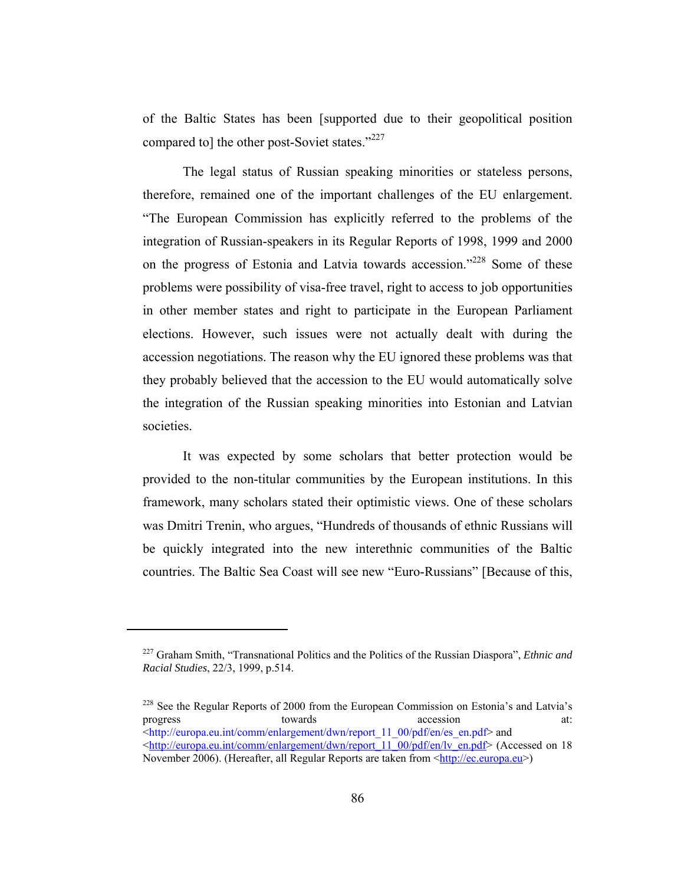of the Baltic States has been [supported due to their geopolitical position compared to] the other post-Soviet states."[227]

The legal status of Russian speaking minorities or stateless persons, therefore, remained one of the important challenges of the EU enlargement. "The European Commission has explicitly referred to the problems of the integration of Russian-speakers in its Regular Reports of 1998, 1999 and 2000 on the progress of Estonia and Latvia towards accession."[228] Some of these problems were possibility of visa-free travel, right to access to job opportunities in other member states and right to participate in the European Parliament elections. However, such issues were not actually dealt with during the accession negotiations. The reason why the EU ignored these problems was that they probably believed that the accession to the EU would automatically solve the integration of the Russian speaking minorities into Estonian and Latvian societies.

It was expected by some scholars that better protection would be provided to the non-titular communities by the European institutions. In this framework, many scholars stated their optimistic views. One of these scholars was Dmitri Trenin, who argues, "Hundreds of thousands of ethnic Russians will be quickly integrated into the new interethnic communities of the Baltic countries. The Baltic Sea Coast will see new "Euro-Russians" [Because of this,

---

[227] Graham Smith, "Transnational Politics and the Politics of the Russian Diaspora", *Ethnic and Racial Studies*, 22/3, 1999, p.514.

[228] See the Regular Reports of 2000 from the European Commission on Estonia's and Latvia's progress towards accession at: <http://europa.eu.int/comm/enlargement/dwn/report_11_00/pdf/en/es_en.pdf> and <http://europa.eu.int/comm/enlargement/dwn/report_11_00/pdf/en/lv_en.pdf> (Accessed on 18 November 2006). (Hereafter, all Regular Reports are taken from <http://ec.europa.eu>)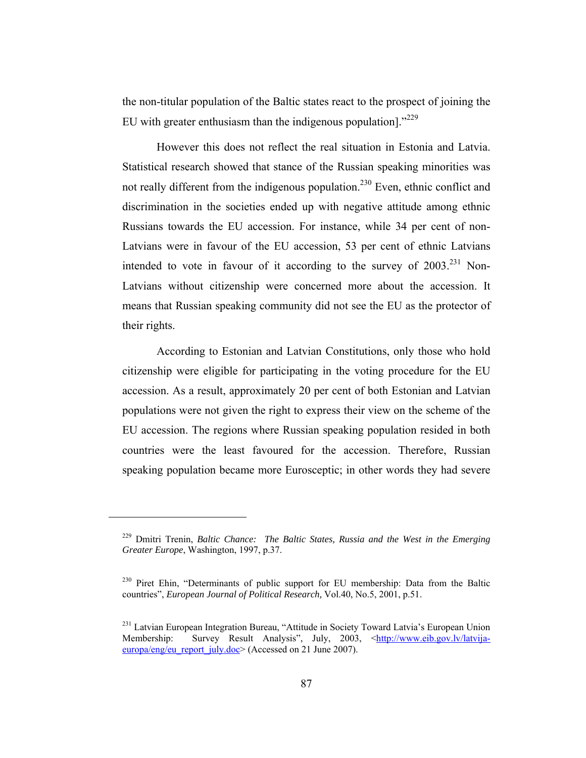the non-titular population of the Baltic states react to the prospect of joining the EU with greater enthusiasm than the indigenous population]."[229]

However this does not reflect the real situation in Estonia and Latvia. Statistical research showed that stance of the Russian speaking minorities was not really different from the indigenous population.[230] Even, ethnic conflict and discrimination in the societies ended up with negative attitude among ethnic Russians towards the EU accession. For instance, while 34 per cent of non-Latvians were in favour of the EU accession, 53 per cent of ethnic Latvians intended to vote in favour of it according to the survey of 2003.[231] Non-Latvians without citizenship were concerned more about the accession. It means that Russian speaking community did not see the EU as the protector of their rights.

According to Estonian and Latvian Constitutions, only those who hold citizenship were eligible for participating in the voting procedure for the EU accession. As a result, approximately 20 per cent of both Estonian and Latvian populations were not given the right to express their view on the scheme of the EU accession. The regions where Russian speaking population resided in both countries were the least favoured for the accession. Therefore, Russian speaking population became more Eurosceptic; in other words they had severe

---

[229] Dmitri Trenin, *Baltic Chance: The Baltic States, Russia and the West in the Emerging Greater Europe*, Washington, 1997, p.37.

[230] Piret Ehin, "Determinants of public support for EU membership: Data from the Baltic countries", *European Journal of Political Research,* Vol.40, No.5, 2001, p.51.

[231] Latvian European Integration Bureau, "Attitude in Society Toward Latvia's European Union Membership: Survey Result Analysis", July, 2003, <http://www.eib.gov.lv/latvija-europa/eng/eu_report_july.doc> (Accessed on 21 June 2007).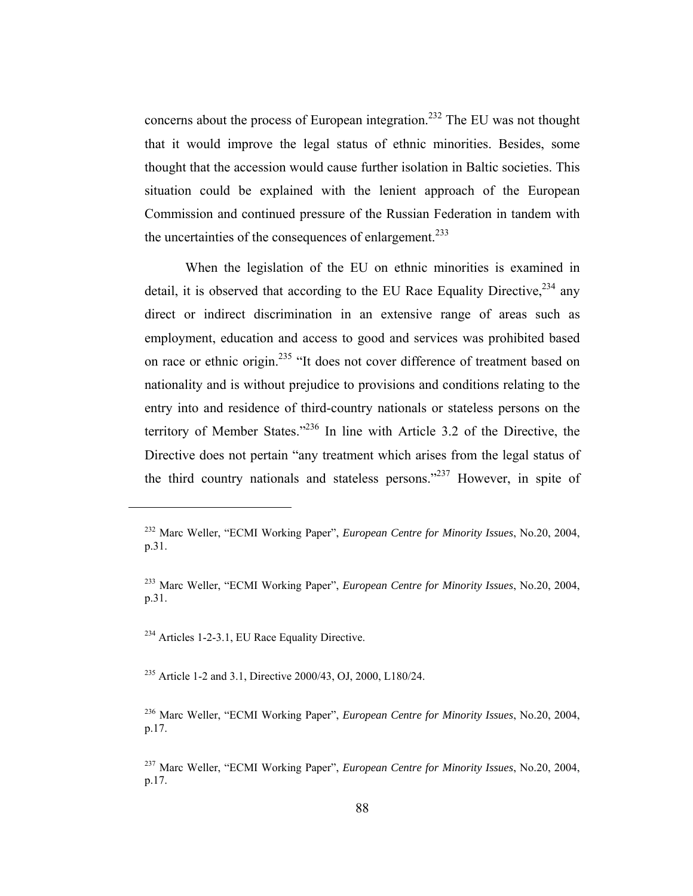concerns about the process of European integration.[232] The EU was not thought that it would improve the legal status of ethnic minorities. Besides, some thought that the accession would cause further isolation in Baltic societies. This situation could be explained with the lenient approach of the European Commission and continued pressure of the Russian Federation in tandem with the uncertainties of the consequences of enlargement.[233]

When the legislation of the EU on ethnic minorities is examined in detail, it is observed that according to the EU Race Equality Directive,[234] any direct or indirect discrimination in an extensive range of areas such as employment, education and access to good and services was prohibited based on race or ethnic origin.[235] "It does not cover difference of treatment based on nationality and is without prejudice to provisions and conditions relating to the entry into and residence of third-country nationals or stateless persons on the territory of Member States."[236] In line with Article 3.2 of the Directive, the Directive does not pertain "any treatment which arises from the legal status of the third country nationals and stateless persons."[237] However, in spite of

---

[232] Marc Weller, "ECMI Working Paper", *European Centre for Minority Issues*, No.20, 2004, p.31.

[233] Marc Weller, "ECMI Working Paper", *European Centre for Minority Issues*, No.20, 2004, p.31.

[234] Articles 1-2-3.1, EU Race Equality Directive.

[235] Article 1-2 and 3.1, Directive 2000/43, OJ, 2000, L180/24.

[236] Marc Weller, "ECMI Working Paper", *European Centre for Minority Issues*, No.20, 2004, p.17.

[237] Marc Weller, "ECMI Working Paper", *European Centre for Minority Issues*, No.20, 2004, p.17.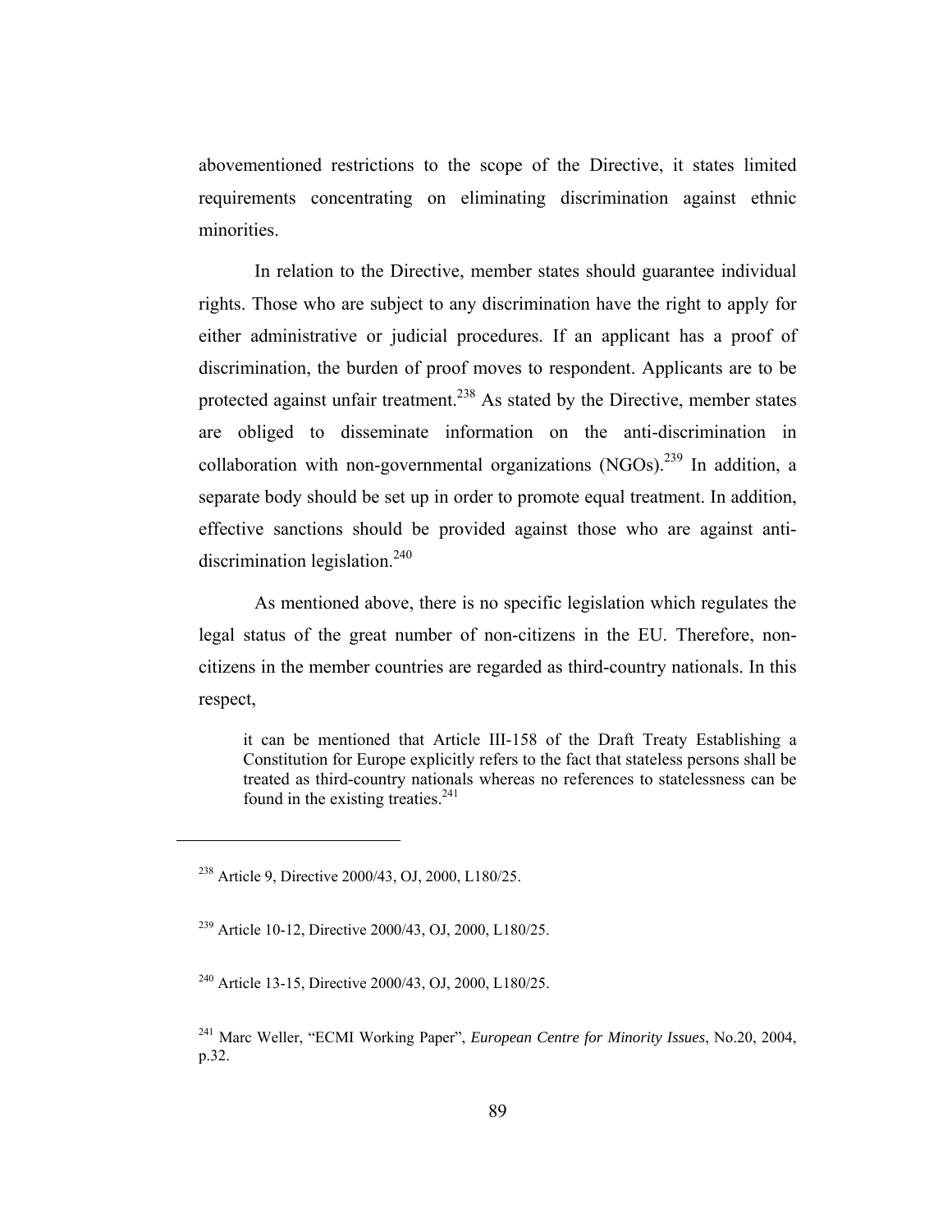abovementioned restrictions to the scope of the Directive, it states limited requirements concentrating on eliminating discrimination against ethnic minorities.

In relation to the Directive, member states should guarantee individual rights. Those who are subject to any discrimination have the right to apply for either administrative or judicial procedures. If an applicant has a proof of discrimination, the burden of proof moves to respondent. Applicants are to be protected against unfair treatment.[238] As stated by the Directive, member states are obliged to disseminate information on the anti-discrimination in collaboration with non-governmental organizations (NGOs).[239] In addition, a separate body should be set up in order to promote equal treatment. In addition, effective sanctions should be provided against those who are against anti-discrimination legislation.[240]

As mentioned above, there is no specific legislation which regulates the legal status of the great number of non-citizens in the EU. Therefore, non-citizens in the member countries are regarded as third-country nationals. In this respect,

> it can be mentioned that Article III-158 of the Draft Treaty Establishing a Constitution for Europe explicitly refers to the fact that stateless persons shall be treated as third-country nationals whereas no references to statelessness can be found in the existing treaties.[241]

---

[238] Article 9, Directive 2000/43, OJ, 2000, L180/25.

[239] Article 10-12, Directive 2000/43, OJ, 2000, L180/25.

[240] Article 13-15, Directive 2000/43, OJ, 2000, L180/25.

[241] Marc Weller, "ECMI Working Paper", *European Centre for Minority Issues*, No.20, 2004, p.32.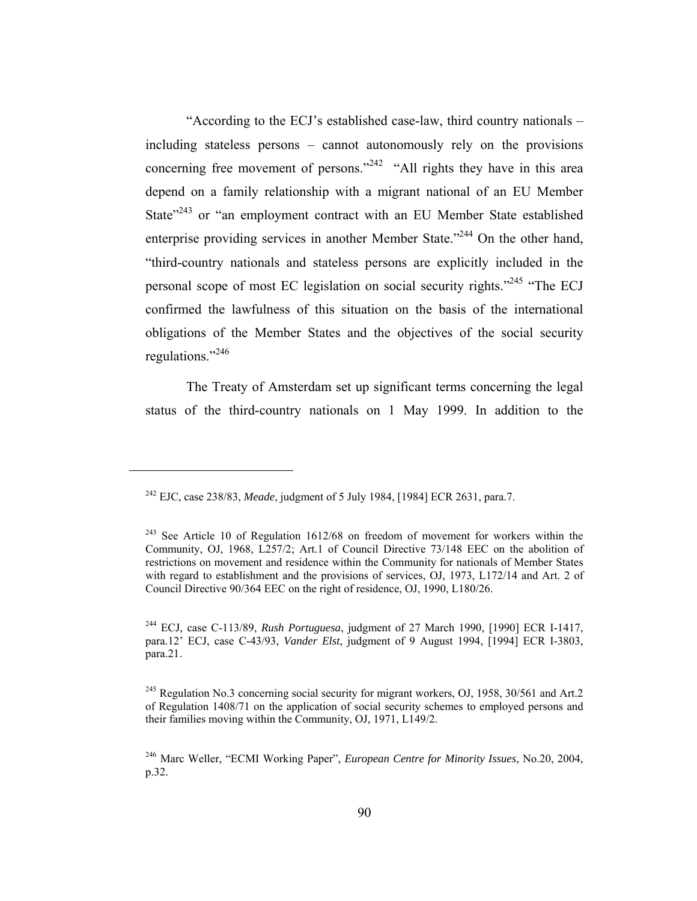"According to the ECJ's established case-law, third country nationals – including stateless persons – cannot autonomously rely on the provisions concerning free movement of persons."[242] "All rights they have in this area depend on a family relationship with a migrant national of an EU Member State"[243] or "an employment contract with an EU Member State established enterprise providing services in another Member State."[244] On the other hand, "third-country nationals and stateless persons are explicitly included in the personal scope of most EC legislation on social security rights."[245] "The ECJ confirmed the lawfulness of this situation on the basis of the international obligations of the Member States and the objectives of the social security regulations."[246]

The Treaty of Amsterdam set up significant terms concerning the legal status of the third-country nationals on 1 May 1999. In addition to the

---

[242] EJC, case 238/83, *Meade*, judgment of 5 July 1984, [1984] ECR 2631, para.7.

[243] See Article 10 of Regulation 1612/68 on freedom of movement for workers within the Community, OJ, 1968, L257/2; Art.1 of Council Directive 73/148 EEC on the abolition of restrictions on movement and residence within the Community for nationals of Member States with regard to establishment and the provisions of services, OJ, 1973, L172/14 and Art. 2 of Council Directive 90/364 EEC on the right of residence, OJ, 1990, L180/26.

[244] ECJ, case C-113/89, *Rush Portuguesa*, judgment of 27 March 1990, [1990] ECR I-1417, para.12' ECJ, case C-43/93, *Vander Elst*, judgment of 9 August 1994, [1994] ECR I-3803, para.21.

[245] Regulation No.3 concerning social security for migrant workers, OJ, 1958, 30/561 and Art.2 of Regulation 1408/71 on the application of social security schemes to employed persons and their families moving within the Community, OJ, 1971, L149/2.

[246] Marc Weller, "ECMI Working Paper", *European Centre for Minority Issues*, No.20, 2004, p.32.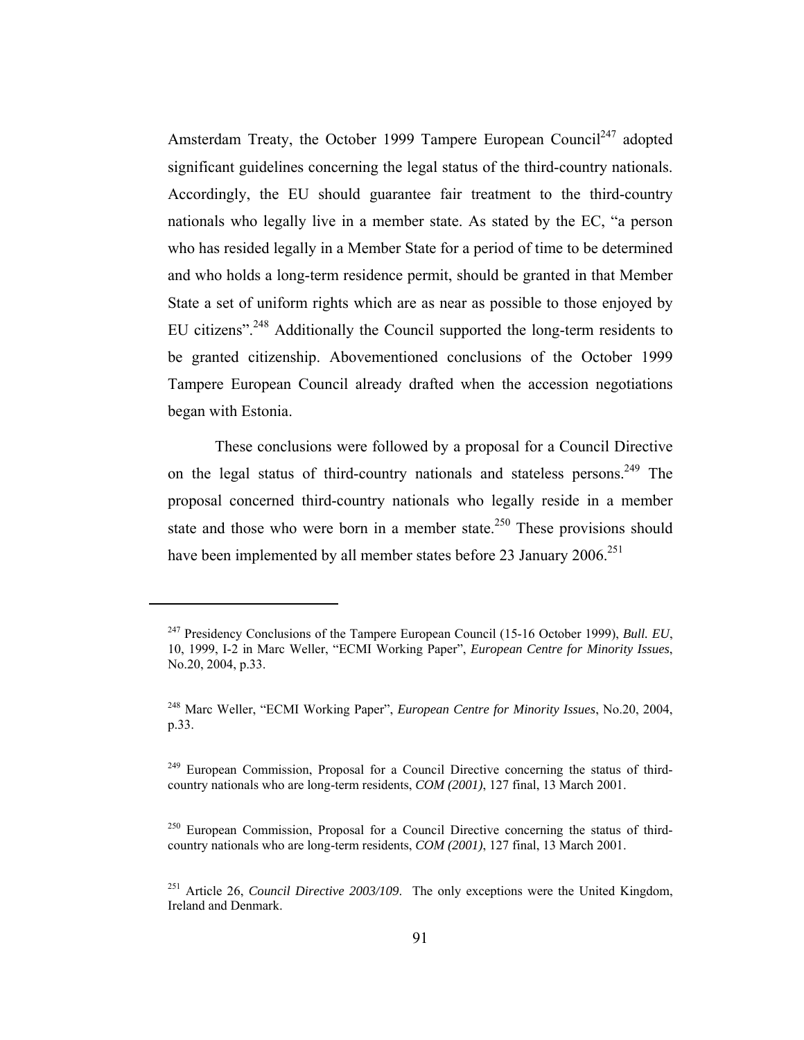Amsterdam Treaty, the October 1999 Tampere European Council[247] adopted significant guidelines concerning the legal status of the third-country nationals. Accordingly, the EU should guarantee fair treatment to the third-country nationals who legally live in a member state. As stated by the EC, "a person who has resided legally in a Member State for a period of time to be determined and who holds a long-term residence permit, should be granted in that Member State a set of uniform rights which are as near as possible to those enjoyed by EU citizens".[248] Additionally the Council supported the long-term residents to be granted citizenship. Abovementioned conclusions of the October 1999 Tampere European Council already drafted when the accession negotiations began with Estonia.

These conclusions were followed by a proposal for a Council Directive on the legal status of third-country nationals and stateless persons.[249] The proposal concerned third-country nationals who legally reside in a member state and those who were born in a member state.[250] These provisions should have been implemented by all member states before 23 January 2006.[251]

---

[247] Presidency Conclusions of the Tampere European Council (15-16 October 1999), *Bull. EU*, 10, 1999, I-2 in Marc Weller, "ECMI Working Paper", *European Centre for Minority Issues*, No.20, 2004, p.33.

[248] Marc Weller, "ECMI Working Paper", *European Centre for Minority Issues*, No.20, 2004, p.33.

[249] European Commission, Proposal for a Council Directive concerning the status of third-country nationals who are long-term residents, *COM (2001)*, 127 final, 13 March 2001.

[250] European Commission, Proposal for a Council Directive concerning the status of third-country nationals who are long-term residents, *COM (2001)*, 127 final, 13 March 2001.

[251] Article 26, *Council Directive 2003/109*. The only exceptions were the United Kingdom, Ireland and Denmark.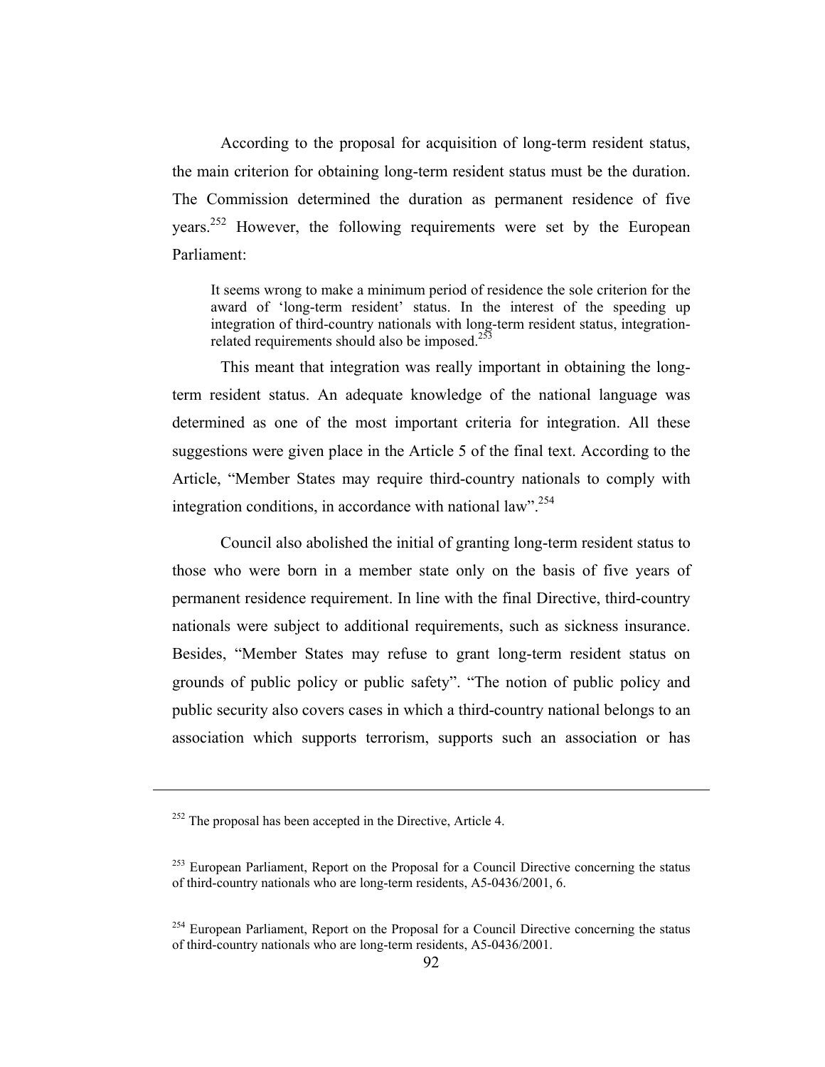According to the proposal for acquisition of long-term resident status, the main criterion for obtaining long-term resident status must be the duration. The Commission determined the duration as permanent residence of five years.[252] However, the following requirements were set by the European Parliament:

> It seems wrong to make a minimum period of residence the sole criterion for the award of 'long-term resident' status. In the interest of the speeding up integration of third-country nationals with long-term resident status, integration-related requirements should also be imposed.[253]

This meant that integration was really important in obtaining the long-term resident status. An adequate knowledge of the national language was determined as one of the most important criteria for integration. All these suggestions were given place in the Article 5 of the final text. According to the Article, "Member States may require third-country nationals to comply with integration conditions, in accordance with national law".[254]

Council also abolished the initial of granting long-term resident status to those who were born in a member state only on the basis of five years of permanent residence requirement. In line with the final Directive, third-country nationals were subject to additional requirements, such as sickness insurance. Besides, "Member States may refuse to grant long-term resident status on grounds of public policy or public safety". "The notion of public policy and public security also covers cases in which a third-country national belongs to an association which supports terrorism, supports such an association or has

---

[252] The proposal has been accepted in the Directive, Article 4.

[253] European Parliament, Report on the Proposal for a Council Directive concerning the status of third-country nationals who are long-term residents, A5-0436/2001, 6.

[254] European Parliament, Report on the Proposal for a Council Directive concerning the status of third-country nationals who are long-term residents, A5-0436/2001.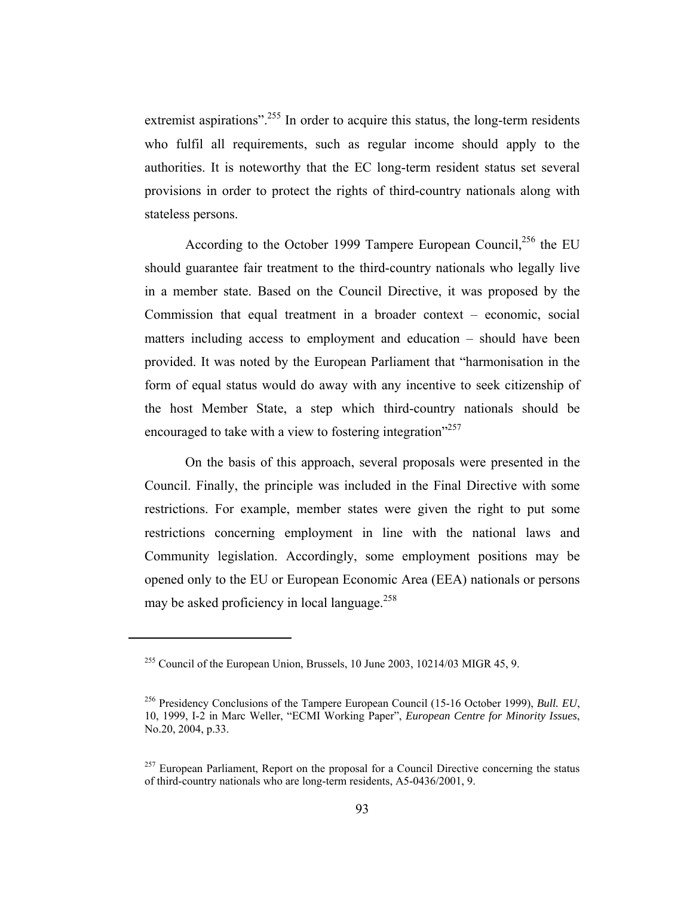extremist aspirations".[255] In order to acquire this status, the long-term residents who fulfil all requirements, such as regular income should apply to the authorities. It is noteworthy that the EC long-term resident status set several provisions in order to protect the rights of third-country nationals along with stateless persons.

According to the October 1999 Tampere European Council,[256] the EU should guarantee fair treatment to the third-country nationals who legally live in a member state. Based on the Council Directive, it was proposed by the Commission that equal treatment in a broader context – economic, social matters including access to employment and education – should have been provided. It was noted by the European Parliament that "harmonisation in the form of equal status would do away with any incentive to seek citizenship of the host Member State, a step which third-country nationals should be encouraged to take with a view to fostering integration"[257]

On the basis of this approach, several proposals were presented in the Council. Finally, the principle was included in the Final Directive with some restrictions. For example, member states were given the right to put some restrictions concerning employment in line with the national laws and Community legislation. Accordingly, some employment positions may be opened only to the EU or European Economic Area (EEA) nationals or persons may be asked proficiency in local language.[258]

---

[255] Council of the European Union, Brussels, 10 June 2003, 10214/03 MIGR 45, 9.

[256] Presidency Conclusions of the Tampere European Council (15-16 October 1999), *Bull. EU*, 10, 1999, I-2 in Marc Weller, "ECMI Working Paper", *European Centre for Minority Issues*, No.20, 2004, p.33.

[257] European Parliament, Report on the proposal for a Council Directive concerning the status of third-country nationals who are long-term residents, A5-0436/2001, 9.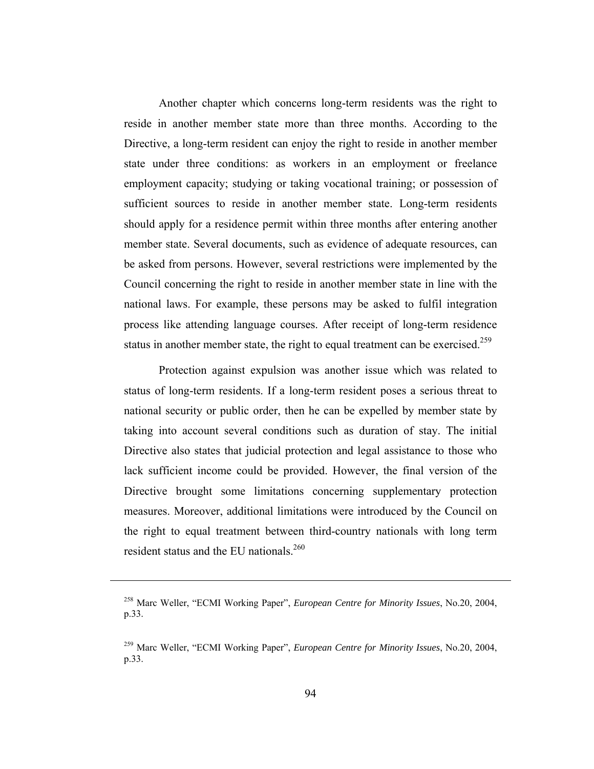Another chapter which concerns long-term residents was the right to reside in another member state more than three months. According to the Directive, a long-term resident can enjoy the right to reside in another member state under three conditions: as workers in an employment or freelance employment capacity; studying or taking vocational training; or possession of sufficient sources to reside in another member state. Long-term residents should apply for a residence permit within three months after entering another member state. Several documents, such as evidence of adequate resources, can be asked from persons. However, several restrictions were implemented by the Council concerning the right to reside in another member state in line with the national laws. For example, these persons may be asked to fulfil integration process like attending language courses. After receipt of long-term residence status in another member state, the right to equal treatment can be exercised.[259]

Protection against expulsion was another issue which was related to status of long-term residents. If a long-term resident poses a serious threat to national security or public order, then he can be expelled by member state by taking into account several conditions such as duration of stay. The initial Directive also states that judicial protection and legal assistance to those who lack sufficient income could be provided. However, the final version of the Directive brought some limitations concerning supplementary protection measures. Moreover, additional limitations were introduced by the Council on the right to equal treatment between third-country nationals with long term resident status and the EU nationals.[260]

---

[258] Marc Weller, "ECMI Working Paper", *European Centre for Minority Issues*, No.20, 2004, p.33.

[259] Marc Weller, "ECMI Working Paper", *European Centre for Minority Issues*, No.20, 2004, p.33.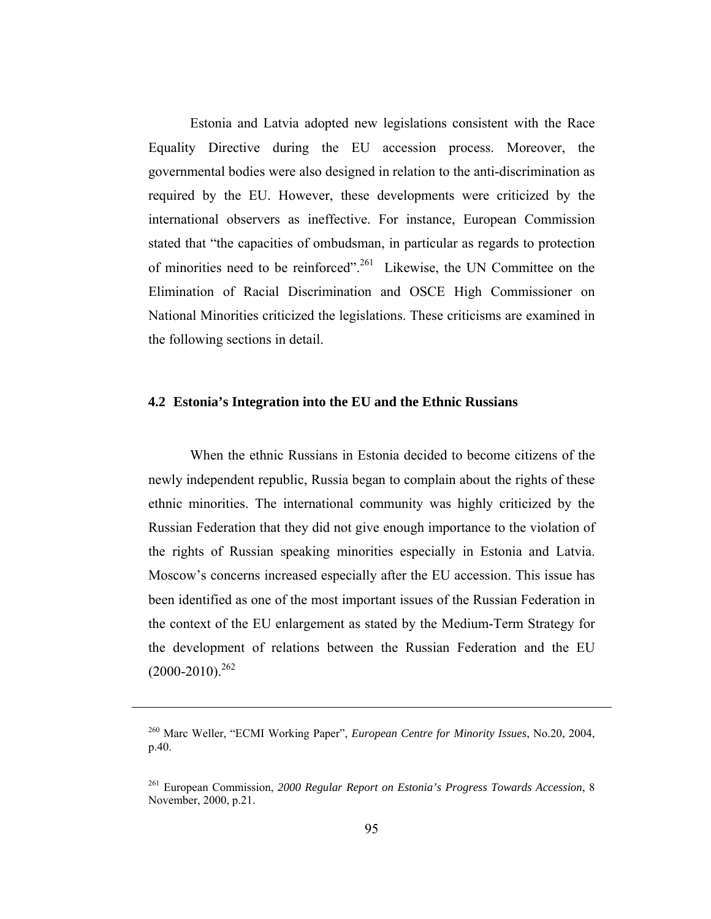Estonia and Latvia adopted new legislations consistent with the Race Equality Directive during the EU accession process. Moreover, the governmental bodies were also designed in relation to the anti-discrimination as required by the EU. However, these developments were criticized by the international observers as ineffective. For instance, European Commission stated that "the capacities of ombudsman, in particular as regards to protection of minorities need to be reinforced".[261] Likewise, the UN Committee on the Elimination of Racial Discrimination and OSCE High Commissioner on National Minorities criticized the legislations. These criticisms are examined in the following sections in detail.

## 4.2 Estonia's Integration into the EU and the Ethnic Russians

When the ethnic Russians in Estonia decided to become citizens of the newly independent republic, Russia began to complain about the rights of these ethnic minorities. The international community was highly criticized by the Russian Federation that they did not give enough importance to the violation of the rights of Russian speaking minorities especially in Estonia and Latvia. Moscow's concerns increased especially after the EU accession. This issue has been identified as one of the most important issues of the Russian Federation in the context of the EU enlargement as stated by the Medium-Term Strategy for the development of relations between the Russian Federation and the EU (2000-2010).[262]

---

[260] Marc Weller, "ECMI Working Paper", *European Centre for Minority Issues*, No.20, 2004, p.40.

[261] European Commission, *2000 Regular Report on Estonia's Progress Towards Accession*, 8 November, 2000, p.21.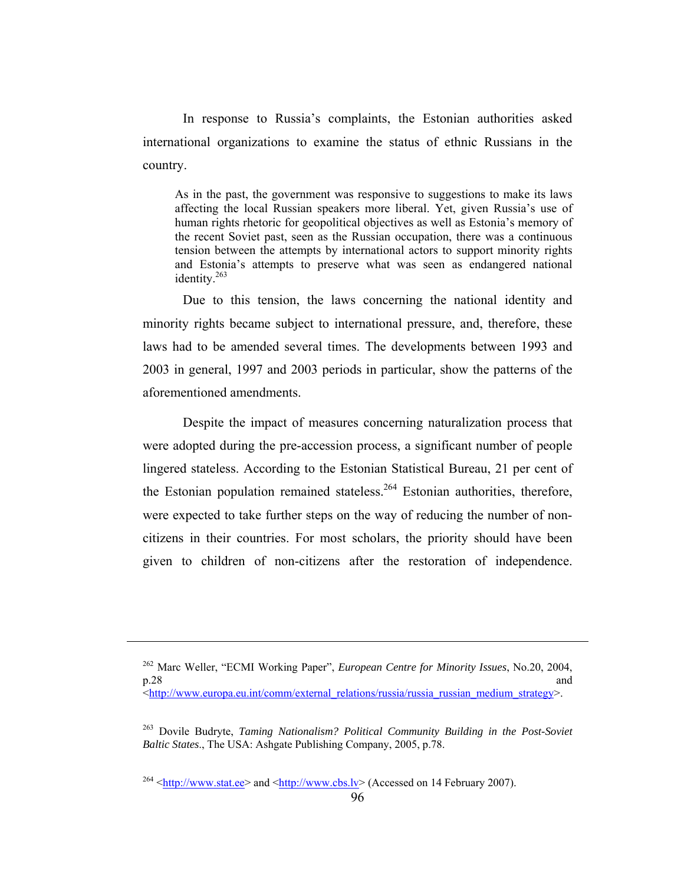In response to Russia's complaints, the Estonian authorities asked international organizations to examine the status of ethnic Russians in the country.

> As in the past, the government was responsive to suggestions to make its laws affecting the local Russian speakers more liberal. Yet, given Russia's use of human rights rhetoric for geopolitical objectives as well as Estonia's memory of the recent Soviet past, seen as the Russian occupation, there was a continuous tension between the attempts by international actors to support minority rights and Estonia's attempts to preserve what was seen as endangered national identity.[263]

Due to this tension, the laws concerning the national identity and minority rights became subject to international pressure, and, therefore, these laws had to be amended several times. The developments between 1993 and 2003 in general, 1997 and 2003 periods in particular, show the patterns of the aforementioned amendments.

Despite the impact of measures concerning naturalization process that were adopted during the pre-accession process, a significant number of people lingered stateless. According to the Estonian Statistical Bureau, 21 per cent of the Estonian population remained stateless.[264] Estonian authorities, therefore, were expected to take further steps on the way of reducing the number of non-citizens in their countries. For most scholars, the priority should have been given to children of non-citizens after the restoration of independence.

---

[262] Marc Weller, "ECMI Working Paper", *European Centre for Minority Issues*, No.20, 2004, p.28 and <http://www.europa.eu.int/comm/external_relations/russia/russia_russian_medium_strategy>.

[263] Dovile Budryte, *Taming Nationalism? Political Community Building in the Post-Soviet Baltic States*., The USA: Ashgate Publishing Company, 2005, p.78.

[264] <http://www.stat.ee> and <http://www.cbs.lv> (Accessed on 14 February 2007).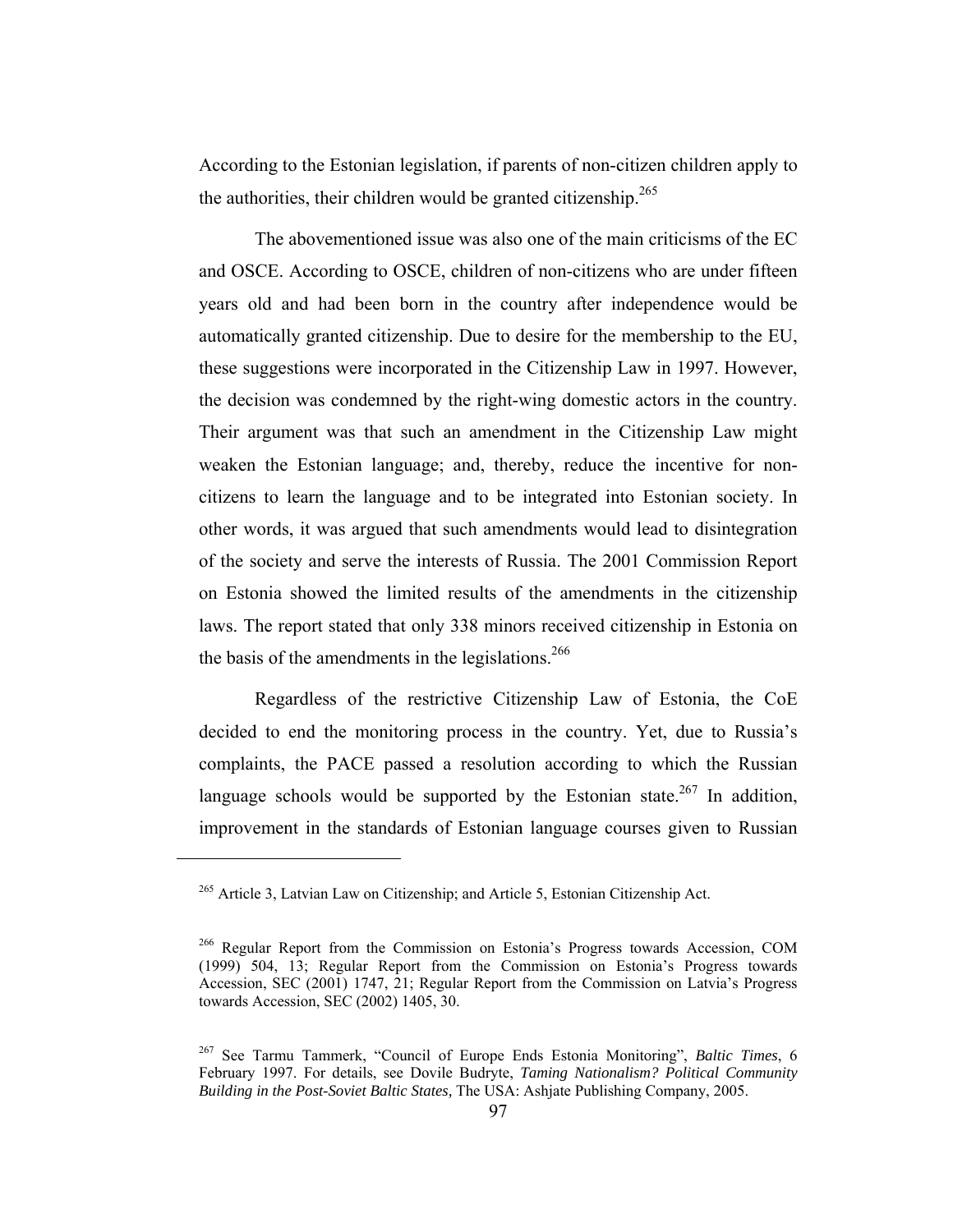According to the Estonian legislation, if parents of non-citizen children apply to the authorities, their children would be granted citizenship.[265]

The abovementioned issue was also one of the main criticisms of the EC and OSCE. According to OSCE, children of non-citizens who are under fifteen years old and had been born in the country after independence would be automatically granted citizenship. Due to desire for the membership to the EU, these suggestions were incorporated in the Citizenship Law in 1997. However, the decision was condemned by the right-wing domestic actors in the country. Their argument was that such an amendment in the Citizenship Law might weaken the Estonian language; and, thereby, reduce the incentive for non-citizens to learn the language and to be integrated into Estonian society. In other words, it was argued that such amendments would lead to disintegration of the society and serve the interests of Russia. The 2001 Commission Report on Estonia showed the limited results of the amendments in the citizenship laws. The report stated that only 338 minors received citizenship in Estonia on the basis of the amendments in the legislations.[266]

Regardless of the restrictive Citizenship Law of Estonia, the CoE decided to end the monitoring process in the country. Yet, due to Russia's complaints, the PACE passed a resolution according to which the Russian language schools would be supported by the Estonian state.[267] In addition, improvement in the standards of Estonian language courses given to Russian

---

[265] Article 3, Latvian Law on Citizenship; and Article 5, Estonian Citizenship Act.

[266] Regular Report from the Commission on Estonia's Progress towards Accession, COM (1999) 504, 13; Regular Report from the Commission on Estonia's Progress towards Accession, SEC (2001) 1747, 21; Regular Report from the Commission on Latvia's Progress towards Accession, SEC (2002) 1405, 30.

[267] See Tarmu Tammerk, "Council of Europe Ends Estonia Monitoring", *Baltic Times*, 6 February 1997. For details, see Dovile Budryte, *Taming Nationalism? Political Community Building in the Post-Soviet Baltic States,* The USA: Ashjate Publishing Company, 2005.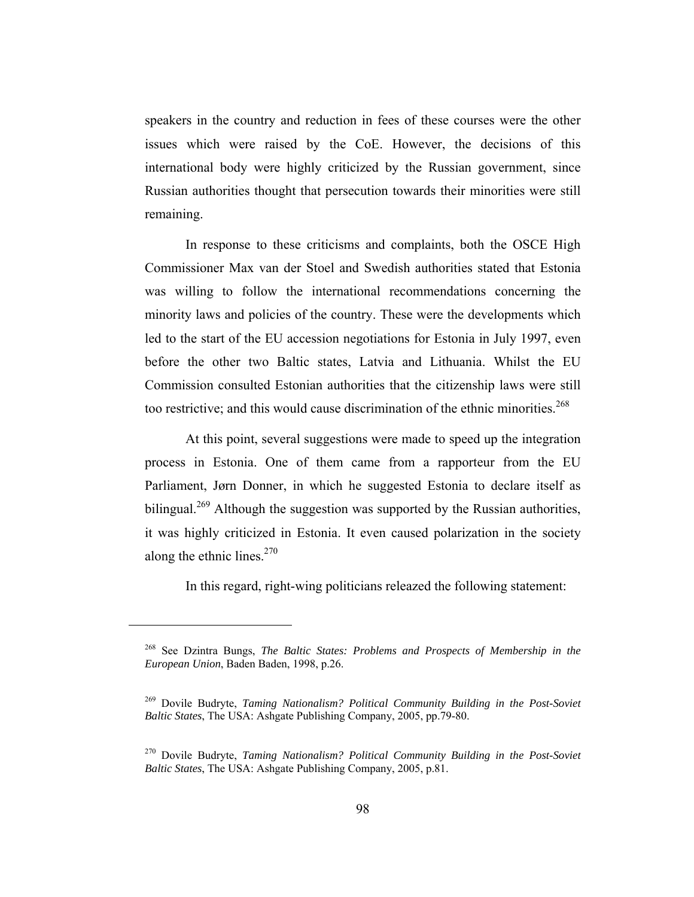speakers in the country and reduction in fees of these courses were the other issues which were raised by the CoE. However, the decisions of this international body were highly criticized by the Russian government, since Russian authorities thought that persecution towards their minorities were still remaining.

In response to these criticisms and complaints, both the OSCE High Commissioner Max van der Stoel and Swedish authorities stated that Estonia was willing to follow the international recommendations concerning the minority laws and policies of the country. These were the developments which led to the start of the EU accession negotiations for Estonia in July 1997, even before the other two Baltic states, Latvia and Lithuania. Whilst the EU Commission consulted Estonian authorities that the citizenship laws were still too restrictive; and this would cause discrimination of the ethnic minorities.[268]

At this point, several suggestions were made to speed up the integration process in Estonia. One of them came from a rapporteur from the EU Parliament, Jørn Donner, in which he suggested Estonia to declare itself as bilingual.[269] Although the suggestion was supported by the Russian authorities, it was highly criticized in Estonia. It even caused polarization in the society along the ethnic lines.[270]

In this regard, right-wing politicians releazed the following statement:

---

[268] See Dzintra Bungs, *The Baltic States: Problems and Prospects of Membership in the European Union*, Baden Baden, 1998, p.26.

[269] Dovile Budryte, *Taming Nationalism? Political Community Building in the Post-Soviet Baltic States*, The USA: Ashgate Publishing Company, 2005, pp.79-80.

[270] Dovile Budryte, *Taming Nationalism? Political Community Building in the Post-Soviet Baltic States*, The USA: Ashgate Publishing Company, 2005, p.81.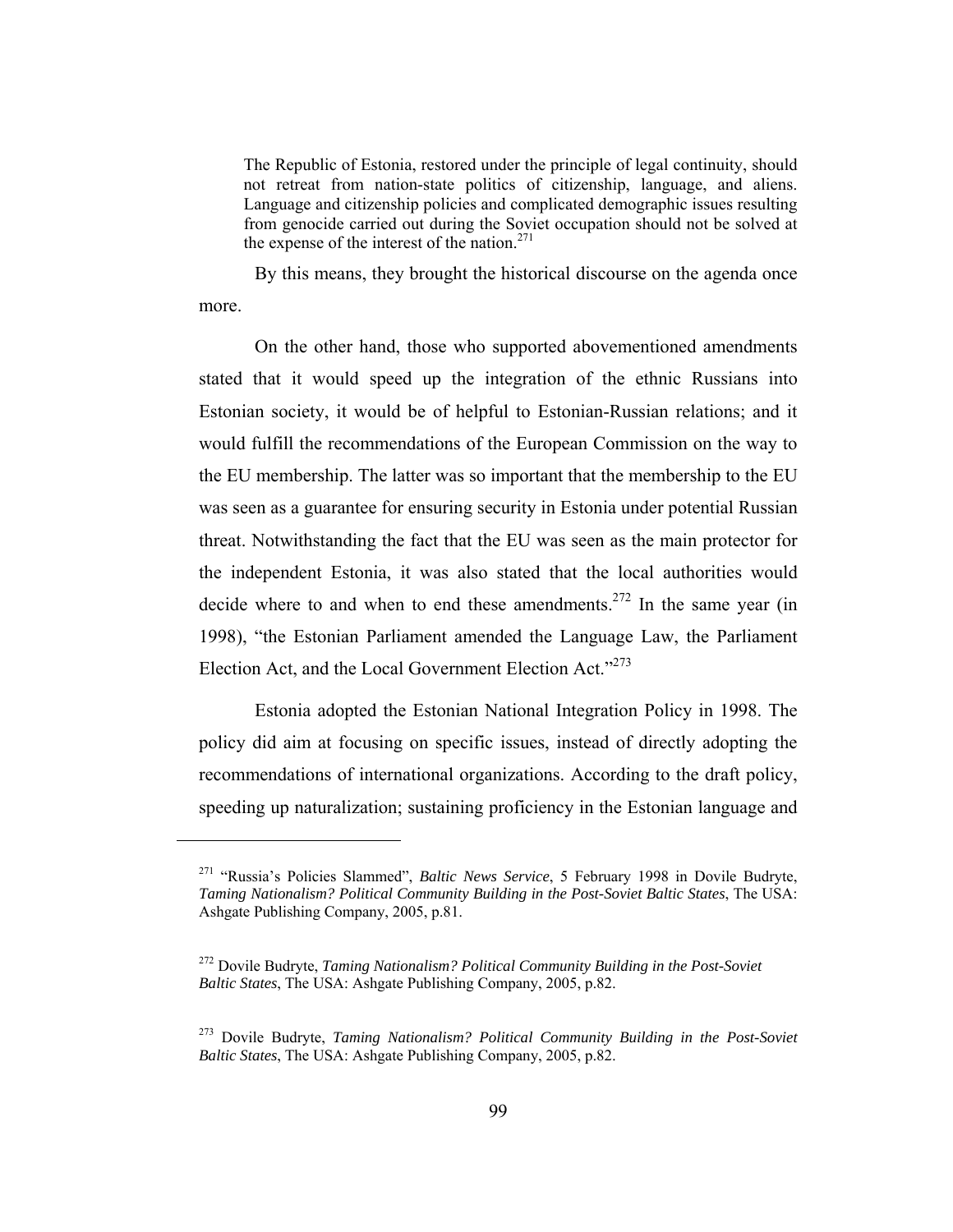> The Republic of Estonia, restored under the principle of legal continuity, should not retreat from nation-state politics of citizenship, language, and aliens. Language and citizenship policies and complicated demographic issues resulting from genocide carried out during the Soviet occupation should not be solved at the expense of the interest of the nation.[271]

By this means, they brought the historical discourse on the agenda once more.

On the other hand, those who supported abovementioned amendments stated that it would speed up the integration of the ethnic Russians into Estonian society, it would be of helpful to Estonian-Russian relations; and it would fulfill the recommendations of the European Commission on the way to the EU membership. The latter was so important that the membership to the EU was seen as a guarantee for ensuring security in Estonia under potential Russian threat. Notwithstanding the fact that the EU was seen as the main protector for the independent Estonia, it was also stated that the local authorities would decide where to and when to end these amendments.[272] In the same year (in 1998), "the Estonian Parliament amended the Language Law, the Parliament Election Act, and the Local Government Election Act."[273]

Estonia adopted the Estonian National Integration Policy in 1998. The policy did aim at focusing on specific issues, instead of directly adopting the recommendations of international organizations. According to the draft policy, speeding up naturalization; sustaining proficiency in the Estonian language and

---

[271] "Russia's Policies Slammed", *Baltic News Service*, 5 February 1998 in Dovile Budryte, *Taming Nationalism? Political Community Building in the Post-Soviet Baltic States*, The USA: Ashgate Publishing Company, 2005, p.81.

[272] Dovile Budryte, *Taming Nationalism? Political Community Building in the Post-Soviet Baltic States*, The USA: Ashgate Publishing Company, 2005, p.82.

[273] Dovile Budryte, *Taming Nationalism? Political Community Building in the Post-Soviet Baltic States*, The USA: Ashgate Publishing Company, 2005, p.82.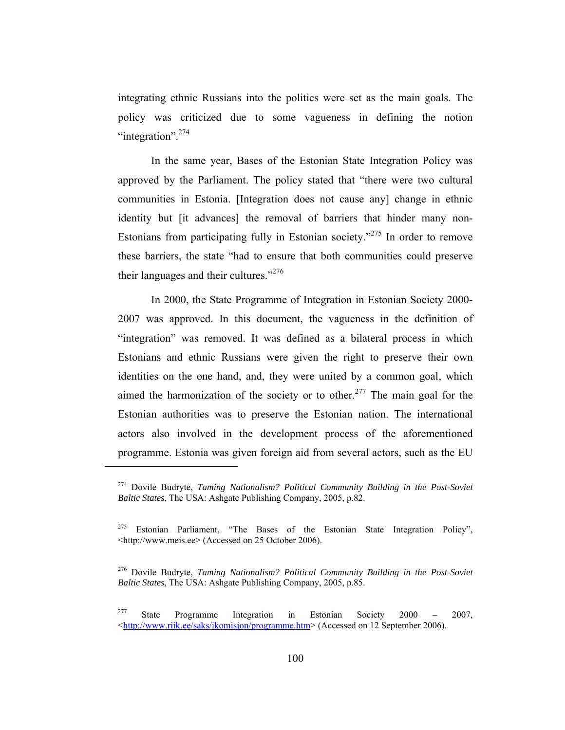integrating ethnic Russians into the politics were set as the main goals. The policy was criticized due to some vagueness in defining the notion "integration".[274]

In the same year, Bases of the Estonian State Integration Policy was approved by the Parliament. The policy stated that "there were two cultural communities in Estonia. [Integration does not cause any] change in ethnic identity but [it advances] the removal of barriers that hinder many non-Estonians from participating fully in Estonian society."[275] In order to remove these barriers, the state "had to ensure that both communities could preserve their languages and their cultures."[276]

In 2000, the State Programme of Integration in Estonian Society 2000-2007 was approved. In this document, the vagueness in the definition of "integration" was removed. It was defined as a bilateral process in which Estonians and ethnic Russians were given the right to preserve their own identities on the one hand, and, they were united by a common goal, which aimed the harmonization of the society or to other.[277] The main goal for the Estonian authorities was to preserve the Estonian nation. The international actors also involved in the development process of the aforementioned programme. Estonia was given foreign aid from several actors, such as the EU

---

[274] Dovile Budryte, *Taming Nationalism? Political Community Building in the Post-Soviet Baltic States*, The USA: Ashgate Publishing Company, 2005, p.82.

[275] Estonian Parliament, "The Bases of the Estonian State Integration Policy", <http://www.meis.ee> (Accessed on 25 October 2006).

[276] Dovile Budryte, *Taming Nationalism? Political Community Building in the Post-Soviet Baltic States*, The USA: Ashgate Publishing Company, 2005, p.85.

[277] State Programme Integration in Estonian Society 2000 – 2007, <http://www.riik.ee/saks/ikomisjon/programme.htm> (Accessed on 12 September 2006).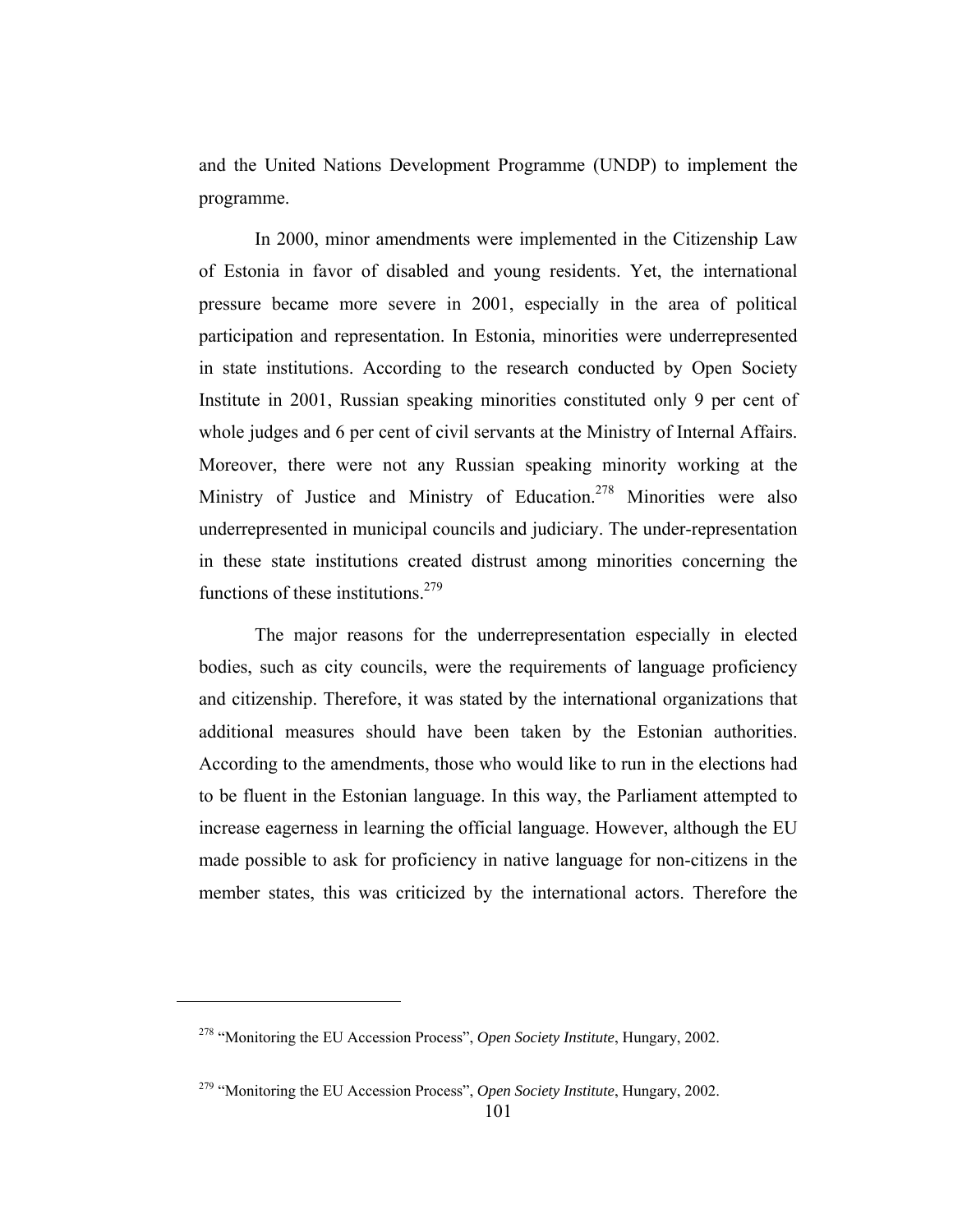and the United Nations Development Programme (UNDP) to implement the programme.

In 2000, minor amendments were implemented in the Citizenship Law of Estonia in favor of disabled and young residents. Yet, the international pressure became more severe in 2001, especially in the area of political participation and representation. In Estonia, minorities were underrepresented in state institutions. According to the research conducted by Open Society Institute in 2001, Russian speaking minorities constituted only 9 per cent of whole judges and 6 per cent of civil servants at the Ministry of Internal Affairs. Moreover, there were not any Russian speaking minority working at the Ministry of Justice and Ministry of Education.[278] Minorities were also underrepresented in municipal councils and judiciary. The under-representation in these state institutions created distrust among minorities concerning the functions of these institutions.[279]

The major reasons for the underrepresentation especially in elected bodies, such as city councils, were the requirements of language proficiency and citizenship. Therefore, it was stated by the international organizations that additional measures should have been taken by the Estonian authorities. According to the amendments, those who would like to run in the elections had to be fluent in the Estonian language. In this way, the Parliament attempted to increase eagerness in learning the official language. However, although the EU made possible to ask for proficiency in native language for non-citizens in the member states, this was criticized by the international actors. Therefore the

---

[278] "Monitoring the EU Accession Process", *Open Society Institute*, Hungary, 2002.

[279] "Monitoring the EU Accession Process", *Open Society Institute*, Hungary, 2002.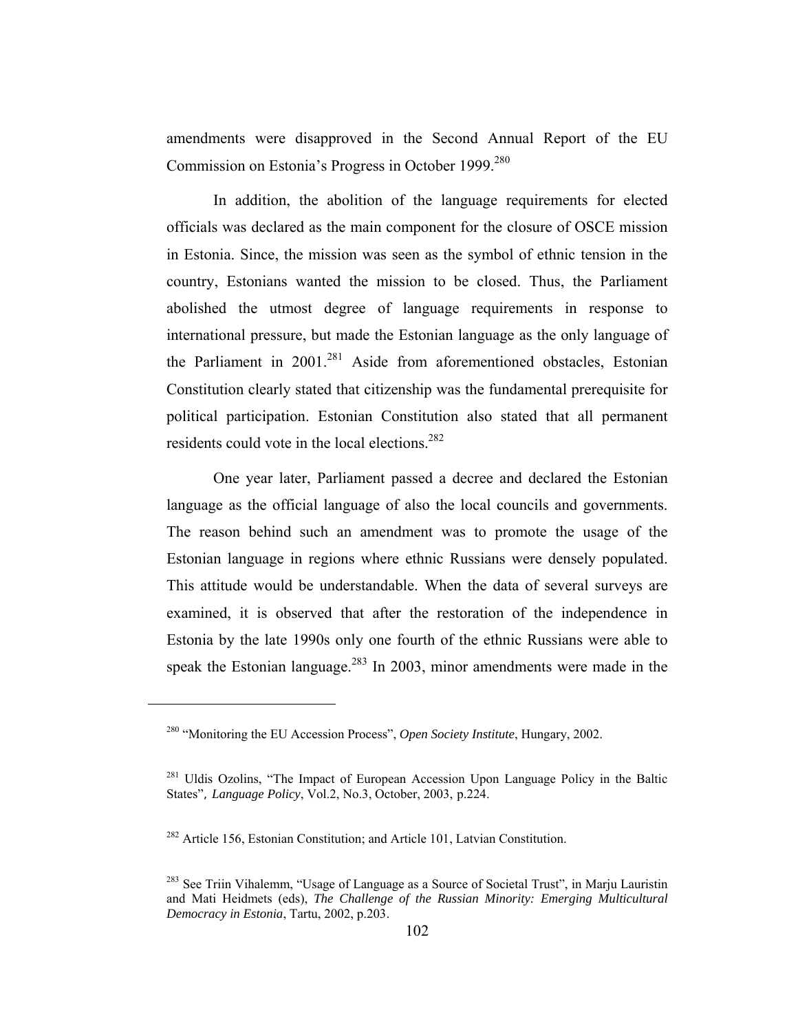amendments were disapproved in the Second Annual Report of the EU Commission on Estonia's Progress in October 1999.[280]

In addition, the abolition of the language requirements for elected officials was declared as the main component for the closure of OSCE mission in Estonia. Since, the mission was seen as the symbol of ethnic tension in the country, Estonians wanted the mission to be closed. Thus, the Parliament abolished the utmost degree of language requirements in response to international pressure, but made the Estonian language as the only language of the Parliament in 2001.[281] Aside from aforementioned obstacles, Estonian Constitution clearly stated that citizenship was the fundamental prerequisite for political participation. Estonian Constitution also stated that all permanent residents could vote in the local elections.[282]

One year later, Parliament passed a decree and declared the Estonian language as the official language of also the local councils and governments. The reason behind such an amendment was to promote the usage of the Estonian language in regions where ethnic Russians were densely populated. This attitude would be understandable. When the data of several surveys are examined, it is observed that after the restoration of the independence in Estonia by the late 1990s only one fourth of the ethnic Russians were able to speak the Estonian language.[283] In 2003, minor amendments were made in the

---

[280] "Monitoring the EU Accession Process", *Open Society Institute*, Hungary, 2002.

[281] Uldis Ozolins, "The Impact of European Accession Upon Language Policy in the Baltic States", *Language Policy*, Vol.2, No.3, October, 2003, p.224.

[282] Article 156, Estonian Constitution; and Article 101, Latvian Constitution.

[283] See Triin Vihalemm, "Usage of Language as a Source of Societal Trust", in Marju Lauristin and Mati Heidmets (eds), *The Challenge of the Russian Minority: Emerging Multicultural Democracy in Estonia*, Tartu, 2002, p.203.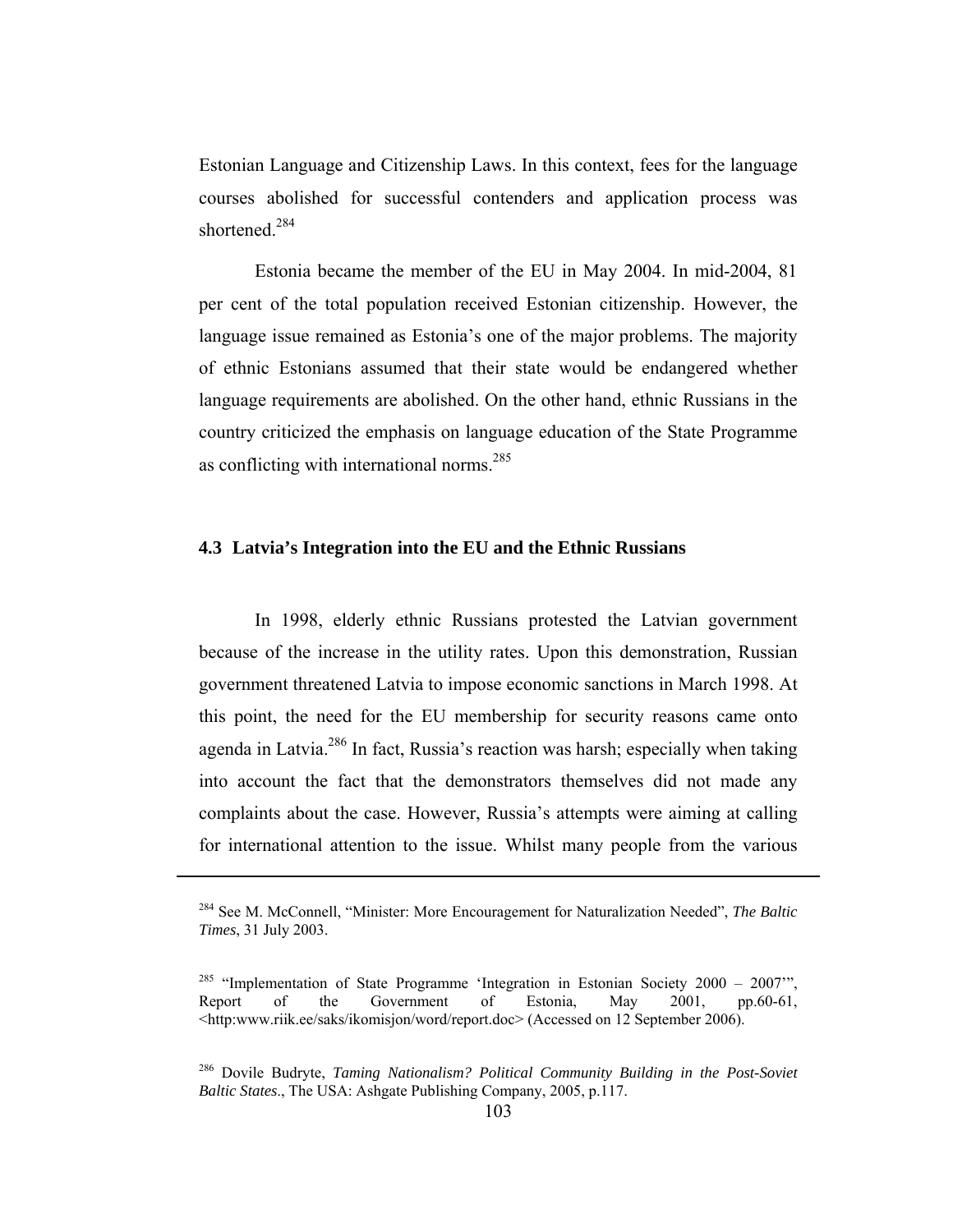Estonian Language and Citizenship Laws. In this context, fees for the language courses abolished for successful contenders and application process was shortened.[284]

Estonia became the member of the EU in May 2004. In mid-2004, 81 per cent of the total population received Estonian citizenship. However, the language issue remained as Estonia's one of the major problems. The majority of ethnic Estonians assumed that their state would be endangered whether language requirements are abolished. On the other hand, ethnic Russians in the country criticized the emphasis on language education of the State Programme as conflicting with international norms.[285]

### 4.3 Latvia's Integration into the EU and the Ethnic Russians

In 1998, elderly ethnic Russians protested the Latvian government because of the increase in the utility rates. Upon this demonstration, Russian government threatened Latvia to impose economic sanctions in March 1998. At this point, the need for the EU membership for security reasons came onto agenda in Latvia.[286] In fact, Russia's reaction was harsh; especially when taking into account the fact that the demonstrators themselves did not made any complaints about the case. However, Russia's attempts were aiming at calling for international attention to the issue. Whilst many people from the various

---

[284] See M. McConnell, "Minister: More Encouragement for Naturalization Needed", *The Baltic Times*, 31 July 2003.

[285] "Implementation of State Programme 'Integration in Estonian Society 2000 – 2007'", Report of the Government of Estonia, May 2001, pp.60-61, <http:www.riik.ee/saks/ikomisjon/word/report.doc> (Accessed on 12 September 2006).

[286] Dovile Budryte, *Taming Nationalism? Political Community Building in the Post-Soviet Baltic States*., The USA: Ashgate Publishing Company, 2005, p.117.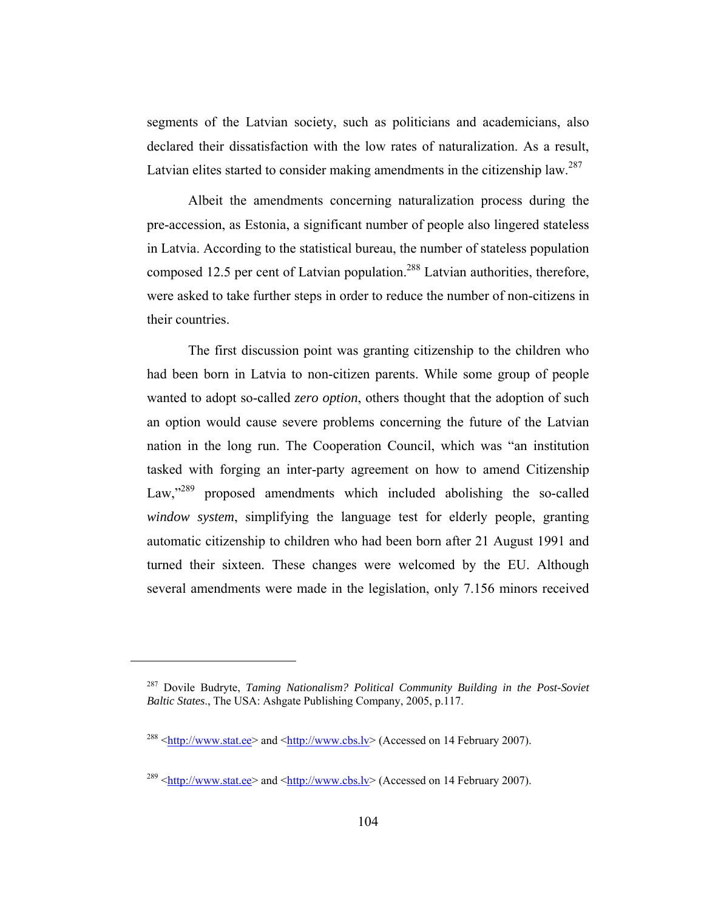segments of the Latvian society, such as politicians and academicians, also declared their dissatisfaction with the low rates of naturalization. As a result, Latvian elites started to consider making amendments in the citizenship law.[287]

Albeit the amendments concerning naturalization process during the pre-accession, as Estonia, a significant number of people also lingered stateless in Latvia. According to the statistical bureau, the number of stateless population composed 12.5 per cent of Latvian population.[288] Latvian authorities, therefore, were asked to take further steps in order to reduce the number of non-citizens in their countries.

The first discussion point was granting citizenship to the children who had been born in Latvia to non-citizen parents. While some group of people wanted to adopt so-called *zero option*, others thought that the adoption of such an option would cause severe problems concerning the future of the Latvian nation in the long run. The Cooperation Council, which was "an institution tasked with forging an inter-party agreement on how to amend Citizenship Law,"[289] proposed amendments which included abolishing the so-called *window system*, simplifying the language test for elderly people, granting automatic citizenship to children who had been born after 21 August 1991 and turned their sixteen. These changes were welcomed by the EU. Although several amendments were made in the legislation, only 7.156 minors received

---

[287] Dovile Budryte, *Taming Nationalism? Political Community Building in the Post-Soviet Baltic States*., The USA: Ashgate Publishing Company, 2005, p.117.

[288] <http://www.stat.ee> and <http://www.cbs.lv> (Accessed on 14 February 2007).

[289] <http://www.stat.ee> and <http://www.cbs.lv> (Accessed on 14 February 2007).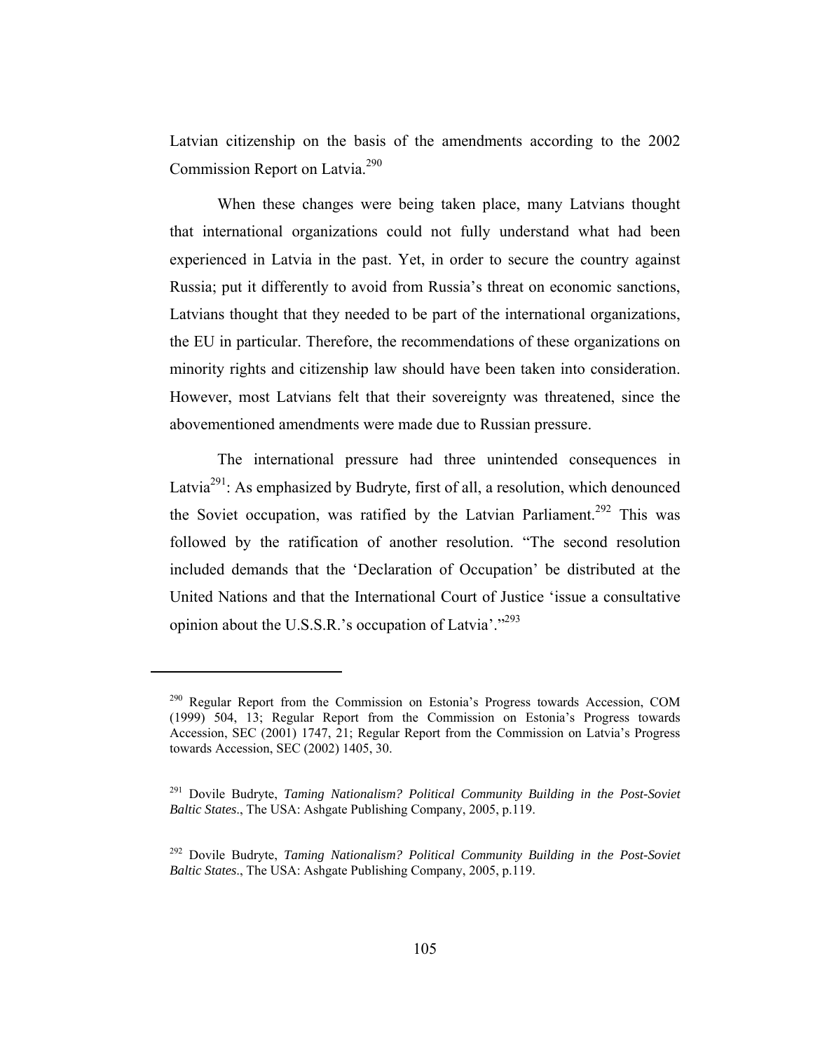Latvian citizenship on the basis of the amendments according to the 2002 Commission Report on Latvia.[290]

When these changes were being taken place, many Latvians thought that international organizations could not fully understand what had been experienced in Latvia in the past. Yet, in order to secure the country against Russia; put it differently to avoid from Russia's threat on economic sanctions, Latvians thought that they needed to be part of the international organizations, the EU in particular. Therefore, the recommendations of these organizations on minority rights and citizenship law should have been taken into consideration. However, most Latvians felt that their sovereignty was threatened, since the abovementioned amendments were made due to Russian pressure.

The international pressure had three unintended consequences in Latvia[291]: As emphasized by Budryte, first of all, a resolution, which denounced the Soviet occupation, was ratified by the Latvian Parliament.[292] This was followed by the ratification of another resolution. "The second resolution included demands that the 'Declaration of Occupation' be distributed at the United Nations and that the International Court of Justice 'issue a consultative opinion about the U.S.S.R.'s occupation of Latvia'."[293]

---

[290] Regular Report from the Commission on Estonia's Progress towards Accession, COM (1999) 504, 13; Regular Report from the Commission on Estonia's Progress towards Accession, SEC (2001) 1747, 21; Regular Report from the Commission on Latvia's Progress towards Accession, SEC (2002) 1405, 30.

[291] Dovile Budryte, *Taming Nationalism? Political Community Building in the Post-Soviet Baltic States*., The USA: Ashgate Publishing Company, 2005, p.119.

[292] Dovile Budryte, *Taming Nationalism? Political Community Building in the Post-Soviet Baltic States*., The USA: Ashgate Publishing Company, 2005, p.119.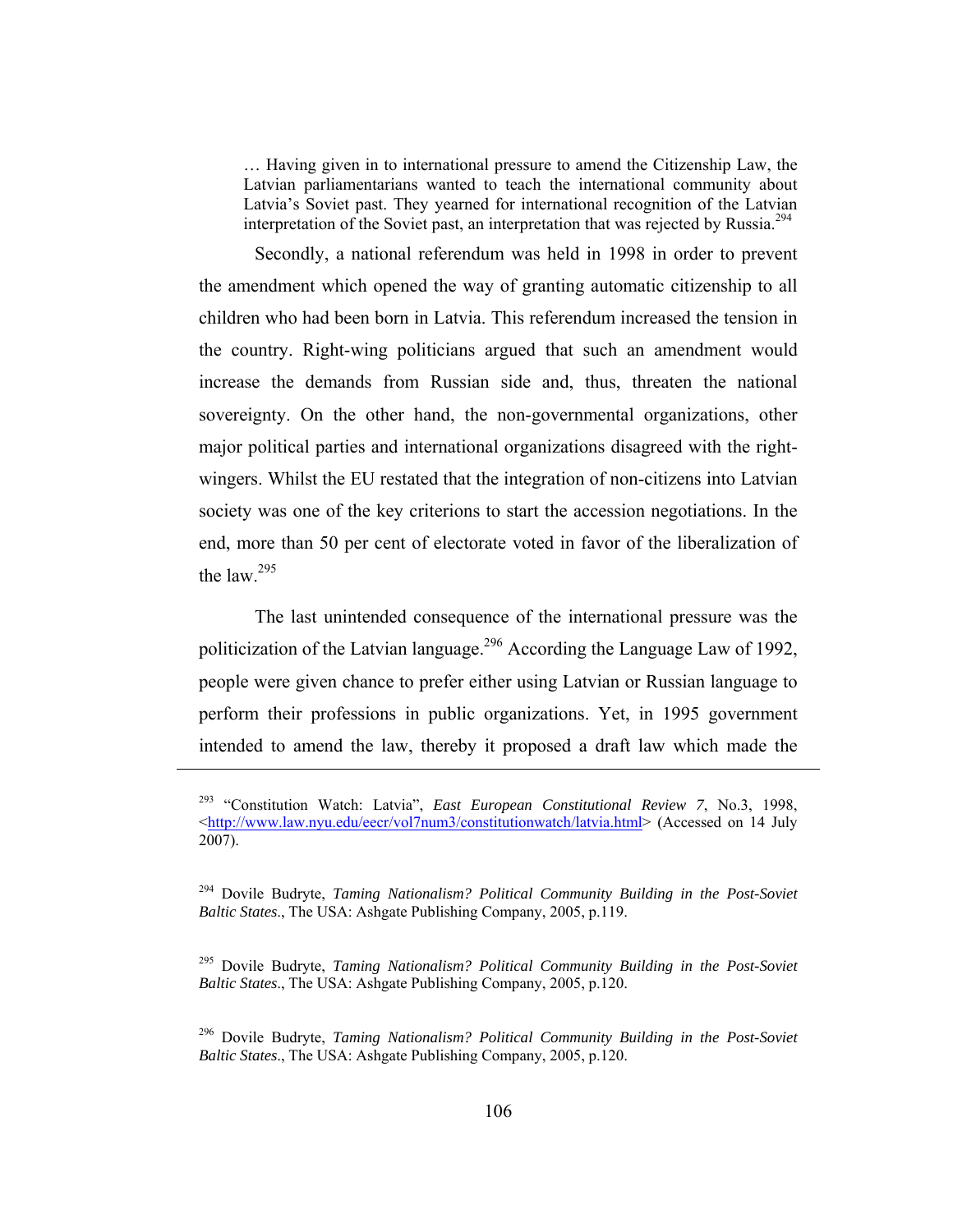> … Having given in to international pressure to amend the Citizenship Law, the Latvian parliamentarians wanted to teach the international community about Latvia's Soviet past. They yearned for international recognition of the Latvian interpretation of the Soviet past, an interpretation that was rejected by Russia.[294]

Secondly, a national referendum was held in 1998 in order to prevent the amendment which opened the way of granting automatic citizenship to all children who had been born in Latvia. This referendum increased the tension in the country. Right-wing politicians argued that such an amendment would increase the demands from Russian side and, thus, threaten the national sovereignty. On the other hand, the non-governmental organizations, other major political parties and international organizations disagreed with the right-wingers. Whilst the EU restated that the integration of non-citizens into Latvian society was one of the key criterions to start the accession negotiations. In the end, more than 50 per cent of electorate voted in favor of the liberalization of the law.[295]

The last unintended consequence of the international pressure was the politicization of the Latvian language.[296] According the Language Law of 1992, people were given chance to prefer either using Latvian or Russian language to perform their professions in public organizations. Yet, in 1995 government intended to amend the law, thereby it proposed a draft law which made the

---

[293] "Constitution Watch: Latvia", *East European Constitutional Review 7*, No.3, 1998, <http://www.law.nyu.edu/eecr/vol7num3/constitutionwatch/latvia.html> (Accessed on 14 July 2007).

[294] Dovile Budryte, *Taming Nationalism? Political Community Building in the Post-Soviet Baltic States*., The USA: Ashgate Publishing Company, 2005, p.119.

[295] Dovile Budryte, *Taming Nationalism? Political Community Building in the Post-Soviet Baltic States*., The USA: Ashgate Publishing Company, 2005, p.120.

[296] Dovile Budryte, *Taming Nationalism? Political Community Building in the Post-Soviet Baltic States*., The USA: Ashgate Publishing Company, 2005, p.120.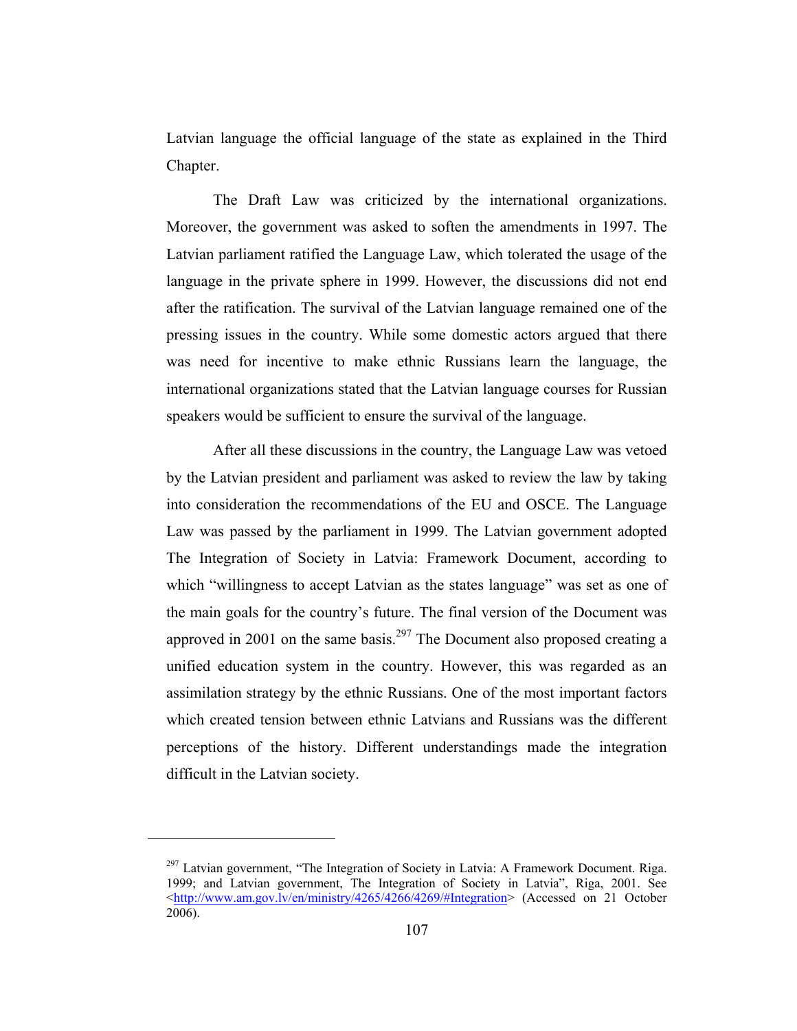Latvian language the official language of the state as explained in the Third Chapter.

The Draft Law was criticized by the international organizations. Moreover, the government was asked to soften the amendments in 1997. The Latvian parliament ratified the Language Law, which tolerated the usage of the language in the private sphere in 1999. However, the discussions did not end after the ratification. The survival of the Latvian language remained one of the pressing issues in the country. While some domestic actors argued that there was need for incentive to make ethnic Russians learn the language, the international organizations stated that the Latvian language courses for Russian speakers would be sufficient to ensure the survival of the language.

After all these discussions in the country, the Language Law was vetoed by the Latvian president and parliament was asked to review the law by taking into consideration the recommendations of the EU and OSCE. The Language Law was passed by the parliament in 1999. The Latvian government adopted The Integration of Society in Latvia: Framework Document, according to which "willingness to accept Latvian as the states language" was set as one of the main goals for the country's future. The final version of the Document was approved in 2001 on the same basis.[297] The Document also proposed creating a unified education system in the country. However, this was regarded as an assimilation strategy by the ethnic Russians. One of the most important factors which created tension between ethnic Latvians and Russians was the different perceptions of the history. Different understandings made the integration difficult in the Latvian society.

---

[297] Latvian government, "The Integration of Society in Latvia: A Framework Document. Riga. 1999; and Latvian government, The Integration of Society in Latvia", Riga, 2001. See <http://www.am.gov.lv/en/ministry/4265/4266/4269/#Integration> (Accessed on 21 October 2006).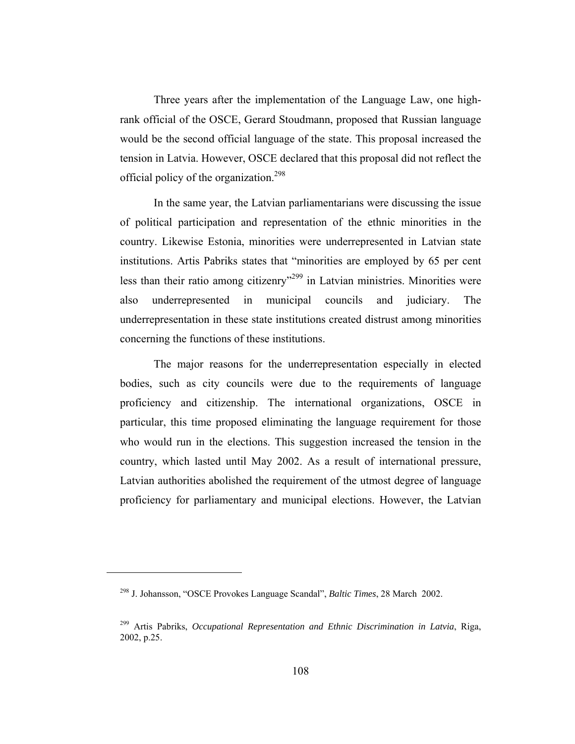Three years after the implementation of the Language Law, one high-rank official of the OSCE, Gerard Stoudmann, proposed that Russian language would be the second official language of the state. This proposal increased the tension in Latvia. However, OSCE declared that this proposal did not reflect the official policy of the organization.[298]

In the same year, the Latvian parliamentarians were discussing the issue of political participation and representation of the ethnic minorities in the country. Likewise Estonia, minorities were underrepresented in Latvian state institutions. Artis Pabriks states that "minorities are employed by 65 per cent less than their ratio among citizenry"[299] in Latvian ministries. Minorities were also underrepresented in municipal councils and judiciary. The underrepresentation in these state institutions created distrust among minorities concerning the functions of these institutions.

The major reasons for the underrepresentation especially in elected bodies, such as city councils were due to the requirements of language proficiency and citizenship. The international organizations, OSCE in particular, this time proposed eliminating the language requirement for those who would run in the elections. This suggestion increased the tension in the country, which lasted until May 2002. As a result of international pressure, Latvian authorities abolished the requirement of the utmost degree of language proficiency for parliamentary and municipal elections. However, the Latvian

---

[298] J. Johansson, "OSCE Provokes Language Scandal", *Baltic Times*, 28 March 2002.

[299] Artis Pabriks, *Occupational Representation and Ethnic Discrimination in Latvia*, Riga, 2002, p.25.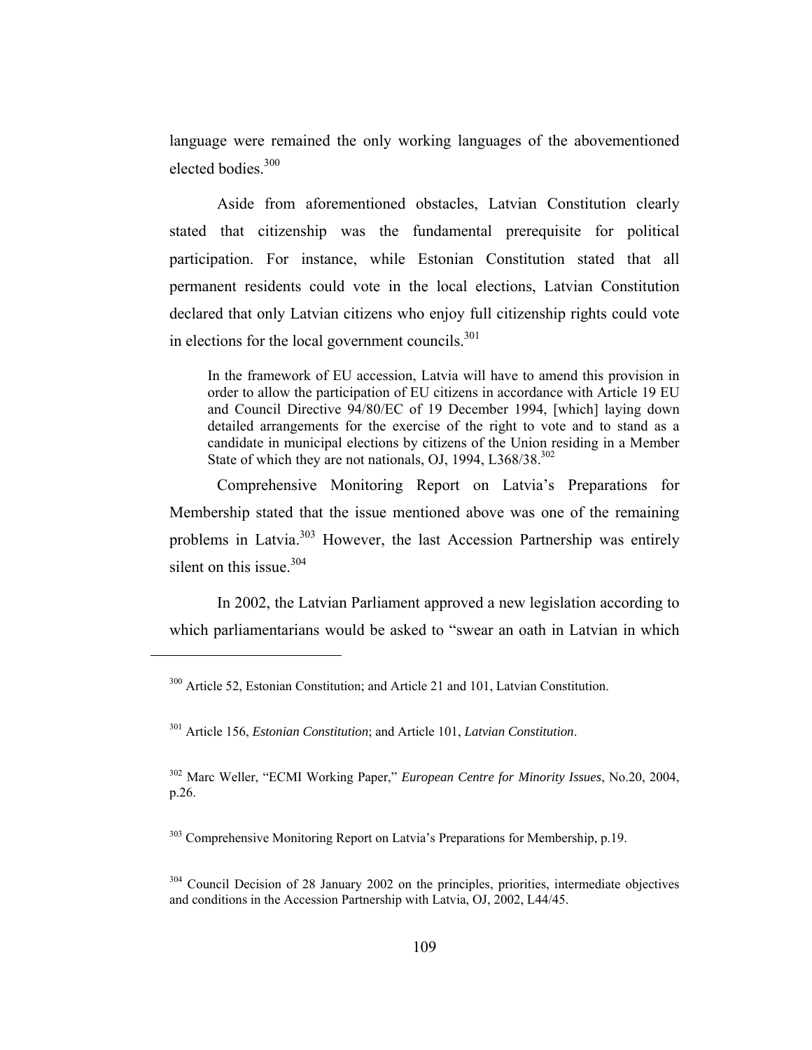language were remained the only working languages of the abovementioned elected bodies.[300]

Aside from aforementioned obstacles, Latvian Constitution clearly stated that citizenship was the fundamental prerequisite for political participation. For instance, while Estonian Constitution stated that all permanent residents could vote in the local elections, Latvian Constitution declared that only Latvian citizens who enjoy full citizenship rights could vote in elections for the local government councils.[301]

> In the framework of EU accession, Latvia will have to amend this provision in order to allow the participation of EU citizens in accordance with Article 19 EU and Council Directive 94/80/EC of 19 December 1994, [which] laying down detailed arrangements for the exercise of the right to vote and to stand as a candidate in municipal elections by citizens of the Union residing in a Member State of which they are not nationals, OJ, 1994, L368/38.[302]

Comprehensive Monitoring Report on Latvia's Preparations for Membership stated that the issue mentioned above was one of the remaining problems in Latvia.[303] However, the last Accession Partnership was entirely silent on this issue.[304]

In 2002, the Latvian Parliament approved a new legislation according to which parliamentarians would be asked to "swear an oath in Latvian in which

---

[300] Article 52, Estonian Constitution; and Article 21 and 101, Latvian Constitution.

[301] Article 156, *Estonian Constitution*; and Article 101, *Latvian Constitution*.

[302] Marc Weller, "ECMI Working Paper," *European Centre for Minority Issues*, No.20, 2004, p.26.

[303] Comprehensive Monitoring Report on Latvia's Preparations for Membership, p.19.

[304] Council Decision of 28 January 2002 on the principles, priorities, intermediate objectives and conditions in the Accession Partnership with Latvia, OJ, 2002, L44/45.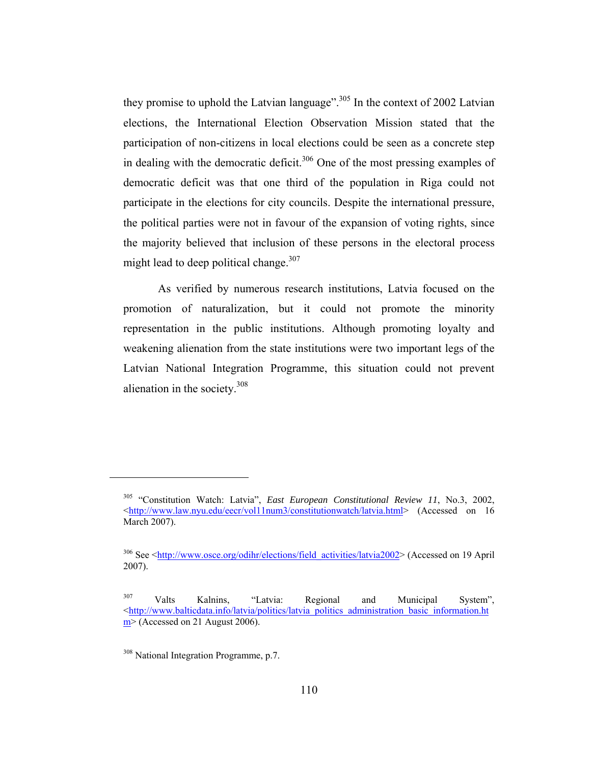they promise to uphold the Latvian language".[305] In the context of 2002 Latvian elections, the International Election Observation Mission stated that the participation of non-citizens in local elections could be seen as a concrete step in dealing with the democratic deficit.[306] One of the most pressing examples of democratic deficit was that one third of the population in Riga could not participate in the elections for city councils. Despite the international pressure, the political parties were not in favour of the expansion of voting rights, since the majority believed that inclusion of these persons in the electoral process might lead to deep political change.[307]

As verified by numerous research institutions, Latvia focused on the promotion of naturalization, but it could not promote the minority representation in the public institutions. Although promoting loyalty and weakening alienation from the state institutions were two important legs of the Latvian National Integration Programme, this situation could not prevent alienation in the society.[308]

---

[305] "Constitution Watch: Latvia", *East European Constitutional Review 11*, No.3, 2002, <http://www.law.nyu.edu/eecr/vol11num3/constitutionwatch/latvia.html> (Accessed on 16 March 2007).

[306] See <http://www.osce.org/odihr/elections/field_activities/latvia2002> (Accessed on 19 April 2007).

[307] Valts Kalnins, "Latvia: Regional and Municipal System", <http://www.balticdata.info/latvia/politics/latvia_politics_administration_basic_information.htm> (Accessed on 21 August 2006).

[308] National Integration Programme, p.7.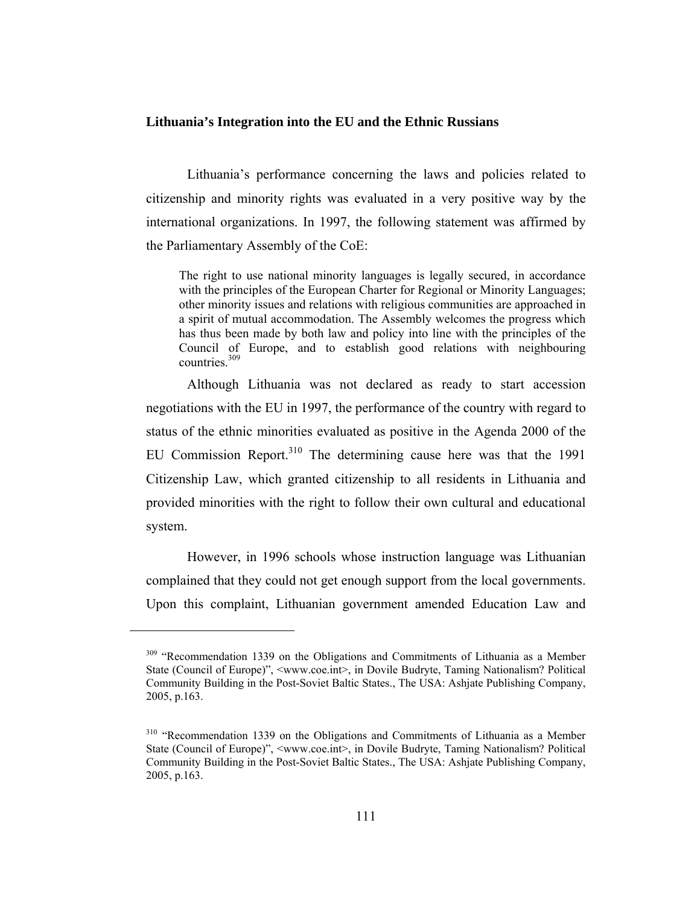## Lithuania's Integration into the EU and the Ethnic Russians

Lithuania's performance concerning the laws and policies related to citizenship and minority rights was evaluated in a very positive way by the international organizations. In 1997, the following statement was affirmed by the Parliamentary Assembly of the CoE:

> The right to use national minority languages is legally secured, in accordance with the principles of the European Charter for Regional or Minority Languages; other minority issues and relations with religious communities are approached in a spirit of mutual accommodation. The Assembly welcomes the progress which has thus been made by both law and policy into line with the principles of the Council of Europe, and to establish good relations with neighbouring countries.[309]

Although Lithuania was not declared as ready to start accession negotiations with the EU in 1997, the performance of the country with regard to status of the ethnic minorities evaluated as positive in the Agenda 2000 of the EU Commission Report.[310] The determining cause here was that the 1991 Citizenship Law, which granted citizenship to all residents in Lithuania and provided minorities with the right to follow their own cultural and educational system.

However, in 1996 schools whose instruction language was Lithuanian complained that they could not get enough support from the local governments. Upon this complaint, Lithuanian government amended Education Law and

---

[309] "Recommendation 1339 on the Obligations and Commitments of Lithuania as a Member State (Council of Europe)", <www.coe.int>, in Dovile Budryte, Taming Nationalism? Political Community Building in the Post-Soviet Baltic States., The USA: Ashjate Publishing Company, 2005, p.163.

[310] "Recommendation 1339 on the Obligations and Commitments of Lithuania as a Member State (Council of Europe)", <www.coe.int>, in Dovile Budryte, Taming Nationalism? Political Community Building in the Post-Soviet Baltic States., The USA: Ashjate Publishing Company, 2005, p.163.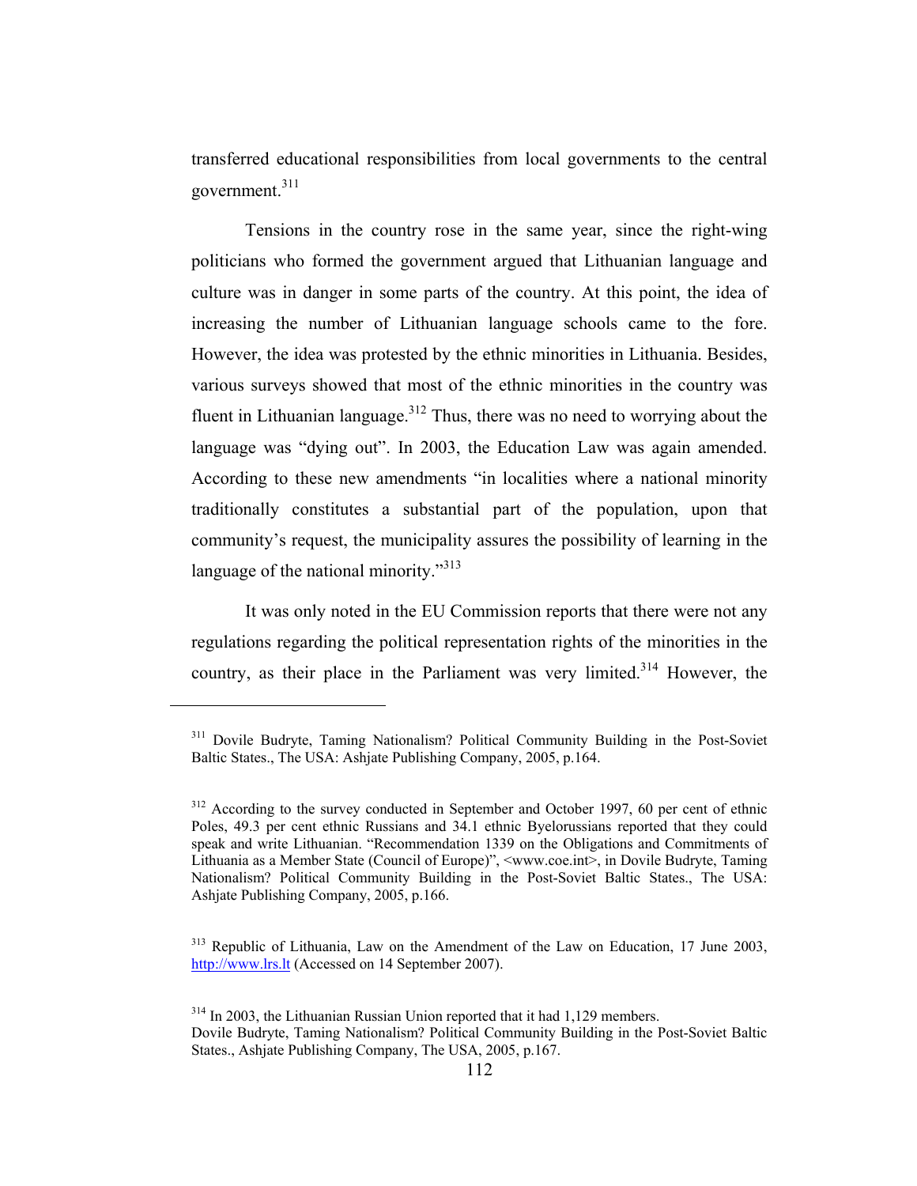transferred educational responsibilities from local governments to the central government.[311]

Tensions in the country rose in the same year, since the right-wing politicians who formed the government argued that Lithuanian language and culture was in danger in some parts of the country. At this point, the idea of increasing the number of Lithuanian language schools came to the fore. However, the idea was protested by the ethnic minorities in Lithuania. Besides, various surveys showed that most of the ethnic minorities in the country was fluent in Lithuanian language.[312] Thus, there was no need to worrying about the language was "dying out". In 2003, the Education Law was again amended. According to these new amendments "in localities where a national minority traditionally constitutes a substantial part of the population, upon that community's request, the municipality assures the possibility of learning in the language of the national minority."[313]

It was only noted in the EU Commission reports that there were not any regulations regarding the political representation rights of the minorities in the country, as their place in the Parliament was very limited.[314] However, the

---

[311] Dovile Budryte, Taming Nationalism? Political Community Building in the Post-Soviet Baltic States., The USA: Ashjate Publishing Company, 2005, p.164.

[312] According to the survey conducted in September and October 1997, 60 per cent of ethnic Poles, 49.3 per cent ethnic Russians and 34.1 ethnic Byelorussians reported that they could speak and write Lithuanian. "Recommendation 1339 on the Obligations and Commitments of Lithuania as a Member State (Council of Europe)", <www.coe.int>, in Dovile Budryte, Taming Nationalism? Political Community Building in the Post-Soviet Baltic States., The USA: Ashjate Publishing Company, 2005, p.166.

[313] Republic of Lithuania, Law on the Amendment of the Law on Education, 17 June 2003, http://www.lrs.lt (Accessed on 14 September 2007).

[314] In 2003, the Lithuanian Russian Union reported that it had 1,129 members. Dovile Budryte, Taming Nationalism? Political Community Building in the Post-Soviet Baltic States., Ashjate Publishing Company, The USA, 2005, p.167.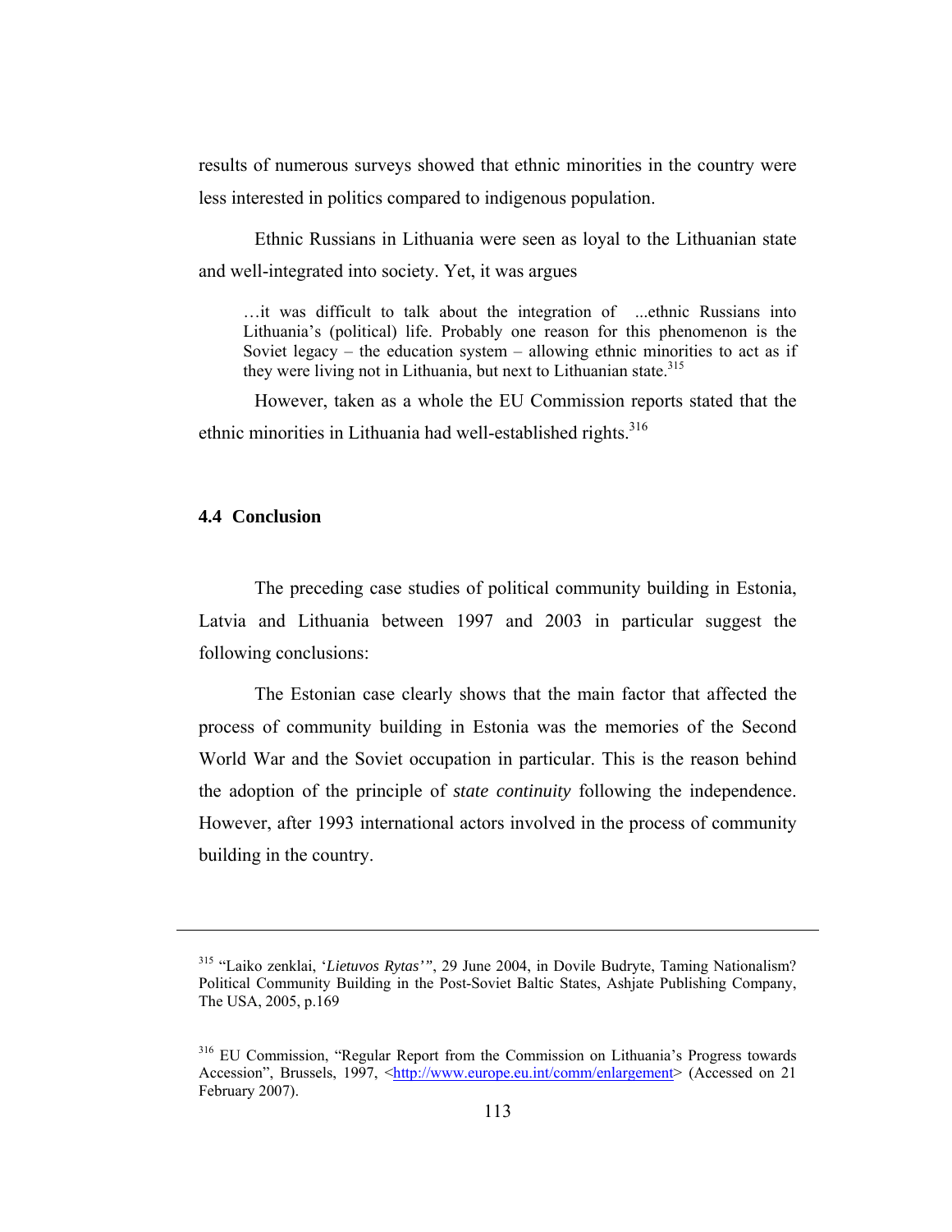results of numerous surveys showed that ethnic minorities in the country were less interested in politics compared to indigenous population.

Ethnic Russians in Lithuania were seen as loyal to the Lithuanian state and well-integrated into society. Yet, it was argues

> …it was difficult to talk about the integration of ...ethnic Russians into Lithuania's (political) life. Probably one reason for this phenomenon is the Soviet legacy – the education system – allowing ethnic minorities to act as if they were living not in Lithuania, but next to Lithuanian state.[315]

However, taken as a whole the EU Commission reports stated that the ethnic minorities in Lithuania had well-established rights.[316]

### 4.4 Conclusion

The preceding case studies of political community building in Estonia, Latvia and Lithuania between 1997 and 2003 in particular suggest the following conclusions:

The Estonian case clearly shows that the main factor that affected the process of community building in Estonia was the memories of the Second World War and the Soviet occupation in particular. This is the reason behind the adoption of the principle of *state continuity* following the independence. However, after 1993 international actors involved in the process of community building in the country.

---

[315] "Laiko zenklai, '*Lietuvos Rytas'*", 29 June 2004, in Dovile Budryte, Taming Nationalism? Political Community Building in the Post-Soviet Baltic States, Ashjate Publishing Company, The USA, 2005, p.169

[316] EU Commission, "Regular Report from the Commission on Lithuania's Progress towards Accession", Brussels, 1997, <http://www.europe.eu.int/comm/enlargement> (Accessed on 21 February 2007).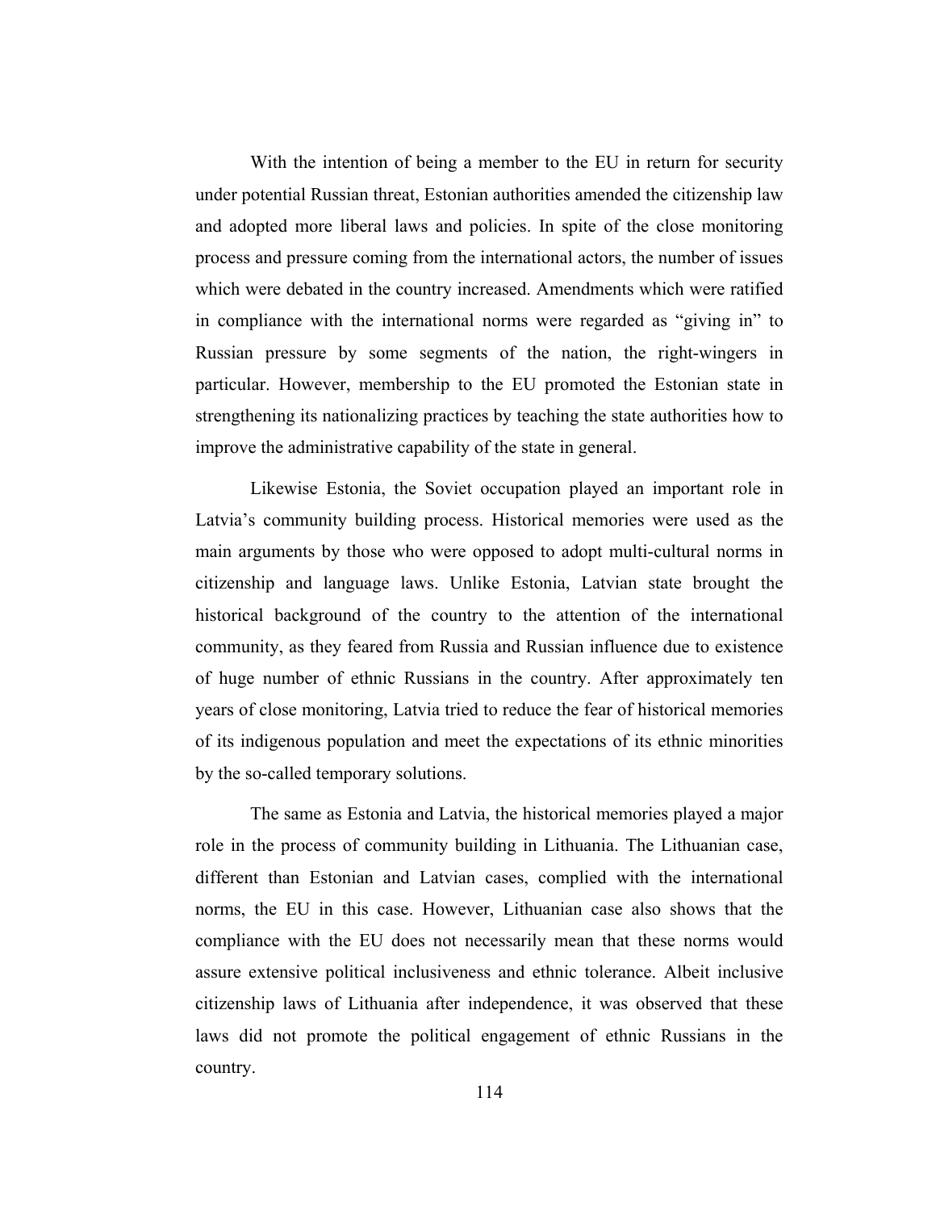With the intention of being a member to the EU in return for security under potential Russian threat, Estonian authorities amended the citizenship law and adopted more liberal laws and policies. In spite of the close monitoring process and pressure coming from the international actors, the number of issues which were debated in the country increased. Amendments which were ratified in compliance with the international norms were regarded as “giving in” to Russian pressure by some segments of the nation, the right-wingers in particular. However, membership to the EU promoted the Estonian state in strengthening its nationalizing practices by teaching the state authorities how to improve the administrative capability of the state in general.

Likewise Estonia, the Soviet occupation played an important role in Latvia’s community building process. Historical memories were used as the main arguments by those who were opposed to adopt multi-cultural norms in citizenship and language laws. Unlike Estonia, Latvian state brought the historical background of the country to the attention of the international community, as they feared from Russia and Russian influence due to existence of huge number of ethnic Russians in the country. After approximately ten years of close monitoring, Latvia tried to reduce the fear of historical memories of its indigenous population and meet the expectations of its ethnic minorities by the so-called temporary solutions.

The same as Estonia and Latvia, the historical memories played a major role in the process of community building in Lithuania. The Lithuanian case, different than Estonian and Latvian cases, complied with the international norms, the EU in this case. However, Lithuanian case also shows that the compliance with the EU does not necessarily mean that these norms would assure extensive political inclusiveness and ethnic tolerance. Albeit inclusive citizenship laws of Lithuania after independence, it was observed that these laws did not promote the political engagement of ethnic Russians in the country.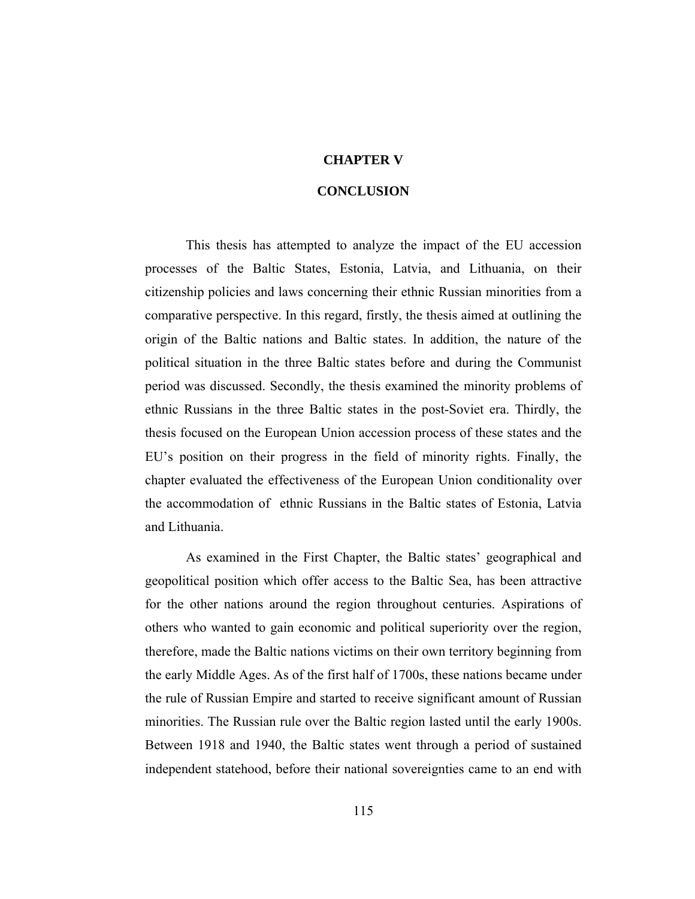# CHAPTER V

# CONCLUSION

This thesis has attempted to analyze the impact of the EU accession processes of the Baltic States, Estonia, Latvia, and Lithuania, on their citizenship policies and laws concerning their ethnic Russian minorities from a comparative perspective. In this regard, firstly, the thesis aimed at outlining the origin of the Baltic nations and Baltic states. In addition, the nature of the political situation in the three Baltic states before and during the Communist period was discussed. Secondly, the thesis examined the minority problems of ethnic Russians in the three Baltic states in the post-Soviet era. Thirdly, the thesis focused on the European Union accession process of these states and the EU's position on their progress in the field of minority rights. Finally, the chapter evaluated the effectiveness of the European Union conditionality over the accommodation of ethnic Russians in the Baltic states of Estonia, Latvia and Lithuania.

As examined in the First Chapter, the Baltic states' geographical and geopolitical position which offer access to the Baltic Sea, has been attractive for the other nations around the region throughout centuries. Aspirations of others who wanted to gain economic and political superiority over the region, therefore, made the Baltic nations victims on their own territory beginning from the early Middle Ages. As of the first half of 1700s, these nations became under the rule of Russian Empire and started to receive significant amount of Russian minorities. The Russian rule over the Baltic region lasted until the early 1900s. Between 1918 and 1940, the Baltic states went through a period of sustained independent statehood, before their national sovereignties came to an end with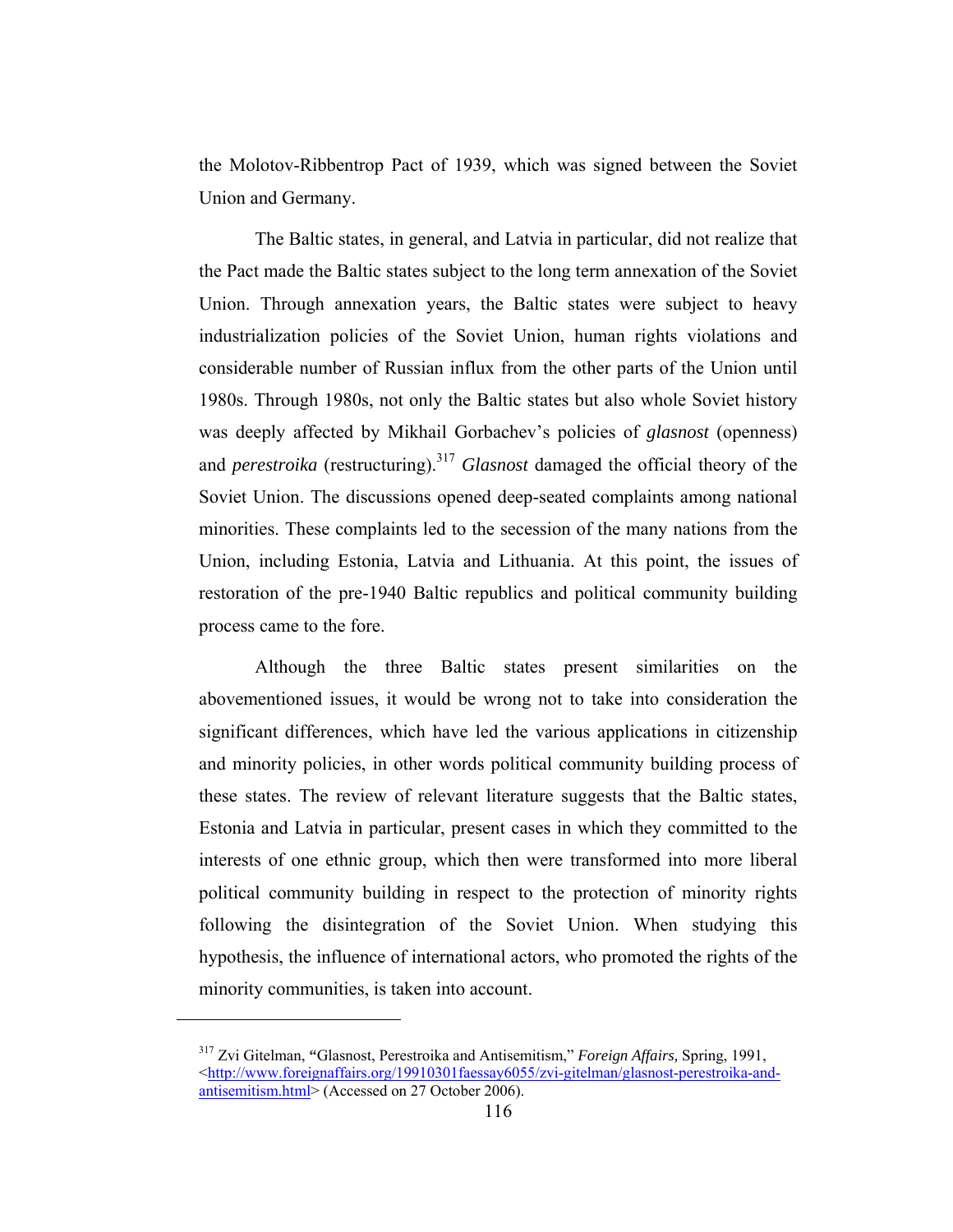the Molotov-Ribbentrop Pact of 1939, which was signed between the Soviet Union and Germany.

The Baltic states, in general, and Latvia in particular, did not realize that the Pact made the Baltic states subject to the long term annexation of the Soviet Union. Through annexation years, the Baltic states were subject to heavy industrialization policies of the Soviet Union, human rights violations and considerable number of Russian influx from the other parts of the Union until 1980s. Through 1980s, not only the Baltic states but also whole Soviet history was deeply affected by Mikhail Gorbachev's policies of *glasnost* (openness) and *perestroika* (restructuring).[317] *Glasnost* damaged the official theory of the Soviet Union. The discussions opened deep-seated complaints among national minorities. These complaints led to the secession of the many nations from the Union, including Estonia, Latvia and Lithuania. At this point, the issues of restoration of the pre-1940 Baltic republics and political community building process came to the fore.

Although the three Baltic states present similarities on the abovementioned issues, it would be wrong not to take into consideration the significant differences, which have led the various applications in citizenship and minority policies, in other words political community building process of these states. The review of relevant literature suggests that the Baltic states, Estonia and Latvia in particular, present cases in which they committed to the interests of one ethnic group, which then were transformed into more liberal political community building in respect to the protection of minority rights following the disintegration of the Soviet Union. When studying this hypothesis, the influence of international actors, who promoted the rights of the minority communities, is taken into account.

---

[317] Zvi Gitelman, "Glasnost, Perestroika and Antisemitism," *Foreign Affairs,* Spring, 1991, <http://www.foreignaffairs.org/19910301faessay6055/zvi-gitelman/glasnost-perestroika-and-antisemitism.html> (Accessed on 27 October 2006).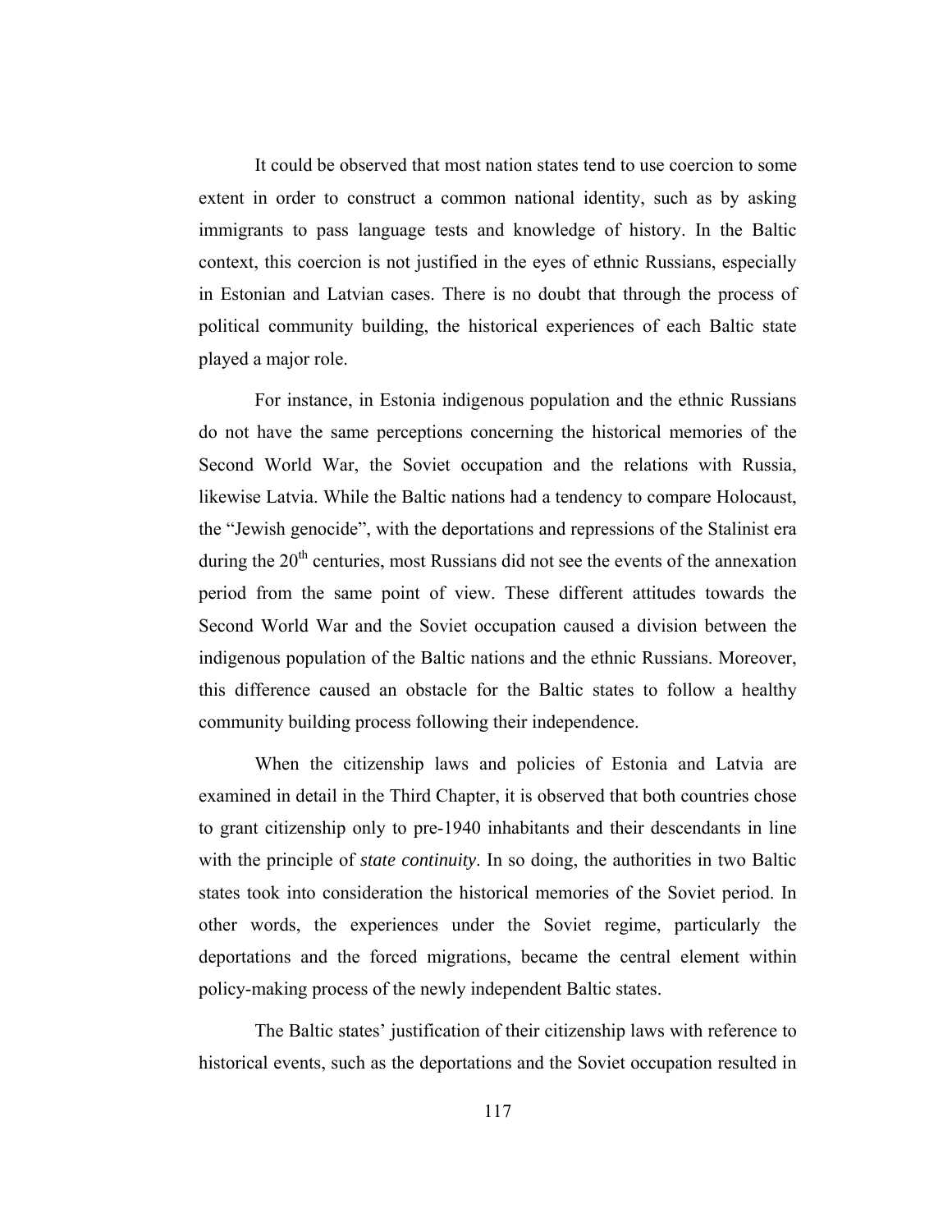It could be observed that most nation states tend to use coercion to some extent in order to construct a common national identity, such as by asking immigrants to pass language tests and knowledge of history. In the Baltic context, this coercion is not justified in the eyes of ethnic Russians, especially in Estonian and Latvian cases. There is no doubt that through the process of political community building, the historical experiences of each Baltic state played a major role.

For instance, in Estonia indigenous population and the ethnic Russians do not have the same perceptions concerning the historical memories of the Second World War, the Soviet occupation and the relations with Russia, likewise Latvia. While the Baltic nations had a tendency to compare Holocaust, the "Jewish genocide", with the deportations and repressions of the Stalinist era during the 20th centuries, most Russians did not see the events of the annexation period from the same point of view. These different attitudes towards the Second World War and the Soviet occupation caused a division between the indigenous population of the Baltic nations and the ethnic Russians. Moreover, this difference caused an obstacle for the Baltic states to follow a healthy community building process following their independence.

When the citizenship laws and policies of Estonia and Latvia are examined in detail in the Third Chapter, it is observed that both countries chose to grant citizenship only to pre-1940 inhabitants and their descendants in line with the principle of *state continuity*. In so doing, the authorities in two Baltic states took into consideration the historical memories of the Soviet period. In other words, the experiences under the Soviet regime, particularly the deportations and the forced migrations, became the central element within policy-making process of the newly independent Baltic states.

The Baltic states' justification of their citizenship laws with reference to historical events, such as the deportations and the Soviet occupation resulted in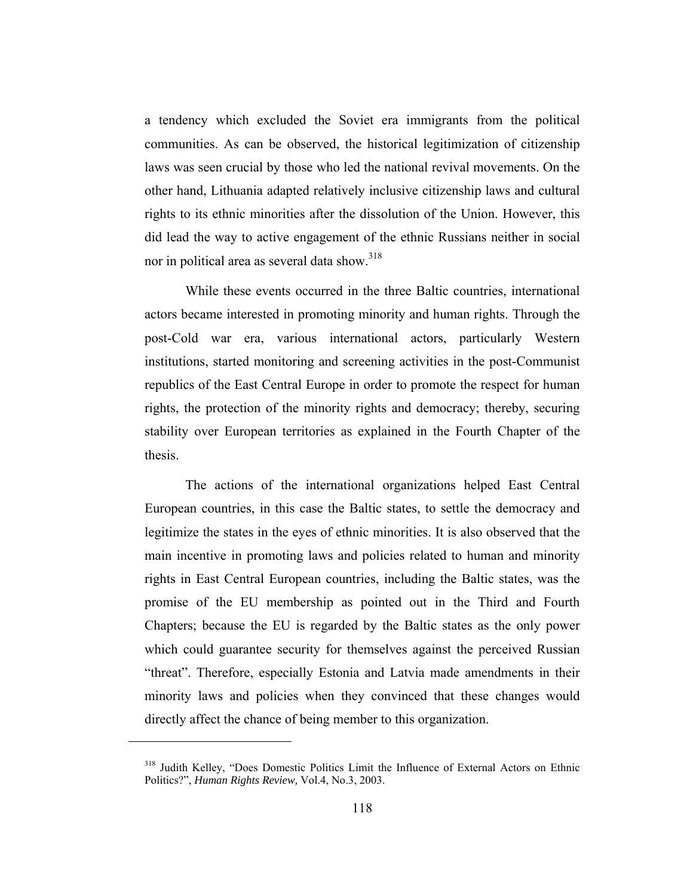a tendency which excluded the Soviet era immigrants from the political communities. As can be observed, the historical legitimization of citizenship laws was seen crucial by those who led the national revival movements. On the other hand, Lithuania adapted relatively inclusive citizenship laws and cultural rights to its ethnic minorities after the dissolution of the Union. However, this did lead the way to active engagement of the ethnic Russians neither in social nor in political area as several data show.[318]

While these events occurred in the three Baltic countries, international actors became interested in promoting minority and human rights. Through the post-Cold war era, various international actors, particularly Western institutions, started monitoring and screening activities in the post-Communist republics of the East Central Europe in order to promote the respect for human rights, the protection of the minority rights and democracy; thereby, securing stability over European territories as explained in the Fourth Chapter of the thesis.

The actions of the international organizations helped East Central European countries, in this case the Baltic states, to settle the democracy and legitimize the states in the eyes of ethnic minorities. It is also observed that the main incentive in promoting laws and policies related to human and minority rights in East Central European countries, including the Baltic states, was the promise of the EU membership as pointed out in the Third and Fourth Chapters; because the EU is regarded by the Baltic states as the only power which could guarantee security for themselves against the perceived Russian "threat". Therefore, especially Estonia and Latvia made amendments in their minority laws and policies when they convinced that these changes would directly affect the chance of being member to this organization.

---

[318] Judith Kelley, "Does Domestic Politics Limit the Influence of External Actors on Ethnic Politics?", *Human Rights Review,* Vol.4, No.3, 2003.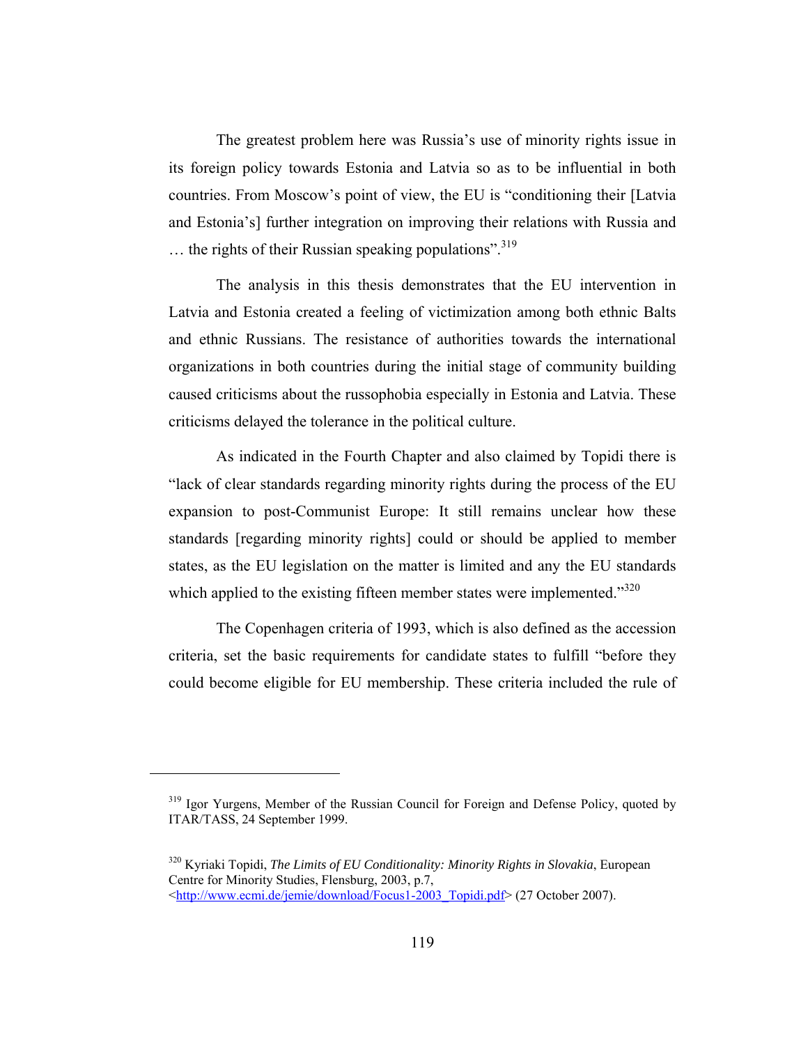The greatest problem here was Russia's use of minority rights issue in its foreign policy towards Estonia and Latvia so as to be influential in both countries. From Moscow's point of view, the EU is "conditioning their [Latvia and Estonia's] further integration on improving their relations with Russia and … the rights of their Russian speaking populations".[319]

The analysis in this thesis demonstrates that the EU intervention in Latvia and Estonia created a feeling of victimization among both ethnic Balts and ethnic Russians. The resistance of authorities towards the international organizations in both countries during the initial stage of community building caused criticisms about the russophobia especially in Estonia and Latvia. These criticisms delayed the tolerance in the political culture.

As indicated in the Fourth Chapter and also claimed by Topidi there is "lack of clear standards regarding minority rights during the process of the EU expansion to post-Communist Europe: It still remains unclear how these standards [regarding minority rights] could or should be applied to member states, as the EU legislation on the matter is limited and any the EU standards which applied to the existing fifteen member states were implemented."[320]

The Copenhagen criteria of 1993, which is also defined as the accession criteria, set the basic requirements for candidate states to fulfill "before they could become eligible for EU membership. These criteria included the rule of

---

[319] Igor Yurgens, Member of the Russian Council for Foreign and Defense Policy, quoted by ITAR/TASS, 24 September 1999.

[320] Kyriaki Topidi, *The Limits of EU Conditionality: Minority Rights in Slovakia*, European Centre for Minority Studies, Flensburg, 2003, p.7, <http://www.ecmi.de/jemie/download/Focus1-2003_Topidi.pdf> (27 October 2007).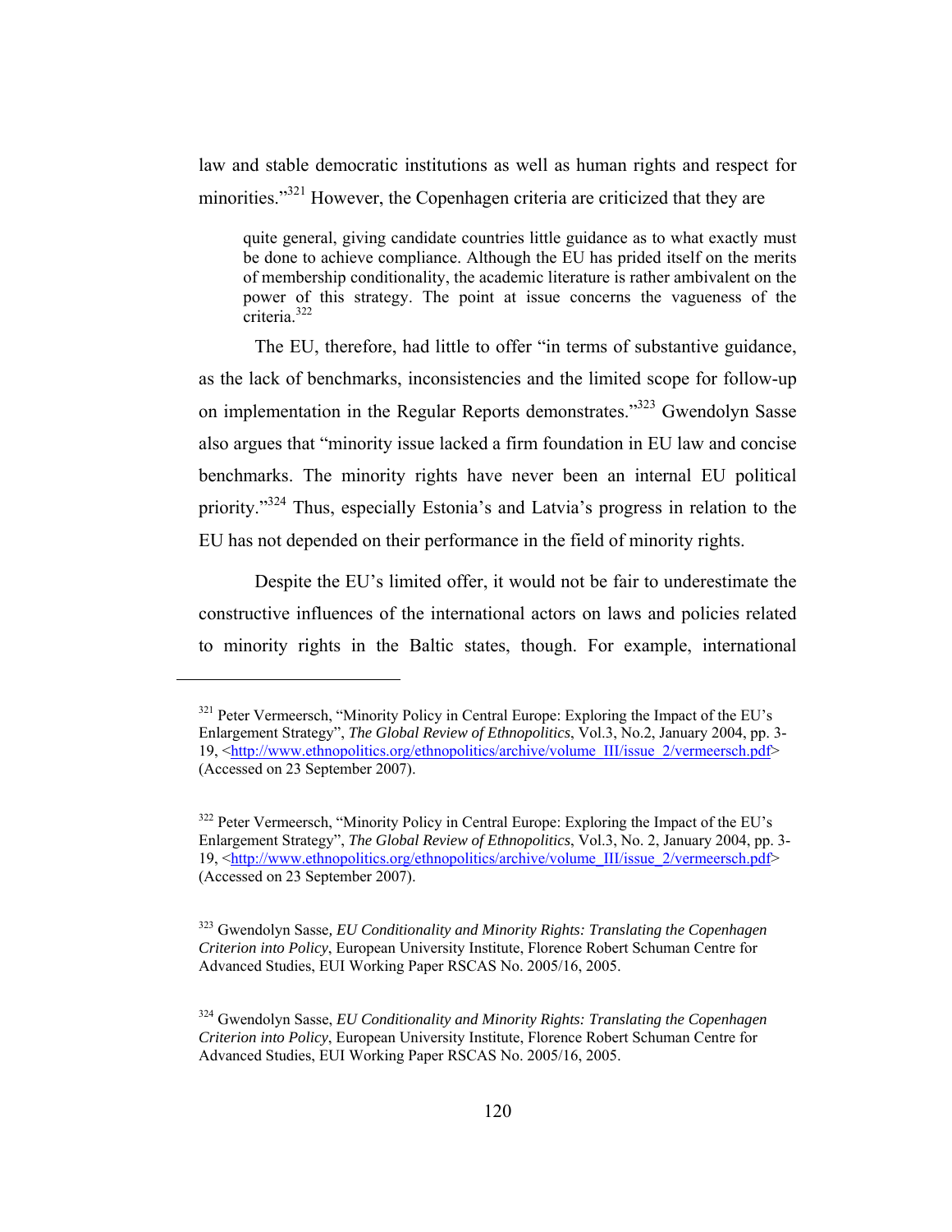law and stable democratic institutions as well as human rights and respect for minorities."[321] However, the Copenhagen criteria are criticized that they are

> quite general, giving candidate countries little guidance as to what exactly must be done to achieve compliance. Although the EU has prided itself on the merits of membership conditionality, the academic literature is rather ambivalent on the power of this strategy. The point at issue concerns the vagueness of the criteria.[322]

The EU, therefore, had little to offer "in terms of substantive guidance, as the lack of benchmarks, inconsistencies and the limited scope for follow-up on implementation in the Regular Reports demonstrates."[323] Gwendolyn Sasse also argues that "minority issue lacked a firm foundation in EU law and concise benchmarks. The minority rights have never been an internal EU political priority."[324] Thus, especially Estonia's and Latvia's progress in relation to the EU has not depended on their performance in the field of minority rights.

Despite the EU's limited offer, it would not be fair to underestimate the constructive influences of the international actors on laws and policies related to minority rights in the Baltic states, though. For example, international

---

[321] Peter Vermeersch, "Minority Policy in Central Europe: Exploring the Impact of the EU's Enlargement Strategy", *The Global Review of Ethnopolitics*, Vol.3, No.2, January 2004, pp. 3-19, <http://www.ethnopolitics.org/ethnopolitics/archive/volume_III/issue_2/vermeersch.pdf> (Accessed on 23 September 2007).

[322] Peter Vermeersch, "Minority Policy in Central Europe: Exploring the Impact of the EU's Enlargement Strategy", *The Global Review of Ethnopolitics*, Vol.3, No. 2, January 2004, pp. 3-19, <http://www.ethnopolitics.org/ethnopolitics/archive/volume_III/issue_2/vermeersch.pdf> (Accessed on 23 September 2007).

[323] Gwendolyn Sasse, *EU Conditionality and Minority Rights: Translating the Copenhagen Criterion into Policy*, European University Institute, Florence Robert Schuman Centre for Advanced Studies, EUI Working Paper RSCAS No. 2005/16, 2005.

[324] Gwendolyn Sasse, *EU Conditionality and Minority Rights: Translating the Copenhagen Criterion into Policy*, European University Institute, Florence Robert Schuman Centre for Advanced Studies, EUI Working Paper RSCAS No. 2005/16, 2005.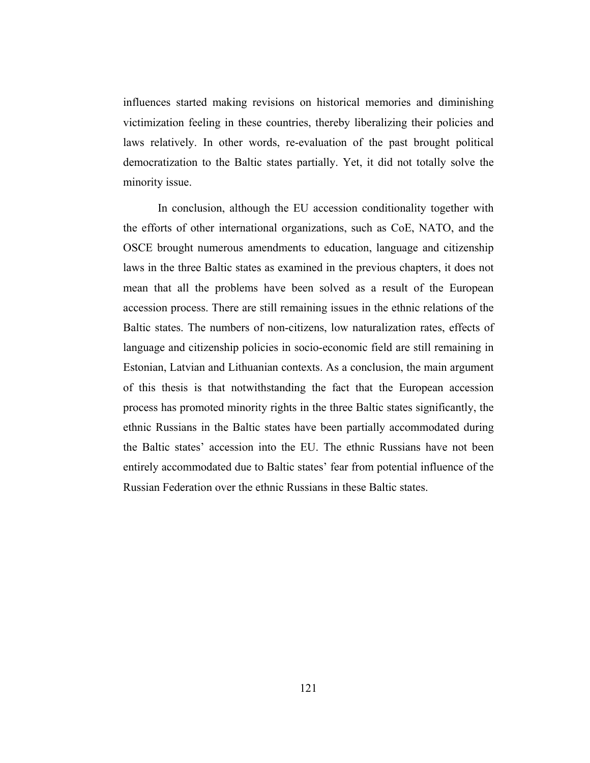influences started making revisions on historical memories and diminishing victimization feeling in these countries, thereby liberalizing their policies and laws relatively. In other words, re-evaluation of the past brought political democratization to the Baltic states partially. Yet, it did not totally solve the minority issue.

In conclusion, although the EU accession conditionality together with the efforts of other international organizations, such as CoE, NATO, and the OSCE brought numerous amendments to education, language and citizenship laws in the three Baltic states as examined in the previous chapters, it does not mean that all the problems have been solved as a result of the European accession process. There are still remaining issues in the ethnic relations of the Baltic states. The numbers of non-citizens, low naturalization rates, effects of language and citizenship policies in socio-economic field are still remaining in Estonian, Latvian and Lithuanian contexts. As a conclusion, the main argument of this thesis is that notwithstanding the fact that the European accession process has promoted minority rights in the three Baltic states significantly, the ethnic Russians in the Baltic states have been partially accommodated during the Baltic states' accession into the EU. The ethnic Russians have not been entirely accommodated due to Baltic states' fear from potential influence of the Russian Federation over the ethnic Russians in these Baltic states.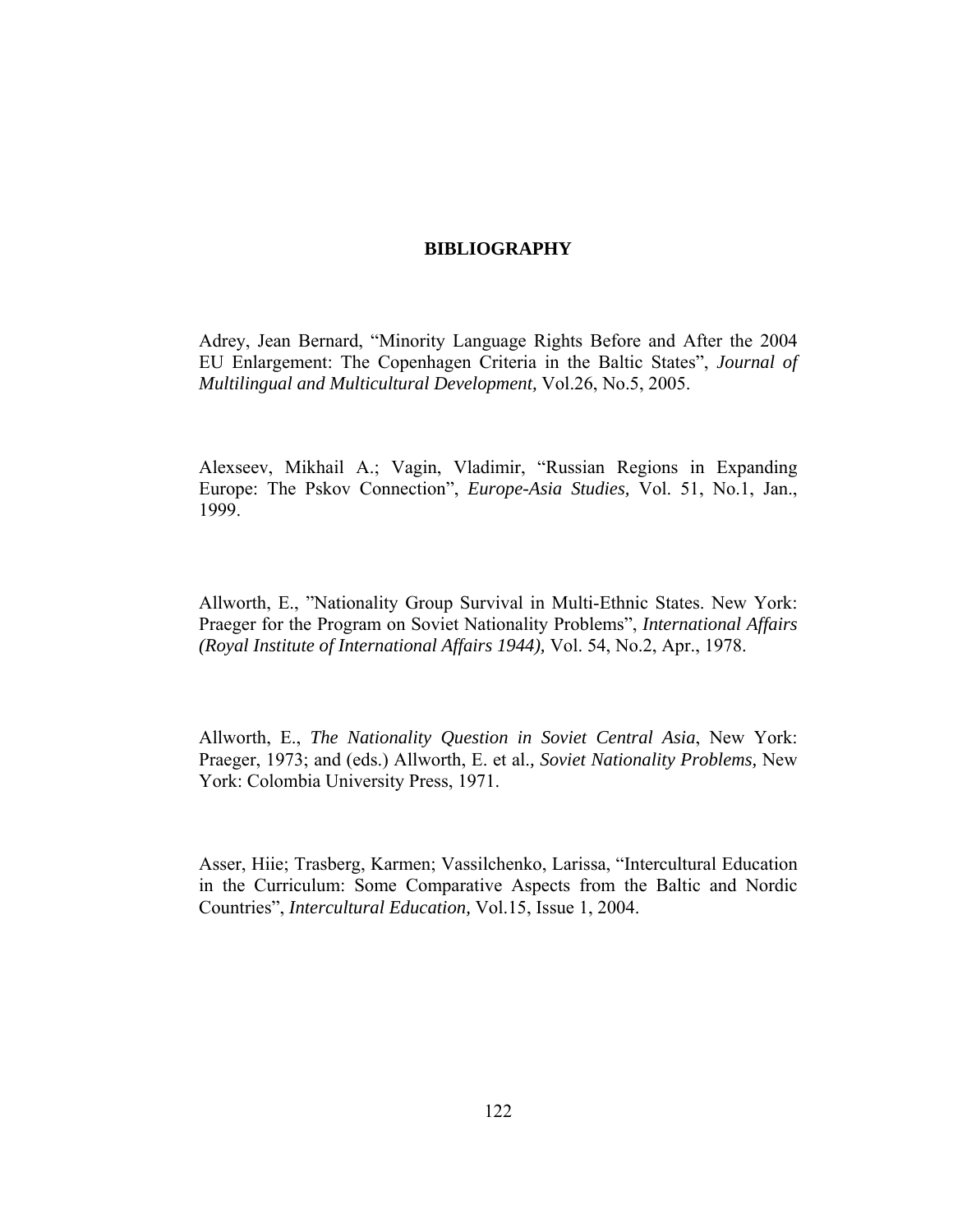# BIBLIOGRAPHY

Adrey, Jean Bernard, "Minority Language Rights Before and After the 2004 EU Enlargement: The Copenhagen Criteria in the Baltic States", *Journal of Multilingual and Multicultural Development,* Vol.26, No.5, 2005.

Alexseev, Mikhail A.; Vagin, Vladimir, "Russian Regions in Expanding Europe: The Pskov Connection", *Europe-Asia Studies,* Vol. 51, No.1, Jan., 1999.

Allworth, E., "Nationality Group Survival in Multi-Ethnic States. New York: Praeger for the Program on Soviet Nationality Problems", *International Affairs (Royal Institute of International Affairs 1944),* Vol. 54, No.2, Apr., 1978.

Allworth, E., *The Nationality Question in Soviet Central Asia*, New York: Praeger, 1973; and (eds.) Allworth, E. et al.*, Soviet Nationality Problems,* New York: Colombia University Press, 1971.

Asser, Hiie; Trasberg, Karmen; Vassilchenko, Larissa, "Intercultural Education in the Curriculum: Some Comparative Aspects from the Baltic and Nordic Countries", *Intercultural Education,* Vol.15, Issue 1, 2004.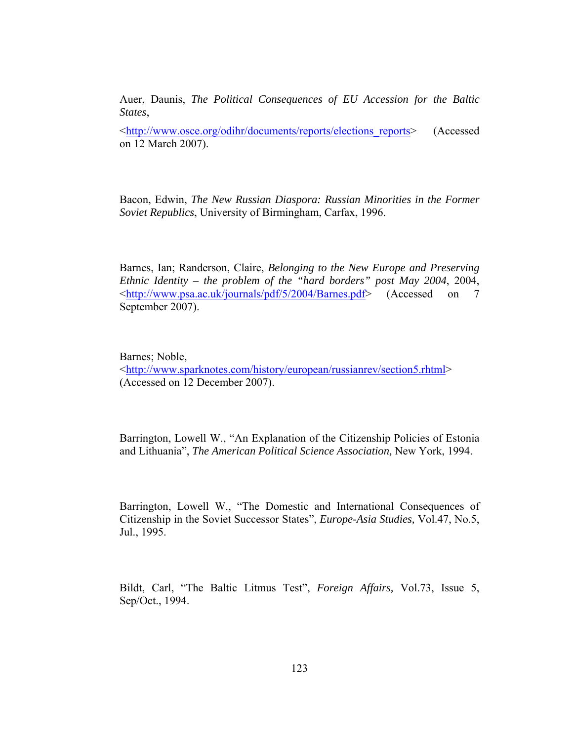Auer, Daunis, *The Political Consequences of EU Accession for the Baltic States*,

<http://www.osce.org/odihr/documents/reports/elections_reports> (Accessed on 12 March 2007).

Bacon, Edwin, *The New Russian Diaspora: Russian Minorities in the Former Soviet Republics*, University of Birmingham, Carfax, 1996.

Barnes, Ian; Randerson, Claire, *Belonging to the New Europe and Preserving Ethnic Identity – the problem of the "hard borders" post May 2004*, 2004, <http://www.psa.ac.uk/journals/pdf/5/2004/Barnes.pdf> (Accessed on 7 September 2007).

Barnes; Noble,
<http://www.sparknotes.com/history/european/russianrev/section5.rhtml> (Accessed on 12 December 2007).

Barrington, Lowell W., "An Explanation of the Citizenship Policies of Estonia and Lithuania", *The American Political Science Association,* New York, 1994.

Barrington, Lowell W., "The Domestic and International Consequences of Citizenship in the Soviet Successor States", *Europe-Asia Studies,* Vol.47, No.5, Jul., 1995.

Bildt, Carl, "The Baltic Litmus Test", *Foreign Affairs,* Vol.73, Issue 5, Sep/Oct., 1994.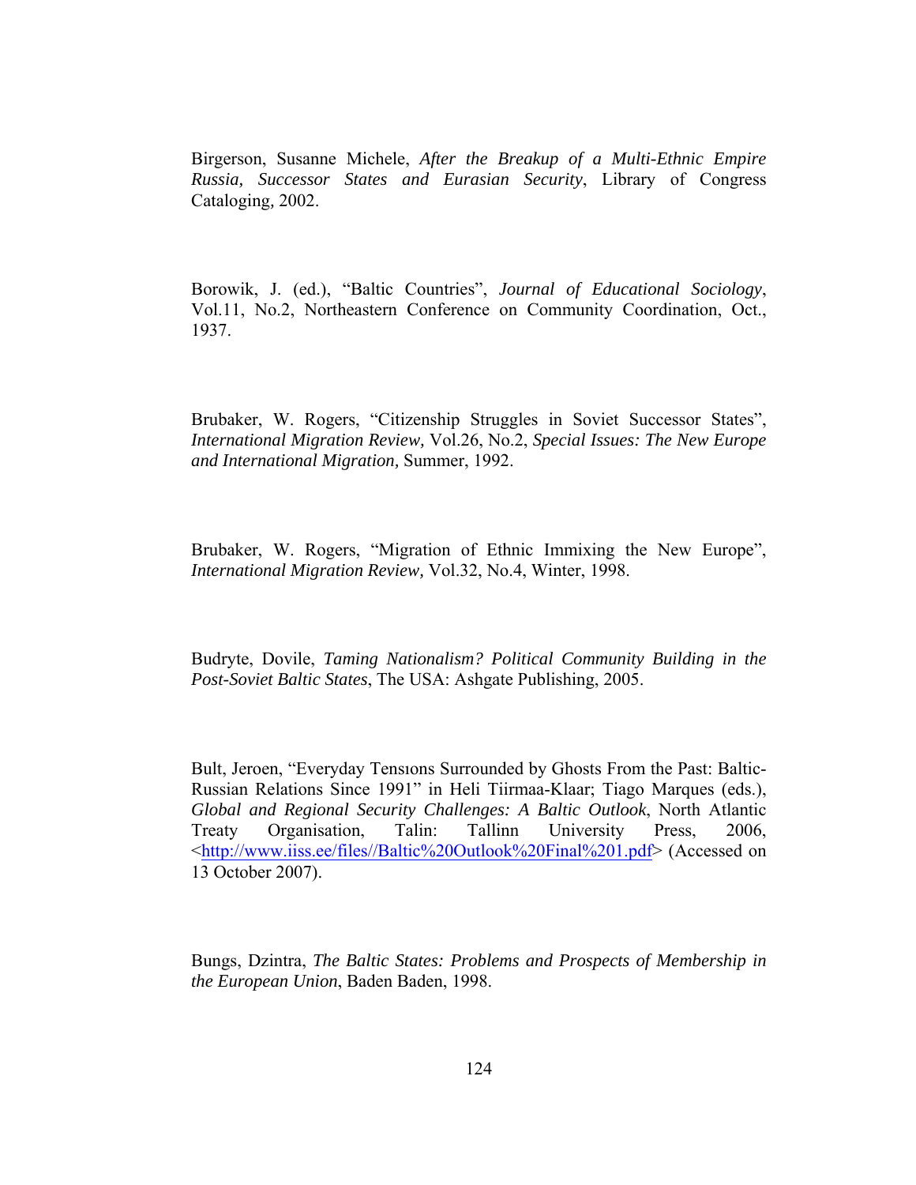Birgerson, Susanne Michele, *After the Breakup of a Multi-Ethnic Empire Russia, Successor States and Eurasian Security*, Library of Congress Cataloging, 2002.

Borowik, J. (ed.), "Baltic Countries", *Journal of Educational Sociology*, Vol.11, No.2, Northeastern Conference on Community Coordination, Oct., 1937.

Brubaker, W. Rogers, "Citizenship Struggles in Soviet Successor States", *International Migration Review,* Vol.26, No.2, *Special Issues: The New Europe and International Migration,* Summer, 1992.

Brubaker, W. Rogers, "Migration of Ethnic Immixing the New Europe", *International Migration Review,* Vol.32, No.4, Winter, 1998.

Budryte, Dovile, *Taming Nationalism? Political Community Building in the Post-Soviet Baltic States*, The USA: Ashgate Publishing, 2005.

Bult, Jeroen, "Everyday Tensıons Surrounded by Ghosts From the Past: Baltic-Russian Relations Since 1991" in Heli Tiirmaa-Klaar; Tiago Marques (eds.), *Global and Regional Security Challenges: A Baltic Outlook*, North Atlantic Treaty Organisation, Talin: Tallinn University Press, 2006, <http://www.iiss.ee/files//Baltic%20Outlook%20Final%201.pdf> (Accessed on 13 October 2007).

Bungs, Dzintra, *The Baltic States: Problems and Prospects of Membership in the European Union*, Baden Baden, 1998.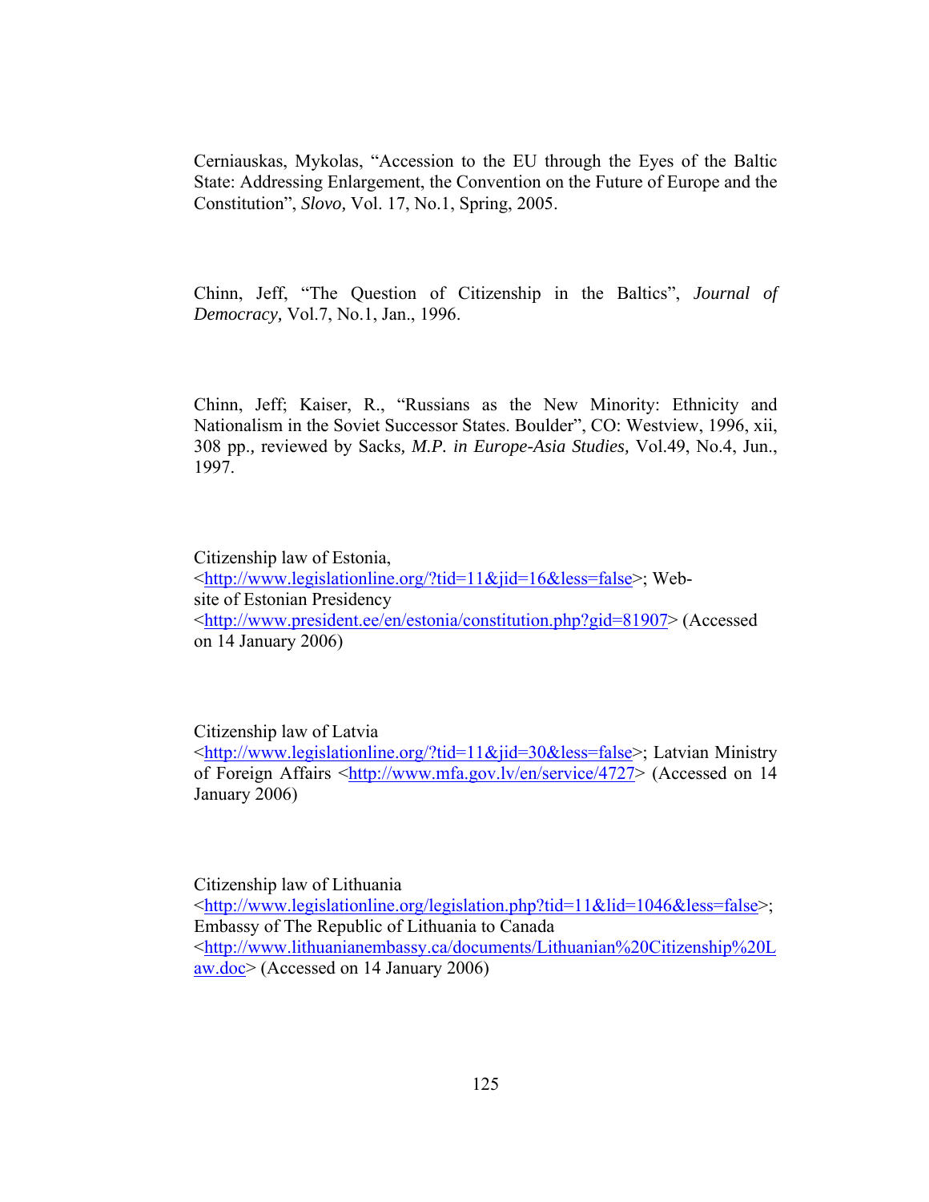Cerniauskas, Mykolas, "Accession to the EU through the Eyes of the Baltic State: Addressing Enlargement, the Convention on the Future of Europe and the Constitution", *Slovo,* Vol. 17, No.1, Spring, 2005.

Chinn, Jeff, "The Question of Citizenship in the Baltics", *Journal of Democracy,* Vol.7, No.1, Jan., 1996.

Chinn, Jeff; Kaiser, R., "Russians as the New Minority: Ethnicity and Nationalism in the Soviet Successor States. Boulder", CO: Westview, 1996, xii, 308 pp., reviewed by Sacks*, M.P. in Europe-Asia Studies,* Vol.49, No.4, Jun., 1997.

Citizenship law of Estonia, <http://www.legislationline.org/?tid=11&jid=16&less=false>; Web-site of Estonian Presidency <http://www.president.ee/en/estonia/constitution.php?gid=81907> (Accessed on 14 January 2006)

Citizenship law of Latvia <http://www.legislationline.org/?tid=11&jid=30&less=false>; Latvian Ministry of Foreign Affairs <http://www.mfa.gov.lv/en/service/4727> (Accessed on 14 January 2006)

Citizenship law of Lithuania <http://www.legislationline.org/legislation.php?tid=11&lid=1046&less=false>; Embassy of The Republic of Lithuania to Canada <http://www.lithuanianembassy.ca/documents/Lithuanian%20Citizenship%20Law.doc> (Accessed on 14 January 2006)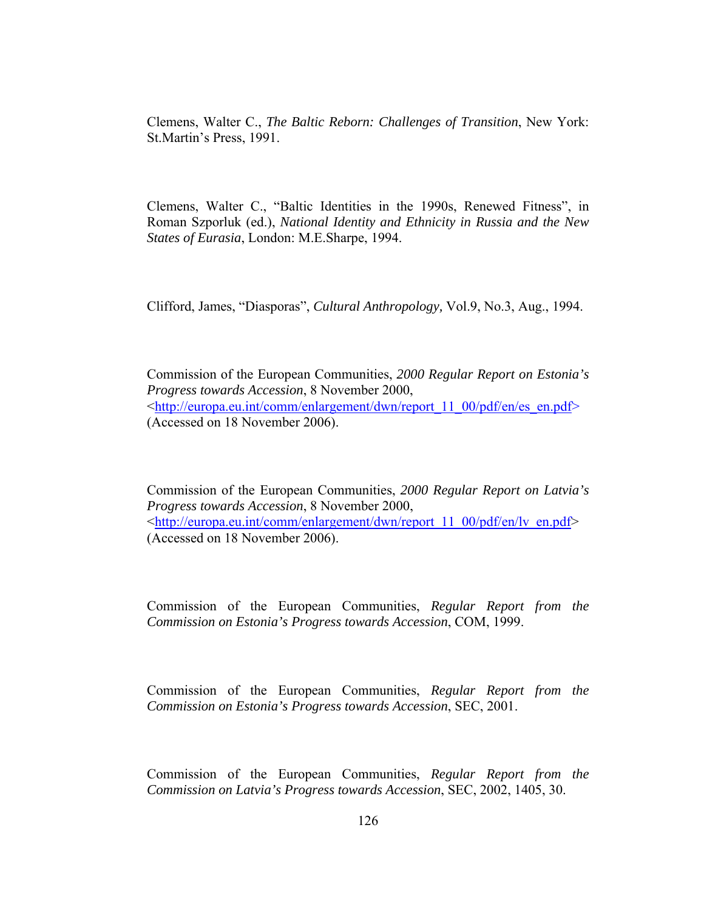Clemens, Walter C., *The Baltic Reborn: Challenges of Transition*, New York: St.Martin's Press, 1991.

Clemens, Walter C., "Baltic Identities in the 1990s, Renewed Fitness", in Roman Szporluk (ed.), *National Identity and Ethnicity in Russia and the New States of Eurasia*, London: M.E.Sharpe, 1994.

Clifford, James, "Diasporas", *Cultural Anthropology,* Vol.9, No.3, Aug., 1994.

Commission of the European Communities, *2000 Regular Report on Estonia's Progress towards Accession*, 8 November 2000, <http://europa.eu.int/comm/enlargement/dwn/report_11_00/pdf/en/es_en.pdf> (Accessed on 18 November 2006).

Commission of the European Communities, *2000 Regular Report on Latvia's Progress towards Accession*, 8 November 2000, <http://europa.eu.int/comm/enlargement/dwn/report_11_00/pdf/en/lv_en.pdf> (Accessed on 18 November 2006).

Commission of the European Communities, *Regular Report from the Commission on Estonia's Progress towards Accession*, COM, 1999.

Commission of the European Communities, *Regular Report from the Commission on Estonia's Progress towards Accession*, SEC, 2001.

Commission of the European Communities, *Regular Report from the Commission on Latvia's Progress towards Accession*, SEC, 2002, 1405, 30.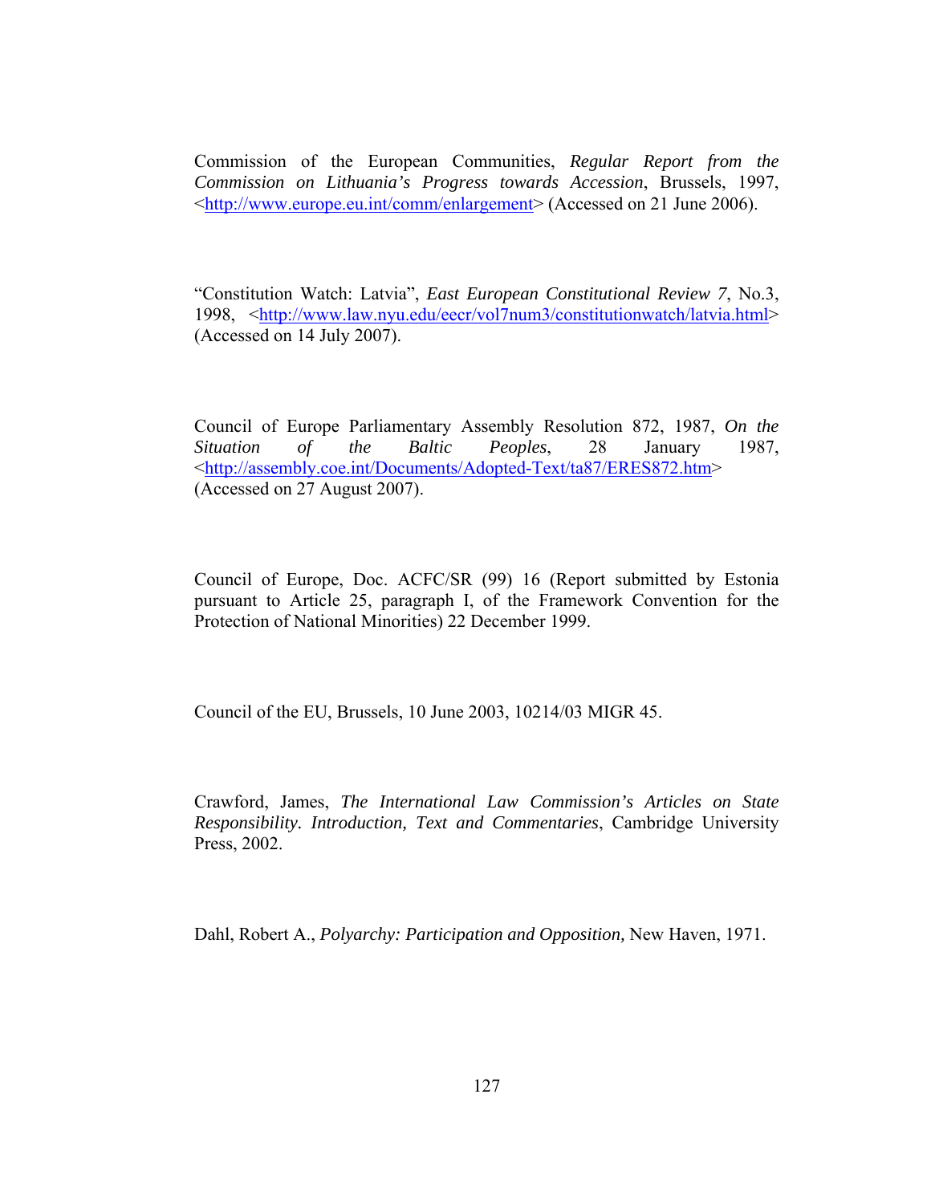Commission of the European Communities, *Regular Report from the Commission on Lithuania's Progress towards Accession*, Brussels, 1997, <http://www.europe.eu.int/comm/enlargement> (Accessed on 21 June 2006).

"Constitution Watch: Latvia", *East European Constitutional Review 7*, No.3, 1998, <http://www.law.nyu.edu/eecr/vol7num3/constitutionwatch/latvia.html> (Accessed on 14 July 2007).

Council of Europe Parliamentary Assembly Resolution 872, 1987, *On the Situation of the Baltic Peoples*, 28 January 1987, <http://assembly.coe.int/Documents/Adopted-Text/ta87/ERES872.htm> (Accessed on 27 August 2007).

Council of Europe, Doc. ACFC/SR (99) 16 (Report submitted by Estonia pursuant to Article 25, paragraph I, of the Framework Convention for the Protection of National Minorities) 22 December 1999.

Council of the EU, Brussels, 10 June 2003, 10214/03 MIGR 45.

Crawford, James, *The International Law Commission's Articles on State Responsibility. Introduction, Text and Commentaries*, Cambridge University Press, 2002.

Dahl, Robert A., *Polyarchy: Participation and Opposition,* New Haven, 1971.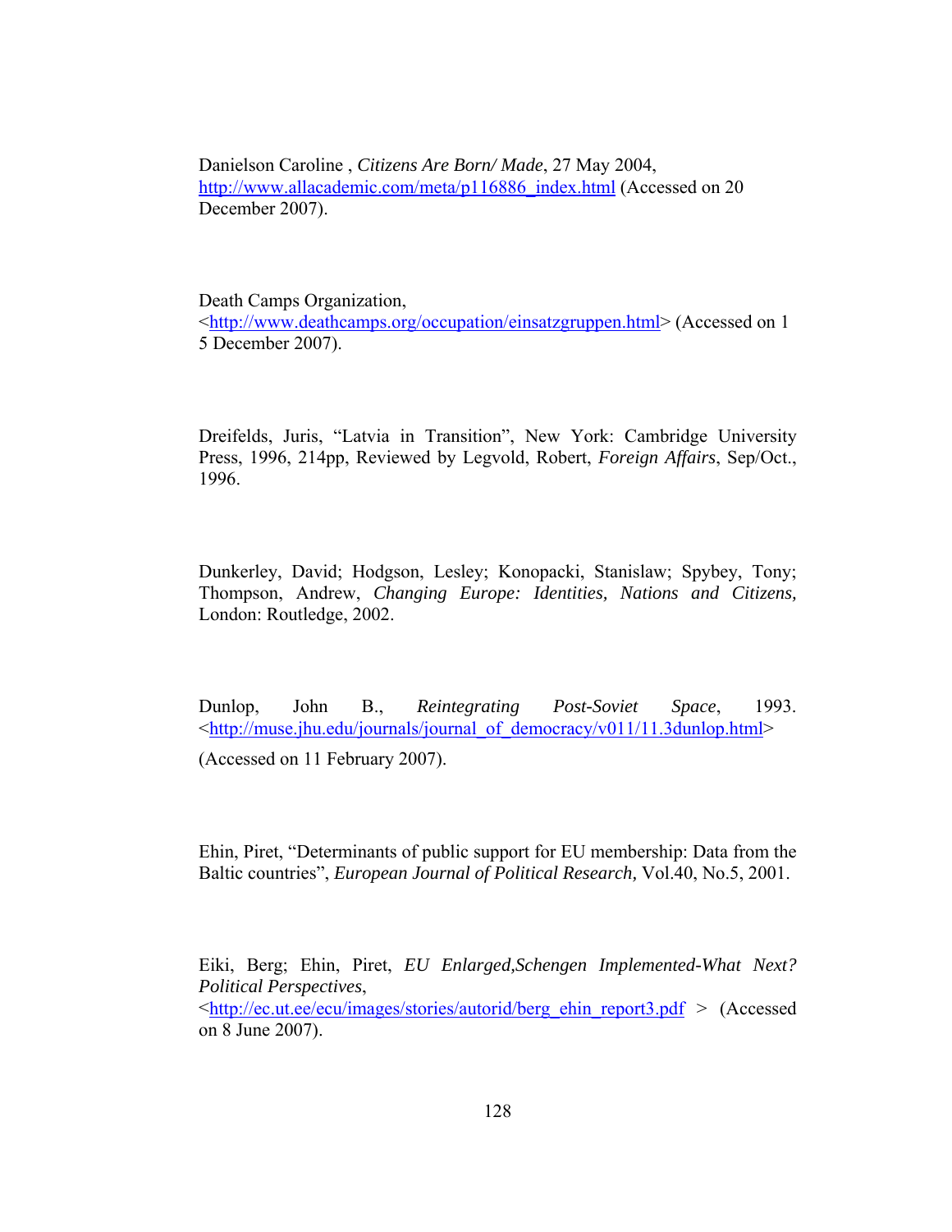Danielson Caroline , *Citizens Are Born/ Made*, 27 May 2004, http://www.allacademic.com/meta/p116886_index.html (Accessed on 20 December 2007).

Death Camps Organization, <http://www.deathcamps.org/occupation/einsatzgruppen.html> (Accessed on 1 5 December 2007).

Dreifelds, Juris, “Latvia in Transition”, New York: Cambridge University Press, 1996, 214pp, Reviewed by Legvold, Robert, *Foreign Affairs*, Sep/Oct., 1996.

Dunkerley, David; Hodgson, Lesley; Konopacki, Stanislaw; Spybey, Tony; Thompson, Andrew, *Changing Europe: Identities, Nations and Citizens,* London: Routledge, 2002.

Dunlop, John B., *Reintegrating Post-Soviet Space*, 1993. <http://muse.jhu.edu/journals/journal_of_democracy/v011/11.3dunlop.html>

(Accessed on 11 February 2007).

Ehin, Piret, “Determinants of public support for EU membership: Data from the Baltic countries”, *European Journal of Political Research,* Vol.40, No.5, 2001.

Eiki, Berg; Ehin, Piret, *EU Enlarged,Schengen Implemented-What Next? Political Perspectives*, <http://ec.ut.ee/ecu/images/stories/autorid/berg_ehin_report3.pdf > (Accessed on 8 June 2007).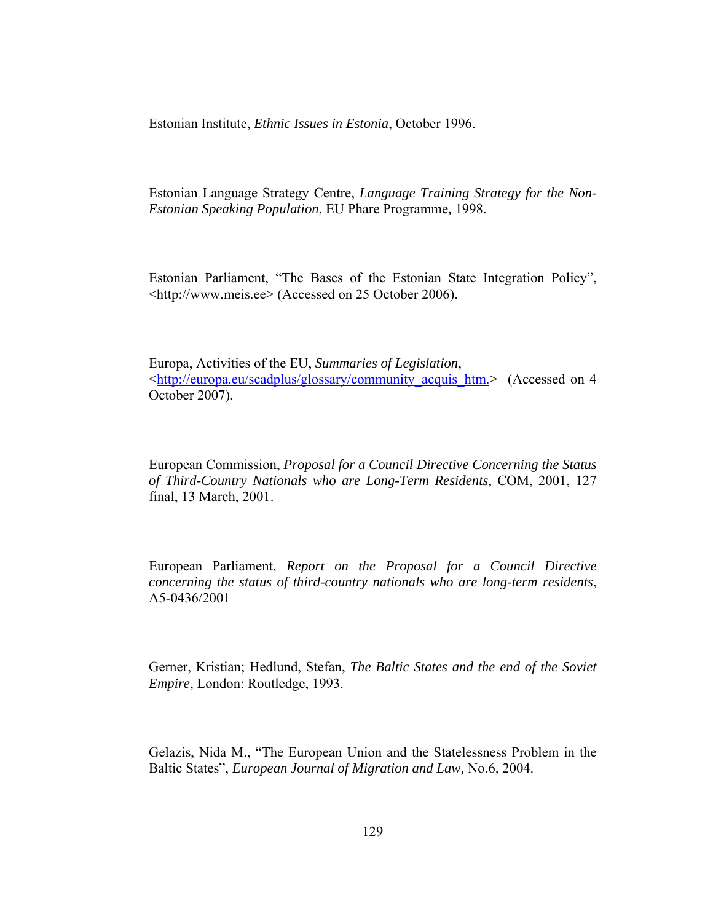Estonian Institute, *Ethnic Issues in Estonia*, October 1996.

Estonian Language Strategy Centre, *Language Training Strategy for the Non-Estonian Speaking Population*, EU Phare Programme*,* 1998.

Estonian Parliament, "The Bases of the Estonian State Integration Policy", <http://www.meis.ee> (Accessed on 25 October 2006).

Europa, Activities of the EU, *Summaries of Legislation*, <http://europa.eu/scadplus/glossary/community_acquis_htm.> (Accessed on 4 October 2007).

European Commission, *Proposal for a Council Directive Concerning the Status of Third-Country Nationals who are Long-Term Residents*, COM, 2001, 127 final, 13 March, 2001.

European Parliament, *Report on the Proposal for a Council Directive concerning the status of third-country nationals who are long-term residents*, A5-0436/2001

Gerner, Kristian; Hedlund, Stefan, *The Baltic States and the end of the Soviet Empire*, London: Routledge, 1993.

Gelazis, Nida M., "The European Union and the Statelessness Problem in the Baltic States", *European Journal of Migration and Law,* No.6, 2004.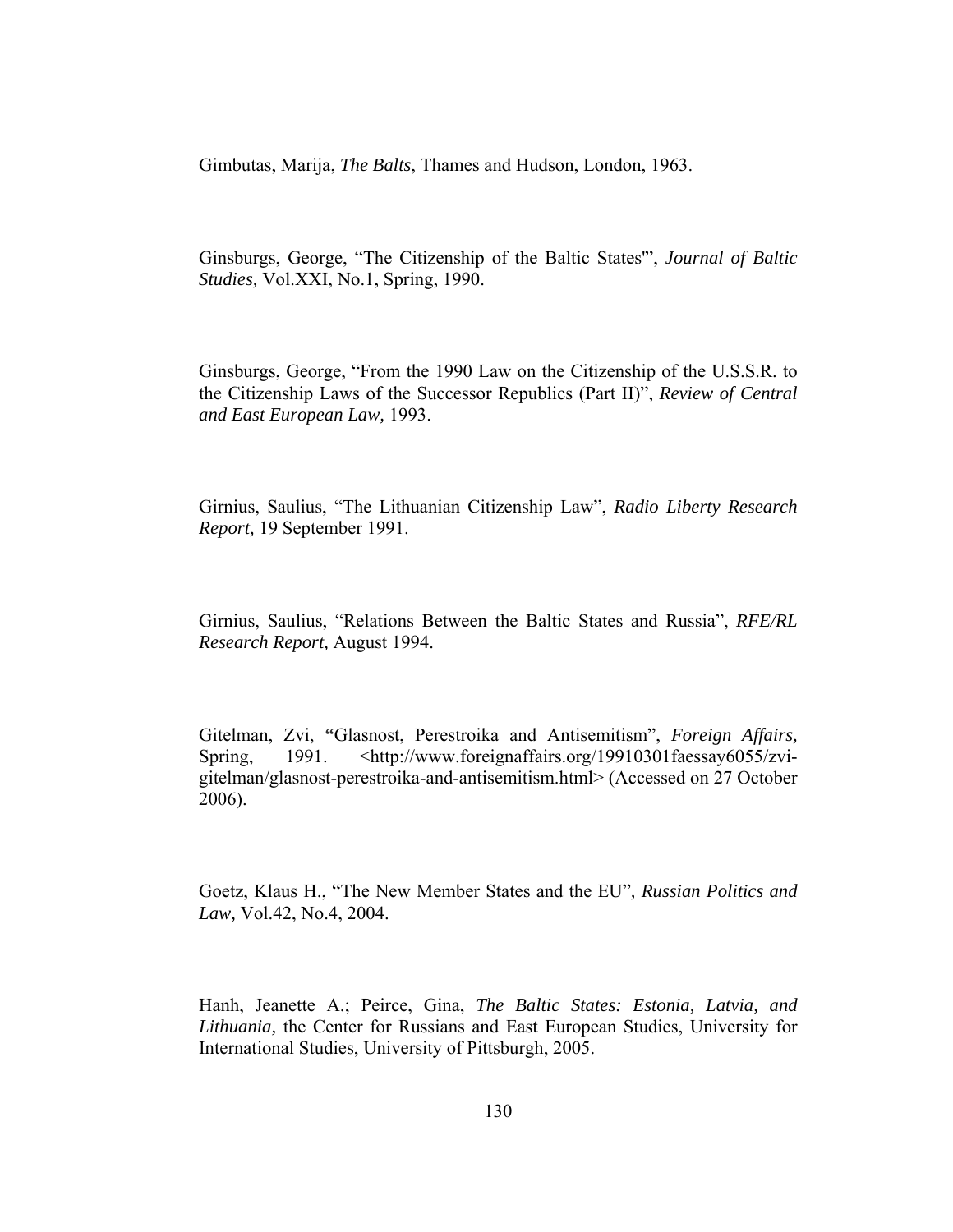Gimbutas, Marija, *The Balts*, Thames and Hudson, London, 1963.

Ginsburgs, George, "The Citizenship of the Baltic States'", *Journal of Baltic Studies,* Vol.XXI, No.1, Spring, 1990.

Ginsburgs, George, "From the 1990 Law on the Citizenship of the U.S.S.R. to the Citizenship Laws of the Successor Republics (Part II)", *Review of Central and East European Law,* 1993.

Girnius, Saulius, "The Lithuanian Citizenship Law", *Radio Liberty Research Report,* 19 September 1991.

Girnius, Saulius, "Relations Between the Baltic States and Russia", *RFE/RL Research Report,* August 1994.

Gitelman, Zvi, **"**Glasnost, Perestroika and Antisemitism", *Foreign Affairs,* Spring, 1991. <http://www.foreignaffairs.org/19910301faessay6055/zvi-gitelman/glasnost-perestroika-and-antisemitism.html> (Accessed on 27 October 2006).

Goetz, Klaus H., "The New Member States and the EU", *Russian Politics and Law,* Vol.42, No.4, 2004.

Hanh, Jeanette A.; Peirce, Gina, *The Baltic States: Estonia, Latvia, and Lithuania,* the Center for Russians and East European Studies, University for International Studies, University of Pittsburgh, 2005.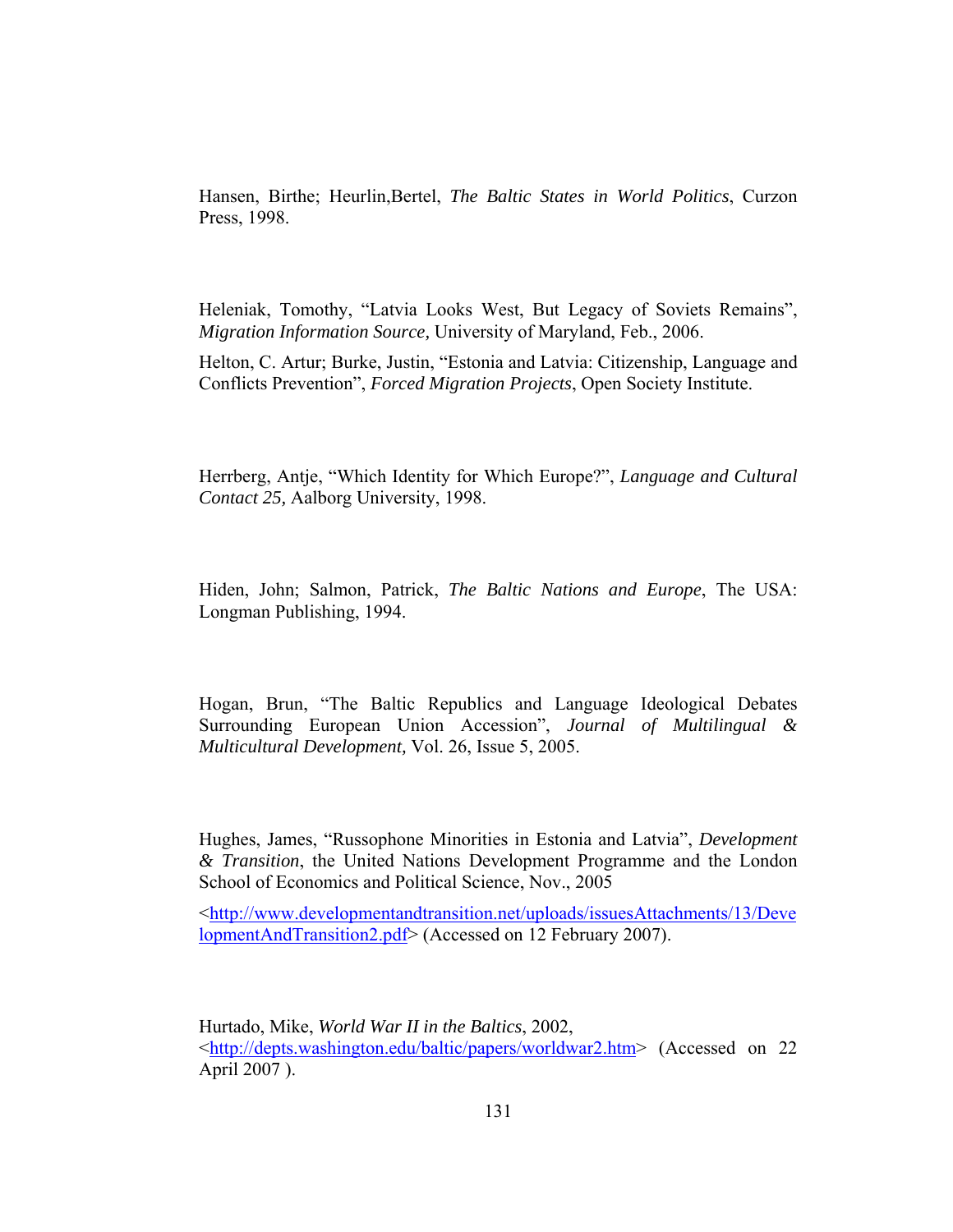Hansen, Birthe; Heurlin,Bertel, *The Baltic States in World Politics*, Curzon Press, 1998.

Heleniak, Tomothy, "Latvia Looks West, But Legacy of Soviets Remains", *Migration Information Source,* University of Maryland, Feb., 2006.

Helton, C. Artur; Burke, Justin, "Estonia and Latvia: Citizenship, Language and Conflicts Prevention", *Forced Migration Projects*, Open Society Institute.

Herrberg, Antje, "Which Identity for Which Europe?", *Language and Cultural Contact 25,* Aalborg University, 1998.

Hiden, John; Salmon, Patrick, *The Baltic Nations and Europe*, The USA: Longman Publishing, 1994.

Hogan, Brun, "The Baltic Republics and Language Ideological Debates Surrounding European Union Accession", *Journal of Multilingual & Multicultural Development,* Vol. 26, Issue 5, 2005.

Hughes, James, "Russophone Minorities in Estonia and Latvia", *Development & Transition*, the United Nations Development Programme and the London School of Economics and Political Science, Nov., 2005

<http://www.developmentandtransition.net/uploads/issuesAttachments/13/DevelopmentAndTransition2.pdf> (Accessed on 12 February 2007).

Hurtado, Mike, *World War II in the Baltics*, 2002, <http://depts.washington.edu/baltic/papers/worldwar2.htm> (Accessed on 22 April 2007 ).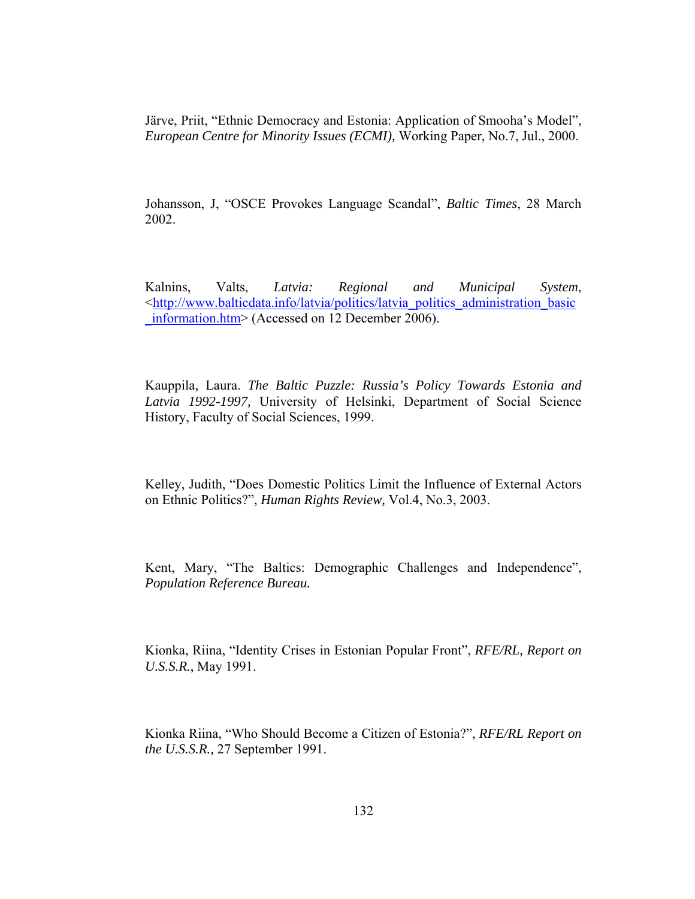Järve, Priit, “Ethnic Democracy and Estonia: Application of Smooha’s Model”, *European Centre for Minority Issues (ECMI)*, Working Paper, No.7, Jul., 2000.

Johansson, J, “OSCE Provokes Language Scandal”, *Baltic Times*, 28 March 2002.

Kalnins, Valts, *Latvia: Regional and Municipal System*, <http://www.balticdata.info/latvia/politics/latvia_politics_administration_basic_information.htm> (Accessed on 12 December 2006).

Kauppila, Laura. *The Baltic Puzzle: Russia’s Policy Towards Estonia and Latvia 1992-1997,* University of Helsinki, Department of Social Science History, Faculty of Social Sciences, 1999.

Kelley, Judith, “Does Domestic Politics Limit the Influence of External Actors on Ethnic Politics?”, *Human Rights Review,* Vol.4, No.3, 2003.

Kent, Mary, “The Baltics: Demographic Challenges and Independence”, *Population Reference Bureau.*

Kionka, Riina, “Identity Crises in Estonian Popular Front”, *RFE/RL, Report on U.S.S.R.*, May 1991.

Kionka Riina, “Who Should Become a Citizen of Estonia?”, *RFE/RL Report on the U.S.S.R.,* 27 September 1991.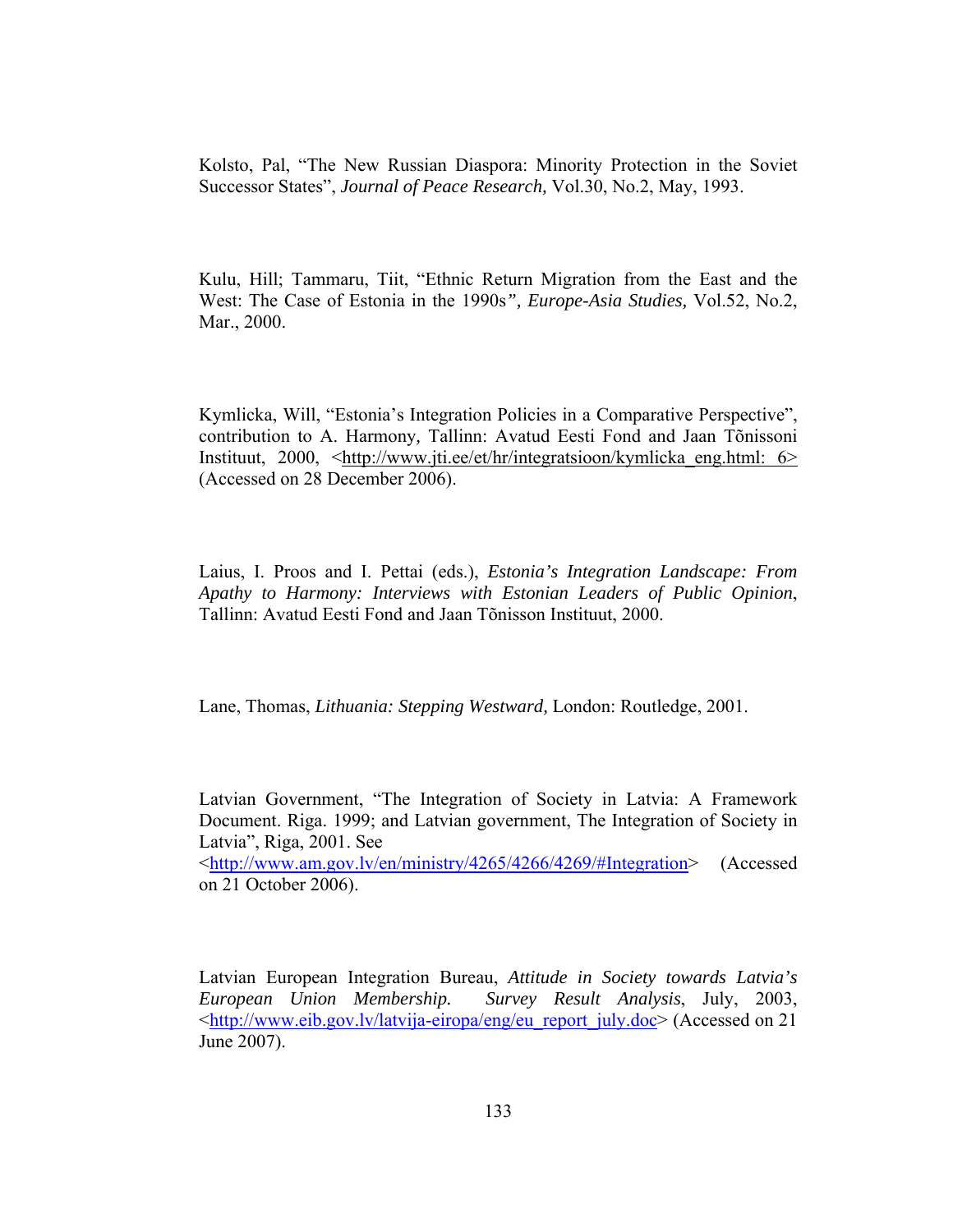Kolsto, Pal, "The New Russian Diaspora: Minority Protection in the Soviet Successor States", *Journal of Peace Research,* Vol.30, No.2, May, 1993.

Kulu, Hill; Tammaru, Tiit, "Ethnic Return Migration from the East and the West: The Case of Estonia in the 1990s*", Europe-Asia Studies,* Vol.52, No.2, Mar., 2000.

Kymlicka, Will, "Estonia's Integration Policies in a Comparative Perspective", contribution to A. Harmony*,* Tallinn: Avatud Eesti Fond and Jaan Tõnissoni Instituut, 2000, <http://www.jti.ee/et/hr/integratsioon/kymlicka_eng.html: 6> (Accessed on 28 December 2006).

Laius, I. Proos and I. Pettai (eds.), *Estonia's Integration Landscape: From Apathy to Harmony: Interviews with Estonian Leaders of Public Opinion*, Tallinn: Avatud Eesti Fond and Jaan Tõnisson Instituut, 2000.

Lane, Thomas, *Lithuania: Stepping Westward,* London: Routledge, 2001.

Latvian Government, "The Integration of Society in Latvia: A Framework Document. Riga. 1999; and Latvian government, The Integration of Society in Latvia", Riga, 2001. See <http://www.am.gov.lv/en/ministry/4265/4266/4269/#Integration> (Accessed on 21 October 2006).

Latvian European Integration Bureau, *Attitude in Society towards Latvia's European Union Membership. Survey Result Analysis*, July, 2003, <http://www.eib.gov.lv/latvija-eiropa/eng/eu_report_july.doc> (Accessed on 21 June 2007).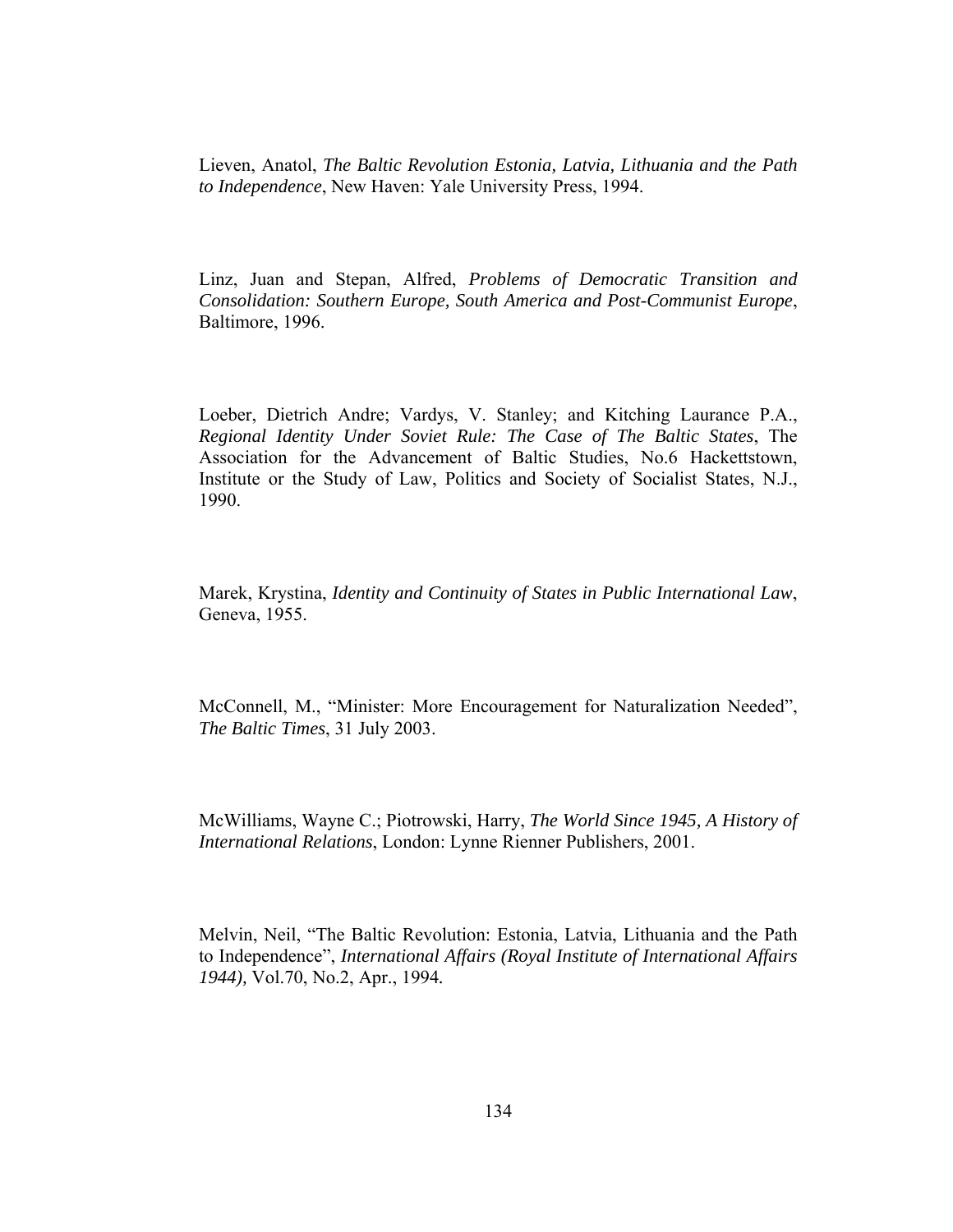Lieven, Anatol, *The Baltic Revolution Estonia, Latvia, Lithuania and the Path to Independence*, New Haven: Yale University Press, 1994.

Linz, Juan and Stepan, Alfred, *Problems of Democratic Transition and Consolidation: Southern Europe, South America and Post-Communist Europe*, Baltimore, 1996.

Loeber, Dietrich Andre; Vardys, V. Stanley; and Kitching Laurance P.A., *Regional Identity Under Soviet Rule: The Case of The Baltic States*, The Association for the Advancement of Baltic Studies, No.6 Hackettstown, Institute or the Study of Law, Politics and Society of Socialist States, N.J., 1990.

Marek, Krystina, *Identity and Continuity of States in Public International Law*, Geneva, 1955.

McConnell, M., "Minister: More Encouragement for Naturalization Needed", *The Baltic Times*, 31 July 2003.

McWilliams, Wayne C.; Piotrowski, Harry, *The World Since 1945, A History of International Relations*, London: Lynne Rienner Publishers, 2001.

Melvin, Neil, "The Baltic Revolution: Estonia, Latvia, Lithuania and the Path to Independence", *International Affairs (Royal Institute of International Affairs 1944),* Vol.70, No.2, Apr., 1994.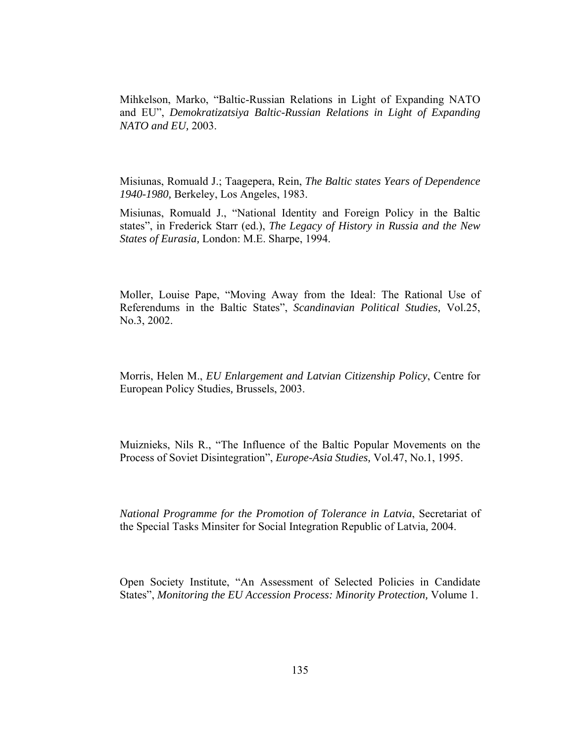Mihkelson, Marko, "Baltic-Russian Relations in Light of Expanding NATO and EU", *Demokratizatsiya Baltic-Russian Relations in Light of Expanding NATO and EU,* 2003.

Misiunas, Romuald J.; Taagepera, Rein, *The Baltic states Years of Dependence 1940-1980,* Berkeley, Los Angeles, 1983.

Misiunas, Romuald J., "National Identity and Foreign Policy in the Baltic states", in Frederick Starr (ed.), *The Legacy of History in Russia and the New States of Eurasia,* London: M.E. Sharpe, 1994.

Moller, Louise Pape, "Moving Away from the Ideal: The Rational Use of Referendums in the Baltic States", *Scandinavian Political Studies,* Vol.25, No.3, 2002.

Morris, Helen M., *EU Enlargement and Latvian Citizenship Policy*, Centre for European Policy Studies, Brussels, 2003.

Muiznieks, Nils R., "The Influence of the Baltic Popular Movements on the Process of Soviet Disintegration", *Europe-Asia Studies,* Vol.47, No.1, 1995.

*National Programme for the Promotion of Tolerance in Latvia*, Secretariat of the Special Tasks Minsiter for Social Integration Republic of Latvia, 2004.

Open Society Institute, "An Assessment of Selected Policies in Candidate States", *Monitoring the EU Accession Process: Minority Protection,* Volume 1.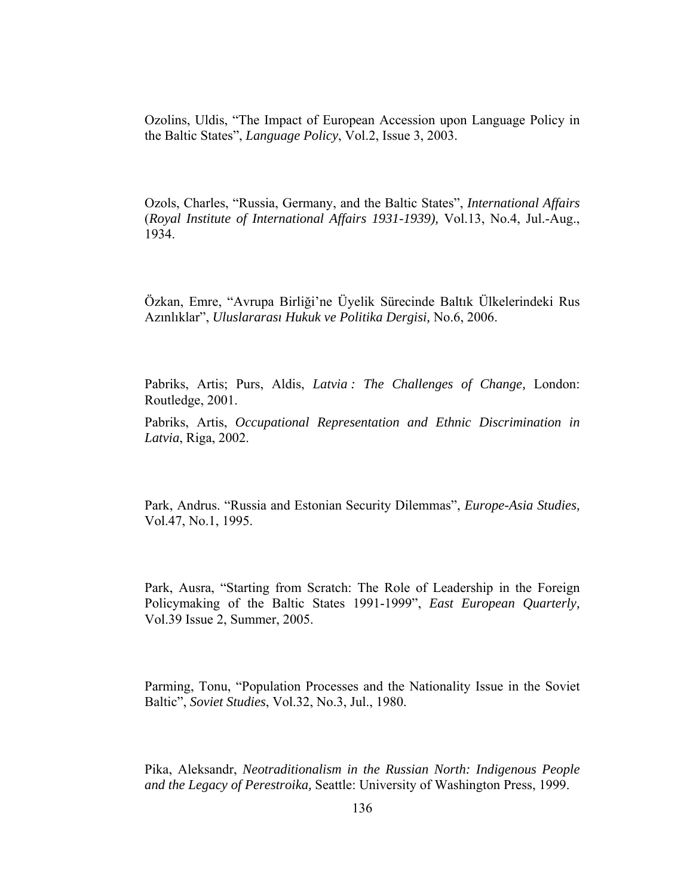Ozolins, Uldis, "The Impact of European Accession upon Language Policy in the Baltic States", *Language Policy*, Vol.2, Issue 3, 2003.

Ozols, Charles, "Russia, Germany, and the Baltic States", *International Affairs* (*Royal Institute of International Affairs 1931-1939),* Vol.13, No.4, Jul.-Aug., 1934.

Özkan, Emre, "Avrupa Birliği'ne Üyelik Sürecinde Baltık Ülkelerindeki Rus Azınlıklar", *Uluslararası Hukuk ve Politika Dergisi,* No.6, 2006.

Pabriks, Artis; Purs, Aldis, *Latvia : The Challenges of Change,* London: Routledge, 2001.

Pabriks, Artis, *Occupational Representation and Ethnic Discrimination in Latvia*, Riga, 2002.

Park, Andrus. "Russia and Estonian Security Dilemmas", *Europe-Asia Studies,* Vol.47, No.1, 1995.

Park, Ausra, "Starting from Scratch: The Role of Leadership in the Foreign Policymaking of the Baltic States 1991-1999", *East European Quarterly,* Vol.39 Issue 2, Summer, 2005.

Parming, Tonu, "Population Processes and the Nationality Issue in the Soviet Baltic", *Soviet Studies*, Vol.32, No.3, Jul., 1980.

Pika, Aleksandr, *Neotraditionalism in the Russian North: Indigenous People and the Legacy of Perestroika,* Seattle: University of Washington Press, 1999.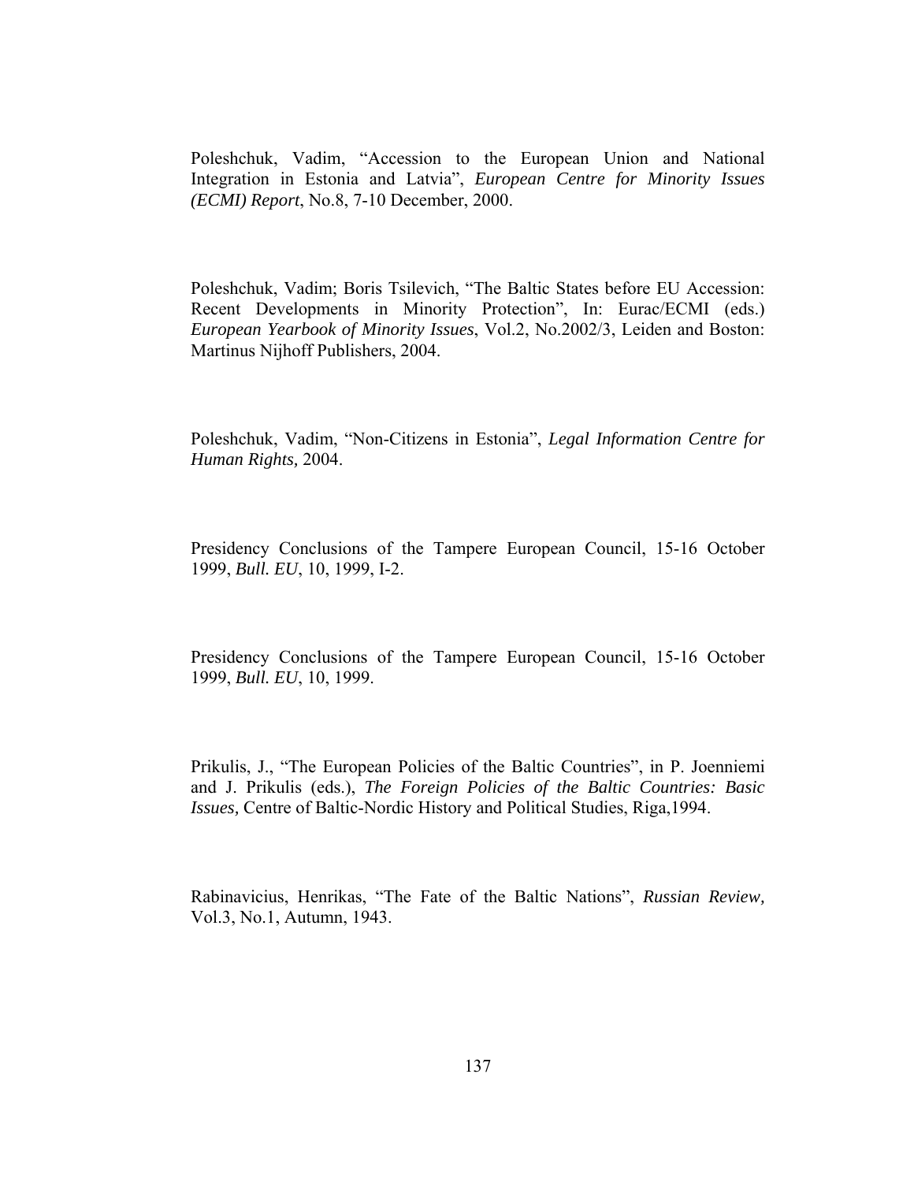Poleshchuk, Vadim, “Accession to the European Union and National Integration in Estonia and Latvia”, *European Centre for Minority Issues (ECMI) Report*, No.8, 7-10 December, 2000.

Poleshchuk, Vadim; Boris Tsilevich, “The Baltic States before EU Accession: Recent Developments in Minority Protection”, In: Eurac/ECMI (eds.) *European Yearbook of Minority Issues*, Vol.2, No.2002/3, Leiden and Boston: Martinus Nijhoff Publishers, 2004.

Poleshchuk, Vadim, “Non-Citizens in Estonia”, *Legal Information Centre for Human Rights,* 2004.

Presidency Conclusions of the Tampere European Council, 15-16 October 1999, *Bull. EU*, 10, 1999, I-2.

Presidency Conclusions of the Tampere European Council, 15-16 October 1999, *Bull. EU*, 10, 1999.

Prikulis, J., “The European Policies of the Baltic Countries”, in P. Joenniemi and J. Prikulis (eds.), *The Foreign Policies of the Baltic Countries: Basic Issues,* Centre of Baltic-Nordic History and Political Studies, Riga,1994.

Rabinavicius, Henrikas, “The Fate of the Baltic Nations”, *Russian Review,* Vol.3, No.1, Autumn, 1943.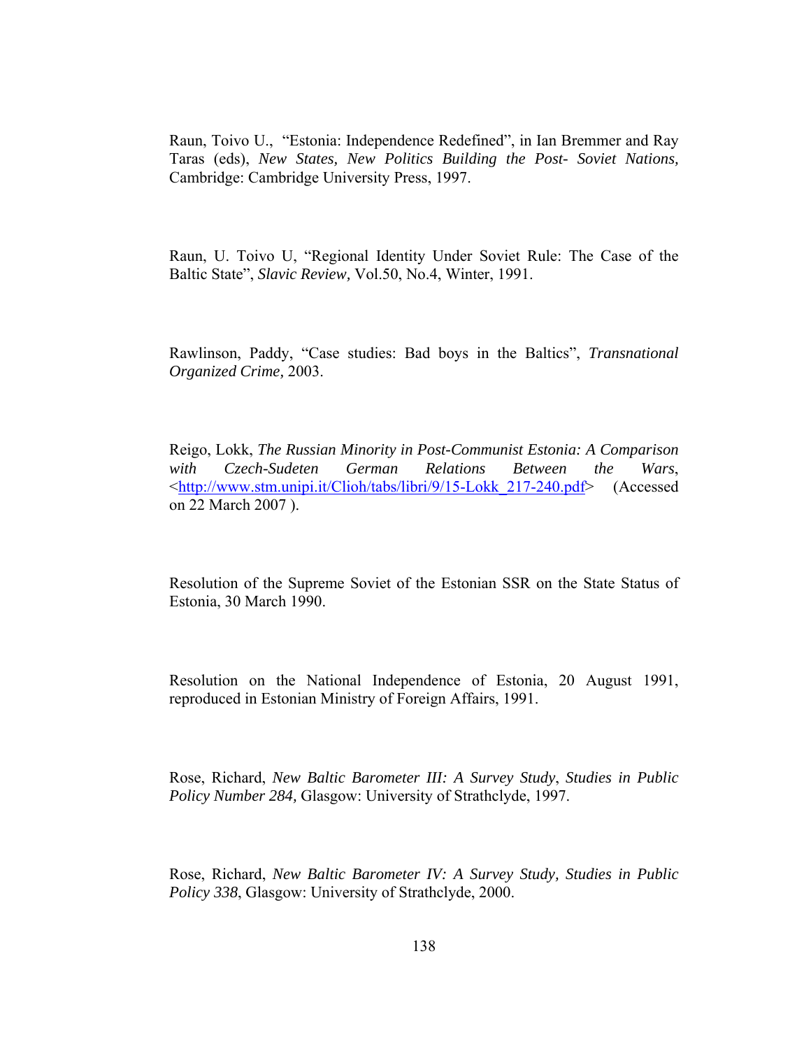Raun, Toivo U., "Estonia: Independence Redefined", in Ian Bremmer and Ray Taras (eds), *New States, New Politics Building the Post- Soviet Nations,* Cambridge: Cambridge University Press, 1997.

Raun, U. Toivo U, "Regional Identity Under Soviet Rule: The Case of the Baltic State", *Slavic Review,* Vol.50, No.4, Winter, 1991.

Rawlinson, Paddy, "Case studies: Bad boys in the Baltics", *Transnational Organized Crime,* 2003.

Reigo, Lokk, *The Russian Minority in Post-Communist Estonia: A Comparison with Czech-Sudeten German Relations Between the Wars*, <http://www.stm.unipi.it/Clioh/tabs/libri/9/15-Lokk_217-240.pdf> (Accessed on 22 March 2007 ).

Resolution of the Supreme Soviet of the Estonian SSR on the State Status of Estonia, 30 March 1990.

Resolution on the National Independence of Estonia, 20 August 1991, reproduced in Estonian Ministry of Foreign Affairs, 1991.

Rose, Richard, *New Baltic Barometer III: A Survey Study*, *Studies in Public Policy Number 284,* Glasgow: University of Strathclyde, 1997.

Rose, Richard, *New Baltic Barometer IV: A Survey Study, Studies in Public Policy 338*, Glasgow: University of Strathclyde, 2000.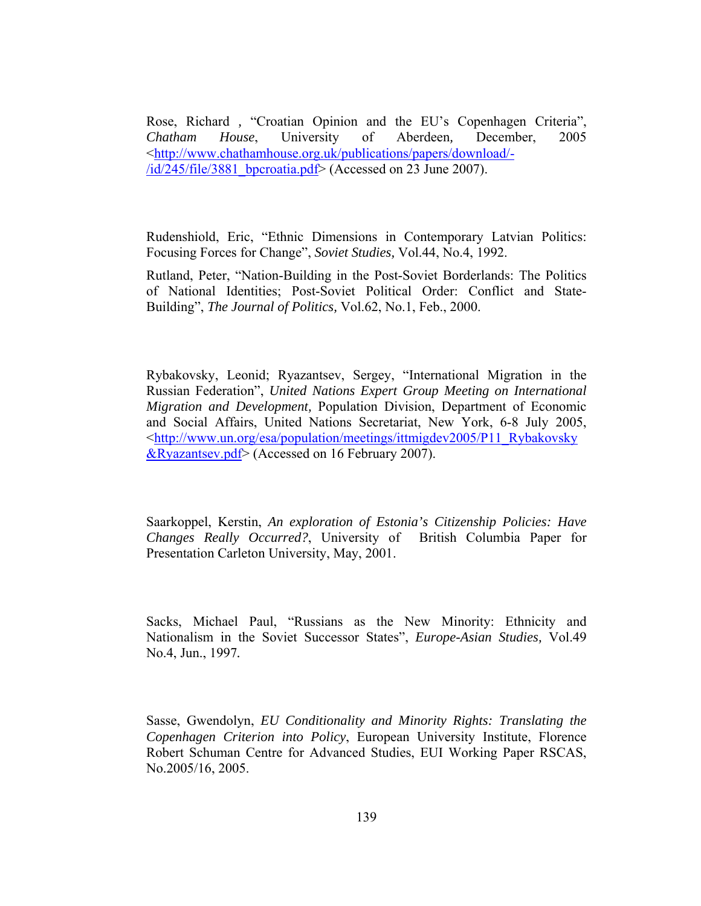Rose, Richard , "Croatian Opinion and the EU's Copenhagen Criteria", *Chatham House*, University of Aberdeen, December, 2005 <http://www.chathamhouse.org.uk/publications/papers/download/-/id/245/file/3881_bpcroatia.pdf> (Accessed on 23 June 2007).

Rudenshiold, Eric, "Ethnic Dimensions in Contemporary Latvian Politics: Focusing Forces for Change", *Soviet Studies,* Vol.44, No.4, 1992.

Rutland, Peter, "Nation-Building in the Post-Soviet Borderlands: The Politics of National Identities; Post-Soviet Political Order: Conflict and State-Building", *The Journal of Politics,* Vol.62, No.1, Feb., 2000.

Rybakovsky, Leonid; Ryazantsev, Sergey, "International Migration in the Russian Federation", *United Nations Expert Group Meeting on International Migration and Development,* Population Division, Department of Economic and Social Affairs, United Nations Secretariat, New York, 6-8 July 2005, <http://www.un.org/esa/population/meetings/ittmigdev2005/P11_Rybakovsky&Ryazantsev.pdf> (Accessed on 16 February 2007).

Saarkoppel, Kerstin, *An exploration of Estonia's Citizenship Policies: Have Changes Really Occurred?*, University of British Columbia Paper for Presentation Carleton University, May, 2001.

Sacks, Michael Paul, "Russians as the New Minority: Ethnicity and Nationalism in the Soviet Successor States", *Europe-Asian Studies,* Vol.49 No.4, Jun., 1997.

Sasse, Gwendolyn, *EU Conditionality and Minority Rights: Translating the Copenhagen Criterion into Policy*, European University Institute, Florence Robert Schuman Centre for Advanced Studies, EUI Working Paper RSCAS, No.2005/16, 2005.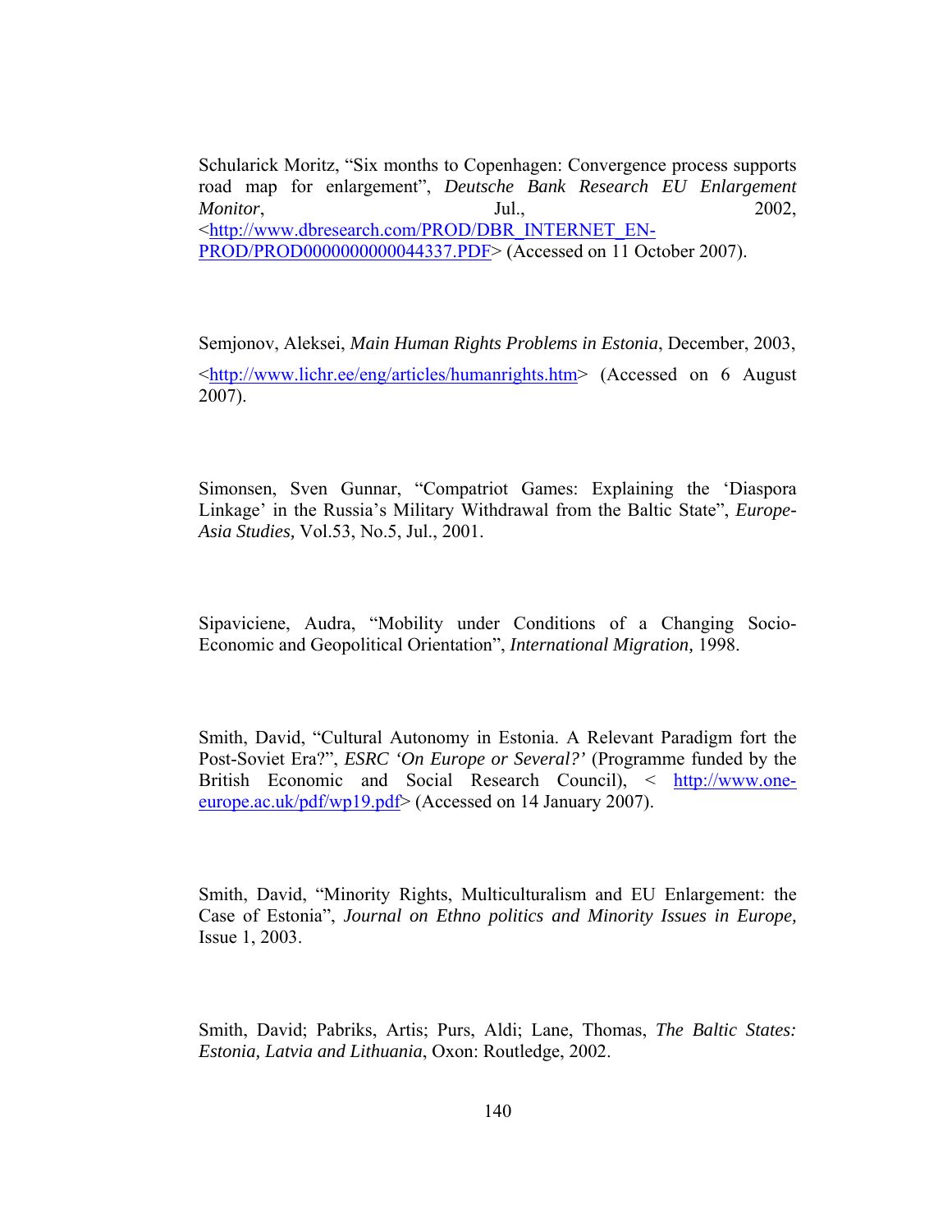Schularick Moritz, “Six months to Copenhagen: Convergence process supports road map for enlargement”, *Deutsche Bank Research EU Enlargement Monitor*, Jul., 2002, <http://www.dbresearch.com/PROD/DBR_INTERNET_EN-PROD/PROD0000000000044337.PDF> (Accessed on 11 October 2007).

Semjonov, Aleksei, *Main Human Rights Problems in Estonia*, December, 2003, <http://www.lichr.ee/eng/articles/humanrights.htm> (Accessed on 6 August 2007).

Simonsen, Sven Gunnar, “Compatriot Games: Explaining the ‘Diaspora Linkage’ in the Russia’s Military Withdrawal from the Baltic State”, *Europe-Asia Studies,* Vol.53, No.5, Jul., 2001.

Sipaviciene, Audra, “Mobility under Conditions of a Changing Socio-Economic and Geopolitical Orientation”, *International Migration,* 1998.

Smith, David, “Cultural Autonomy in Estonia. A Relevant Paradigm fort the Post-Soviet Era?”, *ESRC ‘On Europe or Several?’* (Programme funded by the British Economic and Social Research Council), < http://www.one-europe.ac.uk/pdf/wp19.pdf> (Accessed on 14 January 2007).

Smith, David, “Minority Rights, Multiculturalism and EU Enlargement: the Case of Estonia”, *Journal on Ethno politics and Minority Issues in Europe,* Issue 1, 2003.

Smith, David; Pabriks, Artis; Purs, Aldi; Lane, Thomas, *The Baltic States: Estonia, Latvia and Lithuania*, Oxon: Routledge, 2002.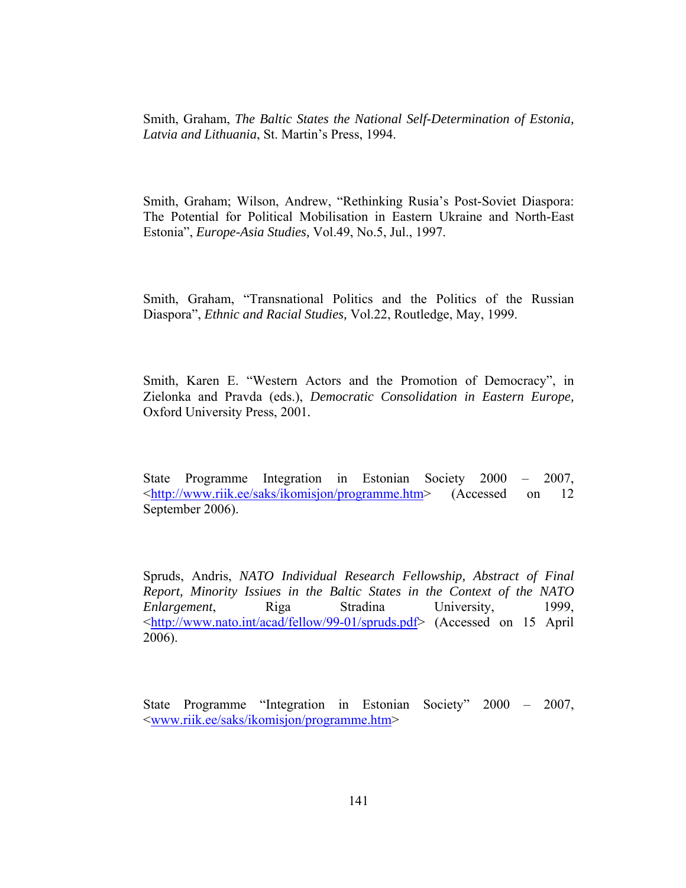Smith, Graham, *The Baltic States the National Self-Determination of Estonia, Latvia and Lithuania*, St. Martin's Press, 1994.

Smith, Graham; Wilson, Andrew, "Rethinking Rusia's Post-Soviet Diaspora: The Potential for Political Mobilisation in Eastern Ukraine and North-East Estonia", *Europe-Asia Studies,* Vol.49, No.5, Jul., 1997.

Smith, Graham, "Transnational Politics and the Politics of the Russian Diaspora", *Ethnic and Racial Studies,* Vol.22, Routledge, May, 1999.

Smith, Karen E. "Western Actors and the Promotion of Democracy", in Zielonka and Pravda (eds.), *Democratic Consolidation in Eastern Europe,* Oxford University Press, 2001.

State Programme Integration in Estonian Society 2000 – 2007, <http://www.riik.ee/saks/ikomisjon/programme.htm> (Accessed on 12 September 2006).

Spruds, Andris, *NATO Individual Research Fellowship, Abstract of Final Report, Minority Issiues in the Baltic States in the Context of the NATO Enlargement*, Riga Stradina University, 1999, <http://www.nato.int/acad/fellow/99-01/spruds.pdf> (Accessed on 15 April 2006).

State Programme "Integration in Estonian Society" 2000 – 2007, <www.riik.ee/saks/ikomisjon/programme.htm>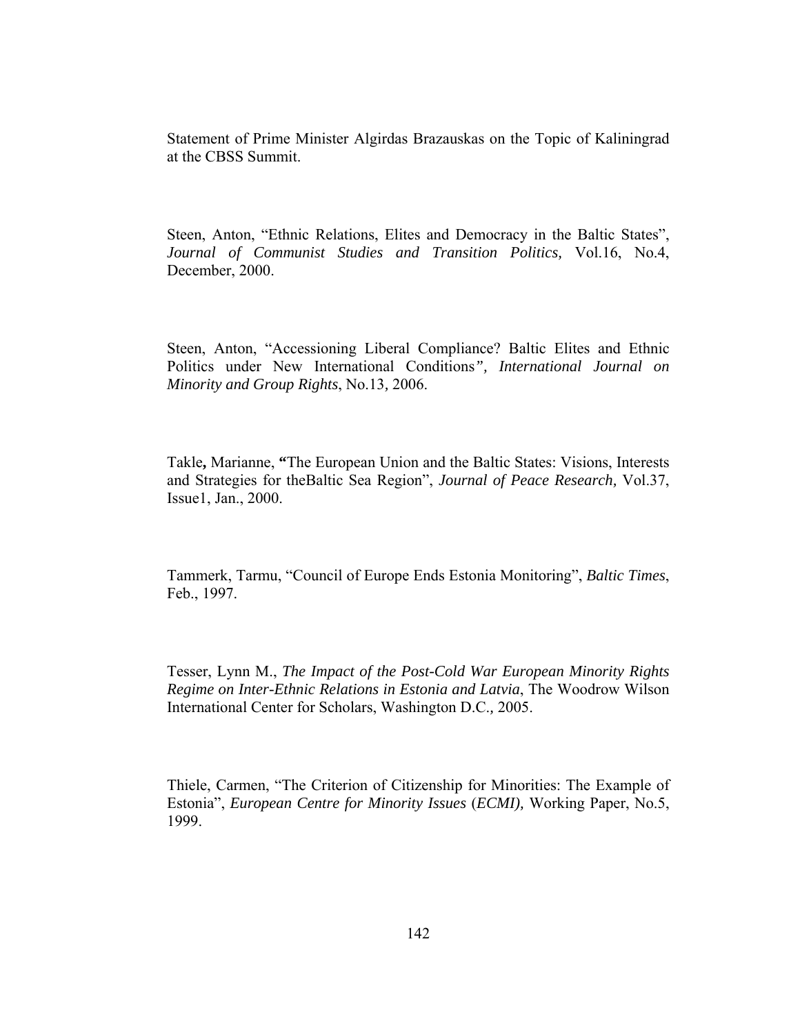Statement of Prime Minister Algirdas Brazauskas on the Topic of Kaliningrad at the CBSS Summit.

Steen, Anton, "Ethnic Relations, Elites and Democracy in the Baltic States", *Journal of Communist Studies and Transition Politics,* Vol.16, No.4, December, 2000.

Steen, Anton, "Accessioning Liberal Compliance? Baltic Elites and Ethnic Politics under New International Conditions*", International Journal on Minority and Group Rights*, No.13*,* 2006.

Takle**,** Marianne, **"**The European Union and the Baltic States: Visions, Interests and Strategies for theBaltic Sea Region", *Journal of Peace Research,* Vol.37, Issue1, Jan., 2000.

Tammerk, Tarmu, "Council of Europe Ends Estonia Monitoring", *Baltic Times*, Feb., 1997.

Tesser, Lynn M., *The Impact of the Post-Cold War European Minority Rights Regime on Inter-Ethnic Relations in Estonia and Latvia*, The Woodrow Wilson International Center for Scholars, Washington D.C., 2005.

Thiele, Carmen, "The Criterion of Citizenship for Minorities: The Example of Estonia", *European Centre for Minority Issues* (*ECMI),* Working Paper, No.5, 1999.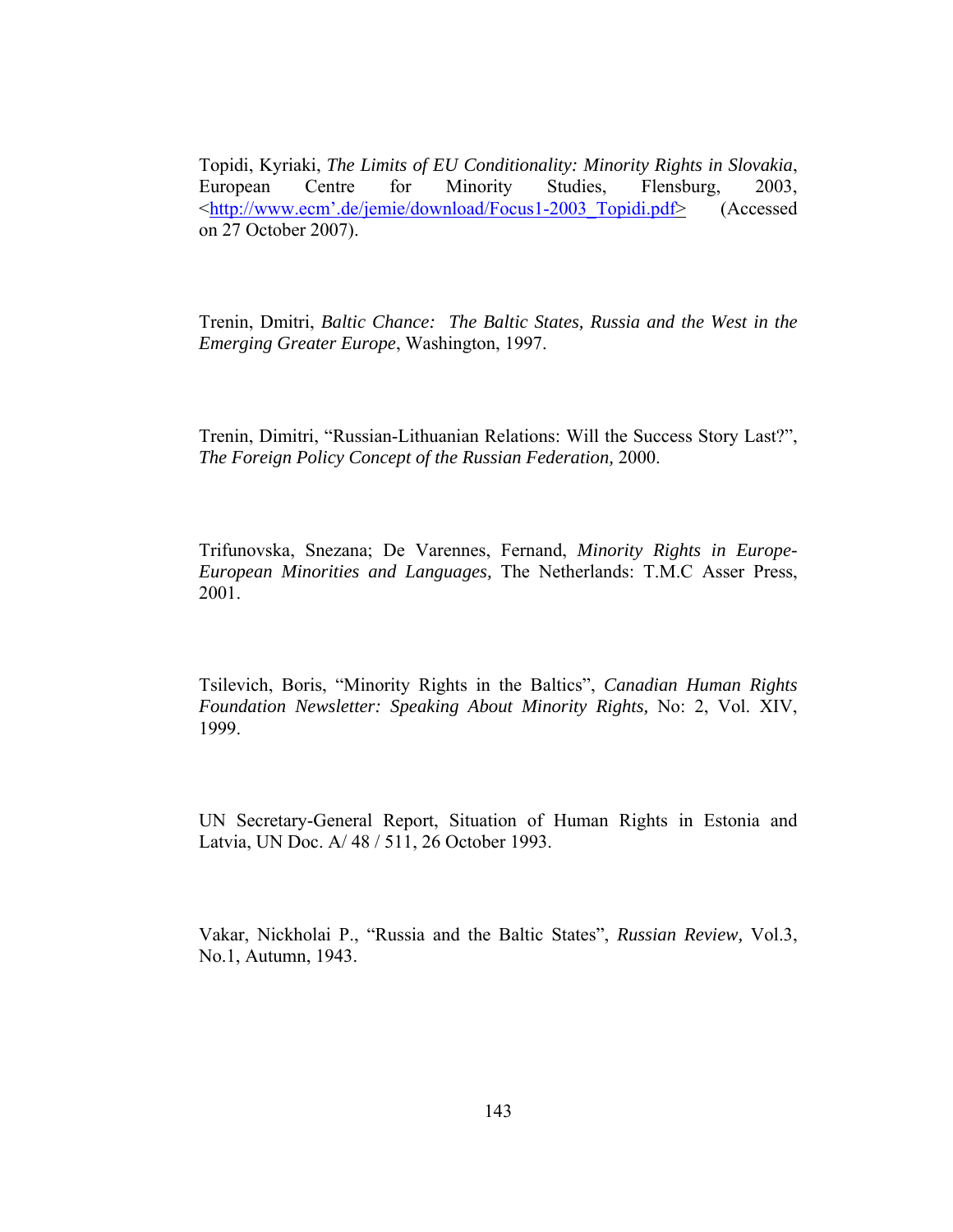Topidi, Kyriaki, *The Limits of EU Conditionality: Minority Rights in Slovakia*, European Centre for Minority Studies, Flensburg, 2003, <http://www.ecm'.de/jemie/download/Focus1-2003_Topidi.pdf> (Accessed on 27 October 2007).

Trenin, Dmitri, *Baltic Chance: The Baltic States, Russia and the West in the Emerging Greater Europe*, Washington, 1997.

Trenin, Dimitri, "Russian-Lithuanian Relations: Will the Success Story Last?", *The Foreign Policy Concept of the Russian Federation,* 2000.

Trifunovska, Snezana; De Varennes, Fernand, *Minority Rights in Europe-European Minorities and Languages,* The Netherlands: T.M.C Asser Press, 2001.

Tsilevich, Boris, "Minority Rights in the Baltics", *Canadian Human Rights Foundation Newsletter: Speaking About Minority Rights,* No: 2, Vol. XIV, 1999.

UN Secretary-General Report, Situation of Human Rights in Estonia and Latvia, UN Doc. A/ 48 / 511, 26 October 1993.

Vakar, Nickholai P., "Russia and the Baltic States", *Russian Review,* Vol.3, No.1, Autumn, 1943.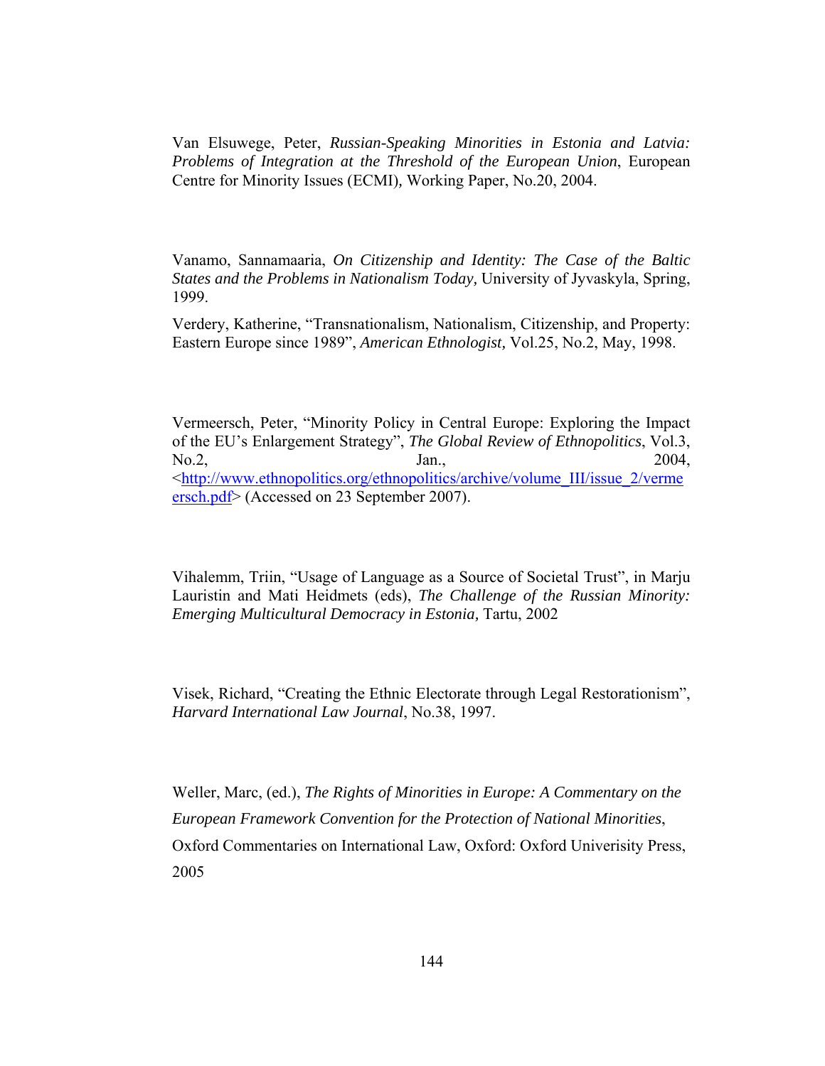Van Elsuwege, Peter, *Russian-Speaking Minorities in Estonia and Latvia: Problems of Integration at the Threshold of the European Union*, European Centre for Minority Issues (ECMI), Working Paper, No.20, 2004.

Vanamo, Sannamaaria, *On Citizenship and Identity: The Case of the Baltic States and the Problems in Nationalism Today,* University of Jyvaskyla, Spring, 1999.

Verdery, Katherine, "Transnationalism, Nationalism, Citizenship, and Property: Eastern Europe since 1989", *American Ethnologist,* Vol.25, No.2, May, 1998.

Vermeersch, Peter, "Minority Policy in Central Europe: Exploring the Impact of the EU's Enlargement Strategy", *The Global Review of Ethnopolitics*, Vol.3, No.2, Jan., 2004, <http://www.ethnopolitics.org/ethnopolitics/archive/volume_III/issue_2/vermeersch.pdf> (Accessed on 23 September 2007).

Vihalemm, Triin, "Usage of Language as a Source of Societal Trust", in Marju Lauristin and Mati Heidmets (eds), *The Challenge of the Russian Minority: Emerging Multicultural Democracy in Estonia,* Tartu, 2002

Visek, Richard, "Creating the Ethnic Electorate through Legal Restorationism", *Harvard International Law Journal*, No.38, 1997.

Weller, Marc, (ed.), *The Rights of Minorities in Europe: A Commentary on the European Framework Convention for the Protection of National Minorities*, Oxford Commentaries on International Law, Oxford: Oxford Univerisity Press, 2005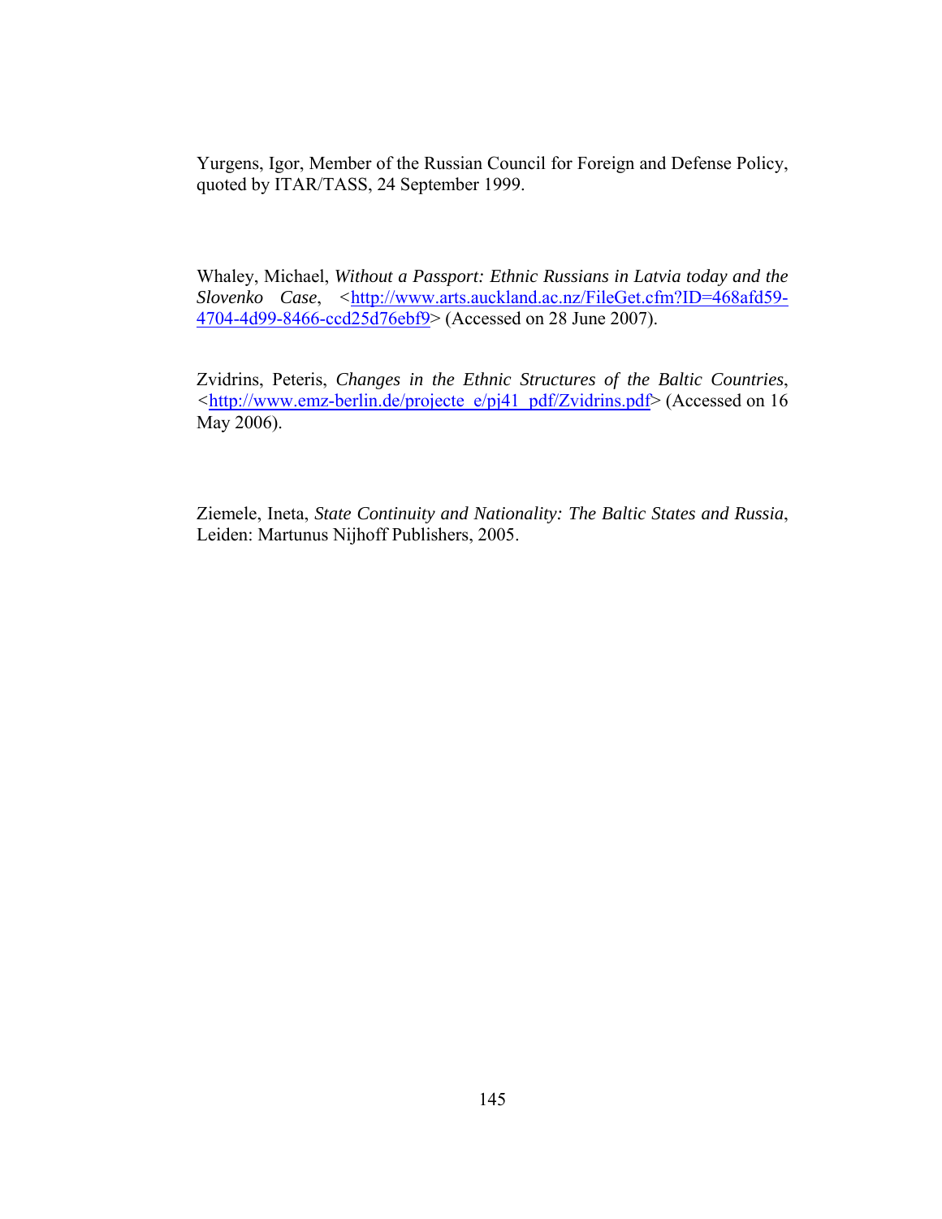Yurgens, Igor, Member of the Russian Council for Foreign and Defense Policy, quoted by ITAR/TASS, 24 September 1999.

Whaley, Michael, *Without a Passport: Ethnic Russians in Latvia today and the Slovenko Case*, <http://www.arts.auckland.ac.nz/FileGet.cfm?ID=468afd59-4704-4d99-8466-ccd25d76ebf9> (Accessed on 28 June 2007).

Zvidrins, Peteris, *Changes in the Ethnic Structures of the Baltic Countries*, <http://www.emz-berlin.de/projecte_e/pj41_pdf/Zvidrins.pdf> (Accessed on 16 May 2006).

Ziemele, Ineta, *State Continuity and Nationality: The Baltic States and Russia*, Leiden: Martunus Nijhoff Publishers, 2005.